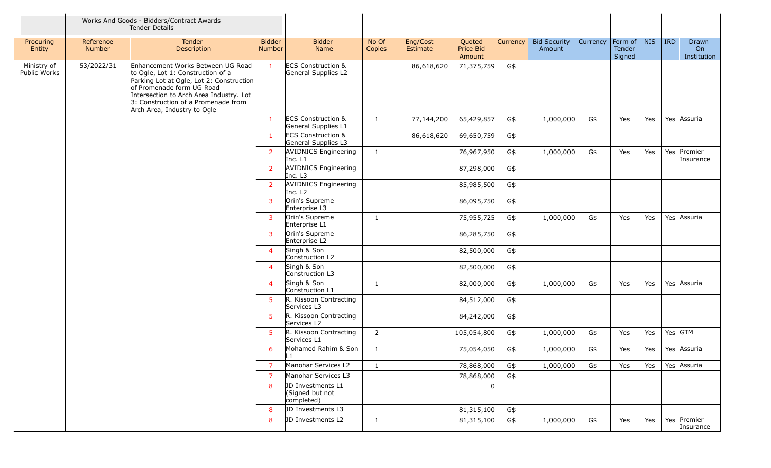Works And Goods - Bidders/Contract Awards
Tender Details

| Procuring Entity | Reference Number | Tender Description | Bidder Number | Bidder Name | No Of Copies | Eng/Cost Estimate | Quoted Price Bid Amount | Currency | Bid Security Amount | Currency | Form of Tender Signed | NIS | IRD | Drawn On Institution |
|---|---|---|---|---|---|---|---|---|---|---|---|---|---|---|
| Ministry of Public Works | 53/2022/31 | Enhancement Works Between UG Road to Ogle, Lot 1: Construction of a Parking Lot at Ogle, Lot 2: Construction of Promenade form UG Road Intersection to Arch Area Industry. Lot 3: Construction of a Promenade from Arch Area, Industry to Ogle | 1 | ECS Construction & General Supplies L2 | | 86,618,620 | 71,375,759 | G$ | | | | | | |
| | | | 1 | ECS Construction & General Supplies L1 | 1 | 77,144,200 | 65,429,857 | G$ | 1,000,000 | G$ | Yes | Yes | Yes | Assuria |
| | | | 1 | ECS Construction & General Supplies L3 | | 86,618,620 | 69,650,759 | G$ | | | | | | |
| | | | 2 | AVIDNICS Engineering Inc. L1 | 1 | | 76,967,950 | G$ | 1,000,000 | G$ | Yes | Yes | Yes | Premier Insurance |
| | | | 2 | AVIDNICS Engineering Inc. L3 | | | 87,298,000 | G$ | | | | | | |
| | | | 2 | AVIDNICS Engineering Inc. L2 | | | 85,985,500 | G$ | | | | | | |
| | | | 3 | Orin's Supreme Enterprise L3 | | | 86,095,750 | G$ | | | | | | |
| | | | 3 | Orin's Supreme Enterprise L1 | 1 | | 75,955,725 | G$ | 1,000,000 | G$ | Yes | Yes | Yes | Assuria |
| | | | 3 | Orin's Supreme Enterprise L2 | | | 86,285,750 | G$ | | | | | | |
| | | | 4 | Singh & Son Construction L2 | | | 82,500,000 | G$ | | | | | | |
| | | | 4 | Singh & Son Construction L3 | | | 82,500,000 | G$ | | | | | | |
| | | | 4 | Singh & Son Construction L1 | 1 | | 82,000,000 | G$ | 1,000,000 | G$ | Yes | Yes | Yes | Assuria |
| | | | 5 | R. Kissoon Contracting Services L3 | | | 84,512,000 | G$ | | | | | | |
| | | | 5 | R. Kissoon Contracting Services L2 | | | 84,242,000 | G$ | | | | | | |
| | | | 5 | R. Kissoon Contracting Services L1 | 2 | | 105,054,800 | G$ | 1,000,000 | G$ | Yes | Yes | Yes | GTM |
| | | | 6 | Mohamed Rahim & Son L1 | 1 | | 75,054,050 | G$ | 1,000,000 | G$ | Yes | Yes | Yes | Assuria |
| | | | 7 | Manohar Services L2 | 1 | | 78,868,000 | G$ | 1,000,000 | G$ | Yes | Yes | Yes | Assuria |
| | | | 7 | Manohar Services L3 | | | 78,868,000 | G$ | | | | | | |
| | | | 8 | JD Investments L1 (Signed but not completed) | | | 0 | | | | | | | |
| | | | 8 | JD Investments L3 | | | 81,315,100 | G$ | | | | | | |
| | | | 8 | JD Investments L2 | 1 | | 81,315,100 | G$ | 1,000,000 | G$ | Yes | Yes | Yes | Premier Insurance |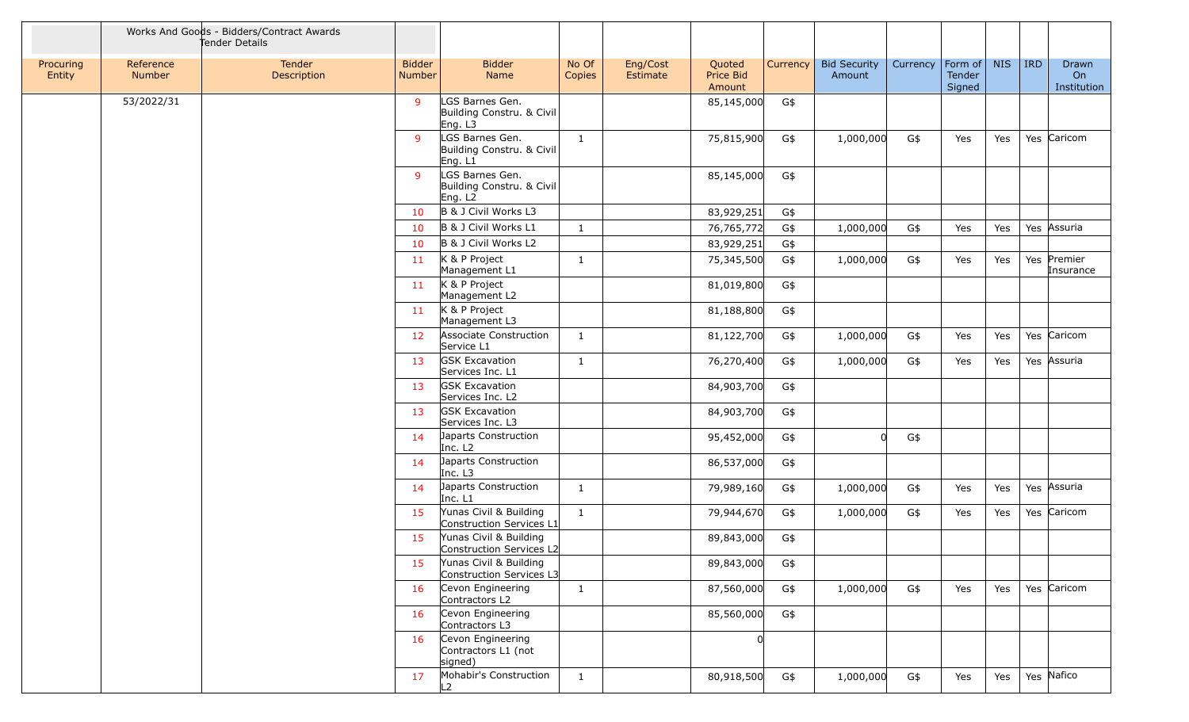| | Works And Goods - Bidders/Contract Awards Tender Details | | | | | | | | | | | | | | |
|---|---|---|---|---|---|---|---|---|---|---|---|---|---|---|---|
| Procuring Entity | Reference Number | Tender Description | Bidder Number | Bidder Name | No Of Copies | Eng/Cost Estimate | Quoted Price Bid Amount | Currency | Bid Security Amount | Currency | Form of Tender Signed | NIS | IRD | Drawn On Institution |
| | 53/2022/31 | | 9 | LGS Barnes Gen. Building Constru. & Civil Eng. L3 | | | 85,145,000 | G$ | | | | | | |
| | | | 9 | LGS Barnes Gen. Building Constru. & Civil Eng. L1 | 1 | | 75,815,900 | G$ | 1,000,000 | G$ | Yes | Yes | Yes | Caricom |
| | | | 9 | LGS Barnes Gen. Building Constru. & Civil Eng. L2 | | | 85,145,000 | G$ | | | | | | |
| | | | 10 | B & J Civil Works L3 | | | 83,929,251 | G$ | | | | | | |
| | | | 10 | B & J Civil Works L1 | 1 | | 76,765,772 | G$ | 1,000,000 | G$ | Yes | Yes | Yes | Assuria |
| | | | 10 | B & J Civil Works L2 | | | 83,929,251 | G$ | | | | | | |
| | | | 11 | K & P Project Management L1 | 1 | | 75,345,500 | G$ | 1,000,000 | G$ | Yes | Yes | Yes | Premier Insurance |
| | | | 11 | K & P Project Management L2 | | | 81,019,800 | G$ | | | | | | |
| | | | 11 | K & P Project Management L3 | | | 81,188,800 | G$ | | | | | | |
| | | | 12 | Associate Construction Service L1 | 1 | | 81,122,700 | G$ | 1,000,000 | G$ | Yes | Yes | Yes | Caricom |
| | | | 13 | GSK Excavation Services Inc. L1 | 1 | | 76,270,400 | G$ | 1,000,000 | G$ | Yes | Yes | Yes | Assuria |
| | | | 13 | GSK Excavation Services Inc. L2 | | | 84,903,700 | G$ | | | | | | |
| | | | 13 | GSK Excavation Services Inc. L3 | | | 84,903,700 | G$ | | | | | | |
| | | | 14 | Japarts Construction Inc. L2 | | | 95,452,000 | G$ | 0 | G$ | | | | |
| | | | 14 | Japarts Construction Inc. L3 | | | 86,537,000 | G$ | | | | | | |
| | | | 14 | Japarts Construction Inc. L1 | 1 | | 79,989,160 | G$ | 1,000,000 | G$ | Yes | Yes | Yes | Assuria |
| | | | 15 | Yunas Civil & Building Construction Services L1 | 1 | | 79,944,670 | G$ | 1,000,000 | G$ | Yes | Yes | Yes | Caricom |
| | | | 15 | Yunas Civil & Building Construction Services L2 | | | 89,843,000 | G$ | | | | | | |
| | | | 15 | Yunas Civil & Building Construction Services L3 | | | 89,843,000 | G$ | | | | | | |
| | | | 16 | Cevon Engineering Contractors L2 | 1 | | 87,560,000 | G$ | 1,000,000 | G$ | Yes | Yes | Yes | Caricom |
| | | | 16 | Cevon Engineering Contractors L3 | | | 85,560,000 | G$ | | | | | | |
| | | | 16 | Cevon Engineering Contractors L1 (not signed) | | | 0 | | | | | | | |
| | | | 17 | Mohabir's Construction L2 | 1 | | 80,918,500 | G$ | 1,000,000 | G$ | Yes | Yes | Yes | Nafico |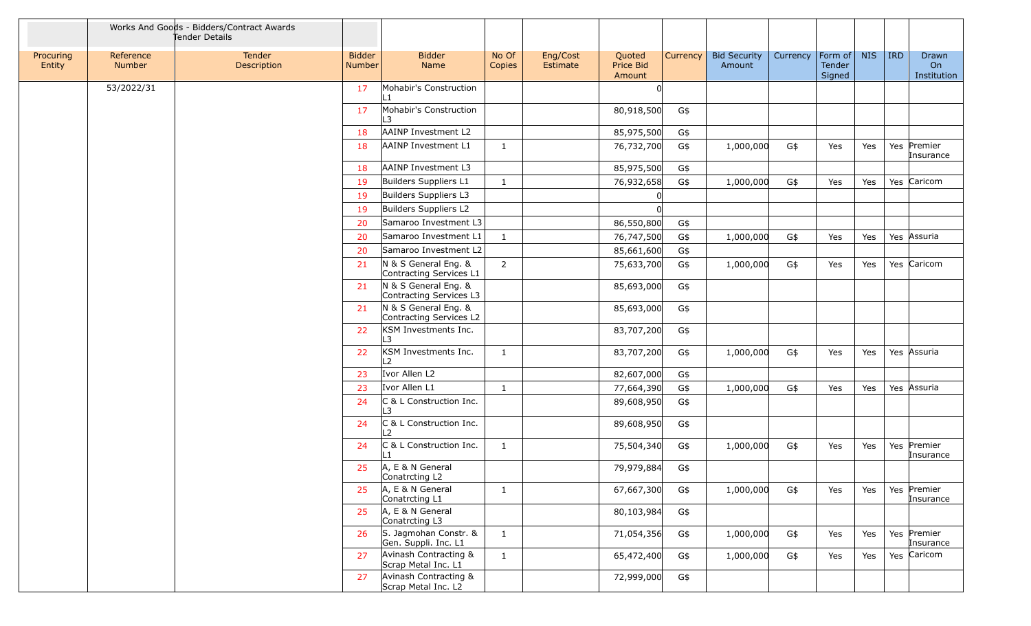| | Works And Goods - Bidders/Contract Awards Tender Details | | | | | | | | | | | | | | |
|---|---|---|---|---|---|---|---|---|---|---|---|---|---|---|---|
| Procuring Entity | Reference Number | Tender Description | Bidder Number | Bidder Name | No Of Copies | Eng/Cost Estimate | Quoted Price Bid Amount | Currency | Bid Security Amount | Currency | Form of Tender Signed | NIS | IRD | Drawn On Institution |
| | 53/2022/31 | | 17 | Mohabir's Construction L1 | | | 0 | | | | | | | |
| | | | 17 | Mohabir's Construction L3 | | | 80,918,500 | G$ | | | | | | |
| | | | 18 | AAINP Investment L2 | | | 85,975,500 | G$ | | | | | | |
| | | | 18 | AAINP Investment L1 | 1 | | 76,732,700 | G$ | 1,000,000 | G$ | Yes | Yes | Yes | Premier Insurance |
| | | | 18 | AAINP Investment L3 | | | 85,975,500 | G$ | | | | | | |
| | | | 19 | Builders Suppliers L1 | 1 | | 76,932,658 | G$ | 1,000,000 | G$ | Yes | Yes | Yes | Caricom |
| | | | 19 | Builders Suppliers L3 | | | 0 | | | | | | | |
| | | | 19 | Builders Suppliers L2 | | | 0 | | | | | | | |
| | | | 20 | Samaroo Investment L3 | | | 86,550,800 | G$ | | | | | | |
| | | | 20 | Samaroo Investment L1 | 1 | | 76,747,500 | G$ | 1,000,000 | G$ | Yes | Yes | Yes | Assuria |
| | | | 20 | Samaroo Investment L2 | | | 85,661,600 | G$ | | | | | | |
| | | | 21 | N & S General Eng. & Contracting Services L1 | 2 | | 75,633,700 | G$ | 1,000,000 | G$ | Yes | Yes | Yes | Caricom |
| | | | 21 | N & S General Eng. & Contracting Services L3 | | | 85,693,000 | G$ | | | | | | |
| | | | 21 | N & S General Eng. & Contracting Services L2 | | | 85,693,000 | G$ | | | | | | |
| | | | 22 | KSM Investments Inc. L3 | | | 83,707,200 | G$ | | | | | | |
| | | | 22 | KSM Investments Inc. L2 | 1 | | 83,707,200 | G$ | 1,000,000 | G$ | Yes | Yes | Yes | Assuria |
| | | | 23 | Ivor Allen L2 | | | 82,607,000 | G$ | | | | | | |
| | | | 23 | Ivor Allen L1 | 1 | | 77,664,390 | G$ | 1,000,000 | G$ | Yes | Yes | Yes | Assuria |
| | | | 24 | C & L Construction Inc. L3 | | | 89,608,950 | G$ | | | | | | |
| | | | 24 | C & L Construction Inc. L2 | | | 89,608,950 | G$ | | | | | | |
| | | | 24 | C & L Construction Inc. L1 | 1 | | 75,504,340 | G$ | 1,000,000 | G$ | Yes | Yes | Yes | Premier Insurance |
| | | | 25 | A, E & N General Conatrcting L2 | | | 79,979,884 | G$ | | | | | | |
| | | | 25 | A, E & N General Conatrcting L1 | 1 | | 67,667,300 | G$ | 1,000,000 | G$ | Yes | Yes | Yes | Premier Insurance |
| | | | 25 | A, E & N General Conatrcting L3 | | | 80,103,984 | G$ | | | | | | |
| | | | 26 | S. Jagmohan Constr. & Gen. Suppli. Inc. L1 | 1 | | 71,054,356 | G$ | 1,000,000 | G$ | Yes | Yes | Yes | Premier Insurance |
| | | | 27 | Avinash Contracting & Scrap Metal Inc. L1 | 1 | | 65,472,400 | G$ | 1,000,000 | G$ | Yes | Yes | Yes | Caricom |
| | | | 27 | Avinash Contracting & Scrap Metal Inc. L2 | | | 72,999,000 | G$ | | | | | | |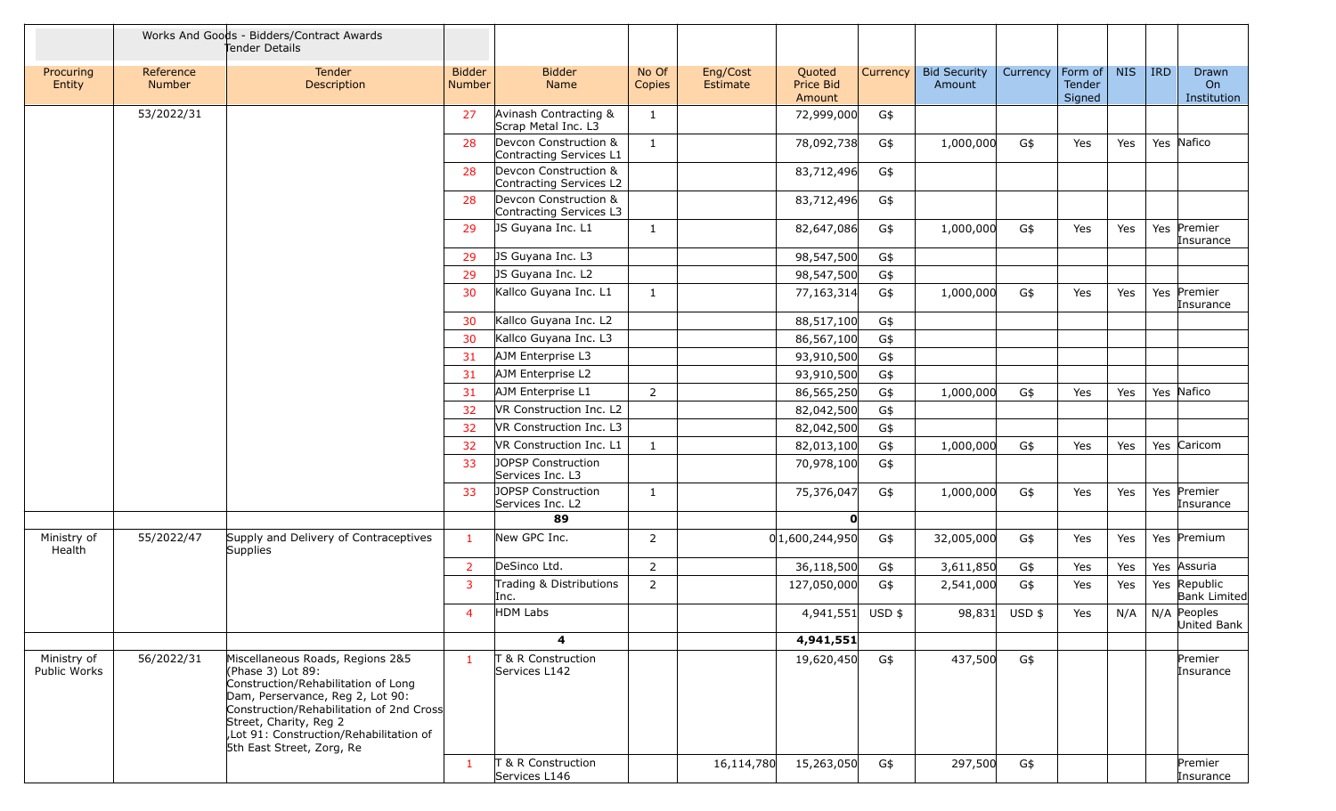| | Works And Goods - Bidders/Contract Awards Tender Details | | | | | | | | | | | | | |
|---|---|---|---|---|---|---|---|---|---|---|---|---|---|---|
| Procuring Entity | Reference Number | Tender Description | Bidder Number | Bidder Name | No Of Copies | Eng/Cost Estimate | Quoted Price Bid Amount | Currency | Bid Security Amount | Currency | Form of Tender Signed | NIS | IRD | Drawn On Institution |
| | 53/2022/31 | | 27 | Avinash Contracting & Scrap Metal Inc. L3 | 1 | | 72,999,000 | G$ | | | | | | |
| | | | 28 | Devcon Construction & Contracting Services L1 | 1 | | 78,092,738 | G$ | 1,000,000 | G$ | Yes | Yes | Yes | Nafico |
| | | | 28 | Devcon Construction & Contracting Services L2 | | | 83,712,496 | G$ | | | | | | |
| | | | 28 | Devcon Construction & Contracting Services L3 | | | 83,712,496 | G$ | | | | | | |
| | | | 29 | JS Guyana Inc. L1 | 1 | | 82,647,086 | G$ | 1,000,000 | G$ | Yes | Yes | Yes | Premier Insurance |
| | | | 29 | JS Guyana Inc. L3 | | | 98,547,500 | G$ | | | | | | |
| | | | 29 | JS Guyana Inc. L2 | | | 98,547,500 | G$ | | | | | | |
| | | | 30 | Kallco Guyana Inc. L1 | 1 | | 77,163,314 | G$ | 1,000,000 | G$ | Yes | Yes | Yes | Premier Insurance |
| | | | 30 | Kallco Guyana Inc. L2 | | | 88,517,100 | G$ | | | | | | |
| | | | 30 | Kallco Guyana Inc. L3 | | | 86,567,100 | G$ | | | | | | |
| | | | 31 | AJM Enterprise L3 | | | 93,910,500 | G$ | | | | | | |
| | | | 31 | AJM Enterprise L2 | | | 93,910,500 | G$ | | | | | | |
| | | | 31 | AJM Enterprise L1 | 2 | | 86,565,250 | G$ | 1,000,000 | G$ | Yes | Yes | Yes | Nafico |
| | | | 32 | VR Construction Inc. L2 | | | 82,042,500 | G$ | | | | | | |
| | | | 32 | VR Construction Inc. L3 | | | 82,042,500 | G$ | | | | | | |
| | | | 32 | VR Construction Inc. L1 | 1 | | 82,013,100 | G$ | 1,000,000 | G$ | Yes | Yes | Yes | Caricom |
| | | | 33 | JOPSP Construction Services Inc. L3 | | | 70,978,100 | G$ | | | | | | |
| | | | 33 | JOPSP Construction Services Inc. L2 | 1 | | 75,376,047 | G$ | 1,000,000 | G$ | Yes | Yes | Yes | Premier Insurance |
| | | | | **89** | | | **0** | | | | | | | |
| Ministry of Health | 55/2022/47 | Supply and Delivery of Contraceptives Supplies | 1 | New GPC Inc. | 2 | 0 | 1,600,244,950 | G$ | 32,005,000 | G$ | Yes | Yes | Yes | Premium |
| | | | 2 | DeSinco Ltd. | 2 | | 36,118,500 | G$ | 3,611,850 | G$ | Yes | Yes | Yes | Assuria |
| | | | 3 | Trading & Distributions Inc. | 2 | | 127,050,000 | G$ | 2,541,000 | G$ | Yes | Yes | Yes | Republic Bank Limited |
| | | | 4 | HDM Labs | | | 4,941,551 | USD $ | 98,831 | USD $ | Yes | N/A | N/A | Peoples United Bank |
| | | | | **4** | | | **4,941,551** | | | | | | | |
| Ministry of Public Works | 56/2022/31 | Miscellaneous Roads, Regions 2&5 (Phase 3) Lot 89: Construction/Rehabilitation of Long Dam, Perservance, Reg 2, Lot 90: Construction/Rehabilitation of 2nd Cross Street, Charity, Reg 2 ,Lot 91: Construction/Rehabilitation of 5th East Street, Zorg, Re | 1 | T & R Construction Services L142 | | | 19,620,450 | G$ | 437,500 | G$ | | | | Premier Insurance |
| | | | 1 | T & R Construction Services L146 | | 16,114,780 | 15,263,050 | G$ | 297,500 | G$ | | | | Premier Insurance |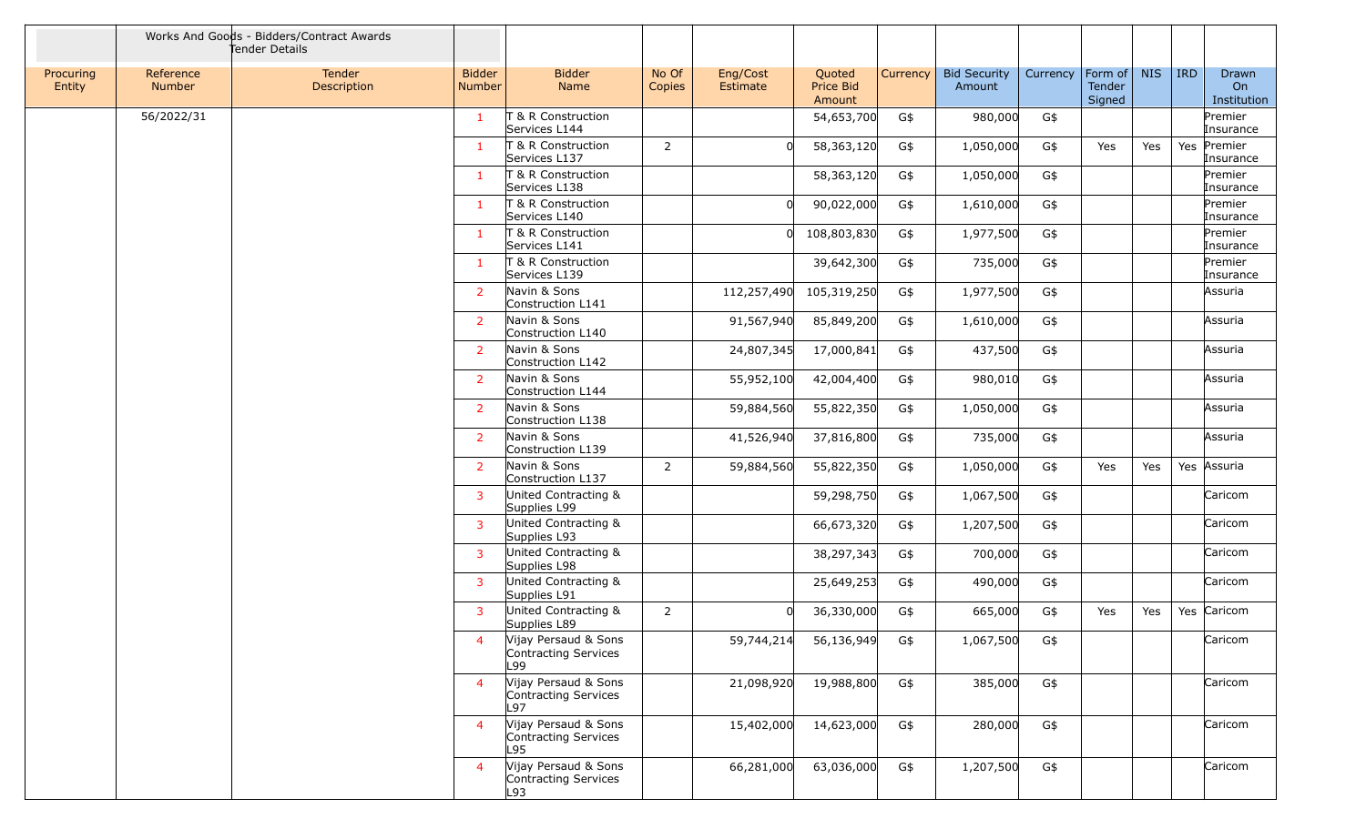| | Works And Goods - Bidders/Contract Awards Tender Details | | | | | | | | | | | | | |
|---|---|---|---|---|---|---|---|---|---|---|---|---|---|---|
| Procuring Entity | Reference Number | Tender Description | Bidder Number | Bidder Name | No Of Copies | Eng/Cost Estimate | Quoted Price Bid Amount | Currency | Bid Security Amount | Currency | Form of Tender Signed | NIS | IRD | Drawn On Institution |
| | 56/2022/31 | | 1 | T & R Construction Services L144 | | | 54,653,700 | G$ | 980,000 | G$ | | | | Premier Insurance |
| | | | 1 | T & R Construction Services L137 | 2 | 0 | 58,363,120 | G$ | 1,050,000 | G$ | Yes | Yes | Yes | Premier Insurance |
| | | | 1 | T & R Construction Services L138 | | | 58,363,120 | G$ | 1,050,000 | G$ | | | | Premier Insurance |
| | | | 1 | T & R Construction Services L140 | | 0 | 90,022,000 | G$ | 1,610,000 | G$ | | | | Premier Insurance |
| | | | 1 | T & R Construction Services L141 | | 0 | 108,803,830 | G$ | 1,977,500 | G$ | | | | Premier Insurance |
| | | | 1 | T & R Construction Services L139 | | | 39,642,300 | G$ | 735,000 | G$ | | | | Premier Insurance |
| | | | 2 | Navin & Sons Construction L141 | | 112,257,490 | 105,319,250 | G$ | 1,977,500 | G$ | | | | Assuria |
| | | | 2 | Navin & Sons Construction L140 | | 91,567,940 | 85,849,200 | G$ | 1,610,000 | G$ | | | | Assuria |
| | | | 2 | Navin & Sons Construction L142 | | 24,807,345 | 17,000,841 | G$ | 437,500 | G$ | | | | Assuria |
| | | | 2 | Navin & Sons Construction L144 | | 55,952,100 | 42,004,400 | G$ | 980,010 | G$ | | | | Assuria |
| | | | 2 | Navin & Sons Construction L138 | | 59,884,560 | 55,822,350 | G$ | 1,050,000 | G$ | | | | Assuria |
| | | | 2 | Navin & Sons Construction L139 | | 41,526,940 | 37,816,800 | G$ | 735,000 | G$ | | | | Assuria |
| | | | 2 | Navin & Sons Construction L137 | 2 | 59,884,560 | 55,822,350 | G$ | 1,050,000 | G$ | Yes | Yes | Yes | Assuria |
| | | | 3 | United Contracting & Supplies L99 | | | 59,298,750 | G$ | 1,067,500 | G$ | | | | Caricom |
| | | | 3 | United Contracting & Supplies L93 | | | 66,673,320 | G$ | 1,207,500 | G$ | | | | Caricom |
| | | | 3 | United Contracting & Supplies L98 | | | 38,297,343 | G$ | 700,000 | G$ | | | | Caricom |
| | | | 3 | United Contracting & Supplies L91 | | | 25,649,253 | G$ | 490,000 | G$ | | | | Caricom |
| | | | 3 | United Contracting & Supplies L89 | 2 | 0 | 36,330,000 | G$ | 665,000 | G$ | Yes | Yes | Yes | Caricom |
| | | | 4 | Vijay Persaud & Sons Contracting Services L99 | | 59,744,214 | 56,136,949 | G$ | 1,067,500 | G$ | | | | Caricom |
| | | | 4 | Vijay Persaud & Sons Contracting Services L97 | | 21,098,920 | 19,988,800 | G$ | 385,000 | G$ | | | | Caricom |
| | | | 4 | Vijay Persaud & Sons Contracting Services L95 | | 15,402,000 | 14,623,000 | G$ | 280,000 | G$ | | | | Caricom |
| | | | 4 | Vijay Persaud & Sons Contracting Services L93 | | 66,281,000 | 63,036,000 | G$ | 1,207,500 | G$ | | | | Caricom |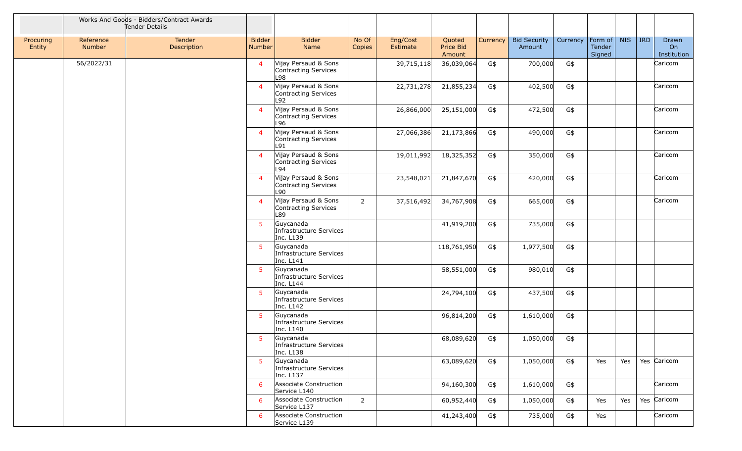| | Works And Goods - Bidders/Contract Awards Tender Details | | | | | | | | | | | | | |
|---|---|---|---|---|---|---|---|---|---|---|---|---|---|---|
| Procuring Entity | Reference Number | Tender Description | Bidder Number | Bidder Name | No Of Copies | Eng/Cost Estimate | Quoted Price Bid Amount | Currency | Bid Security Amount | Currency | Form of Tender Signed | NIS | IRD | Drawn On Institution |
| | 56/2022/31 | | 4 | Vijay Persaud & Sons Contracting Services L98 | | 39,715,118 | 36,039,064 | G$ | 700,000 | G$ | | | | Caricom |
| | | | 4 | Vijay Persaud & Sons Contracting Services L92 | | 22,731,278 | 21,855,234 | G$ | 402,500 | G$ | | | | Caricom |
| | | | 4 | Vijay Persaud & Sons Contracting Services L96 | | 26,866,000 | 25,151,000 | G$ | 472,500 | G$ | | | | Caricom |
| | | | 4 | Vijay Persaud & Sons Contracting Services L91 | | 27,066,386 | 21,173,866 | G$ | 490,000 | G$ | | | | Caricom |
| | | | 4 | Vijay Persaud & Sons Contracting Services L94 | | 19,011,992 | 18,325,352 | G$ | 350,000 | G$ | | | | Caricom |
| | | | 4 | Vijay Persaud & Sons Contracting Services L90 | | 23,548,021 | 21,847,670 | G$ | 420,000 | G$ | | | | Caricom |
| | | | 4 | Vijay Persaud & Sons Contracting Services L89 | 2 | 37,516,492 | 34,767,908 | G$ | 665,000 | G$ | | | | Caricom |
| | | | 5 | Guycanada Infrastructure Services Inc. L139 | | | 41,919,200 | G$ | 735,000 | G$ | | | | |
| | | | 5 | Guycanada Infrastructure Services Inc. L141 | | | 118,761,950 | G$ | 1,977,500 | G$ | | | | |
| | | | 5 | Guycanada Infrastructure Services Inc. L144 | | | 58,551,000 | G$ | 980,010 | G$ | | | | |
| | | | 5 | Guycanada Infrastructure Services Inc. L142 | | | 24,794,100 | G$ | 437,500 | G$ | | | | |
| | | | 5 | Guycanada Infrastructure Services Inc. L140 | | | 96,814,200 | G$ | 1,610,000 | G$ | | | | |
| | | | 5 | Guycanada Infrastructure Services Inc. L138 | | | 68,089,620 | G$ | 1,050,000 | G$ | | | | |
| | | | 5 | Guycanada Infrastructure Services Inc. L137 | | | 63,089,620 | G$ | 1,050,000 | G$ | Yes | Yes | Yes | Caricom |
| | | | 6 | Associate Construction Service L140 | | | 94,160,300 | G$ | 1,610,000 | G$ | | | | Caricom |
| | | | 6 | Associate Construction Service L137 | 2 | | 60,952,440 | G$ | 1,050,000 | G$ | Yes | Yes | Yes | Caricom |
| | | | 6 | Associate Construction Service L139 | | | 41,243,400 | G$ | 735,000 | G$ | Yes | | | Caricom |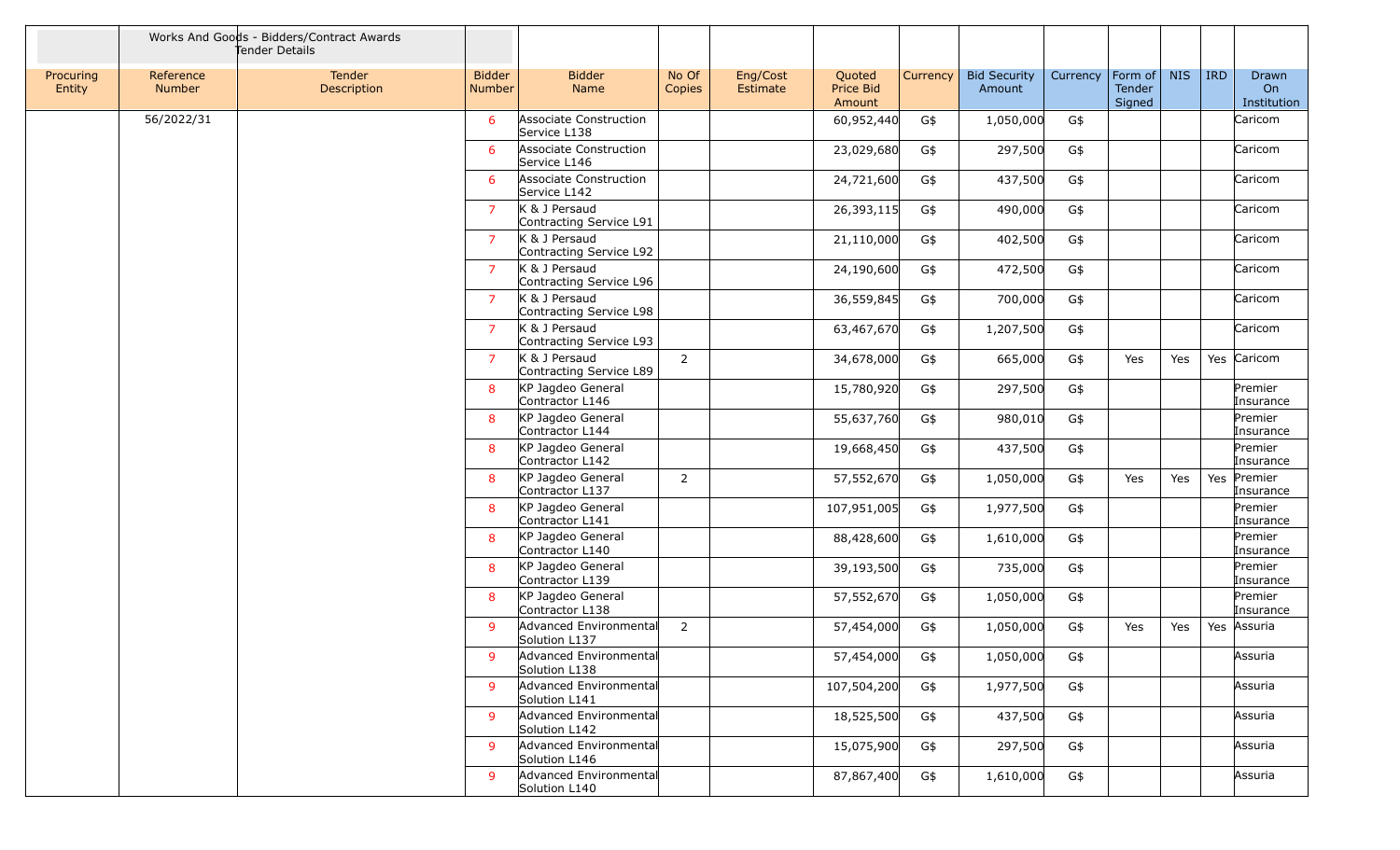| | | Works And Goods - Bidders/Contract Awards Tender Details | | | | | | | | | | | | |
|---|---|---|---|---|---|---|---|---|---|---|---|---|---|---|
| Procuring Entity | Reference Number | Tender Description | Bidder Number | Bidder Name | No Of Copies | Eng/Cost Estimate | Quoted Price Bid Amount | Currency | Bid Security Amount | Currency | Form of Tender Signed | NIS | IRD | Drawn On Institution |
| | 56/2022/31 | | 6 | Associate Construction Service L138 | | | 60,952,440 | G$ | 1,050,000 | G$ | | | | Caricom |
| | | | 6 | Associate Construction Service L146 | | | 23,029,680 | G$ | 297,500 | G$ | | | | Caricom |
| | | | 6 | Associate Construction Service L142 | | | 24,721,600 | G$ | 437,500 | G$ | | | | Caricom |
| | | | 7 | K & J Persaud Contracting Service L91 | | | 26,393,115 | G$ | 490,000 | G$ | | | | Caricom |
| | | | 7 | K & J Persaud Contracting Service L92 | | | 21,110,000 | G$ | 402,500 | G$ | | | | Caricom |
| | | | 7 | K & J Persaud Contracting Service L96 | | | 24,190,600 | G$ | 472,500 | G$ | | | | Caricom |
| | | | 7 | K & J Persaud Contracting Service L98 | | | 36,559,845 | G$ | 700,000 | G$ | | | | Caricom |
| | | | 7 | K & J Persaud Contracting Service L93 | | | 63,467,670 | G$ | 1,207,500 | G$ | | | | Caricom |
| | | | 7 | K & J Persaud Contracting Service L89 | 2 | | 34,678,000 | G$ | 665,000 | G$ | Yes | Yes | Yes | Caricom |
| | | | 8 | KP Jagdeo General Contractor L146 | | | 15,780,920 | G$ | 297,500 | G$ | | | | Premier Insurance |
| | | | 8 | KP Jagdeo General Contractor L144 | | | 55,637,760 | G$ | 980,010 | G$ | | | | Premier Insurance |
| | | | 8 | KP Jagdeo General Contractor L142 | | | 19,668,450 | G$ | 437,500 | G$ | | | | Premier Insurance |
| | | | 8 | KP Jagdeo General Contractor L137 | 2 | | 57,552,670 | G$ | 1,050,000 | G$ | Yes | Yes | Yes | Premier Insurance |
| | | | 8 | KP Jagdeo General Contractor L141 | | | 107,951,005 | G$ | 1,977,500 | G$ | | | | Premier Insurance |
| | | | 8 | KP Jagdeo General Contractor L140 | | | 88,428,600 | G$ | 1,610,000 | G$ | | | | Premier Insurance |
| | | | 8 | KP Jagdeo General Contractor L139 | | | 39,193,500 | G$ | 735,000 | G$ | | | | Premier Insurance |
| | | | 8 | KP Jagdeo General Contractor L138 | | | 57,552,670 | G$ | 1,050,000 | G$ | | | | Premier Insurance |
| | | | 9 | Advanced Environmental Solution L137 | 2 | | 57,454,000 | G$ | 1,050,000 | G$ | Yes | Yes | Yes | Assuria |
| | | | 9 | Advanced Environmental Solution L138 | | | 57,454,000 | G$ | 1,050,000 | G$ | | | | Assuria |
| | | | 9 | Advanced Environmental Solution L141 | | | 107,504,200 | G$ | 1,977,500 | G$ | | | | Assuria |
| | | | 9 | Advanced Environmental Solution L142 | | | 18,525,500 | G$ | 437,500 | G$ | | | | Assuria |
| | | | 9 | Advanced Environmental Solution L146 | | | 15,075,900 | G$ | 297,500 | G$ | | | | Assuria |
| | | | 9 | Advanced Environmental Solution L140 | | | 87,867,400 | G$ | 1,610,000 | G$ | | | | Assuria |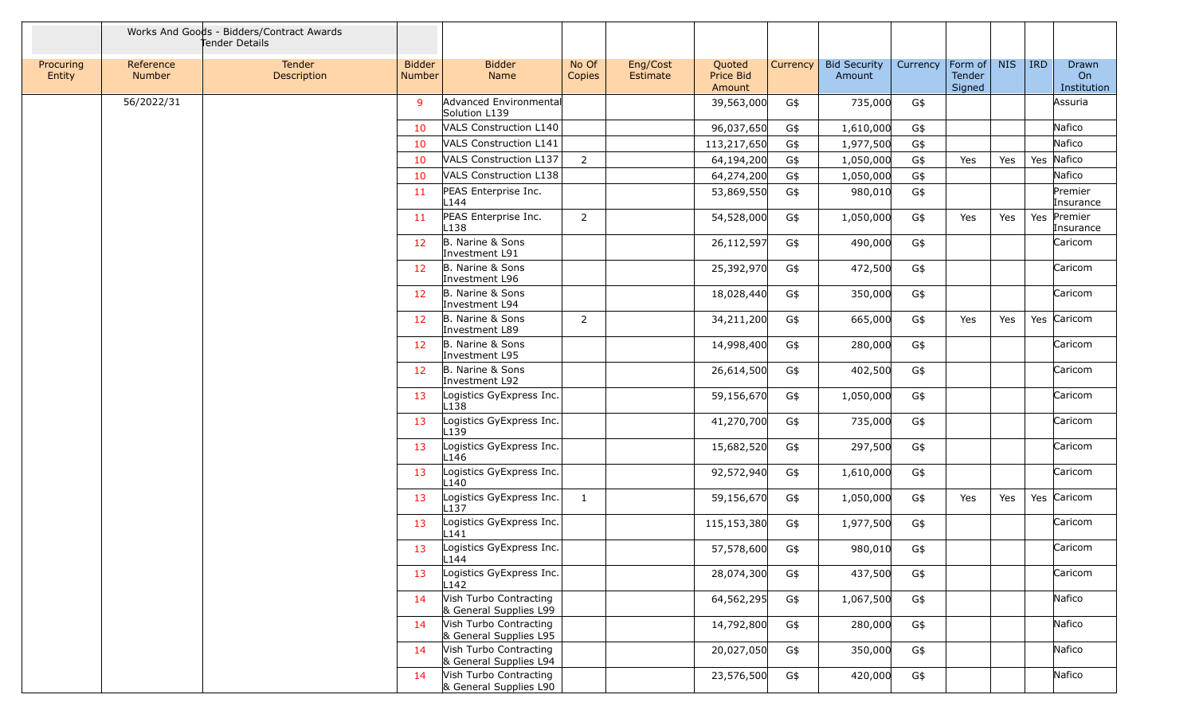| | Works And Goods - Bidders/Contract Awards Tender Details | | | | | | | | | | | | | | |
|---|---|---|---|---|---|---|---|---|---|---|---|---|---|---|---|
| Procuring Entity | Reference Number | Tender Description | Bidder Number | Bidder Name | No Of Copies | Eng/Cost Estimate | Quoted Price Bid Amount | Currency | Bid Security Amount | Currency | Form of Tender Signed | NIS | IRD | Drawn On Institution |
| | 56/2022/31 | | 9 | Advanced Environmental Solution L139 | | | 39,563,000 | G$ | 735,000 | G$ | | | | Assuria |
| | | | 10 | VALS Construction L140 | | | 96,037,650 | G$ | 1,610,000 | G$ | | | | Nafico |
| | | | 10 | VALS Construction L141 | | | 113,217,650 | G$ | 1,977,500 | G$ | | | | Nafico |
| | | | 10 | VALS Construction L137 | 2 | | 64,194,200 | G$ | 1,050,000 | G$ | Yes | Yes | Yes | Nafico |
| | | | 10 | VALS Construction L138 | | | 64,274,200 | G$ | 1,050,000 | G$ | | | | Nafico |
| | | | 11 | PEAS Enterprise Inc. L144 | | | 53,869,550 | G$ | 980,010 | G$ | | | | Premier Insurance |
| | | | 11 | PEAS Enterprise Inc. L138 | 2 | | 54,528,000 | G$ | 1,050,000 | G$ | Yes | Yes | Yes | Premier Insurance |
| | | | 12 | B. Narine & Sons Investment L91 | | | 26,112,597 | G$ | 490,000 | G$ | | | | Caricom |
| | | | 12 | B. Narine & Sons Investment L96 | | | 25,392,970 | G$ | 472,500 | G$ | | | | Caricom |
| | | | 12 | B. Narine & Sons Investment L94 | | | 18,028,440 | G$ | 350,000 | G$ | | | | Caricom |
| | | | 12 | B. Narine & Sons Investment L89 | 2 | | 34,211,200 | G$ | 665,000 | G$ | Yes | Yes | Yes | Caricom |
| | | | 12 | B. Narine & Sons Investment L95 | | | 14,998,400 | G$ | 280,000 | G$ | | | | Caricom |
| | | | 12 | B. Narine & Sons Investment L92 | | | 26,614,500 | G$ | 402,500 | G$ | | | | Caricom |
| | | | 13 | Logistics GyExpress Inc. L138 | | | 59,156,670 | G$ | 1,050,000 | G$ | | | | Caricom |
| | | | 13 | Logistics GyExpress Inc. L139 | | | 41,270,700 | G$ | 735,000 | G$ | | | | Caricom |
| | | | 13 | Logistics GyExpress Inc. L146 | | | 15,682,520 | G$ | 297,500 | G$ | | | | Caricom |
| | | | 13 | Logistics GyExpress Inc. L140 | | | 92,572,940 | G$ | 1,610,000 | G$ | | | | Caricom |
| | | | 13 | Logistics GyExpress Inc. L137 | 1 | | 59,156,670 | G$ | 1,050,000 | G$ | Yes | Yes | Yes | Caricom |
| | | | 13 | Logistics GyExpress Inc. L141 | | | 115,153,380 | G$ | 1,977,500 | G$ | | | | Caricom |
| | | | 13 | Logistics GyExpress Inc. L144 | | | 57,578,600 | G$ | 980,010 | G$ | | | | Caricom |
| | | | 13 | Logistics GyExpress Inc. L142 | | | 28,074,300 | G$ | 437,500 | G$ | | | | Caricom |
| | | | 14 | Vish Turbo Contracting & General Supplies L99 | | | 64,562,295 | G$ | 1,067,500 | G$ | | | | Nafico |
| | | | 14 | Vish Turbo Contracting & General Supplies L95 | | | 14,792,800 | G$ | 280,000 | G$ | | | | Nafico |
| | | | 14 | Vish Turbo Contracting & General Supplies L94 | | | 20,027,050 | G$ | 350,000 | G$ | | | | Nafico |
| | | | 14 | Vish Turbo Contracting & General Supplies L90 | | | 23,576,500 | G$ | 420,000 | G$ | | | | Nafico |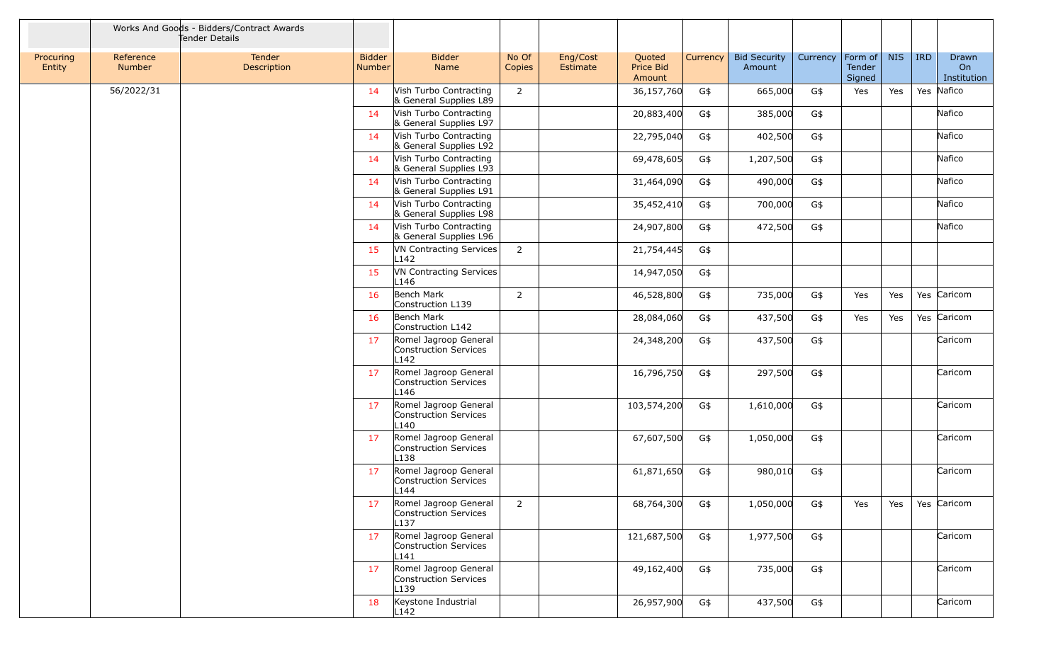| | Works And Goods - Bidders/Contract Awards Tender Details | | | | | | | | | | | | | | |
|---|---|---|---|---|---|---|---|---|---|---|---|---|---|---|---|
| Procuring Entity | Reference Number | Tender Description | Bidder Number | Bidder Name | No Of Copies | Eng/Cost Estimate | Quoted Price Bid Amount | Currency | Bid Security Amount | Currency | Form of Tender Signed | NIS | IRD | Drawn On Institution |
| | 56/2022/31 | | 14 | Vish Turbo Contracting & General Supplies L89 | 2 | | 36,157,760 | G$ | 665,000 | G$ | Yes | Yes | Yes | Nafico |
| | | | 14 | Vish Turbo Contracting & General Supplies L97 | | | 20,883,400 | G$ | 385,000 | G$ | | | | Nafico |
| | | | 14 | Vish Turbo Contracting & General Supplies L92 | | | 22,795,040 | G$ | 402,500 | G$ | | | | Nafico |
| | | | 14 | Vish Turbo Contracting & General Supplies L93 | | | 69,478,605 | G$ | 1,207,500 | G$ | | | | Nafico |
| | | | 14 | Vish Turbo Contracting & General Supplies L91 | | | 31,464,090 | G$ | 490,000 | G$ | | | | Nafico |
| | | | 14 | Vish Turbo Contracting & General Supplies L98 | | | 35,452,410 | G$ | 700,000 | G$ | | | | Nafico |
| | | | 14 | Vish Turbo Contracting & General Supplies L96 | | | 24,907,800 | G$ | 472,500 | G$ | | | | Nafico |
| | | | 15 | VN Contracting Services L142 | 2 | | 21,754,445 | G$ | | | | | | |
| | | | 15 | VN Contracting Services L146 | | | 14,947,050 | G$ | | | | | | |
| | | | 16 | Bench Mark Construction L139 | 2 | | 46,528,800 | G$ | 735,000 | G$ | Yes | Yes | Yes | Caricom |
| | | | 16 | Bench Mark Construction L142 | | | 28,084,060 | G$ | 437,500 | G$ | Yes | Yes | Yes | Caricom |
| | | | 17 | Romel Jagroop General Construction Services L142 | | | 24,348,200 | G$ | 437,500 | G$ | | | | Caricom |
| | | | 17 | Romel Jagroop General Construction Services L146 | | | 16,796,750 | G$ | 297,500 | G$ | | | | Caricom |
| | | | 17 | Romel Jagroop General Construction Services L140 | | | 103,574,200 | G$ | 1,610,000 | G$ | | | | Caricom |
| | | | 17 | Romel Jagroop General Construction Services L138 | | | 67,607,500 | G$ | 1,050,000 | G$ | | | | Caricom |
| | | | 17 | Romel Jagroop General Construction Services L144 | | | 61,871,650 | G$ | 980,010 | G$ | | | | Caricom |
| | | | 17 | Romel Jagroop General Construction Services L137 | 2 | | 68,764,300 | G$ | 1,050,000 | G$ | Yes | Yes | Yes | Caricom |
| | | | 17 | Romel Jagroop General Construction Services L141 | | | 121,687,500 | G$ | 1,977,500 | G$ | | | | Caricom |
| | | | 17 | Romel Jagroop General Construction Services L139 | | | 49,162,400 | G$ | 735,000 | G$ | | | | Caricom |
| | | | 18 | Keystone Industrial L142 | | | 26,957,900 | G$ | 437,500 | G$ | | | | Caricom |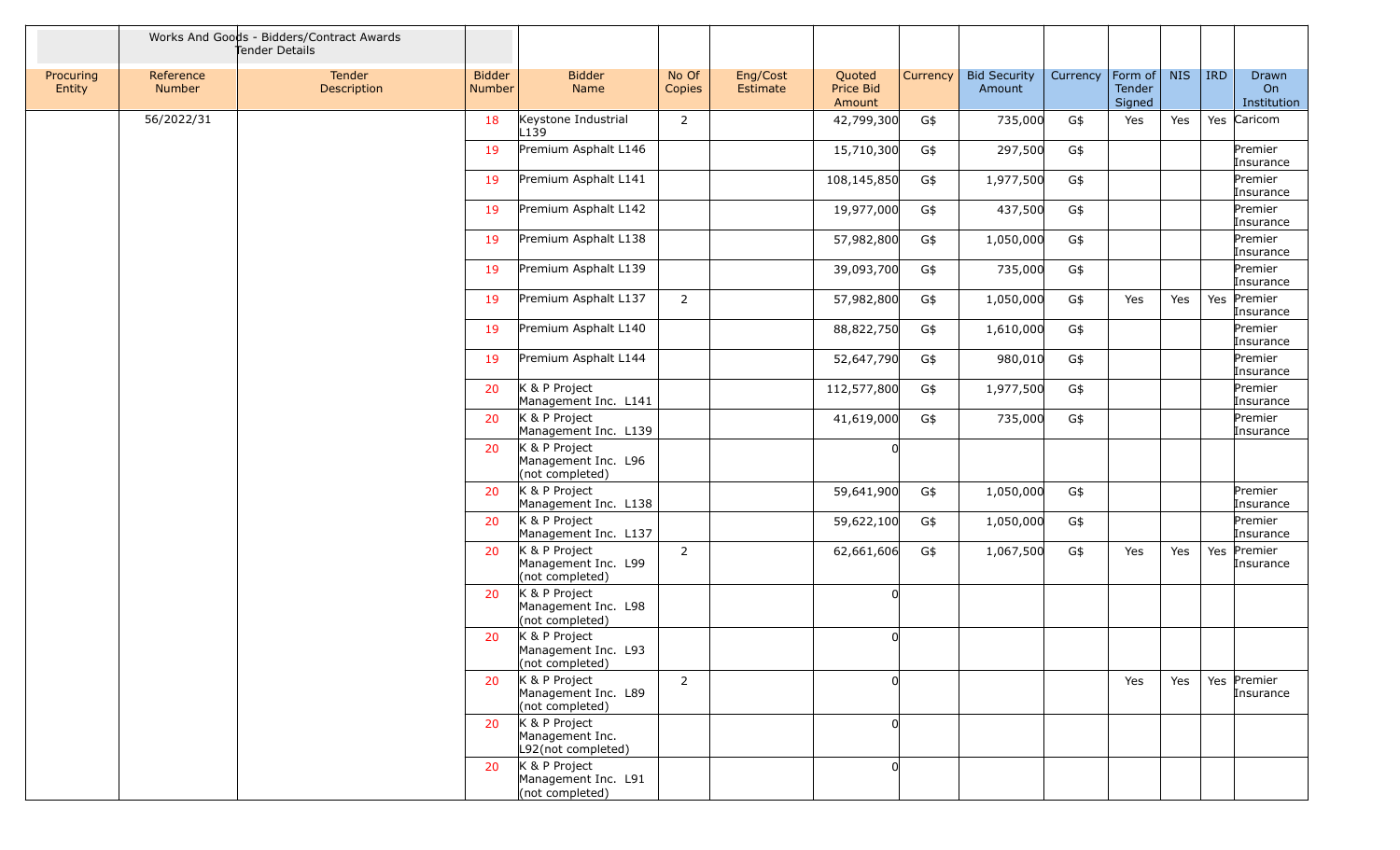| | Works And Goods - Bidders/Contract Awards Tender Details | | | | | | | | | | | | | |
|---|---|---|---|---|---|---|---|---|---|---|---|---|---|---|
| Procuring Entity | Reference Number | Tender Description | Bidder Number | Bidder Name | No Of Copies | Eng/Cost Estimate | Quoted Price Bid Amount | Currency | Bid Security Amount | Currency | Form of Tender Signed | NIS | IRD | Drawn On Institution |
| | 56/2022/31 | | 18 | Keystone Industrial L139 | 2 | | 42,799,300 | G$ | 735,000 | G$ | Yes | Yes | Yes | Caricom |
| | | | 19 | Premium Asphalt L146 | | | 15,710,300 | G$ | 297,500 | G$ | | | | Premier Insurance |
| | | | 19 | Premium Asphalt L141 | | | 108,145,850 | G$ | 1,977,500 | G$ | | | | Premier Insurance |
| | | | 19 | Premium Asphalt L142 | | | 19,977,000 | G$ | 437,500 | G$ | | | | Premier Insurance |
| | | | 19 | Premium Asphalt L138 | | | 57,982,800 | G$ | 1,050,000 | G$ | | | | Premier Insurance |
| | | | 19 | Premium Asphalt L139 | | | 39,093,700 | G$ | 735,000 | G$ | | | | Premier Insurance |
| | | | 19 | Premium Asphalt L137 | 2 | | 57,982,800 | G$ | 1,050,000 | G$ | Yes | Yes | Yes | Premier Insurance |
| | | | 19 | Premium Asphalt L140 | | | 88,822,750 | G$ | 1,610,000 | G$ | | | | Premier Insurance |
| | | | 19 | Premium Asphalt L144 | | | 52,647,790 | G$ | 980,010 | G$ | | | | Premier Insurance |
| | | | 20 | K & P Project Management Inc. L141 | | | 112,577,800 | G$ | 1,977,500 | G$ | | | | Premier Insurance |
| | | | 20 | K & P Project Management Inc. L139 | | | 41,619,000 | G$ | 735,000 | G$ | | | | Premier Insurance |
| | | | 20 | K & P Project Management Inc. L96 (not completed) | | | 0 | | | | | | | |
| | | | 20 | K & P Project Management Inc. L138 | | | 59,641,900 | G$ | 1,050,000 | G$ | | | | Premier Insurance |
| | | | 20 | K & P Project Management Inc. L137 | | | 59,622,100 | G$ | 1,050,000 | G$ | | | | Premier Insurance |
| | | | 20 | K & P Project Management Inc. L99 (not completed) | 2 | | 62,661,606 | G$ | 1,067,500 | G$ | Yes | Yes | Yes | Premier Insurance |
| | | | 20 | K & P Project Management Inc. L98 (not completed) | | | 0 | | | | | | | |
| | | | 20 | K & P Project Management Inc. L93 (not completed) | | | 0 | | | | | | | |
| | | | 20 | K & P Project Management Inc. L89 (not completed) | 2 | | 0 | | | | Yes | Yes | Yes | Premier Insurance |
| | | | 20 | K & P Project Management Inc. L92(not completed) | | | 0 | | | | | | | |
| | | | 20 | K & P Project Management Inc. L91 (not completed) | | | 0 | | | | | | | |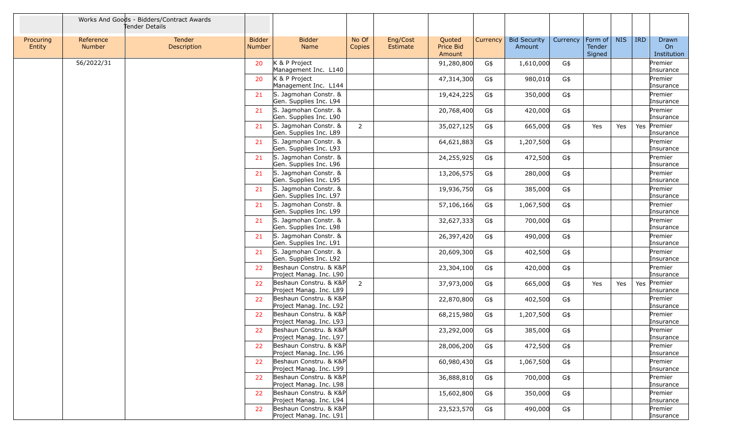| | Works And Goods - Bidders/Contract Awards Tender Details | | | | | | | | | | | | | | |
|---|---|---|---|---|---|---|---|---|---|---|---|---|---|---|---|
| Procuring Entity | Reference Number | Tender Description | Bidder Number | Bidder Name | No Of Copies | Eng/Cost Estimate | Quoted Price Bid Amount | Currency | Bid Security Amount | Currency | Form of Tender Signed | NIS | IRD | Drawn On Institution |
| | 56/2022/31 | | 20 | K & P Project Management Inc. L140 | | | 91,280,800 | G$ | 1,610,000 | G$ | | | | Premier Insurance |
| | | | 20 | K & P Project Management Inc. L144 | | | 47,314,300 | G$ | 980,010 | G$ | | | | Premier Insurance |
| | | | 21 | S. Jagmohan Constr. & Gen. Supplies Inc. L94 | | | 19,424,225 | G$ | 350,000 | G$ | | | | Premier Insurance |
| | | | 21 | S. Jagmohan Constr. & Gen. Supplies Inc. L90 | | | 20,768,400 | G$ | 420,000 | G$ | | | | Premier Insurance |
| | | | 21 | S. Jagmohan Constr. & Gen. Supplies Inc. L89 | 2 | | 35,027,125 | G$ | 665,000 | G$ | Yes | Yes | Yes | Premier Insurance |
| | | | 21 | S. Jagmohan Constr. & Gen. Supplies Inc. L93 | | | 64,621,883 | G$ | 1,207,500 | G$ | | | | Premier Insurance |
| | | | 21 | S. Jagmohan Constr. & Gen. Supplies Inc. L96 | | | 24,255,925 | G$ | 472,500 | G$ | | | | Premier Insurance |
| | | | 21 | S. Jagmohan Constr. & Gen. Supplies Inc. L95 | | | 13,206,575 | G$ | 280,000 | G$ | | | | Premier Insurance |
| | | | 21 | S. Jagmohan Constr. & Gen. Supplies Inc. L97 | | | 19,936,750 | G$ | 385,000 | G$ | | | | Premier Insurance |
| | | | 21 | S. Jagmohan Constr. & Gen. Supplies Inc. L99 | | | 57,106,166 | G$ | 1,067,500 | G$ | | | | Premier Insurance |
| | | | 21 | S. Jagmohan Constr. & Gen. Supplies Inc. L98 | | | 32,627,333 | G$ | 700,000 | G$ | | | | Premier Insurance |
| | | | 21 | S. Jagmohan Constr. & Gen. Supplies Inc. L91 | | | 26,397,420 | G$ | 490,000 | G$ | | | | Premier Insurance |
| | | | 21 | S. Jagmohan Constr. & Gen. Supplies Inc. L92 | | | 20,609,300 | G$ | 402,500 | G$ | | | | Premier Insurance |
| | | | 22 | Beshaun Constru. & K&P Project Manag. Inc. L90 | | | 23,304,100 | G$ | 420,000 | G$ | | | | Premier Insurance |
| | | | 22 | Beshaun Constru. & K&P Project Manag. Inc. L89 | 2 | | 37,973,000 | G$ | 665,000 | G$ | Yes | Yes | Yes | Premier Insurance |
| | | | 22 | Beshaun Constru. & K&P Project Manag. Inc. L92 | | | 22,870,800 | G$ | 402,500 | G$ | | | | Premier Insurance |
| | | | 22 | Beshaun Constru. & K&P Project Manag. Inc. L93 | | | 68,215,980 | G$ | 1,207,500 | G$ | | | | Premier Insurance |
| | | | 22 | Beshaun Constru. & K&P Project Manag. Inc. L97 | | | 23,292,000 | G$ | 385,000 | G$ | | | | Premier Insurance |
| | | | 22 | Beshaun Constru. & K&P Project Manag. Inc. L96 | | | 28,006,200 | G$ | 472,500 | G$ | | | | Premier Insurance |
| | | | 22 | Beshaun Constru. & K&P Project Manag. Inc. L99 | | | 60,980,430 | G$ | 1,067,500 | G$ | | | | Premier Insurance |
| | | | 22 | Beshaun Constru. & K&P Project Manag. Inc. L98 | | | 36,888,810 | G$ | 700,000 | G$ | | | | Premier Insurance |
| | | | 22 | Beshaun Constru. & K&P Project Manag. Inc. L94 | | | 15,602,800 | G$ | 350,000 | G$ | | | | Premier Insurance |
| | | | 22 | Beshaun Constru. & K&P Project Manag. Inc. L91 | | | 23,523,570 | G$ | 490,000 | G$ | | | | Premier Insurance |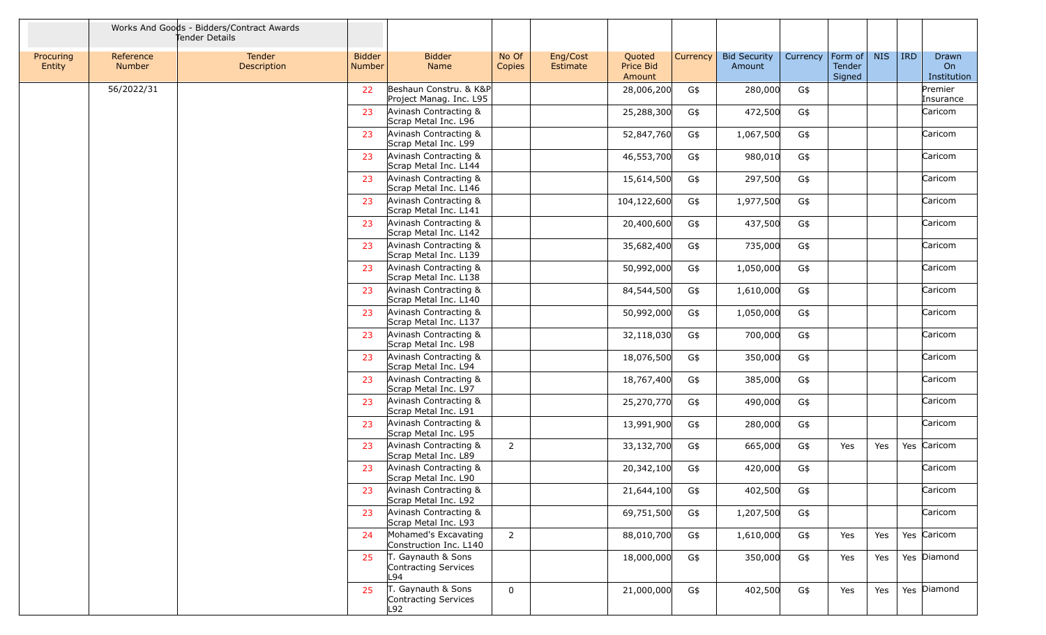| | Works And Goods - Bidders/Contract Awards Tender Details | | | | | | | | | | | | | | |
|---|---|---|---|---|---|---|---|---|---|---|---|---|---|---|---|
| Procuring Entity | Reference Number | Tender Description | Bidder Number | Bidder Name | No Of Copies | Eng/Cost Estimate | Quoted Price Bid Amount | Currency | Bid Security Amount | Currency | Form of Tender Signed | NIS | IRD | Drawn On Institution |
| | 56/2022/31 | | 22 | Beshaun Constru. & K&P Project Manag. Inc. L95 | | | 28,006,200 | G$ | 280,000 | G$ | | | | Premier Insurance |
| | | | 23 | Avinash Contracting & Scrap Metal Inc. L96 | | | 25,288,300 | G$ | 472,500 | G$ | | | | Caricom |
| | | | 23 | Avinash Contracting & Scrap Metal Inc. L99 | | | 52,847,760 | G$ | 1,067,500 | G$ | | | | Caricom |
| | | | 23 | Avinash Contracting & Scrap Metal Inc. L144 | | | 46,553,700 | G$ | 980,010 | G$ | | | | Caricom |
| | | | 23 | Avinash Contracting & Scrap Metal Inc. L146 | | | 15,614,500 | G$ | 297,500 | G$ | | | | Caricom |
| | | | 23 | Avinash Contracting & Scrap Metal Inc. L141 | | | 104,122,600 | G$ | 1,977,500 | G$ | | | | Caricom |
| | | | 23 | Avinash Contracting & Scrap Metal Inc. L142 | | | 20,400,600 | G$ | 437,500 | G$ | | | | Caricom |
| | | | 23 | Avinash Contracting & Scrap Metal Inc. L139 | | | 35,682,400 | G$ | 735,000 | G$ | | | | Caricom |
| | | | 23 | Avinash Contracting & Scrap Metal Inc. L138 | | | 50,992,000 | G$ | 1,050,000 | G$ | | | | Caricom |
| | | | 23 | Avinash Contracting & Scrap Metal Inc. L140 | | | 84,544,500 | G$ | 1,610,000 | G$ | | | | Caricom |
| | | | 23 | Avinash Contracting & Scrap Metal Inc. L137 | | | 50,992,000 | G$ | 1,050,000 | G$ | | | | Caricom |
| | | | 23 | Avinash Contracting & Scrap Metal Inc. L98 | | | 32,118,030 | G$ | 700,000 | G$ | | | | Caricom |
| | | | 23 | Avinash Contracting & Scrap Metal Inc. L94 | | | 18,076,500 | G$ | 350,000 | G$ | | | | Caricom |
| | | | 23 | Avinash Contracting & Scrap Metal Inc. L97 | | | 18,767,400 | G$ | 385,000 | G$ | | | | Caricom |
| | | | 23 | Avinash Contracting & Scrap Metal Inc. L91 | | | 25,270,770 | G$ | 490,000 | G$ | | | | Caricom |
| | | | 23 | Avinash Contracting & Scrap Metal Inc. L95 | | | 13,991,900 | G$ | 280,000 | G$ | | | | Caricom |
| | | | 23 | Avinash Contracting & Scrap Metal Inc. L89 | 2 | | 33,132,700 | G$ | 665,000 | G$ | Yes | Yes | Yes | Caricom |
| | | | 23 | Avinash Contracting & Scrap Metal Inc. L90 | | | 20,342,100 | G$ | 420,000 | G$ | | | | Caricom |
| | | | 23 | Avinash Contracting & Scrap Metal Inc. L92 | | | 21,644,100 | G$ | 402,500 | G$ | | | | Caricom |
| | | | 23 | Avinash Contracting & Scrap Metal Inc. L93 | | | 69,751,500 | G$ | 1,207,500 | G$ | | | | Caricom |
| | | | 24 | Mohamed's Excavating Construction Inc. L140 | 2 | | 88,010,700 | G$ | 1,610,000 | G$ | Yes | Yes | Yes | Caricom |
| | | | 25 | T. Gaynauth & Sons Contracting Services L94 | | | 18,000,000 | G$ | 350,000 | G$ | Yes | Yes | Yes | Diamond |
| | | | 25 | T. Gaynauth & Sons Contracting Services L92 | 0 | | 21,000,000 | G$ | 402,500 | G$ | Yes | Yes | Yes | Diamond |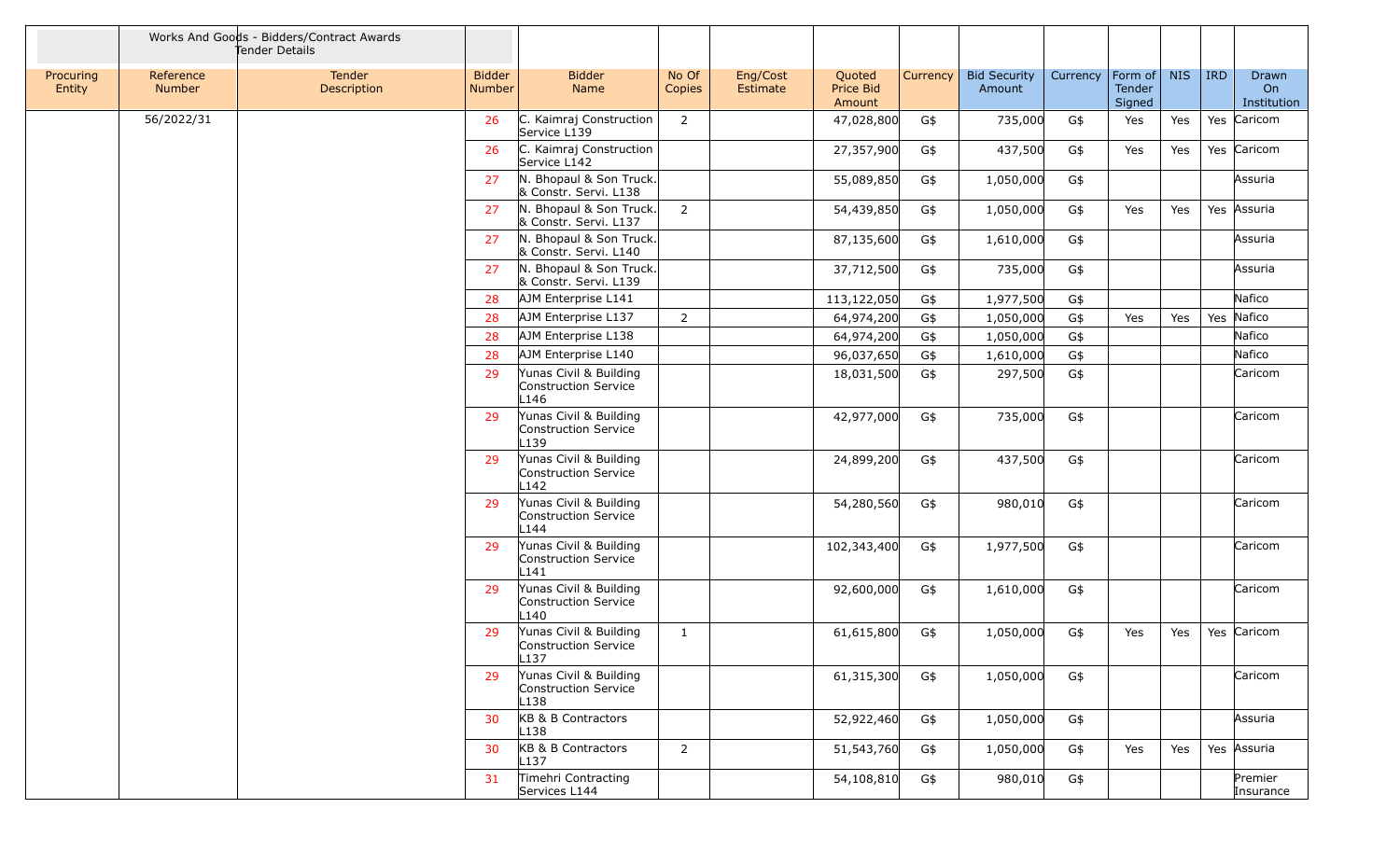| | Works And Goods - Bidders/Contract Awards Tender Details | | | | | | | | | | | | | | |
|---|---|---|---|---|---|---|---|---|---|---|---|---|---|---|---|
| Procuring Entity | Reference Number | Tender Description | Bidder Number | Bidder Name | No Of Copies | Eng/Cost Estimate | Quoted Price Bid Amount | Currency | Bid Security Amount | Currency | Form of Tender Signed | NIS | IRD | Drawn On Institution |
| | 56/2022/31 | | 26 | C. Kaimraj Construction Service L139 | 2 | | 47,028,800 | G$ | 735,000 | G$ | Yes | Yes | Yes | Caricom |
| | | | 26 | C. Kaimraj Construction Service L142 | | | 27,357,900 | G$ | 437,500 | G$ | Yes | Yes | Yes | Caricom |
| | | | 27 | N. Bhopaul & Son Truck. & Constr. Servi. L138 | | | 55,089,850 | G$ | 1,050,000 | G$ | | | | Assuria |
| | | | 27 | N. Bhopaul & Son Truck. & Constr. Servi. L137 | 2 | | 54,439,850 | G$ | 1,050,000 | G$ | Yes | Yes | Yes | Assuria |
| | | | 27 | N. Bhopaul & Son Truck. & Constr. Servi. L140 | | | 87,135,600 | G$ | 1,610,000 | G$ | | | | Assuria |
| | | | 27 | N. Bhopaul & Son Truck. & Constr. Servi. L139 | | | 37,712,500 | G$ | 735,000 | G$ | | | | Assuria |
| | | | 28 | AJM Enterprise L141 | | | 113,122,050 | G$ | 1,977,500 | G$ | | | | Nafico |
| | | | 28 | AJM Enterprise L137 | 2 | | 64,974,200 | G$ | 1,050,000 | G$ | Yes | Yes | Yes | Nafico |
| | | | 28 | AJM Enterprise L138 | | | 64,974,200 | G$ | 1,050,000 | G$ | | | | Nafico |
| | | | 28 | AJM Enterprise L140 | | | 96,037,650 | G$ | 1,610,000 | G$ | | | | Nafico |
| | | | 29 | Yunas Civil & Building Construction Service L146 | | | 18,031,500 | G$ | 297,500 | G$ | | | | Caricom |
| | | | 29 | Yunas Civil & Building Construction Service L139 | | | 42,977,000 | G$ | 735,000 | G$ | | | | Caricom |
| | | | 29 | Yunas Civil & Building Construction Service L142 | | | 24,899,200 | G$ | 437,500 | G$ | | | | Caricom |
| | | | 29 | Yunas Civil & Building Construction Service L144 | | | 54,280,560 | G$ | 980,010 | G$ | | | | Caricom |
| | | | 29 | Yunas Civil & Building Construction Service L141 | | | 102,343,400 | G$ | 1,977,500 | G$ | | | | Caricom |
| | | | 29 | Yunas Civil & Building Construction Service L140 | | | 92,600,000 | G$ | 1,610,000 | G$ | | | | Caricom |
| | | | 29 | Yunas Civil & Building Construction Service L137 | 1 | | 61,615,800 | G$ | 1,050,000 | G$ | Yes | Yes | Yes | Caricom |
| | | | 29 | Yunas Civil & Building Construction Service L138 | | | 61,315,300 | G$ | 1,050,000 | G$ | | | | Caricom |
| | | | 30 | KB & B Contractors L138 | | | 52,922,460 | G$ | 1,050,000 | G$ | | | | Assuria |
| | | | 30 | KB & B Contractors L137 | 2 | | 51,543,760 | G$ | 1,050,000 | G$ | Yes | Yes | Yes | Assuria |
| | | | 31 | Timehri Contracting Services L144 | | | 54,108,810 | G$ | 980,010 | G$ | | | | Premier Insurance |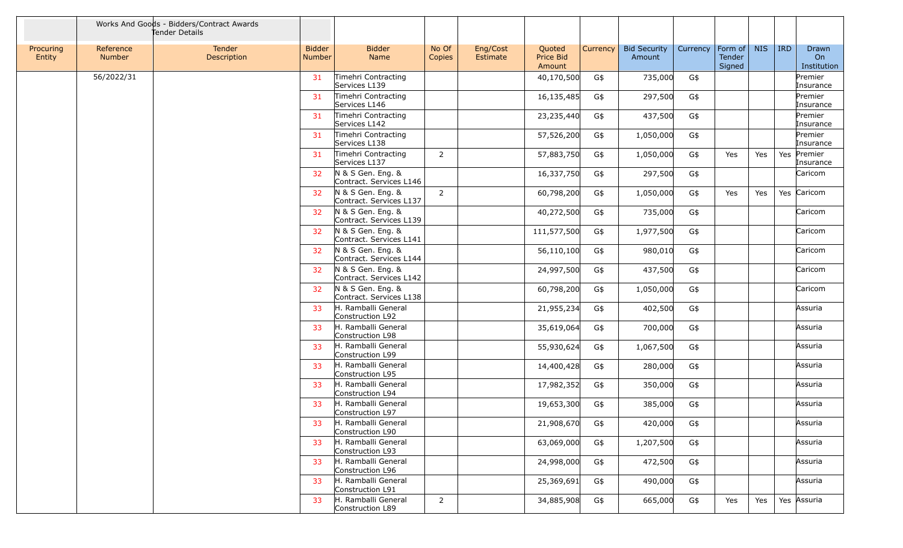| | Works And Goods - Bidders/Contract Awards Tender Details | | | | | | | | | | | | | | |
|---|---|---|---|---|---|---|---|---|---|---|---|---|---|---|---|
| Procuring Entity | Reference Number | Tender Description | Bidder Number | Bidder Name | No Of Copies | Eng/Cost Estimate | Quoted Price Bid Amount | Currency | Bid Security Amount | Currency | Form of Tender Signed | NIS | IRD | Drawn On Institution |
| | 56/2022/31 | | 31 | Timehri Contracting Services L139 | | | 40,170,500 | G$ | 735,000 | G$ | | | | Premier Insurance |
| | | | 31 | Timehri Contracting Services L146 | | | 16,135,485 | G$ | 297,500 | G$ | | | | Premier Insurance |
| | | | 31 | Timehri Contracting Services L142 | | | 23,235,440 | G$ | 437,500 | G$ | | | | Premier Insurance |
| | | | 31 | Timehri Contracting Services L138 | | | 57,526,200 | G$ | 1,050,000 | G$ | | | | Premier Insurance |
| | | | 31 | Timehri Contracting Services L137 | 2 | | 57,883,750 | G$ | 1,050,000 | G$ | Yes | Yes | Yes | Premier Insurance |
| | | | 32 | N & S Gen. Eng. & Contract. Services L146 | | | 16,337,750 | G$ | 297,500 | G$ | | | | Caricom |
| | | | 32 | N & S Gen. Eng. & Contract. Services L137 | 2 | | 60,798,200 | G$ | 1,050,000 | G$ | Yes | Yes | Yes | Caricom |
| | | | 32 | N & S Gen. Eng. & Contract. Services L139 | | | 40,272,500 | G$ | 735,000 | G$ | | | | Caricom |
| | | | 32 | N & S Gen. Eng. & Contract. Services L141 | | | 111,577,500 | G$ | 1,977,500 | G$ | | | | Caricom |
| | | | 32 | N & S Gen. Eng. & Contract. Services L144 | | | 56,110,100 | G$ | 980,010 | G$ | | | | Caricom |
| | | | 32 | N & S Gen. Eng. & Contract. Services L142 | | | 24,997,500 | G$ | 437,500 | G$ | | | | Caricom |
| | | | 32 | N & S Gen. Eng. & Contract. Services L138 | | | 60,798,200 | G$ | 1,050,000 | G$ | | | | Caricom |
| | | | 33 | H. Ramballi General Construction L92 | | | 21,955,234 | G$ | 402,500 | G$ | | | | Assuria |
| | | | 33 | H. Ramballi General Construction L98 | | | 35,619,064 | G$ | 700,000 | G$ | | | | Assuria |
| | | | 33 | H. Ramballi General Construction L99 | | | 55,930,624 | G$ | 1,067,500 | G$ | | | | Assuria |
| | | | 33 | H. Ramballi General Construction L95 | | | 14,400,428 | G$ | 280,000 | G$ | | | | Assuria |
| | | | 33 | H. Ramballi General Construction L94 | | | 17,982,352 | G$ | 350,000 | G$ | | | | Assuria |
| | | | 33 | H. Ramballi General Construction L97 | | | 19,653,300 | G$ | 385,000 | G$ | | | | Assuria |
| | | | 33 | H. Ramballi General Construction L90 | | | 21,908,670 | G$ | 420,000 | G$ | | | | Assuria |
| | | | 33 | H. Ramballi General Construction L93 | | | 63,069,000 | G$ | 1,207,500 | G$ | | | | Assuria |
| | | | 33 | H. Ramballi General Construction L96 | | | 24,998,000 | G$ | 472,500 | G$ | | | | Assuria |
| | | | 33 | H. Ramballi General Construction L91 | | | 25,369,691 | G$ | 490,000 | G$ | | | | Assuria |
| | | | 33 | H. Ramballi General Construction L89 | 2 | | 34,885,908 | G$ | 665,000 | G$ | Yes | Yes | Yes | Assuria |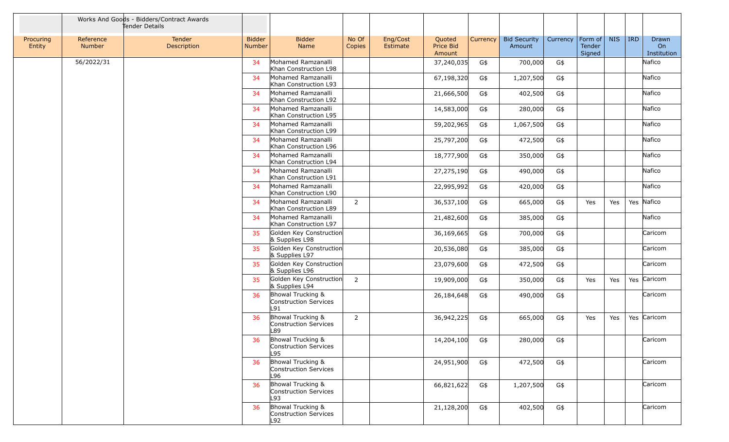| Works And Goods - Bidders/Contract Awards Tender Details | | | | | | | | | | | | | | |
|---|---|---|---|---|---|---|---|---|---|---|---|---|---|---|
| Procuring Entity | Reference Number | Tender Description | Bidder Number | Bidder Name | No Of Copies | Eng/Cost Estimate | Quoted Price Bid Amount | Currency | Bid Security Amount | Currency | Form of Tender Signed | NIS | IRD | Drawn On Institution |
| | 56/2022/31 | | 34 | Mohamed Ramzanalli Khan Construction L98 | | | 37,240,035 | G$ | 700,000 | G$ | | | | Nafico |
| | | | 34 | Mohamed Ramzanalli Khan Construction L93 | | | 67,198,320 | G$ | 1,207,500 | G$ | | | | Nafico |
| | | | 34 | Mohamed Ramzanalli Khan Construction L92 | | | 21,666,500 | G$ | 402,500 | G$ | | | | Nafico |
| | | | 34 | Mohamed Ramzanalli Khan Construction L95 | | | 14,583,000 | G$ | 280,000 | G$ | | | | Nafico |
| | | | 34 | Mohamed Ramzanalli Khan Construction L99 | | | 59,202,965 | G$ | 1,067,500 | G$ | | | | Nafico |
| | | | 34 | Mohamed Ramzanalli Khan Construction L96 | | | 25,797,200 | G$ | 472,500 | G$ | | | | Nafico |
| | | | 34 | Mohamed Ramzanalli Khan Construction L94 | | | 18,777,900 | G$ | 350,000 | G$ | | | | Nafico |
| | | | 34 | Mohamed Ramzanalli Khan Construction L91 | | | 27,275,190 | G$ | 490,000 | G$ | | | | Nafico |
| | | | 34 | Mohamed Ramzanalli Khan Construction L90 | | | 22,995,992 | G$ | 420,000 | G$ | | | | Nafico |
| | | | 34 | Mohamed Ramzanalli Khan Construction L89 | 2 | | 36,537,100 | G$ | 665,000 | G$ | Yes | Yes | Yes | Nafico |
| | | | 34 | Mohamed Ramzanalli Khan Construction L97 | | | 21,482,600 | G$ | 385,000 | G$ | | | | Nafico |
| | | | 35 | Golden Key Construction & Supplies L98 | | | 36,169,665 | G$ | 700,000 | G$ | | | | Caricom |
| | | | 35 | Golden Key Construction & Supplies L97 | | | 20,536,080 | G$ | 385,000 | G$ | | | | Caricom |
| | | | 35 | Golden Key Construction & Supplies L96 | | | 23,079,600 | G$ | 472,500 | G$ | | | | Caricom |
| | | | 35 | Golden Key Construction & Supplies L94 | 2 | | 19,909,000 | G$ | 350,000 | G$ | Yes | Yes | Yes | Caricom |
| | | | 36 | Bhowal Trucking & Construction Services L91 | | | 26,184,648 | G$ | 490,000 | G$ | | | | Caricom |
| | | | 36 | Bhowal Trucking & Construction Services L89 | 2 | | 36,942,225 | G$ | 665,000 | G$ | Yes | Yes | Yes | Caricom |
| | | | 36 | Bhowal Trucking & Construction Services L95 | | | 14,204,100 | G$ | 280,000 | G$ | | | | Caricom |
| | | | 36 | Bhowal Trucking & Construction Services L96 | | | 24,951,900 | G$ | 472,500 | G$ | | | | Caricom |
| | | | 36 | Bhowal Trucking & Construction Services L93 | | | 66,821,622 | G$ | 1,207,500 | G$ | | | | Caricom |
| | | | 36 | Bhowal Trucking & Construction Services L92 | | | 21,128,200 | G$ | 402,500 | G$ | | | | Caricom |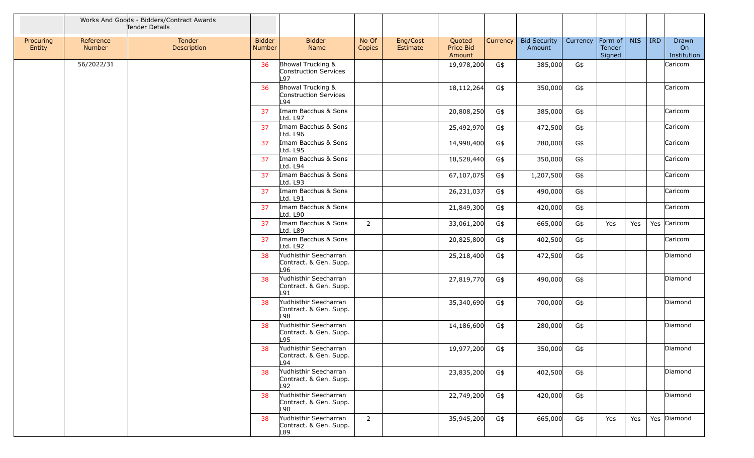| | Works And Goods - Bidders/Contract Awards Tender Details | | | | | | | | | | | | | | |
|---|---|---|---|---|---|---|---|---|---|---|---|---|---|---|---|
| Procuring Entity | Reference Number | Tender Description | Bidder Number | Bidder Name | No Of Copies | Eng/Cost Estimate | Quoted Price Bid Amount | Currency | Bid Security Amount | Currency | Form of Tender Signed | NIS | IRD | Drawn On Institution |
| | 56/2022/31 | | 36 | Bhowal Trucking & Construction Services L97 | | | 19,978,200 | G$ | 385,000 | G$ | | | | Caricom |
| | | | 36 | Bhowal Trucking & Construction Services L94 | | | 18,112,264 | G$ | 350,000 | G$ | | | | Caricom |
| | | | 37 | Imam Bacchus & Sons Ltd. L97 | | | 20,808,250 | G$ | 385,000 | G$ | | | | Caricom |
| | | | 37 | Imam Bacchus & Sons Ltd. L96 | | | 25,492,970 | G$ | 472,500 | G$ | | | | Caricom |
| | | | 37 | Imam Bacchus & Sons Ltd. L95 | | | 14,998,400 | G$ | 280,000 | G$ | | | | Caricom |
| | | | 37 | Imam Bacchus & Sons Ltd. L94 | | | 18,528,440 | G$ | 350,000 | G$ | | | | Caricom |
| | | | 37 | Imam Bacchus & Sons Ltd. L93 | | | 67,107,075 | G$ | 1,207,500 | G$ | | | | Caricom |
| | | | 37 | Imam Bacchus & Sons Ltd. L91 | | | 26,231,037 | G$ | 490,000 | G$ | | | | Caricom |
| | | | 37 | Imam Bacchus & Sons Ltd. L90 | | | 21,849,300 | G$ | 420,000 | G$ | | | | Caricom |
| | | | 37 | Imam Bacchus & Sons Ltd. L89 | 2 | | 33,061,200 | G$ | 665,000 | G$ | Yes | Yes | Yes | Caricom |
| | | | 37 | Imam Bacchus & Sons Ltd. L92 | | | 20,825,800 | G$ | 402,500 | G$ | | | | Caricom |
| | | | 38 | Yudhisthir Seecharran Contract. & Gen. Supp. L96 | | | 25,218,400 | G$ | 472,500 | G$ | | | | Diamond |
| | | | 38 | Yudhisthir Seecharran Contract. & Gen. Supp. L91 | | | 27,819,770 | G$ | 490,000 | G$ | | | | Diamond |
| | | | 38 | Yudhisthir Seecharran Contract. & Gen. Supp. L98 | | | 35,340,690 | G$ | 700,000 | G$ | | | | Diamond |
| | | | 38 | Yudhisthir Seecharran Contract. & Gen. Supp. L95 | | | 14,186,600 | G$ | 280,000 | G$ | | | | Diamond |
| | | | 38 | Yudhisthir Seecharran Contract. & Gen. Supp. L94 | | | 19,977,200 | G$ | 350,000 | G$ | | | | Diamond |
| | | | 38 | Yudhisthir Seecharran Contract. & Gen. Supp. L92 | | | 23,835,200 | G$ | 402,500 | G$ | | | | Diamond |
| | | | 38 | Yudhisthir Seecharran Contract. & Gen. Supp. L90 | | | 22,749,200 | G$ | 420,000 | G$ | | | | Diamond |
| | | | 38 | Yudhisthir Seecharran Contract. & Gen. Supp. L89 | 2 | | 35,945,200 | G$ | 665,000 | G$ | Yes | Yes | Yes | Diamond |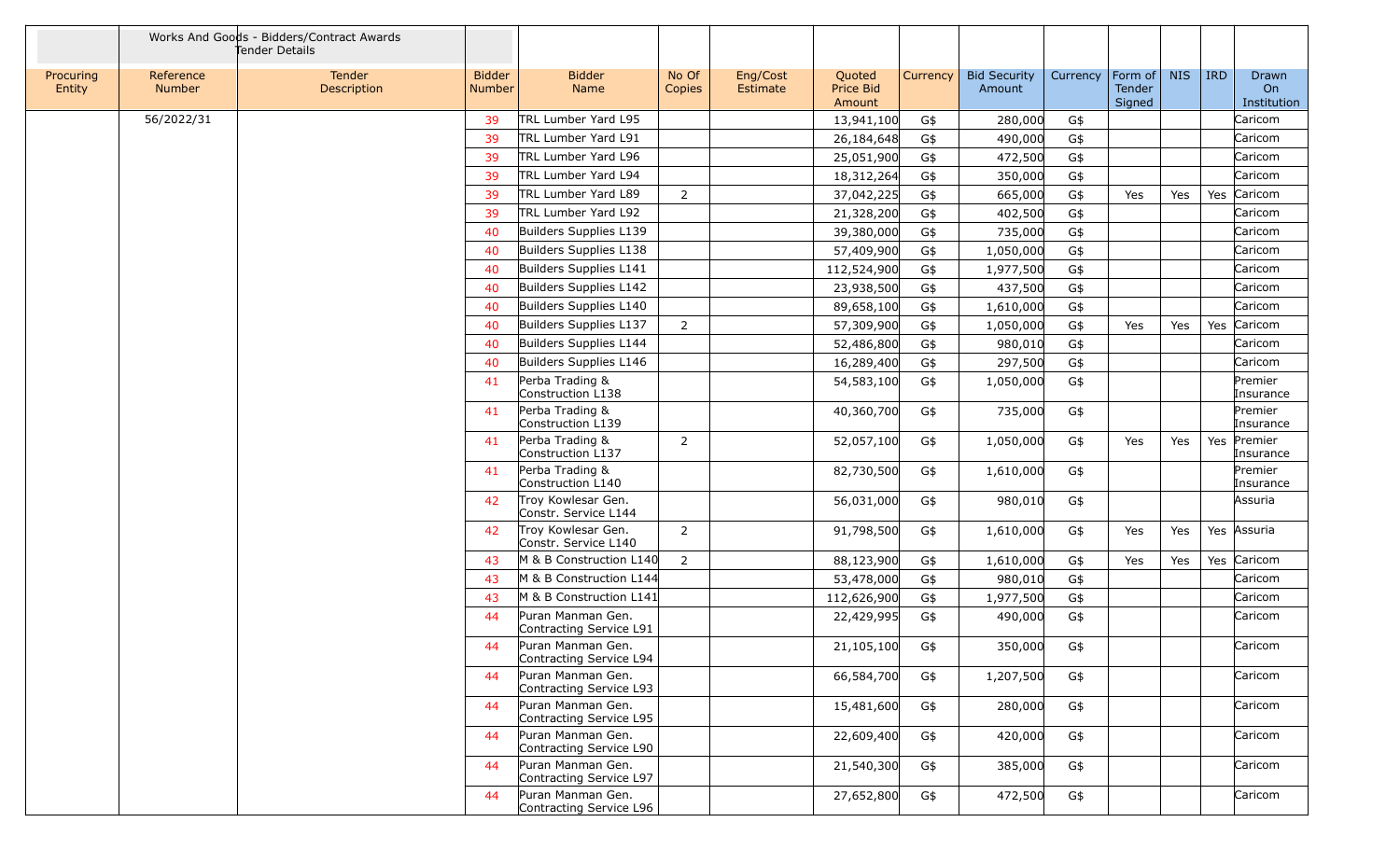| Works And Goods - Bidders/Contract Awards Tender Details | | | | | | | | | | | | | | |
|---|---|---|---|---|---|---|---|---|---|---|---|---|---|---|
| Procuring Entity | Reference Number | Tender Description | Bidder Number | Bidder Name | No Of Copies | Eng/Cost Estimate | Quoted Price Bid Amount | Currency | Bid Security Amount | Currency | Form of Tender Signed | NIS | IRD | Drawn On Institution |
| | 56/2022/31 | | 39 | TRL Lumber Yard L95 | | | 13,941,100 | G$ | 280,000 | G$ | | | | Caricom |
| | | | 39 | TRL Lumber Yard L91 | | | 26,184,648 | G$ | 490,000 | G$ | | | | Caricom |
| | | | 39 | TRL Lumber Yard L96 | | | 25,051,900 | G$ | 472,500 | G$ | | | | Caricom |
| | | | 39 | TRL Lumber Yard L94 | | | 18,312,264 | G$ | 350,000 | G$ | | | | Caricom |
| | | | 39 | TRL Lumber Yard L89 | 2 | | 37,042,225 | G$ | 665,000 | G$ | Yes | Yes | Yes | Caricom |
| | | | 39 | TRL Lumber Yard L92 | | | 21,328,200 | G$ | 402,500 | G$ | | | | Caricom |
| | | | 40 | Builders Supplies L139 | | | 39,380,000 | G$ | 735,000 | G$ | | | | Caricom |
| | | | 40 | Builders Supplies L138 | | | 57,409,900 | G$ | 1,050,000 | G$ | | | | Caricom |
| | | | 40 | Builders Supplies L141 | | | 112,524,900 | G$ | 1,977,500 | G$ | | | | Caricom |
| | | | 40 | Builders Supplies L142 | | | 23,938,500 | G$ | 437,500 | G$ | | | | Caricom |
| | | | 40 | Builders Supplies L140 | | | 89,658,100 | G$ | 1,610,000 | G$ | | | | Caricom |
| | | | 40 | Builders Supplies L137 | 2 | | 57,309,900 | G$ | 1,050,000 | G$ | Yes | Yes | Yes | Caricom |
| | | | 40 | Builders Supplies L144 | | | 52,486,800 | G$ | 980,010 | G$ | | | | Caricom |
| | | | 40 | Builders Supplies L146 | | | 16,289,400 | G$ | 297,500 | G$ | | | | Caricom |
| | | | 41 | Perba Trading & Construction L138 | | | 54,583,100 | G$ | 1,050,000 | G$ | | | | Premier Insurance |
| | | | 41 | Perba Trading & Construction L139 | | | 40,360,700 | G$ | 735,000 | G$ | | | | Premier Insurance |
| | | | 41 | Perba Trading & Construction L137 | 2 | | 52,057,100 | G$ | 1,050,000 | G$ | Yes | Yes | Yes | Premier Insurance |
| | | | 41 | Perba Trading & Construction L140 | | | 82,730,500 | G$ | 1,610,000 | G$ | | | | Premier Insurance |
| | | | 42 | Troy Kowlesar Gen. Constr. Service L144 | | | 56,031,000 | G$ | 980,010 | G$ | | | | Assuria |
| | | | 42 | Troy Kowlesar Gen. Constr. Service L140 | 2 | | 91,798,500 | G$ | 1,610,000 | G$ | Yes | Yes | Yes | Assuria |
| | | | 43 | M & B Construction L140 | 2 | | 88,123,900 | G$ | 1,610,000 | G$ | Yes | Yes | Yes | Caricom |
| | | | 43 | M & B Construction L144 | | | 53,478,000 | G$ | 980,010 | G$ | | | | Caricom |
| | | | 43 | M & B Construction L141 | | | 112,626,900 | G$ | 1,977,500 | G$ | | | | Caricom |
| | | | 44 | Puran Manman Gen. Contracting Service L91 | | | 22,429,995 | G$ | 490,000 | G$ | | | | Caricom |
| | | | 44 | Puran Manman Gen. Contracting Service L94 | | | 21,105,100 | G$ | 350,000 | G$ | | | | Caricom |
| | | | 44 | Puran Manman Gen. Contracting Service L93 | | | 66,584,700 | G$ | 1,207,500 | G$ | | | | Caricom |
| | | | 44 | Puran Manman Gen. Contracting Service L95 | | | 15,481,600 | G$ | 280,000 | G$ | | | | Caricom |
| | | | 44 | Puran Manman Gen. Contracting Service L90 | | | 22,609,400 | G$ | 420,000 | G$ | | | | Caricom |
| | | | 44 | Puran Manman Gen. Contracting Service L97 | | | 21,540,300 | G$ | 385,000 | G$ | | | | Caricom |
| | | | 44 | Puran Manman Gen. Contracting Service L96 | | | 27,652,800 | G$ | 472,500 | G$ | | | | Caricom |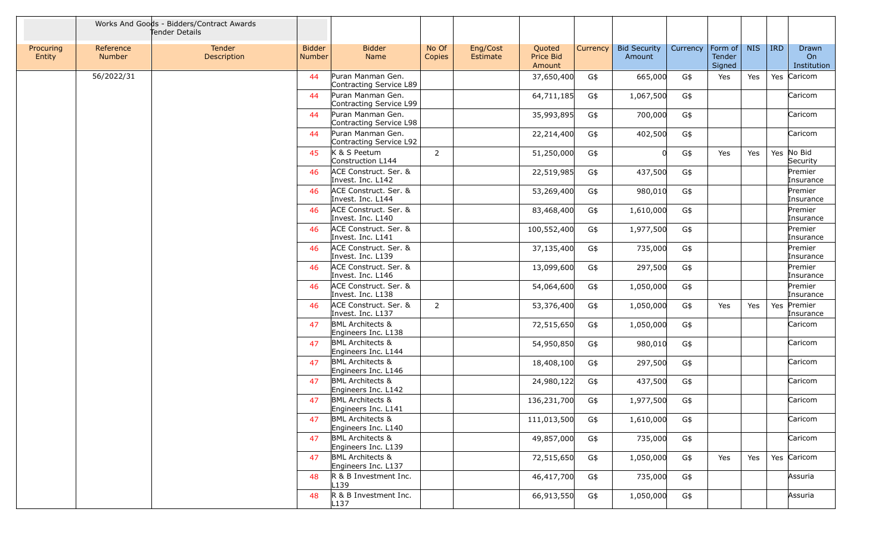| | Works And Goods - Bidders/Contract Awards Tender Details | | | | | | | | | | | | | | |
|---|---|---|---|---|---|---|---|---|---|---|---|---|---|---|---|
| Procuring Entity | Reference Number | Tender Description | Bidder Number | Bidder Name | No Of Copies | Eng/Cost Estimate | Quoted Price Bid Amount | Currency | Bid Security Amount | Currency | Form of Tender Signed | NIS | IRD | Drawn On Institution |
| | 56/2022/31 | | 44 | Puran Manman Gen. Contracting Service L89 | | | 37,650,400 | G$ | 665,000 | G$ | Yes | Yes | Yes | Caricom |
| | | | 44 | Puran Manman Gen. Contracting Service L99 | | | 64,711,185 | G$ | 1,067,500 | G$ | | | | Caricom |
| | | | 44 | Puran Manman Gen. Contracting Service L98 | | | 35,993,895 | G$ | 700,000 | G$ | | | | Caricom |
| | | | 44 | Puran Manman Gen. Contracting Service L92 | | | 22,214,400 | G$ | 402,500 | G$ | | | | Caricom |
| | | | 45 | K & S Peetum Construction L144 | 2 | | 51,250,000 | G$ | 0 | G$ | Yes | Yes | Yes | No Bid Security |
| | | | 46 | ACE Construct. Ser. & Invest. Inc. L142 | | | 22,519,985 | G$ | 437,500 | G$ | | | | Premier Insurance |
| | | | 46 | ACE Construct. Ser. & Invest. Inc. L144 | | | 53,269,400 | G$ | 980,010 | G$ | | | | Premier Insurance |
| | | | 46 | ACE Construct. Ser. & Invest. Inc. L140 | | | 83,468,400 | G$ | 1,610,000 | G$ | | | | Premier Insurance |
| | | | 46 | ACE Construct. Ser. & Invest. Inc. L141 | | | 100,552,400 | G$ | 1,977,500 | G$ | | | | Premier Insurance |
| | | | 46 | ACE Construct. Ser. & Invest. Inc. L139 | | | 37,135,400 | G$ | 735,000 | G$ | | | | Premier Insurance |
| | | | 46 | ACE Construct. Ser. & Invest. Inc. L146 | | | 13,099,600 | G$ | 297,500 | G$ | | | | Premier Insurance |
| | | | 46 | ACE Construct. Ser. & Invest. Inc. L138 | | | 54,064,600 | G$ | 1,050,000 | G$ | | | | Premier Insurance |
| | | | 46 | ACE Construct. Ser. & Invest. Inc. L137 | 2 | | 53,376,400 | G$ | 1,050,000 | G$ | Yes | Yes | Yes | Premier Insurance |
| | | | 47 | BML Architects & Engineers Inc. L138 | | | 72,515,650 | G$ | 1,050,000 | G$ | | | | Caricom |
| | | | 47 | BML Architects & Engineers Inc. L144 | | | 54,950,850 | G$ | 980,010 | G$ | | | | Caricom |
| | | | 47 | BML Architects & Engineers Inc. L146 | | | 18,408,100 | G$ | 297,500 | G$ | | | | Caricom |
| | | | 47 | BML Architects & Engineers Inc. L142 | | | 24,980,122 | G$ | 437,500 | G$ | | | | Caricom |
| | | | 47 | BML Architects & Engineers Inc. L141 | | | 136,231,700 | G$ | 1,977,500 | G$ | | | | Caricom |
| | | | 47 | BML Architects & Engineers Inc. L140 | | | 111,013,500 | G$ | 1,610,000 | G$ | | | | Caricom |
| | | | 47 | BML Architects & Engineers Inc. L139 | | | 49,857,000 | G$ | 735,000 | G$ | | | | Caricom |
| | | | 47 | BML Architects & Engineers Inc. L137 | | | 72,515,650 | G$ | 1,050,000 | G$ | Yes | Yes | Yes | Caricom |
| | | | 48 | R & B Investment Inc. L139 | | | 46,417,700 | G$ | 735,000 | G$ | | | | Assuria |
| | | | 48 | R & B Investment Inc. L137 | | | 66,913,550 | G$ | 1,050,000 | G$ | | | | Assuria |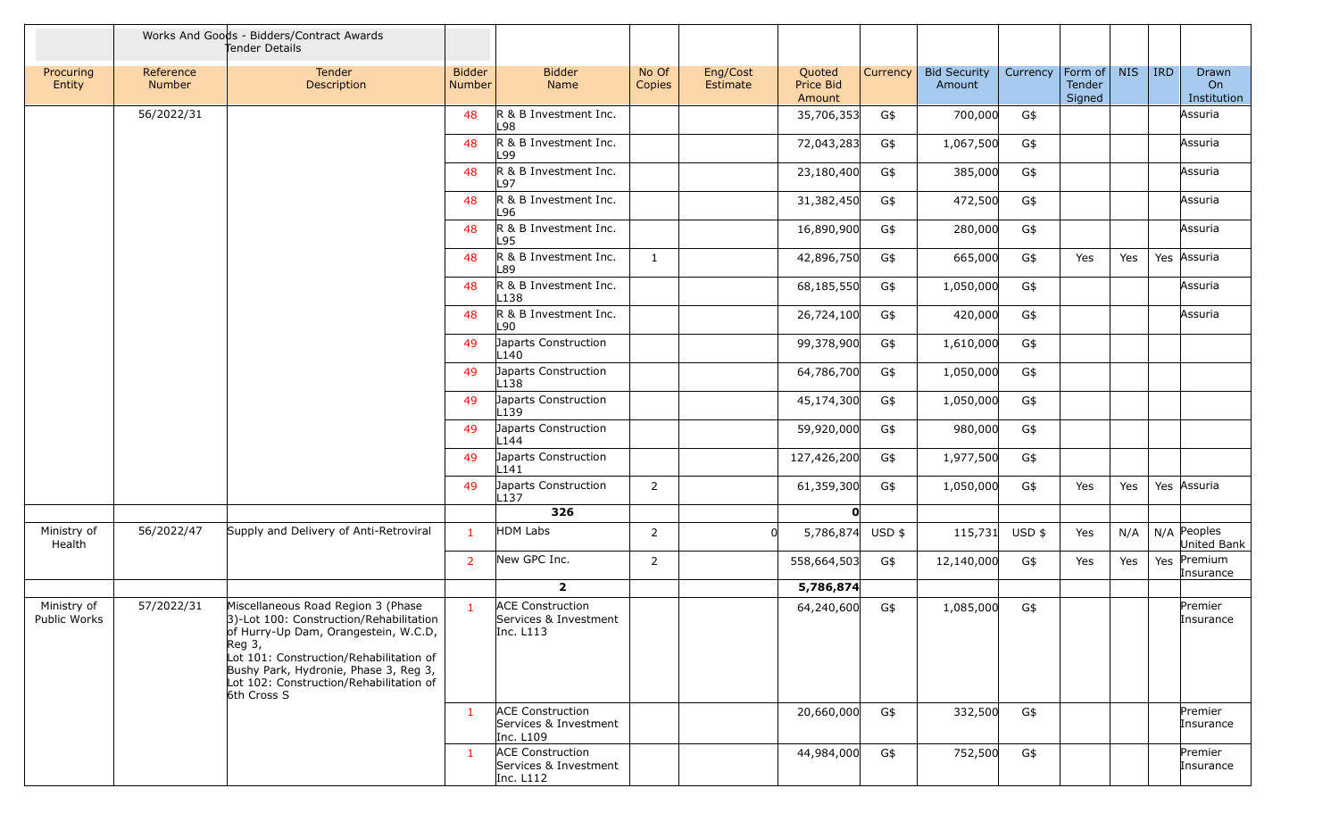| | Works And Goods - Bidders/Contract Awards Tender Details | | | | | | | | | | | | | | |
|---|---|---|---|---|---|---|---|---|---|---|---|---|---|---|---|
| Procuring Entity | Reference Number | Tender Description | Bidder Number | Bidder Name | No Of Copies | Eng/Cost Estimate | Quoted Price Bid Amount | Currency | Bid Security Amount | Currency | Form of Tender Signed | NIS | IRD | Drawn On Institution |
| | 56/2022/31 | | 48 | R & B Investment Inc. L98 | | | 35,706,353 | G$ | 700,000 | G$ | | | | Assuria |
| | | | 48 | R & B Investment Inc. L99 | | | 72,043,283 | G$ | 1,067,500 | G$ | | | | Assuria |
| | | | 48 | R & B Investment Inc. L97 | | | 23,180,400 | G$ | 385,000 | G$ | | | | Assuria |
| | | | 48 | R & B Investment Inc. L96 | | | 31,382,450 | G$ | 472,500 | G$ | | | | Assuria |
| | | | 48 | R & B Investment Inc. L95 | | | 16,890,900 | G$ | 280,000 | G$ | | | | Assuria |
| | | | 48 | R & B Investment Inc. L89 | 1 | | 42,896,750 | G$ | 665,000 | G$ | Yes | Yes | Yes | Assuria |
| | | | 48 | R & B Investment Inc. L138 | | | 68,185,550 | G$ | 1,050,000 | G$ | | | | Assuria |
| | | | 48 | R & B Investment Inc. L90 | | | 26,724,100 | G$ | 420,000 | G$ | | | | Assuria |
| | | | 49 | Japarts Construction L140 | | | 99,378,900 | G$ | 1,610,000 | G$ | | | | |
| | | | 49 | Japarts Construction L138 | | | 64,786,700 | G$ | 1,050,000 | G$ | | | | |
| | | | 49 | Japarts Construction L139 | | | 45,174,300 | G$ | 1,050,000 | G$ | | | | |
| | | | 49 | Japarts Construction L144 | | | 59,920,000 | G$ | 980,000 | G$ | | | | |
| | | | 49 | Japarts Construction L141 | | | 127,426,200 | G$ | 1,977,500 | G$ | | | | |
| | | | 49 | Japarts Construction L137 | 2 | | 61,359,300 | G$ | 1,050,000 | G$ | Yes | Yes | Yes | Assuria |
| | | | | **326** | | | **0** | | | | | | | |
| Ministry of Health | 56/2022/47 | Supply and Delivery of Anti-Retroviral | 1 | HDM Labs | 2 | 0 | 5,786,874 | USD $ | 115,731 | USD $ | Yes | N/A | N/A | Peoples United Bank |
| | | | 2 | New GPC Inc. | 2 | | 558,664,503 | G$ | 12,140,000 | G$ | Yes | Yes | Yes | Premium Insurance |
| | | | | **2** | | | **5,786,874** | | | | | | | |
| Ministry of Public Works | 57/2022/31 | Miscellaneous Road Region 3 (Phase 3)-Lot 100: Construction/Rehabilitation of Hurry-Up Dam, Orangestein, W.C.D, Reg 3, Lot 101: Construction/Rehabilitation of Bushy Park, Hydronie, Phase 3, Reg 3, Lot 102: Construction/Rehabilitation of 6th Cross S | 1 | ACE Construction Services & Investment Inc. L113 | | | 64,240,600 | G$ | 1,085,000 | G$ | | | | Premier Insurance |
| | | | 1 | ACE Construction Services & Investment Inc. L109 | | | 20,660,000 | G$ | 332,500 | G$ | | | | Premier Insurance |
| | | | 1 | ACE Construction Services & Investment Inc. L112 | | | 44,984,000 | G$ | 752,500 | G$ | | | | Premier Insurance |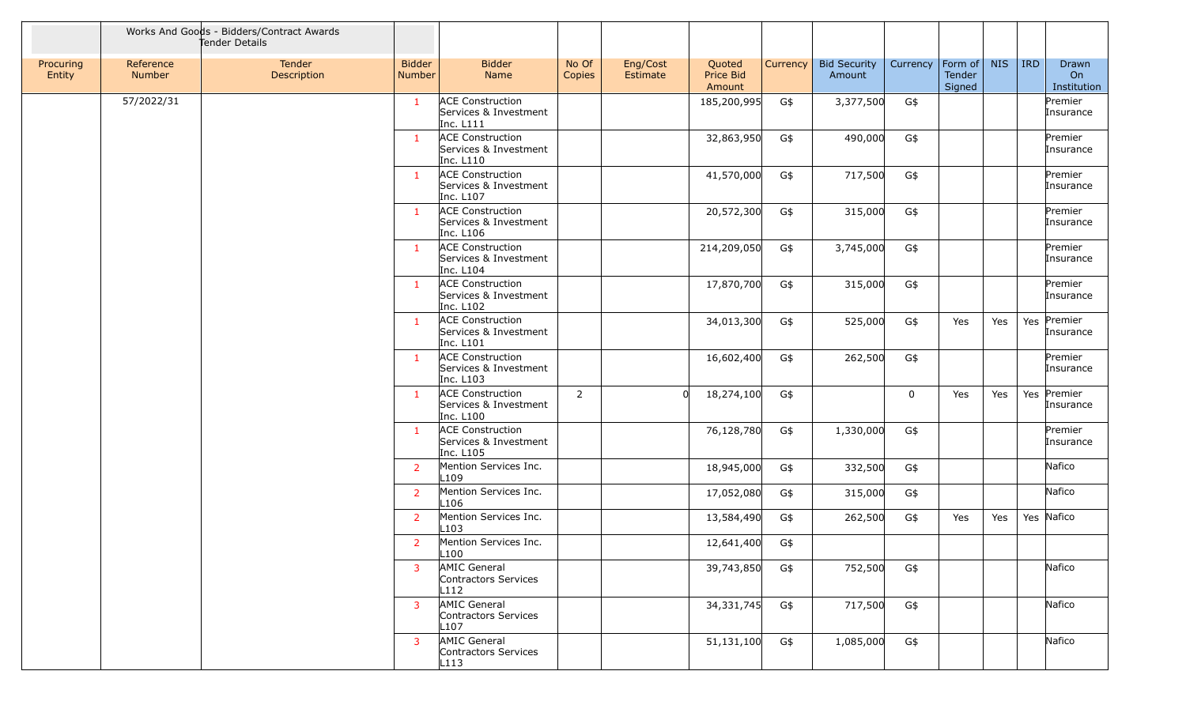| | Works And Goods - Bidders/Contract Awards Tender Details | | | | | | | | | | | | | |
|---|---|---|---|---|---|---|---|---|---|---|---|---|---|---|
| Procuring Entity | Reference Number | Tender Description | Bidder Number | Bidder Name | No Of Copies | Eng/Cost Estimate | Quoted Price Bid Amount | Currency | Bid Security Amount | Currency | Form of Tender Signed | NIS | IRD | Drawn On Institution |
| | 57/2022/31 | | 1 | ACE Construction Services & Investment Inc. L111 | | | 185,200,995 | G$ | 3,377,500 | G$ | | | | Premier Insurance |
| | | | 1 | ACE Construction Services & Investment Inc. L110 | | | 32,863,950 | G$ | 490,000 | G$ | | | | Premier Insurance |
| | | | 1 | ACE Construction Services & Investment Inc. L107 | | | 41,570,000 | G$ | 717,500 | G$ | | | | Premier Insurance |
| | | | 1 | ACE Construction Services & Investment Inc. L106 | | | 20,572,300 | G$ | 315,000 | G$ | | | | Premier Insurance |
| | | | 1 | ACE Construction Services & Investment Inc. L104 | | | 214,209,050 | G$ | 3,745,000 | G$ | | | | Premier Insurance |
| | | | 1 | ACE Construction Services & Investment Inc. L102 | | | 17,870,700 | G$ | 315,000 | G$ | | | | Premier Insurance |
| | | | 1 | ACE Construction Services & Investment Inc. L101 | | | 34,013,300 | G$ | 525,000 | G$ | Yes | Yes | Yes | Premier Insurance |
| | | | 1 | ACE Construction Services & Investment Inc. L103 | | | 16,602,400 | G$ | 262,500 | G$ | | | | Premier Insurance |
| | | | 1 | ACE Construction Services & Investment Inc. L100 | 2 | 0 | 18,274,100 | G$ | | 0 | Yes | Yes | Yes | Premier Insurance |
| | | | 1 | ACE Construction Services & Investment Inc. L105 | | | 76,128,780 | G$ | 1,330,000 | G$ | | | | Premier Insurance |
| | | | 2 | Mention Services Inc. L109 | | | 18,945,000 | G$ | 332,500 | G$ | | | | Nafico |
| | | | 2 | Mention Services Inc. L106 | | | 17,052,080 | G$ | 315,000 | G$ | | | | Nafico |
| | | | 2 | Mention Services Inc. L103 | | | 13,584,490 | G$ | 262,500 | G$ | Yes | Yes | Yes | Nafico |
| | | | 2 | Mention Services Inc. L100 | | | 12,641,400 | G$ | | | | | | |
| | | | 3 | AMIC General Contractors Services L112 | | | 39,743,850 | G$ | 752,500 | G$ | | | | Nafico |
| | | | 3 | AMIC General Contractors Services L107 | | | 34,331,745 | G$ | 717,500 | G$ | | | | Nafico |
| | | | 3 | AMIC General Contractors Services L113 | | | 51,131,100 | G$ | 1,085,000 | G$ | | | | Nafico |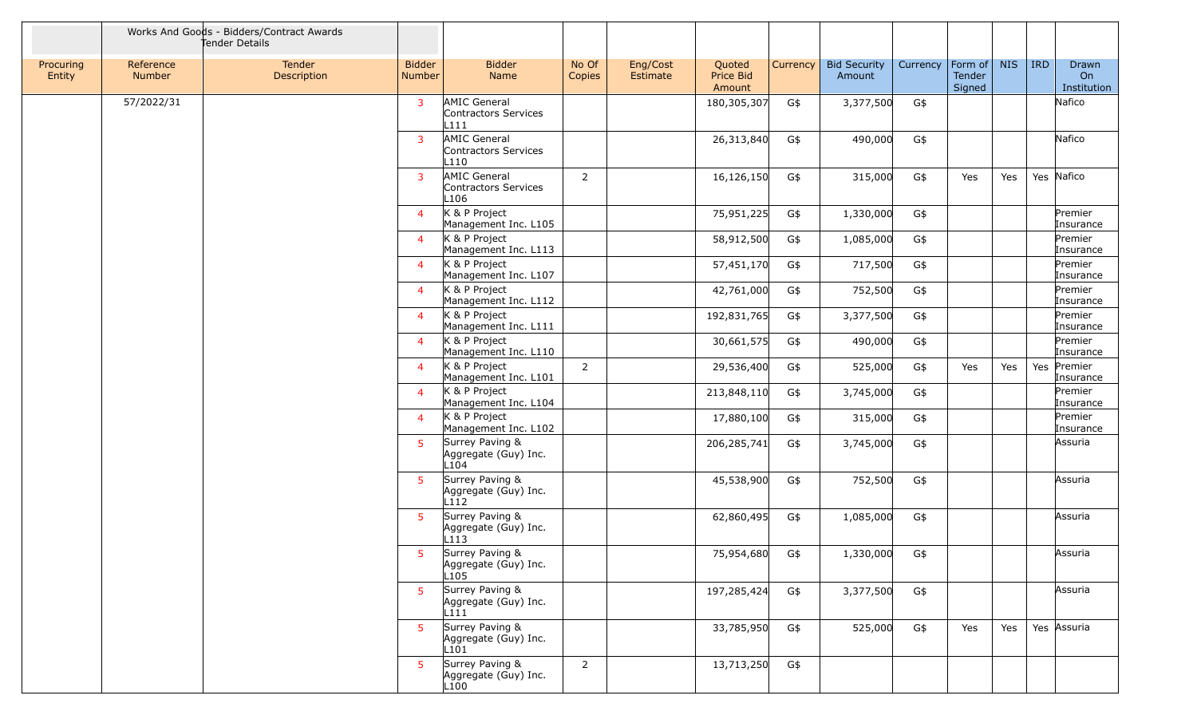| Works And Goods - Bidders/Contract Awards Tender Details | | | | | | | | | | | | | | |
|---|---|---|---|---|---|---|---|---|---|---|---|---|---|---|
| Procuring Entity | Reference Number | Tender Description | Bidder Number | Bidder Name | No Of Copies | Eng/Cost Estimate | Quoted Price Bid Amount | Currency | Bid Security Amount | Currency | Form of Tender Signed | NIS | IRD | Drawn On Institution |
| | 57/2022/31 | | 3 | AMIC General Contractors Services L111 | | | 180,305,307 | G$ | 3,377,500 | G$ | | | | Nafico |
| | | | 3 | AMIC General Contractors Services L110 | | | 26,313,840 | G$ | 490,000 | G$ | | | | Nafico |
| | | | 3 | AMIC General Contractors Services L106 | 2 | | 16,126,150 | G$ | 315,000 | G$ | Yes | Yes | Yes | Nafico |
| | | | 4 | K & P Project Management Inc. L105 | | | 75,951,225 | G$ | 1,330,000 | G$ | | | | Premier Insurance |
| | | | 4 | K & P Project Management Inc. L113 | | | 58,912,500 | G$ | 1,085,000 | G$ | | | | Premier Insurance |
| | | | 4 | K & P Project Management Inc. L107 | | | 57,451,170 | G$ | 717,500 | G$ | | | | Premier Insurance |
| | | | 4 | K & P Project Management Inc. L112 | | | 42,761,000 | G$ | 752,500 | G$ | | | | Premier Insurance |
| | | | 4 | K & P Project Management Inc. L111 | | | 192,831,765 | G$ | 3,377,500 | G$ | | | | Premier Insurance |
| | | | 4 | K & P Project Management Inc. L110 | | | 30,661,575 | G$ | 490,000 | G$ | | | | Premier Insurance |
| | | | 4 | K & P Project Management Inc. L101 | 2 | | 29,536,400 | G$ | 525,000 | G$ | Yes | Yes | Yes | Premier Insurance |
| | | | 4 | K & P Project Management Inc. L104 | | | 213,848,110 | G$ | 3,745,000 | G$ | | | | Premier Insurance |
| | | | 4 | K & P Project Management Inc. L102 | | | 17,880,100 | G$ | 315,000 | G$ | | | | Premier Insurance |
| | | | 5 | Surrey Paving & Aggregate (Guy) Inc. L104 | | | 206,285,741 | G$ | 3,745,000 | G$ | | | | Assuria |
| | | | 5 | Surrey Paving & Aggregate (Guy) Inc. L112 | | | 45,538,900 | G$ | 752,500 | G$ | | | | Assuria |
| | | | 5 | Surrey Paving & Aggregate (Guy) Inc. L113 | | | 62,860,495 | G$ | 1,085,000 | G$ | | | | Assuria |
| | | | 5 | Surrey Paving & Aggregate (Guy) Inc. L105 | | | 75,954,680 | G$ | 1,330,000 | G$ | | | | Assuria |
| | | | 5 | Surrey Paving & Aggregate (Guy) Inc. L111 | | | 197,285,424 | G$ | 3,377,500 | G$ | | | | Assuria |
| | | | 5 | Surrey Paving & Aggregate (Guy) Inc. L101 | | | 33,785,950 | G$ | 525,000 | G$ | Yes | Yes | Yes | Assuria |
| | | | 5 | Surrey Paving & Aggregate (Guy) Inc. L100 | 2 | | 13,713,250 | G$ | | | | | | |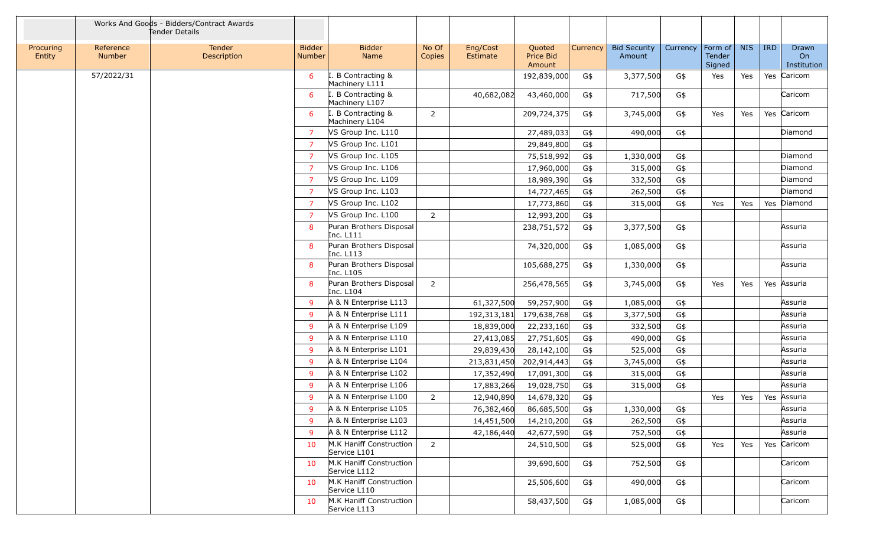| | Works And Goods - Bidders/Contract Awards Tender Details | | | | | | | | | | | | | |
|---|---|---|---|---|---|---|---|---|---|---|---|---|---|---|
| Procuring Entity | Reference Number | Tender Description | Bidder Number | Bidder Name | No Of Copies | Eng/Cost Estimate | Quoted Price Bid Amount | Currency | Bid Security Amount | Currency | Form of Tender Signed | NIS | IRD | Drawn On Institution |
| | 57/2022/31 | | 6 | I. B Contracting & Machinery L111 | | | 192,839,000 | G$ | 3,377,500 | G$ | Yes | Yes | Yes | Caricom |
| | | | 6 | I. B Contracting & Machinery L107 | | 40,682,082 | 43,460,000 | G$ | 717,500 | G$ | | | | Caricom |
| | | | 6 | I. B Contracting & Machinery L104 | 2 | | 209,724,375 | G$ | 3,745,000 | G$ | Yes | Yes | Yes | Caricom |
| | | | 7 | VS Group Inc. L110 | | | 27,489,033 | G$ | 490,000 | G$ | | | | Diamond |
| | | | 7 | VS Group Inc. L101 | | | 29,849,800 | G$ | | | | | | |
| | | | 7 | VS Group Inc. L105 | | | 75,518,992 | G$ | 1,330,000 | G$ | | | | Diamond |
| | | | 7 | VS Group Inc. L106 | | | 17,960,000 | G$ | 315,000 | G$ | | | | Diamond |
| | | | 7 | VS Group Inc. L109 | | | 18,989,390 | G$ | 332,500 | G$ | | | | Diamond |
| | | | 7 | VS Group Inc. L103 | | | 14,727,465 | G$ | 262,500 | G$ | | | | Diamond |
| | | | 7 | VS Group Inc. L102 | | | 17,773,860 | G$ | 315,000 | G$ | Yes | Yes | Yes | Diamond |
| | | | 7 | VS Group Inc. L100 | 2 | | 12,993,200 | G$ | | | | | | |
| | | | 8 | Puran Brothers Disposal Inc. L111 | | | 238,751,572 | G$ | 3,377,500 | G$ | | | | Assuria |
| | | | 8 | Puran Brothers Disposal Inc. L113 | | | 74,320,000 | G$ | 1,085,000 | G$ | | | | Assuria |
| | | | 8 | Puran Brothers Disposal Inc. L105 | | | 105,688,275 | G$ | 1,330,000 | G$ | | | | Assuria |
| | | | 8 | Puran Brothers Disposal Inc. L104 | 2 | | 256,478,565 | G$ | 3,745,000 | G$ | Yes | Yes | Yes | Assuria |
| | | | 9 | A & N Enterprise L113 | | 61,327,500 | 59,257,900 | G$ | 1,085,000 | G$ | | | | Assuria |
| | | | 9 | A & N Enterprise L111 | | 192,313,181 | 179,638,768 | G$ | 3,377,500 | G$ | | | | Assuria |
| | | | 9 | A & N Enterprise L109 | | 18,839,000 | 22,233,160 | G$ | 332,500 | G$ | | | | Assuria |
| | | | 9 | A & N Enterprise L110 | | 27,413,085 | 27,751,605 | G$ | 490,000 | G$ | | | | Assuria |
| | | | 9 | A & N Enterprise L101 | | 29,839,430 | 28,142,100 | G$ | 525,000 | G$ | | | | Assuria |
| | | | 9 | A & N Enterprise L104 | | 213,831,450 | 202,914,443 | G$ | 3,745,000 | G$ | | | | Assuria |
| | | | 9 | A & N Enterprise L102 | | 17,352,490 | 17,091,300 | G$ | 315,000 | G$ | | | | Assuria |
| | | | 9 | A & N Enterprise L106 | | 17,883,266 | 19,028,750 | G$ | 315,000 | G$ | | | | Assuria |
| | | | 9 | A & N Enterprise L100 | 2 | 12,940,890 | 14,678,320 | G$ | | | Yes | Yes | Yes | Assuria |
| | | | 9 | A & N Enterprise L105 | | 76,382,460 | 86,685,500 | G$ | 1,330,000 | G$ | | | | Assuria |
| | | | 9 | A & N Enterprise L103 | | 14,451,500 | 14,210,200 | G$ | 262,500 | G$ | | | | Assuria |
| | | | 9 | A & N Enterprise L112 | | 42,186,440 | 42,677,590 | G$ | 752,500 | G$ | | | | Assuria |
| | | | 10 | M.K Haniff Construction Service L101 | 2 | | 24,510,500 | G$ | 525,000 | G$ | Yes | Yes | Yes | Caricom |
| | | | 10 | M.K Haniff Construction Service L112 | | | 39,690,600 | G$ | 752,500 | G$ | | | | Caricom |
| | | | 10 | M.K Haniff Construction Service L110 | | | 25,506,600 | G$ | 490,000 | G$ | | | | Caricom |
| | | | 10 | M.K Haniff Construction Service L113 | | | 58,437,500 | G$ | 1,085,000 | G$ | | | | Caricom |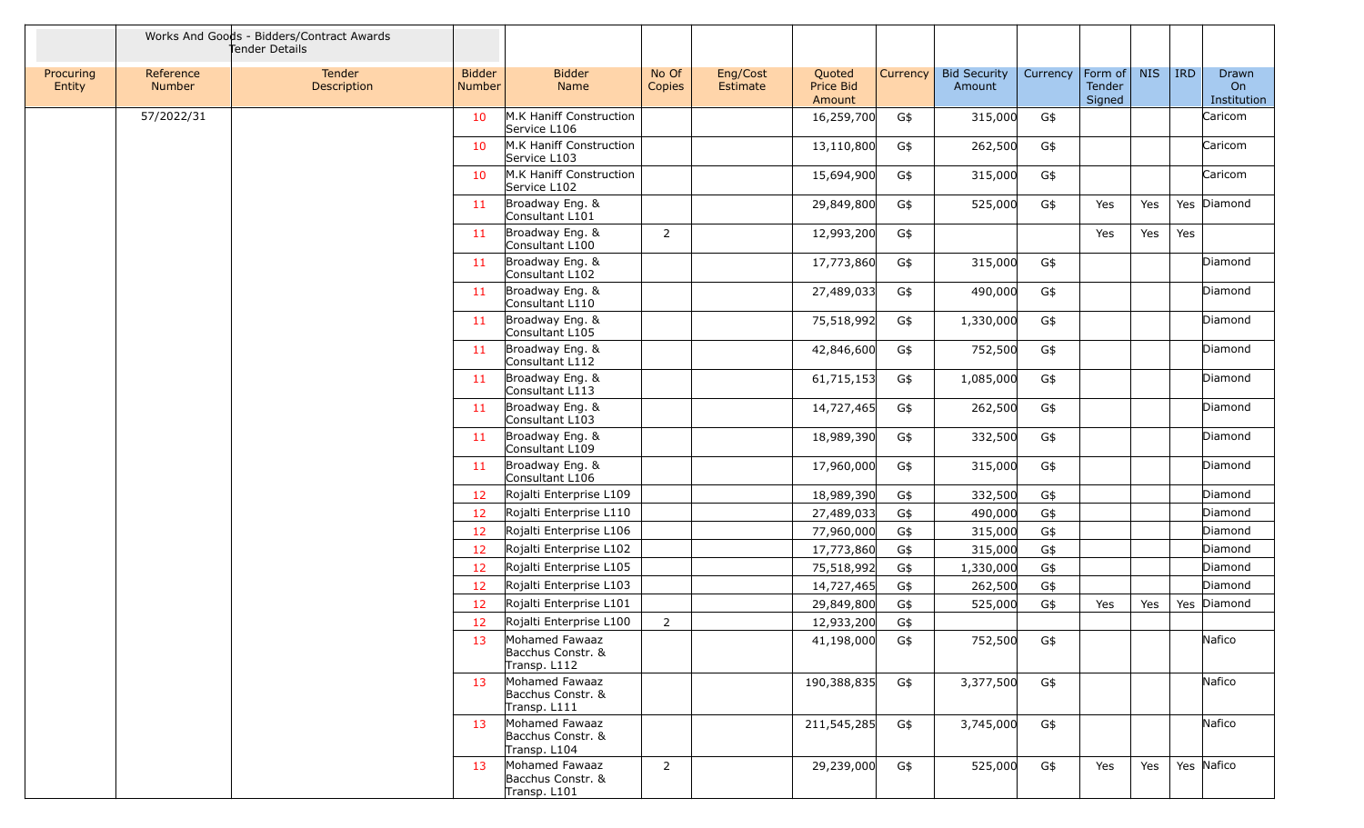| | Works And Goods - Bidders/Contract Awards Tender Details | | | | | | | | | | | | | | |
|---|---|---|---|---|---|---|---|---|---|---|---|---|---|---|---|
| Procuring Entity | Reference Number | Tender Description | Bidder Number | Bidder Name | No Of Copies | Eng/Cost Estimate | Quoted Price Bid Amount | Currency | Bid Security Amount | Currency | Form of Tender Signed | NIS | IRD | Drawn On Institution |
| | 57/2022/31 | | 10 | M.K Haniff Construction Service L106 | | | 16,259,700 | G$ | 315,000 | G$ | | | | Caricom |
| | | | 10 | M.K Haniff Construction Service L103 | | | 13,110,800 | G$ | 262,500 | G$ | | | | Caricom |
| | | | 10 | M.K Haniff Construction Service L102 | | | 15,694,900 | G$ | 315,000 | G$ | | | | Caricom |
| | | | 11 | Broadway Eng. & Consultant L101 | | | 29,849,800 | G$ | 525,000 | G$ | Yes | Yes | Yes | Diamond |
| | | | 11 | Broadway Eng. & Consultant L100 | 2 | | 12,993,200 | G$ | | | Yes | Yes | Yes | |
| | | | 11 | Broadway Eng. & Consultant L102 | | | 17,773,860 | G$ | 315,000 | G$ | | | | Diamond |
| | | | 11 | Broadway Eng. & Consultant L110 | | | 27,489,033 | G$ | 490,000 | G$ | | | | Diamond |
| | | | 11 | Broadway Eng. & Consultant L105 | | | 75,518,992 | G$ | 1,330,000 | G$ | | | | Diamond |
| | | | 11 | Broadway Eng. & Consultant L112 | | | 42,846,600 | G$ | 752,500 | G$ | | | | Diamond |
| | | | 11 | Broadway Eng. & Consultant L113 | | | 61,715,153 | G$ | 1,085,000 | G$ | | | | Diamond |
| | | | 11 | Broadway Eng. & Consultant L103 | | | 14,727,465 | G$ | 262,500 | G$ | | | | Diamond |
| | | | 11 | Broadway Eng. & Consultant L109 | | | 18,989,390 | G$ | 332,500 | G$ | | | | Diamond |
| | | | 11 | Broadway Eng. & Consultant L106 | | | 17,960,000 | G$ | 315,000 | G$ | | | | Diamond |
| | | | 12 | Rojalti Enterprise L109 | | | 18,989,390 | G$ | 332,500 | G$ | | | | Diamond |
| | | | 12 | Rojalti Enterprise L110 | | | 27,489,033 | G$ | 490,000 | G$ | | | | Diamond |
| | | | 12 | Rojalti Enterprise L106 | | | 77,960,000 | G$ | 315,000 | G$ | | | | Diamond |
| | | | 12 | Rojalti Enterprise L102 | | | 17,773,860 | G$ | 315,000 | G$ | | | | Diamond |
| | | | 12 | Rojalti Enterprise L105 | | | 75,518,992 | G$ | 1,330,000 | G$ | | | | Diamond |
| | | | 12 | Rojalti Enterprise L103 | | | 14,727,465 | G$ | 262,500 | G$ | | | | Diamond |
| | | | 12 | Rojalti Enterprise L101 | | | 29,849,800 | G$ | 525,000 | G$ | Yes | Yes | Yes | Diamond |
| | | | 12 | Rojalti Enterprise L100 | 2 | | 12,933,200 | G$ | | | | | | |
| | | | 13 | Mohamed Fawaaz Bacchus Constr. & Transp. L112 | | | 41,198,000 | G$ | 752,500 | G$ | | | | Nafico |
| | | | 13 | Mohamed Fawaaz Bacchus Constr. & Transp. L111 | | | 190,388,835 | G$ | 3,377,500 | G$ | | | | Nafico |
| | | | 13 | Mohamed Fawaaz Bacchus Constr. & Transp. L104 | | | 211,545,285 | G$ | 3,745,000 | G$ | | | | Nafico |
| | | | 13 | Mohamed Fawaaz Bacchus Constr. & Transp. L101 | 2 | | 29,239,000 | G$ | 525,000 | G$ | Yes | Yes | Yes | Nafico |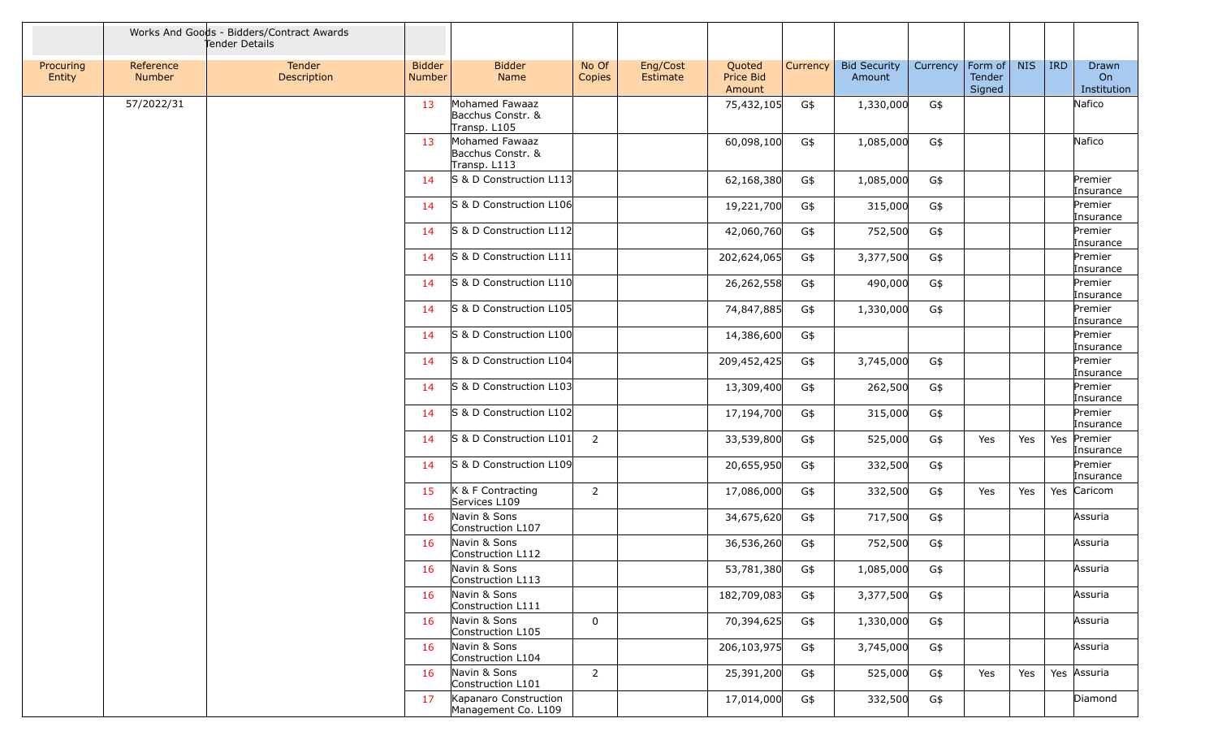| | Works And Goods - Bidders/Contract Awards Tender Details | | | | | | | | | | | | | |
|---|---|---|---|---|---|---|---|---|---|---|---|---|---|---|
| Procuring Entity | Reference Number | Tender Description | Bidder Number | Bidder Name | No Of Copies | Eng/Cost Estimate | Quoted Price Bid Amount | Currency | Bid Security Amount | Currency | Form of Tender Signed | NIS | IRD | Drawn On Institution |
| | 57/2022/31 | | 13 | Mohamed Fawaaz Bacchus Constr. & Transp. L105 | | | 75,432,105 | G$ | 1,330,000 | G$ | | | | Nafico |
| | | | 13 | Mohamed Fawaaz Bacchus Constr. & Transp. L113 | | | 60,098,100 | G$ | 1,085,000 | G$ | | | | Nafico |
| | | | 14 | S & D Construction L113 | | | 62,168,380 | G$ | 1,085,000 | G$ | | | | Premier Insurance |
| | | | 14 | S & D Construction L106 | | | 19,221,700 | G$ | 315,000 | G$ | | | | Premier Insurance |
| | | | 14 | S & D Construction L112 | | | 42,060,760 | G$ | 752,500 | G$ | | | | Premier Insurance |
| | | | 14 | S & D Construction L111 | | | 202,624,065 | G$ | 3,377,500 | G$ | | | | Premier Insurance |
| | | | 14 | S & D Construction L110 | | | 26,262,558 | G$ | 490,000 | G$ | | | | Premier Insurance |
| | | | 14 | S & D Construction L105 | | | 74,847,885 | G$ | 1,330,000 | G$ | | | | Premier Insurance |
| | | | 14 | S & D Construction L100 | | | 14,386,600 | G$ | | | | | | Premier Insurance |
| | | | 14 | S & D Construction L104 | | | 209,452,425 | G$ | 3,745,000 | G$ | | | | Premier Insurance |
| | | | 14 | S & D Construction L103 | | | 13,309,400 | G$ | 262,500 | G$ | | | | Premier Insurance |
| | | | 14 | S & D Construction L102 | | | 17,194,700 | G$ | 315,000 | G$ | | | | Premier Insurance |
| | | | 14 | S & D Construction L101 | 2 | | 33,539,800 | G$ | 525,000 | G$ | Yes | Yes | Yes | Premier Insurance |
| | | | 14 | S & D Construction L109 | | | 20,655,950 | G$ | 332,500 | G$ | | | | Premier Insurance |
| | | | 15 | K & F Contracting Services L109 | 2 | | 17,086,000 | G$ | 332,500 | G$ | Yes | Yes | Yes | Caricom |
| | | | 16 | Navin & Sons Construction L107 | | | 34,675,620 | G$ | 717,500 | G$ | | | | Assuria |
| | | | 16 | Navin & Sons Construction L112 | | | 36,536,260 | G$ | 752,500 | G$ | | | | Assuria |
| | | | 16 | Navin & Sons Construction L113 | | | 53,781,380 | G$ | 1,085,000 | G$ | | | | Assuria |
| | | | 16 | Navin & Sons Construction L111 | | | 182,709,083 | G$ | 3,377,500 | G$ | | | | Assuria |
| | | | 16 | Navin & Sons Construction L105 | 0 | | 70,394,625 | G$ | 1,330,000 | G$ | | | | Assuria |
| | | | 16 | Navin & Sons Construction L104 | | | 206,103,975 | G$ | 3,745,000 | G$ | | | | Assuria |
| | | | 16 | Navin & Sons Construction L101 | 2 | | 25,391,200 | G$ | 525,000 | G$ | Yes | Yes | Yes | Assuria |
| | | | 17 | Kapanaro Construction Management Co. L109 | | | 17,014,000 | G$ | 332,500 | G$ | | | | Diamond |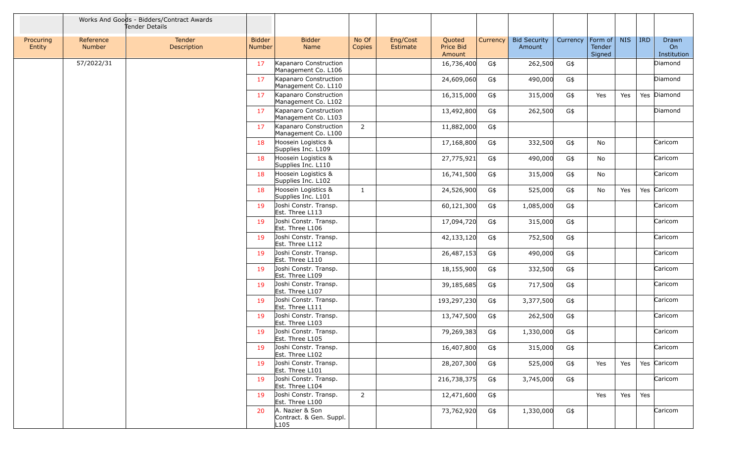| | Works And Goods - Bidders/Contract Awards Tender Details | | | | | | | | | | | | | |
|---|---|---|---|---|---|---|---|---|---|---|---|---|---|---|
| Procuring Entity | Reference Number | Tender Description | Bidder Number | Bidder Name | No Of Copies | Eng/Cost Estimate | Quoted Price Bid Amount | Currency | Bid Security Amount | Currency | Form of Tender Signed | NIS | IRD | Drawn On Institution |
| | 57/2022/31 | | 17 | Kapanaro Construction Management Co. L106 | | | 16,736,400 | G$ | 262,500 | G$ | | | | Diamond |
| | | | 17 | Kapanaro Construction Management Co. L110 | | | 24,609,060 | G$ | 490,000 | G$ | | | | Diamond |
| | | | 17 | Kapanaro Construction Management Co. L102 | | | 16,315,000 | G$ | 315,000 | G$ | Yes | Yes | Yes | Diamond |
| | | | 17 | Kapanaro Construction Management Co. L103 | | | 13,492,800 | G$ | 262,500 | G$ | | | | Diamond |
| | | | 17 | Kapanaro Construction Management Co. L100 | 2 | | 11,882,000 | G$ | | | | | | |
| | | | 18 | Hoosein Logistics & Supplies Inc. L109 | | | 17,168,800 | G$ | 332,500 | G$ | No | | | Caricom |
| | | | 18 | Hoosein Logistics & Supplies Inc. L110 | | | 27,775,921 | G$ | 490,000 | G$ | No | | | Caricom |
| | | | 18 | Hoosein Logistics & Supplies Inc. L102 | | | 16,741,500 | G$ | 315,000 | G$ | No | | | Caricom |
| | | | 18 | Hoosein Logistics & Supplies Inc. L101 | 1 | | 24,526,900 | G$ | 525,000 | G$ | No | Yes | Yes | Caricom |
| | | | 19 | Joshi Constr. Transp. Est. Three L113 | | | 60,121,300 | G$ | 1,085,000 | G$ | | | | Caricom |
| | | | 19 | Joshi Constr. Transp. Est. Three L106 | | | 17,094,720 | G$ | 315,000 | G$ | | | | Caricom |
| | | | 19 | Joshi Constr. Transp. Est. Three L112 | | | 42,133,120 | G$ | 752,500 | G$ | | | | Caricom |
| | | | 19 | Joshi Constr. Transp. Est. Three L110 | | | 26,487,153 | G$ | 490,000 | G$ | | | | Caricom |
| | | | 19 | Joshi Constr. Transp. Est. Three L109 | | | 18,155,900 | G$ | 332,500 | G$ | | | | Caricom |
| | | | 19 | Joshi Constr. Transp. Est. Three L107 | | | 39,185,685 | G$ | 717,500 | G$ | | | | Caricom |
| | | | 19 | Joshi Constr. Transp. Est. Three L111 | | | 193,297,230 | G$ | 3,377,500 | G$ | | | | Caricom |
| | | | 19 | Joshi Constr. Transp. Est. Three L103 | | | 13,747,500 | G$ | 262,500 | G$ | | | | Caricom |
| | | | 19 | Joshi Constr. Transp. Est. Three L105 | | | 79,269,383 | G$ | 1,330,000 | G$ | | | | Caricom |
| | | | 19 | Joshi Constr. Transp. Est. Three L102 | | | 16,407,800 | G$ | 315,000 | G$ | | | | Caricom |
| | | | 19 | Joshi Constr. Transp. Est. Three L101 | | | 28,207,300 | G$ | 525,000 | G$ | Yes | Yes | Yes | Caricom |
| | | | 19 | Joshi Constr. Transp. Est. Three L104 | | | 216,738,375 | G$ | 3,745,000 | G$ | | | | Caricom |
| | | | 19 | Joshi Constr. Transp. Est. Three L100 | 2 | | 12,471,600 | G$ | | | Yes | Yes | Yes | |
| | | | 20 | A. Nazier & Son Contract. & Gen. Suppl. L105 | | | 73,762,920 | G$ | 1,330,000 | G$ | | | | Caricom |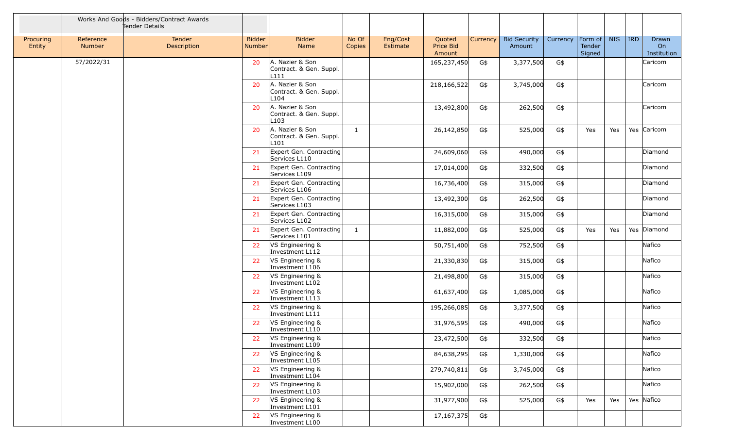| | Works And Goods - Bidders/Contract Awards Tender Details | | | | | | | | | | | | | | |
|---|---|---|---|---|---|---|---|---|---|---|---|---|---|---|---|
| Procuring Entity | Reference Number | Tender Description | Bidder Number | Bidder Name | No Of Copies | Eng/Cost Estimate | Quoted Price Bid Amount | Currency | Bid Security Amount | Currency | Form of Tender Signed | NIS | IRD | Drawn On Institution |
| | 57/2022/31 | | 20 | A. Nazier & Son Contract. & Gen. Suppl. L111 | | | 165,237,450 | G$ | 3,377,500 | G$ | | | | Caricom |
| | | | 20 | A. Nazier & Son Contract. & Gen. Suppl. L104 | | | 218,166,522 | G$ | 3,745,000 | G$ | | | | Caricom |
| | | | 20 | A. Nazier & Son Contract. & Gen. Suppl. L103 | | | 13,492,800 | G$ | 262,500 | G$ | | | | Caricom |
| | | | 20 | A. Nazier & Son Contract. & Gen. Suppl. L101 | 1 | | 26,142,850 | G$ | 525,000 | G$ | Yes | Yes | Yes | Caricom |
| | | | 21 | Expert Gen. Contracting Services L110 | | | 24,609,060 | G$ | 490,000 | G$ | | | | Diamond |
| | | | 21 | Expert Gen. Contracting Services L109 | | | 17,014,000 | G$ | 332,500 | G$ | | | | Diamond |
| | | | 21 | Expert Gen. Contracting Services L106 | | | 16,736,400 | G$ | 315,000 | G$ | | | | Diamond |
| | | | 21 | Expert Gen. Contracting Services L103 | | | 13,492,300 | G$ | 262,500 | G$ | | | | Diamond |
| | | | 21 | Expert Gen. Contracting Services L102 | | | 16,315,000 | G$ | 315,000 | G$ | | | | Diamond |
| | | | 21 | Expert Gen. Contracting Services L101 | 1 | | 11,882,000 | G$ | 525,000 | G$ | Yes | Yes | Yes | Diamond |
| | | | 22 | VS Engineering & Investment L112 | | | 50,751,400 | G$ | 752,500 | G$ | | | | Nafico |
| | | | 22 | VS Engineering & Investment L106 | | | 21,330,830 | G$ | 315,000 | G$ | | | | Nafico |
| | | | 22 | VS Engineering & Investment L102 | | | 21,498,800 | G$ | 315,000 | G$ | | | | Nafico |
| | | | 22 | VS Engineering & Investment L113 | | | 61,637,400 | G$ | 1,085,000 | G$ | | | | Nafico |
| | | | 22 | VS Engineering & Investment L111 | | | 195,266,085 | G$ | 3,377,500 | G$ | | | | Nafico |
| | | | 22 | VS Engineering & Investment L110 | | | 31,976,595 | G$ | 490,000 | G$ | | | | Nafico |
| | | | 22 | VS Engineering & Investment L109 | | | 23,472,500 | G$ | 332,500 | G$ | | | | Nafico |
| | | | 22 | VS Engineering & Investment L105 | | | 84,638,295 | G$ | 1,330,000 | G$ | | | | Nafico |
| | | | 22 | VS Engineering & Investment L104 | | | 279,740,811 | G$ | 3,745,000 | G$ | | | | Nafico |
| | | | 22 | VS Engineering & Investment L103 | | | 15,902,000 | G$ | 262,500 | G$ | | | | Nafico |
| | | | 22 | VS Engineering & Investment L101 | | | 31,977,900 | G$ | 525,000 | G$ | Yes | Yes | Yes | Nafico |
| | | | 22 | VS Engineering & Investment L100 | | | 17,167,375 | G$ | | | | | | |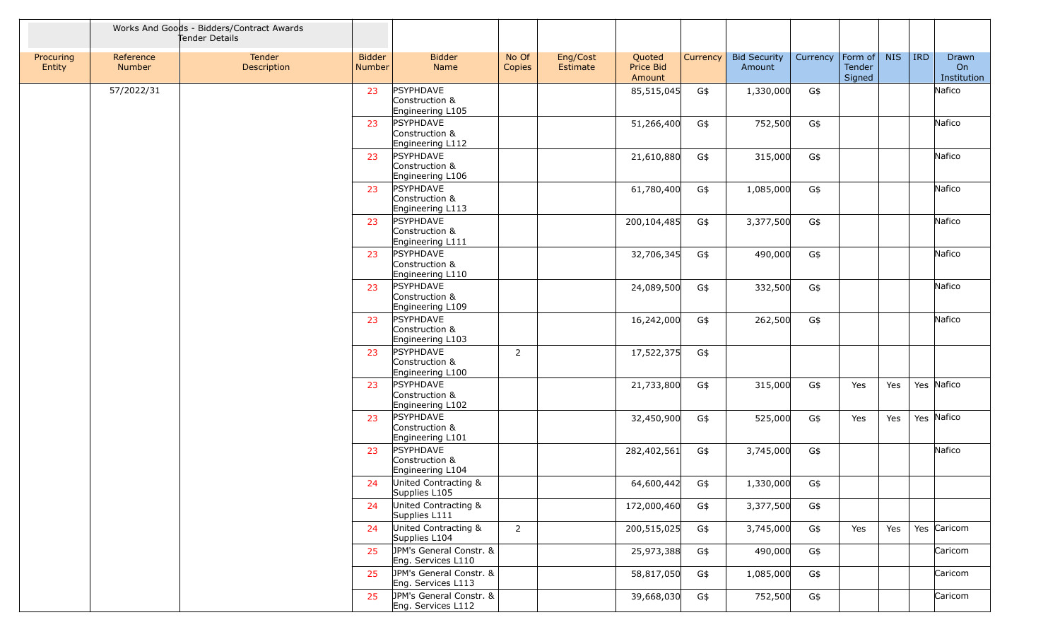| Works And Goods - Bidders/Contract Awards Tender Details | | | | | | | | | | | | | | | |
|---|---|---|---|---|---|---|---|---|---|---|---|---|---|---|---|
| Procuring Entity | Reference Number | Tender Description | Bidder Number | Bidder Name | No Of Copies | Eng/Cost Estimate | Quoted Price Bid Amount | Currency | Bid Security Amount | Currency | Form of Tender Signed | NIS | IRD | Drawn On Institution |
| | 57/2022/31 | | 23 | PSYPHDAVE Construction & Engineering L105 | | | 85,515,045 | G$ | 1,330,000 | G$ | | | | Nafico |
| | | | 23 | PSYPHDAVE Construction & Engineering L112 | | | 51,266,400 | G$ | 752,500 | G$ | | | | Nafico |
| | | | 23 | PSYPHDAVE Construction & Engineering L106 | | | 21,610,880 | G$ | 315,000 | G$ | | | | Nafico |
| | | | 23 | PSYPHDAVE Construction & Engineering L113 | | | 61,780,400 | G$ | 1,085,000 | G$ | | | | Nafico |
| | | | 23 | PSYPHDAVE Construction & Engineering L111 | | | 200,104,485 | G$ | 3,377,500 | G$ | | | | Nafico |
| | | | 23 | PSYPHDAVE Construction & Engineering L110 | | | 32,706,345 | G$ | 490,000 | G$ | | | | Nafico |
| | | | 23 | PSYPHDAVE Construction & Engineering L109 | | | 24,089,500 | G$ | 332,500 | G$ | | | | Nafico |
| | | | 23 | PSYPHDAVE Construction & Engineering L103 | | | 16,242,000 | G$ | 262,500 | G$ | | | | Nafico |
| | | | 23 | PSYPHDAVE Construction & Engineering L100 | 2 | | 17,522,375 | G$ | | | | | | |
| | | | 23 | PSYPHDAVE Construction & Engineering L102 | | | 21,733,800 | G$ | 315,000 | G$ | Yes | Yes | Yes | Nafico |
| | | | 23 | PSYPHDAVE Construction & Engineering L101 | | | 32,450,900 | G$ | 525,000 | G$ | Yes | Yes | Yes | Nafico |
| | | | 23 | PSYPHDAVE Construction & Engineering L104 | | | 282,402,561 | G$ | 3,745,000 | G$ | | | | Nafico |
| | | | 24 | United Contracting & Supplies L105 | | | 64,600,442 | G$ | 1,330,000 | G$ | | | | |
| | | | 24 | United Contracting & Supplies L111 | | | 172,000,460 | G$ | 3,377,500 | G$ | | | | |
| | | | 24 | United Contracting & Supplies L104 | 2 | | 200,515,025 | G$ | 3,745,000 | G$ | Yes | Yes | Yes | Caricom |
| | | | 25 | JPM's General Constr. & Eng. Services L110 | | | 25,973,388 | G$ | 490,000 | G$ | | | | Caricom |
| | | | 25 | JPM's General Constr. & Eng. Services L113 | | | 58,817,050 | G$ | 1,085,000 | G$ | | | | Caricom |
| | | | 25 | JPM's General Constr. & Eng. Services L112 | | | 39,668,030 | G$ | 752,500 | G$ | | | | Caricom |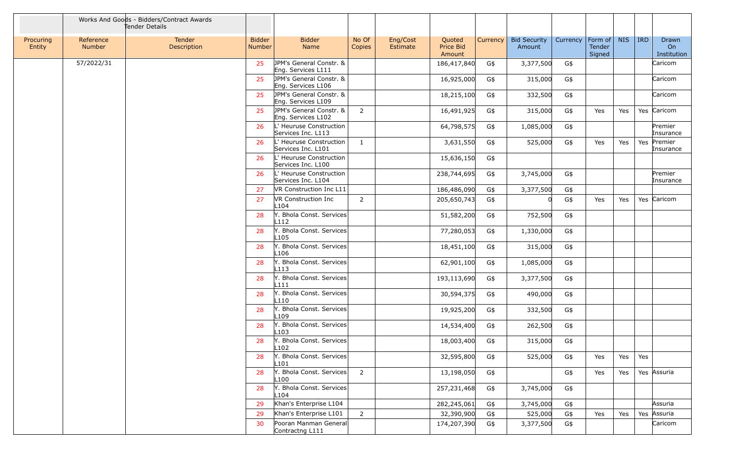| | Works And Goods - Bidders/Contract Awards Tender Details | | | | | | | | | | | | | |
|---|---|---|---|---|---|---|---|---|---|---|---|---|---|---|
| Procuring Entity | Reference Number | Tender Description | Bidder Number | Bidder Name | No Of Copies | Eng/Cost Estimate | Quoted Price Bid Amount | Currency | Bid Security Amount | Currency | Form of Tender Signed | NIS | IRD | Drawn On Institution |
| | 57/2022/31 | | 25 | JPM's General Constr. & Eng. Services L111 | | | 186,417,840 | G$ | 3,377,500 | G$ | | | | Caricom |
| | | | 25 | JPM's General Constr. & Eng. Services L106 | | | 16,925,000 | G$ | 315,000 | G$ | | | | Caricom |
| | | | 25 | JPM's General Constr. & Eng. Services L109 | | | 18,215,100 | G$ | 332,500 | G$ | | | | Caricom |
| | | | 25 | JPM's General Constr. & Eng. Services L102 | 2 | | 16,491,925 | G$ | 315,000 | G$ | Yes | Yes | Yes | Caricom |
| | | | 26 | L' Heuruse Construction Services Inc. L113 | | | 64,798,575 | G$ | 1,085,000 | G$ | | | | Premier Insurance |
| | | | 26 | L' Heuruse Construction Services Inc. L101 | 1 | | 3,631,550 | G$ | 525,000 | G$ | Yes | Yes | Yes | Premier Insurance |
| | | | 26 | L' Heuruse Construction Services Inc. L100 | | | 15,636,150 | G$ | | | | | | |
| | | | 26 | L' Heuruse Construction Services Inc. L104 | | | 238,744,695 | G$ | 3,745,000 | G$ | | | | Premier Insurance |
| | | | 27 | VR Construction Inc L11 | | | 186,486,090 | G$ | 3,377,500 | G$ | | | | |
| | | | 27 | VR Construction Inc L104 | 2 | | 205,650,743 | G$ | 0 | G$ | Yes | Yes | Yes | Caricom |
| | | | 28 | Y. Bhola Const. Services L112 | | | 51,582,200 | G$ | 752,500 | G$ | | | | |
| | | | 28 | Y. Bhola Const. Services L105 | | | 77,280,053 | G$ | 1,330,000 | G$ | | | | |
| | | | 28 | Y. Bhola Const. Services L106 | | | 18,451,100 | G$ | 315,000 | G$ | | | | |
| | | | 28 | Y. Bhola Const. Services L113 | | | 62,901,100 | G$ | 1,085,000 | G$ | | | | |
| | | | 28 | Y. Bhola Const. Services L111 | | | 193,113,690 | G$ | 3,377,500 | G$ | | | | |
| | | | 28 | Y. Bhola Const. Services L110 | | | 30,594,375 | G$ | 490,000 | G$ | | | | |
| | | | 28 | Y. Bhola Const. Services L109 | | | 19,925,200 | G$ | 332,500 | G$ | | | | |
| | | | 28 | Y. Bhola Const. Services L103 | | | 14,534,400 | G$ | 262,500 | G$ | | | | |
| | | | 28 | Y. Bhola Const. Services L102 | | | 18,003,400 | G$ | 315,000 | G$ | | | | |
| | | | 28 | Y. Bhola Const. Services L101 | | | 32,595,800 | G$ | 525,000 | G$ | Yes | Yes | Yes | |
| | | | 28 | Y. Bhola Const. Services L100 | 2 | | 13,198,050 | G$ | | G$ | Yes | Yes | Yes | Assuria |
| | | | 28 | Y. Bhola Const. Services L104 | | | 257,231,468 | G$ | 3,745,000 | G$ | | | | |
| | | | 29 | Khan's Enterprise L104 | | | 282,245,061 | G$ | 3,745,000 | G$ | | | | Assuria |
| | | | 29 | Khan's Enterprise L101 | 2 | | 32,390,900 | G$ | 525,000 | G$ | Yes | Yes | Yes | Assuria |
| | | | 30 | Pooran Manman General Contractng L111 | | | 174,207,390 | G$ | 3,377,500 | G$ | | | | Caricom |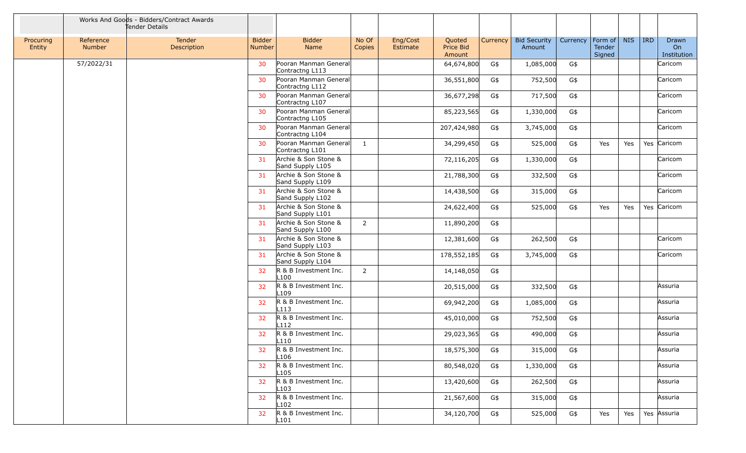| | Works And Goods - Bidders/Contract Awards Tender Details | | | | | | | | | | | | | |
|---|---|---|---|---|---|---|---|---|---|---|---|---|---|---|
| Procuring Entity | Reference Number | Tender Description | Bidder Number | Bidder Name | No Of Copies | Eng/Cost Estimate | Quoted Price Bid Amount | Currency | Bid Security Amount | Currency | Form of Tender Signed | NIS | IRD | Drawn On Institution |
| | 57/2022/31 | | 30 | Pooran Manman General Contractng L113 | | | 64,674,800 | G$ | 1,085,000 | G$ | | | | Caricom |
| | | | 30 | Pooran Manman General Contractng L112 | | | 36,551,800 | G$ | 752,500 | G$ | | | | Caricom |
| | | | 30 | Pooran Manman General Contractng L107 | | | 36,677,298 | G$ | 717,500 | G$ | | | | Caricom |
| | | | 30 | Pooran Manman General Contractng L105 | | | 85,223,565 | G$ | 1,330,000 | G$ | | | | Caricom |
| | | | 30 | Pooran Manman General Contractng L104 | | | 207,424,980 | G$ | 3,745,000 | G$ | | | | Caricom |
| | | | 30 | Pooran Manman General Contractng L101 | 1 | | 34,299,450 | G$ | 525,000 | G$ | Yes | Yes | Yes | Caricom |
| | | | 31 | Archie & Son Stone & Sand Supply L105 | | | 72,116,205 | G$ | 1,330,000 | G$ | | | | Caricom |
| | | | 31 | Archie & Son Stone & Sand Supply L109 | | | 21,788,300 | G$ | 332,500 | G$ | | | | Caricom |
| | | | 31 | Archie & Son Stone & Sand Supply L102 | | | 14,438,500 | G$ | 315,000 | G$ | | | | Caricom |
| | | | 31 | Archie & Son Stone & Sand Supply L101 | | | 24,622,400 | G$ | 525,000 | G$ | Yes | Yes | Yes | Caricom |
| | | | 31 | Archie & Son Stone & Sand Supply L100 | 2 | | 11,890,200 | G$ | | | | | | |
| | | | 31 | Archie & Son Stone & Sand Supply L103 | | | 12,381,600 | G$ | 262,500 | G$ | | | | Caricom |
| | | | 31 | Archie & Son Stone & Sand Supply L104 | | | 178,552,185 | G$ | 3,745,000 | G$ | | | | Caricom |
| | | | 32 | R & B Investment Inc. L100 | 2 | | 14,148,050 | G$ | | | | | | |
| | | | 32 | R & B Investment Inc. L109 | | | 20,515,000 | G$ | 332,500 | G$ | | | | Assuria |
| | | | 32 | R & B Investment Inc. L113 | | | 69,942,200 | G$ | 1,085,000 | G$ | | | | Assuria |
| | | | 32 | R & B Investment Inc. L112 | | | 45,010,000 | G$ | 752,500 | G$ | | | | Assuria |
| | | | 32 | R & B Investment Inc. L110 | | | 29,023,365 | G$ | 490,000 | G$ | | | | Assuria |
| | | | 32 | R & B Investment Inc. L106 | | | 18,575,300 | G$ | 315,000 | G$ | | | | Assuria |
| | | | 32 | R & B Investment Inc. L105 | | | 80,548,020 | G$ | 1,330,000 | G$ | | | | Assuria |
| | | | 32 | R & B Investment Inc. L103 | | | 13,420,600 | G$ | 262,500 | G$ | | | | Assuria |
| | | | 32 | R & B Investment Inc. L102 | | | 21,567,600 | G$ | 315,000 | G$ | | | | Assuria |
| | | | 32 | R & B Investment Inc. L101 | | | 34,120,700 | G$ | 525,000 | G$ | Yes | Yes | Yes | Assuria |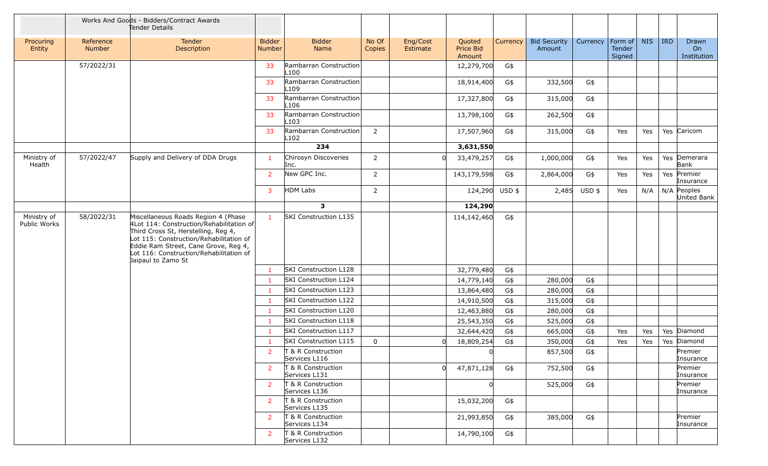| | Works And Goods - Bidders/Contract Awards Tender Details | | | | | | | | | | | | | |
|---|---|---|---|---|---|---|---|---|---|---|---|---|---|---|
| Procuring Entity | Reference Number | Tender Description | Bidder Number | Bidder Name | No Of Copies | Eng/Cost Estimate | Quoted Price Bid Amount | Currency | Bid Security Amount | Currency | Form of Tender Signed | NIS | IRD | Drawn On Institution |
| | 57/2022/31 | | 33 | Rambarran Construction L100 | | | 12,279,700 | G$ | | | | | | |
| | | | 33 | Rambarran Construction L109 | | | 18,914,400 | G$ | 332,500 | G$ | | | | |
| | | | 33 | Rambarran Construction L106 | | | 17,327,800 | G$ | 315,000 | G$ | | | | |
| | | | 33 | Rambarran Construction L103 | | | 13,798,100 | G$ | 262,500 | G$ | | | | |
| | | | 33 | Rambarran Construction L102 | 2 | | 17,507,960 | G$ | 315,000 | G$ | Yes | Yes | Yes | Caricom |
| | | | **234** | | | | **3,631,550** | | | | | | | |
| Ministry of Health | 57/2022/47 | Supply and Delivery of DDA Drugs | 1 | Chirosyn Discoveries Inc. | 2 | 0 | 33,479,257 | G$ | 1,000,000 | G$ | Yes | Yes | Yes | Demerara Bank |
| | | | 2 | New GPC Inc. | 2 | | 143,179,598 | G$ | 2,864,000 | G$ | Yes | Yes | Yes | Premier Insurance |
| | | | 3 | HDM Labs | 2 | | 124,290 | USD $ | 2,485 | USD $ | Yes | N/A | N/A | Peoples United Bank |
| | | | **3** | | | | **124,290** | | | | | | | |
| Ministry of Public Works | 58/2022/31 | Miscellaneous Roads Region 4 (Phase 4Lot 114: Construction/Rehabilitation of Third Cross St, Herstelling, Reg 4, Lot 115: Construction/Rehabilitation of Eddie Ram Street, Cane Grove, Reg 4, Lot 116: Construction/Rehabilitation of Jaipaul to Zamo St | 1 | SKI Construction L135 | | | 114,142,460 | G$ | | | | | | |
| | | | 1 | SKI Construction L128 | | | 32,779,480 | G$ | | | | | | |
| | | | 1 | SKI Construction L124 | | | 14,779,140 | G$ | 280,000 | G$ | | | | |
| | | | 1 | SKI Construction L123 | | | 13,864,480 | G$ | 280,000 | G$ | | | | |
| | | | 1 | SKI Construction L122 | | | 14,910,500 | G$ | 315,000 | G$ | | | | |
| | | | 1 | SKI Construction L120 | | | 12,463,880 | G$ | 280,000 | G$ | | | | |
| | | | 1 | SKI Construction L118 | | | 25,543,350 | G$ | 525,000 | G$ | | | | |
| | | | 1 | SKI Construction L117 | | | 32,644,420 | G$ | 665,000 | G$ | Yes | Yes | Yes | Diamond |
| | | | 1 | SKI Construction L115 | 0 | 0 | 18,809,254 | G$ | 350,000 | G$ | Yes | Yes | Yes | Diamond |
| | | | 2 | T & R Construction Services L116 | | | 0 | | 857,500 | G$ | | | | Premier Insurance |
| | | | 2 | T & R Construction Services L131 | | 0 | 47,871,128 | G$ | 752,500 | G$ | | | | Premier Insurance |
| | | | 2 | T & R Construction Services L136 | | | 0 | | 525,000 | G$ | | | | Premier Insurance |
| | | | 2 | T & R Construction Services L135 | | | 15,032,200 | G$ | | | | | | |
| | | | 2 | T & R Construction Services L134 | | | 21,993,850 | G$ | 385,000 | G$ | | | | Premier Insurance |
| | | | 2 | T & R Construction Services L132 | | | 14,790,100 | G$ | | | | | | |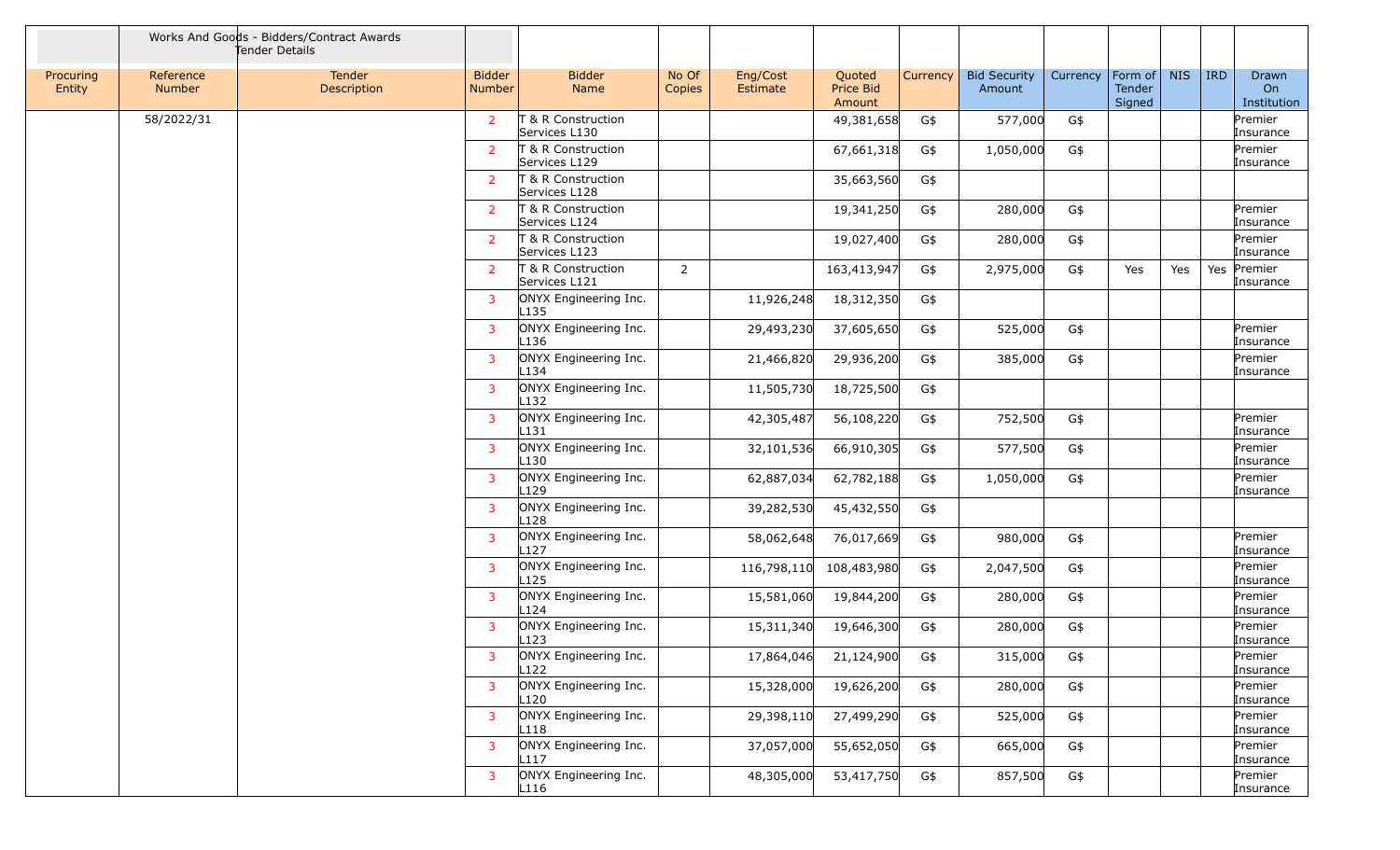| | Works And Goods - Bidders/Contract Awards Tender Details | | | | | | | | | | | | | | |
|---|---|---|---|---|---|---|---|---|---|---|---|---|---|---|---|
| Procuring Entity | Reference Number | Tender Description | Bidder Number | Bidder Name | No Of Copies | Eng/Cost Estimate | Quoted Price Bid Amount | Currency | Bid Security Amount | Currency | Form of Tender Signed | NIS | IRD | Drawn On Institution |
| | 58/2022/31 | | 2 | T & R Construction Services L130 | | | 49,381,658 | G$ | 577,000 | G$ | | | | Premier Insurance |
| | | | 2 | T & R Construction Services L129 | | | 67,661,318 | G$ | 1,050,000 | G$ | | | | Premier Insurance |
| | | | 2 | T & R Construction Services L128 | | | 35,663,560 | G$ | | | | | | |
| | | | 2 | T & R Construction Services L124 | | | 19,341,250 | G$ | 280,000 | G$ | | | | Premier Insurance |
| | | | 2 | T & R Construction Services L123 | | | 19,027,400 | G$ | 280,000 | G$ | | | | Premier Insurance |
| | | | 2 | T & R Construction Services L121 | 2 | | 163,413,947 | G$ | 2,975,000 | G$ | Yes | Yes | Yes | Premier Insurance |
| | | | 3 | ONYX Engineering Inc. L135 | | 11,926,248 | 18,312,350 | G$ | | | | | | |
| | | | 3 | ONYX Engineering Inc. L136 | | 29,493,230 | 37,605,650 | G$ | 525,000 | G$ | | | | Premier Insurance |
| | | | 3 | ONYX Engineering Inc. L134 | | 21,466,820 | 29,936,200 | G$ | 385,000 | G$ | | | | Premier Insurance |
| | | | 3 | ONYX Engineering Inc. L132 | | 11,505,730 | 18,725,500 | G$ | | | | | | |
| | | | 3 | ONYX Engineering Inc. L131 | | 42,305,487 | 56,108,220 | G$ | 752,500 | G$ | | | | Premier Insurance |
| | | | 3 | ONYX Engineering Inc. L130 | | 32,101,536 | 66,910,305 | G$ | 577,500 | G$ | | | | Premier Insurance |
| | | | 3 | ONYX Engineering Inc. L129 | | 62,887,034 | 62,782,188 | G$ | 1,050,000 | G$ | | | | Premier Insurance |
| | | | 3 | ONYX Engineering Inc. L128 | | 39,282,530 | 45,432,550 | G$ | | | | | | |
| | | | 3 | ONYX Engineering Inc. L127 | | 58,062,648 | 76,017,669 | G$ | 980,000 | G$ | | | | Premier Insurance |
| | | | 3 | ONYX Engineering Inc. L125 | | 116,798,110 | 108,483,980 | G$ | 2,047,500 | G$ | | | | Premier Insurance |
| | | | 3 | ONYX Engineering Inc. L124 | | 15,581,060 | 19,844,200 | G$ | 280,000 | G$ | | | | Premier Insurance |
| | | | 3 | ONYX Engineering Inc. L123 | | 15,311,340 | 19,646,300 | G$ | 280,000 | G$ | | | | Premier Insurance |
| | | | 3 | ONYX Engineering Inc. L122 | | 17,864,046 | 21,124,900 | G$ | 315,000 | G$ | | | | Premier Insurance |
| | | | 3 | ONYX Engineering Inc. L120 | | 15,328,000 | 19,626,200 | G$ | 280,000 | G$ | | | | Premier Insurance |
| | | | 3 | ONYX Engineering Inc. L118 | | 29,398,110 | 27,499,290 | G$ | 525,000 | G$ | | | | Premier Insurance |
| | | | 3 | ONYX Engineering Inc. L117 | | 37,057,000 | 55,652,050 | G$ | 665,000 | G$ | | | | Premier Insurance |
| | | | 3 | ONYX Engineering Inc. L116 | | 48,305,000 | 53,417,750 | G$ | 857,500 | G$ | | | | Premier Insurance |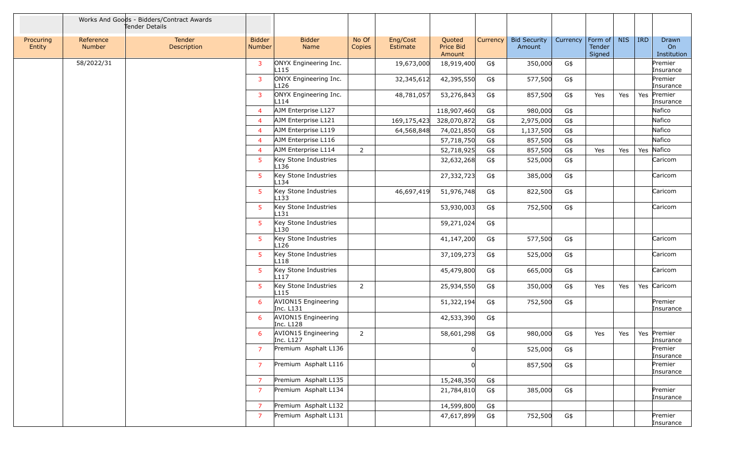| | Works And Goods - Bidders/Contract Awards Tender Details | | | | | | | | | | | | | |
|---|---|---|---|---|---|---|---|---|---|---|---|---|---|---|
| Procuring Entity | Reference Number | Tender Description | Bidder Number | Bidder Name | No Of Copies | Eng/Cost Estimate | Quoted Price Bid Amount | Currency | Bid Security Amount | Currency | Form of Tender Signed | NIS | IRD | Drawn On Institution |
| | 58/2022/31 | | 3 | ONYX Engineering Inc. L115 | | 19,673,000 | 18,919,400 | G$ | 350,000 | G$ | | | | Premier Insurance |
| | | | 3 | ONYX Engineering Inc. L126 | | 32,345,612 | 42,395,550 | G$ | 577,500 | G$ | | | | Premier Insurance |
| | | | 3 | ONYX Engineering Inc. L114 | | 48,781,057 | 53,276,843 | G$ | 857,500 | G$ | Yes | Yes | Yes | Premier Insurance |
| | | | 4 | AJM Enterprise L127 | | | 118,907,460 | G$ | 980,000 | G$ | | | | Nafico |
| | | | 4 | AJM Enterprise L121 | | 169,175,423 | 328,070,872 | G$ | 2,975,000 | G$ | | | | Nafico |
| | | | 4 | AJM Enterprise L119 | | 64,568,848 | 74,021,850 | G$ | 1,137,500 | G$ | | | | Nafico |
| | | | 4 | AJM Enterprise L116 | | | 57,718,750 | G$ | 857,500 | G$ | | | | Nafico |
| | | | 4 | AJM Enterprise L114 | 2 | | 52,718,925 | G$ | 857,500 | G$ | Yes | Yes | Yes | Nafico |
| | | | 5 | Key Stone Industries L136 | | | 32,632,268 | G$ | 525,000 | G$ | | | | Caricom |
| | | | 5 | Key Stone Industries L134 | | | 27,332,723 | G$ | 385,000 | G$ | | | | Caricom |
| | | | 5 | Key Stone Industries L133 | | 46,697,419 | 51,976,748 | G$ | 822,500 | G$ | | | | Caricom |
| | | | 5 | Key Stone Industries L131 | | | 53,930,003 | G$ | 752,500 | G$ | | | | Caricom |
| | | | 5 | Key Stone Industries L130 | | | 59,271,024 | G$ | | | | | | |
| | | | 5 | Key Stone Industries L126 | | | 41,147,200 | G$ | 577,500 | G$ | | | | Caricom |
| | | | 5 | Key Stone Industries L118 | | | 37,109,273 | G$ | 525,000 | G$ | | | | Caricom |
| | | | 5 | Key Stone Industries L117 | | | 45,479,800 | G$ | 665,000 | G$ | | | | Caricom |
| | | | 5 | Key Stone Industries L115 | 2 | | 25,934,550 | G$ | 350,000 | G$ | Yes | Yes | Yes | Caricom |
| | | | 6 | AVION15 Engineering Inc. L131 | | | 51,322,194 | G$ | 752,500 | G$ | | | | Premier Insurance |
| | | | 6 | AVION15 Engineering Inc. L128 | | | 42,533,390 | G$ | | | | | | |
| | | | 6 | AVION15 Engineering Inc. L127 | 2 | | 58,601,298 | G$ | 980,000 | G$ | Yes | Yes | Yes | Premier Insurance |
| | | | 7 | Premium Asphalt L136 | | | 0 | | 525,000 | G$ | | | | Premier Insurance |
| | | | 7 | Premium Asphalt L116 | | | 0 | | 857,500 | G$ | | | | Premier Insurance |
| | | | 7 | Premium Asphalt L135 | | | 15,248,350 | G$ | | | | | | |
| | | | 7 | Premium Asphalt L134 | | | 21,784,810 | G$ | 385,000 | G$ | | | | Premier Insurance |
| | | | 7 | Premium Asphalt L132 | | | 14,599,800 | G$ | | | | | | |
| | | | 7 | Premium Asphalt L131 | | | 47,617,899 | G$ | 752,500 | G$ | | | | Premier Insurance |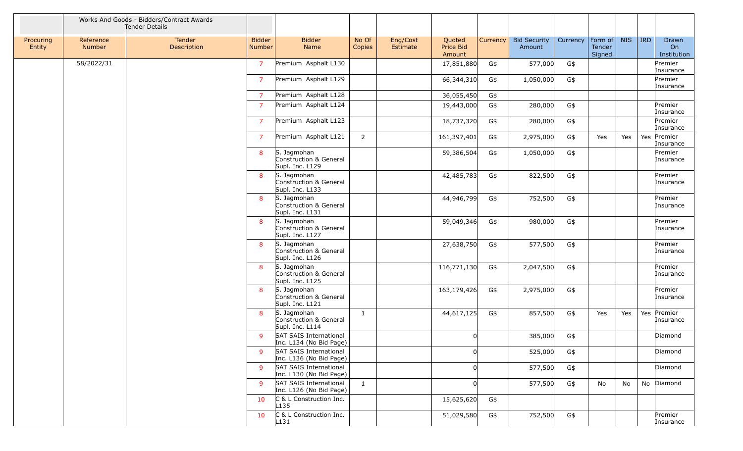| | Works And Goods - Bidders/Contract Awards Tender Details | | | | | | | | | | | | | |
|---|---|---|---|---|---|---|---|---|---|---|---|---|---|---|
| Procuring Entity | Reference Number | Tender Description | Bidder Number | Bidder Name | No Of Copies | Eng/Cost Estimate | Quoted Price Bid Amount | Currency | Bid Security Amount | Currency | Form of Tender Signed | NIS | IRD | Drawn On Institution |
| | 58/2022/31 | | 7 | Premium Asphalt L130 | | | 17,851,880 | G$ | 577,000 | G$ | | | | Premier Insurance |
| | | | 7 | Premium Asphalt L129 | | | 66,344,310 | G$ | 1,050,000 | G$ | | | | Premier Insurance |
| | | | 7 | Premium Asphalt L128 | | | 36,055,450 | G$ | | | | | | |
| | | | 7 | Premium Asphalt L124 | | | 19,443,000 | G$ | 280,000 | G$ | | | | Premier Insurance |
| | | | 7 | Premium Asphalt L123 | | | 18,737,320 | G$ | 280,000 | G$ | | | | Premier Insurance |
| | | | 7 | Premium Asphalt L121 | 2 | | 161,397,401 | G$ | 2,975,000 | G$ | Yes | Yes | Yes | Premier Insurance |
| | | | 8 | S. Jagmohan Construction & General Supl. Inc. L129 | | | 59,386,504 | G$ | 1,050,000 | G$ | | | | Premier Insurance |
| | | | 8 | S. Jagmohan Construction & General Supl. Inc. L133 | | | 42,485,783 | G$ | 822,500 | G$ | | | | Premier Insurance |
| | | | 8 | S. Jagmohan Construction & General Supl. Inc. L131 | | | 44,946,799 | G$ | 752,500 | G$ | | | | Premier Insurance |
| | | | 8 | S. Jagmohan Construction & General Supl. Inc. L127 | | | 59,049,346 | G$ | 980,000 | G$ | | | | Premier Insurance |
| | | | 8 | S. Jagmohan Construction & General Supl. Inc. L126 | | | 27,638,750 | G$ | 577,500 | G$ | | | | Premier Insurance |
| | | | 8 | S. Jagmohan Construction & General Supl. Inc. L125 | | | 116,771,130 | G$ | 2,047,500 | G$ | | | | Premier Insurance |
| | | | 8 | S. Jagmohan Construction & General Supl. Inc. L121 | | | 163,179,426 | G$ | 2,975,000 | G$ | | | | Premier Insurance |
| | | | 8 | S. Jagmohan Construction & General Supl. Inc. L114 | 1 | | 44,617,125 | G$ | 857,500 | G$ | Yes | Yes | Yes | Premier Insurance |
| | | | 9 | SAT SAIS International Inc. L134 (No Bid Page) | | | 0 | | 385,000 | G$ | | | | Diamond |
| | | | 9 | SAT SAIS International Inc. L136 (No Bid Page) | | | 0 | | 525,000 | G$ | | | | Diamond |
| | | | 9 | SAT SAIS International Inc. L130 (No Bid Page) | | | 0 | | 577,500 | G$ | | | | Diamond |
| | | | 9 | SAT SAIS International Inc. L126 (No Bid Page) | 1 | | 0 | | 577,500 | G$ | No | No | No | Diamond |
| | | | 10 | C & L Construction Inc. L135 | | | 15,625,620 | G$ | | | | | | |
| | | | 10 | C & L Construction Inc. L131 | | | 51,029,580 | G$ | 752,500 | G$ | | | | Premier Insurance |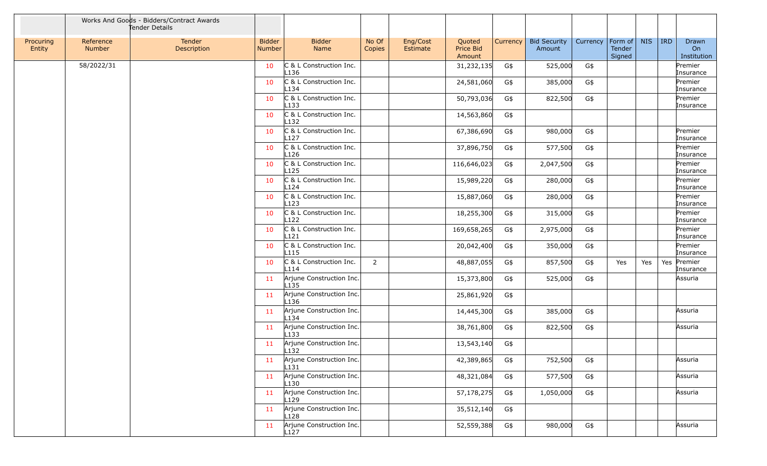| | Works And Goods - Bidders/Contract Awards Tender Details | | | | | | | | | | | | | | |
|---|---|---|---|---|---|---|---|---|---|---|---|---|---|---|---|
| Procuring Entity | Reference Number | Tender Description | Bidder Number | Bidder Name | No Of Copies | Eng/Cost Estimate | Quoted Price Bid Amount | Currency | Bid Security Amount | Currency | Form of Tender Signed | NIS | IRD | Drawn On Institution |
| | 58/2022/31 | | 10 | C & L Construction Inc. L136 | | | 31,232,135 | G$ | 525,000 | G$ | | | | Premier Insurance |
| | | | 10 | C & L Construction Inc. L134 | | | 24,581,060 | G$ | 385,000 | G$ | | | | Premier Insurance |
| | | | 10 | C & L Construction Inc. L133 | | | 50,793,036 | G$ | 822,500 | G$ | | | | Premier Insurance |
| | | | 10 | C & L Construction Inc. L132 | | | 14,563,860 | G$ | | | | | | |
| | | | 10 | C & L Construction Inc. L127 | | | 67,386,690 | G$ | 980,000 | G$ | | | | Premier Insurance |
| | | | 10 | C & L Construction Inc. L126 | | | 37,896,750 | G$ | 577,500 | G$ | | | | Premier Insurance |
| | | | 10 | C & L Construction Inc. L125 | | | 116,646,023 | G$ | 2,047,500 | G$ | | | | Premier Insurance |
| | | | 10 | C & L Construction Inc. L124 | | | 15,989,220 | G$ | 280,000 | G$ | | | | Premier Insurance |
| | | | 10 | C & L Construction Inc. L123 | | | 15,887,060 | G$ | 280,000 | G$ | | | | Premier Insurance |
| | | | 10 | C & L Construction Inc. L122 | | | 18,255,300 | G$ | 315,000 | G$ | | | | Premier Insurance |
| | | | 10 | C & L Construction Inc. L121 | | | 169,658,265 | G$ | 2,975,000 | G$ | | | | Premier Insurance |
| | | | 10 | C & L Construction Inc. L115 | | | 20,042,400 | G$ | 350,000 | G$ | | | | Premier Insurance |
| | | | 10 | C & L Construction Inc. L114 | 2 | | 48,887,055 | G$ | 857,500 | G$ | Yes | Yes | Yes | Premier Insurance |
| | | | 11 | Arjune Construction Inc. L135 | | | 15,373,800 | G$ | 525,000 | G$ | | | | Assuria |
| | | | 11 | Arjune Construction Inc. L136 | | | 25,861,920 | G$ | | | | | | |
| | | | 11 | Arjune Construction Inc. L134 | | | 14,445,300 | G$ | 385,000 | G$ | | | | Assuria |
| | | | 11 | Arjune Construction Inc. L133 | | | 38,761,800 | G$ | 822,500 | G$ | | | | Assuria |
| | | | 11 | Arjune Construction Inc. L132 | | | 13,543,140 | G$ | | | | | | |
| | | | 11 | Arjune Construction Inc. L131 | | | 42,389,865 | G$ | 752,500 | G$ | | | | Assuria |
| | | | 11 | Arjune Construction Inc. L130 | | | 48,321,084 | G$ | 577,500 | G$ | | | | Assuria |
| | | | 11 | Arjune Construction Inc. L129 | | | 57,178,275 | G$ | 1,050,000 | G$ | | | | Assuria |
| | | | 11 | Arjune Construction Inc. L128 | | | 35,512,140 | G$ | | | | | | |
| | | | 11 | Arjune Construction Inc. L127 | | | 52,559,388 | G$ | 980,000 | G$ | | | | Assuria |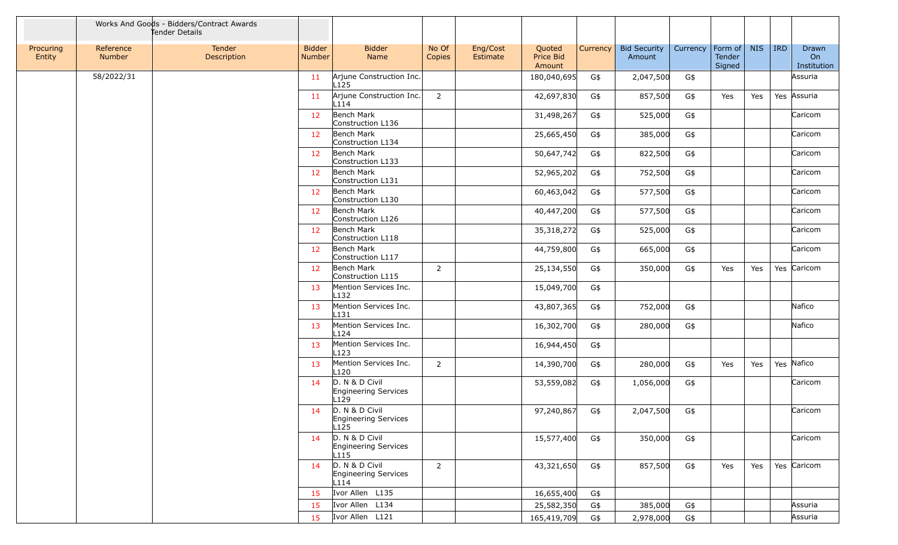| | Works And Goods - Bidders/Contract Awards Tender Details | | | | | | | | | | | | | | |
|---|---|---|---|---|---|---|---|---|---|---|---|---|---|---|---|
| Procuring Entity | Reference Number | Tender Description | Bidder Number | Bidder Name | No Of Copies | Eng/Cost Estimate | Quoted Price Bid Amount | Currency | Bid Security Amount | Currency | Form of Tender Signed | NIS | IRD | Drawn On Institution |
| | 58/2022/31 | | 11 | Arjune Construction Inc. L125 | | | 180,040,695 | G$ | 2,047,500 | G$ | | | | Assuria |
| | | | 11 | Arjune Construction Inc. L114 | 2 | | 42,697,830 | G$ | 857,500 | G$ | Yes | Yes | Yes | Assuria |
| | | | 12 | Bench Mark Construction L136 | | | 31,498,267 | G$ | 525,000 | G$ | | | | Caricom |
| | | | 12 | Bench Mark Construction L134 | | | 25,665,450 | G$ | 385,000 | G$ | | | | Caricom |
| | | | 12 | Bench Mark Construction L133 | | | 50,647,742 | G$ | 822,500 | G$ | | | | Caricom |
| | | | 12 | Bench Mark Construction L131 | | | 52,965,202 | G$ | 752,500 | G$ | | | | Caricom |
| | | | 12 | Bench Mark Construction L130 | | | 60,463,042 | G$ | 577,500 | G$ | | | | Caricom |
| | | | 12 | Bench Mark Construction L126 | | | 40,447,200 | G$ | 577,500 | G$ | | | | Caricom |
| | | | 12 | Bench Mark Construction L118 | | | 35,318,272 | G$ | 525,000 | G$ | | | | Caricom |
| | | | 12 | Bench Mark Construction L117 | | | 44,759,800 | G$ | 665,000 | G$ | | | | Caricom |
| | | | 12 | Bench Mark Construction L115 | 2 | | 25,134,550 | G$ | 350,000 | G$ | Yes | Yes | Yes | Caricom |
| | | | 13 | Mention Services Inc. L132 | | | 15,049,700 | G$ | | | | | | |
| | | | 13 | Mention Services Inc. L131 | | | 43,807,365 | G$ | 752,000 | G$ | | | | Nafico |
| | | | 13 | Mention Services Inc. L124 | | | 16,302,700 | G$ | 280,000 | G$ | | | | Nafico |
| | | | 13 | Mention Services Inc. L123 | | | 16,944,450 | G$ | | | | | | |
| | | | 13 | Mention Services Inc. L120 | 2 | | 14,390,700 | G$ | 280,000 | G$ | Yes | Yes | Yes | Nafico |
| | | | 14 | D. N & D Civil Engineering Services L129 | | | 53,559,082 | G$ | 1,056,000 | G$ | | | | Caricom |
| | | | 14 | D. N & D Civil Engineering Services L125 | | | 97,240,867 | G$ | 2,047,500 | G$ | | | | Caricom |
| | | | 14 | D. N & D Civil Engineering Services L115 | | | 15,577,400 | G$ | 350,000 | G$ | | | | Caricom |
| | | | 14 | D. N & D Civil Engineering Services L114 | 2 | | 43,321,650 | G$ | 857,500 | G$ | Yes | Yes | Yes | Caricom |
| | | | 15 | Ivor Allen L135 | | | 16,655,400 | G$ | | | | | | |
| | | | 15 | Ivor Allen L134 | | | 25,582,350 | G$ | 385,000 | G$ | | | | Assuria |
| | | | 15 | Ivor Allen L121 | | | 165,419,709 | G$ | 2,978,000 | G$ | | | | Assuria |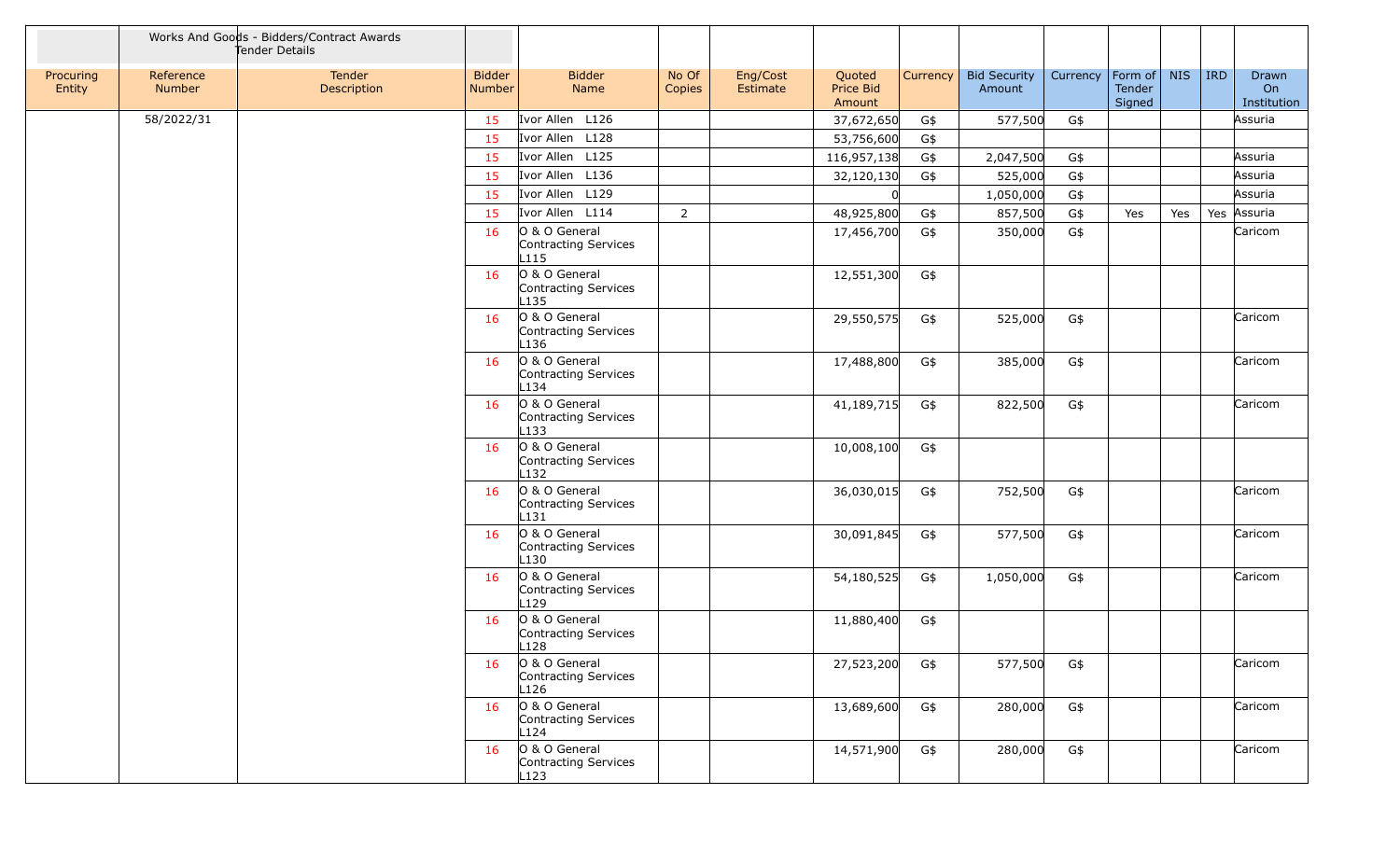| | Works And Goods - Bidders/Contract Awards Tender Details | | | | | | | | | | | | | | |
|---|---|---|---|---|---|---|---|---|---|---|---|---|---|---|---|
| Procuring Entity | Reference Number | Tender Description | Bidder Number | Bidder Name | No Of Copies | Eng/Cost Estimate | Quoted Price Bid Amount | Currency | Bid Security Amount | Currency | Form of Tender Signed | NIS | IRD | Drawn On Institution |
| | 58/2022/31 | | 15 | Ivor Allen L126 | | | 37,672,650 | G$ | 577,500 | G$ | | | | Assuria |
| | | | 15 | Ivor Allen L128 | | | 53,756,600 | G$ | | | | | | |
| | | | 15 | Ivor Allen L125 | | | 116,957,138 | G$ | 2,047,500 | G$ | | | | Assuria |
| | | | 15 | Ivor Allen L136 | | | 32,120,130 | G$ | 525,000 | G$ | | | | Assuria |
| | | | 15 | Ivor Allen L129 | | | 0 | | 1,050,000 | G$ | | | | Assuria |
| | | | 15 | Ivor Allen L114 | 2 | | 48,925,800 | G$ | 857,500 | G$ | Yes | Yes | Yes | Assuria |
| | | | 16 | O & O General Contracting Services L115 | | | 17,456,700 | G$ | 350,000 | G$ | | | | Caricom |
| | | | 16 | O & O General Contracting Services L135 | | | 12,551,300 | G$ | | | | | | |
| | | | 16 | O & O General Contracting Services L136 | | | 29,550,575 | G$ | 525,000 | G$ | | | | Caricom |
| | | | 16 | O & O General Contracting Services L134 | | | 17,488,800 | G$ | 385,000 | G$ | | | | Caricom |
| | | | 16 | O & O General Contracting Services L133 | | | 41,189,715 | G$ | 822,500 | G$ | | | | Caricom |
| | | | 16 | O & O General Contracting Services L132 | | | 10,008,100 | G$ | | | | | | |
| | | | 16 | O & O General Contracting Services L131 | | | 36,030,015 | G$ | 752,500 | G$ | | | | Caricom |
| | | | 16 | O & O General Contracting Services L130 | | | 30,091,845 | G$ | 577,500 | G$ | | | | Caricom |
| | | | 16 | O & O General Contracting Services L129 | | | 54,180,525 | G$ | 1,050,000 | G$ | | | | Caricom |
| | | | 16 | O & O General Contracting Services L128 | | | 11,880,400 | G$ | | | | | | |
| | | | 16 | O & O General Contracting Services L126 | | | 27,523,200 | G$ | 577,500 | G$ | | | | Caricom |
| | | | 16 | O & O General Contracting Services L124 | | | 13,689,600 | G$ | 280,000 | G$ | | | | Caricom |
| | | | 16 | O & O General Contracting Services L123 | | | 14,571,900 | G$ | 280,000 | G$ | | | | Caricom |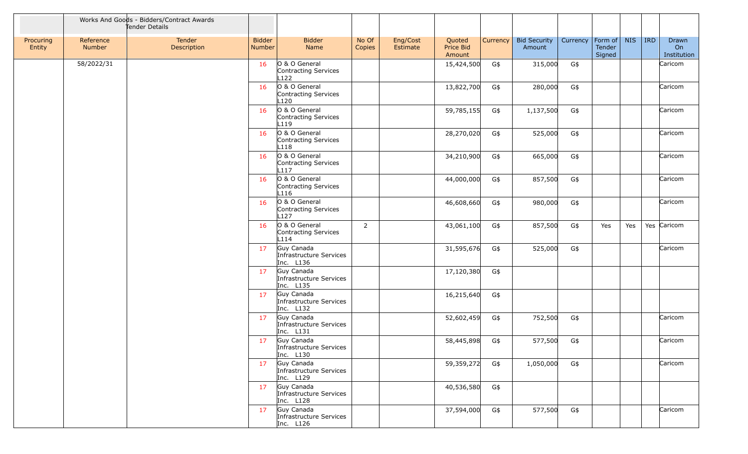| | Works And Goods - Bidders/Contract Awards Tender Details | | | | | | | | | | | | | | |
|---|---|---|---|---|---|---|---|---|---|---|---|---|---|---|---|
| Procuring Entity | Reference Number | Tender Description | Bidder Number | Bidder Name | No Of Copies | Eng/Cost Estimate | Quoted Price Bid Amount | Currency | Bid Security Amount | Currency | Form of Tender Signed | NIS | IRD | Drawn On Institution |
| | 58/2022/31 | | 16 | O & O General Contracting Services L122 | | | 15,424,500 | G$ | 315,000 | G$ | | | | Caricom |
| | | | 16 | O & O General Contracting Services L120 | | | 13,822,700 | G$ | 280,000 | G$ | | | | Caricom |
| | | | 16 | O & O General Contracting Services L119 | | | 59,785,155 | G$ | 1,137,500 | G$ | | | | Caricom |
| | | | 16 | O & O General Contracting Services L118 | | | 28,270,020 | G$ | 525,000 | G$ | | | | Caricom |
| | | | 16 | O & O General Contracting Services L117 | | | 34,210,900 | G$ | 665,000 | G$ | | | | Caricom |
| | | | 16 | O & O General Contracting Services L116 | | | 44,000,000 | G$ | 857,500 | G$ | | | | Caricom |
| | | | 16 | O & O General Contracting Services L127 | | | 46,608,660 | G$ | 980,000 | G$ | | | | Caricom |
| | | | 16 | O & O General Contracting Services L114 | 2 | | 43,061,100 | G$ | 857,500 | G$ | Yes | Yes | Yes | Caricom |
| | | | 17 | Guy Canada Infrastructure Services Inc. L136 | | | 31,595,676 | G$ | 525,000 | G$ | | | | Caricom |
| | | | 17 | Guy Canada Infrastructure Services Inc. L135 | | | 17,120,380 | G$ | | | | | | |
| | | | 17 | Guy Canada Infrastructure Services Inc. L132 | | | 16,215,640 | G$ | | | | | | |
| | | | 17 | Guy Canada Infrastructure Services Inc. L131 | | | 52,602,459 | G$ | 752,500 | G$ | | | | Caricom |
| | | | 17 | Guy Canada Infrastructure Services Inc. L130 | | | 58,445,898 | G$ | 577,500 | G$ | | | | Caricom |
| | | | 17 | Guy Canada Infrastructure Services Inc. L129 | | | 59,359,272 | G$ | 1,050,000 | G$ | | | | Caricom |
| | | | 17 | Guy Canada Infrastructure Services Inc. L128 | | | 40,536,580 | G$ | | | | | | |
| | | | 17 | Guy Canada Infrastructure Services Inc. L126 | | | 37,594,000 | G$ | 577,500 | G$ | | | | Caricom |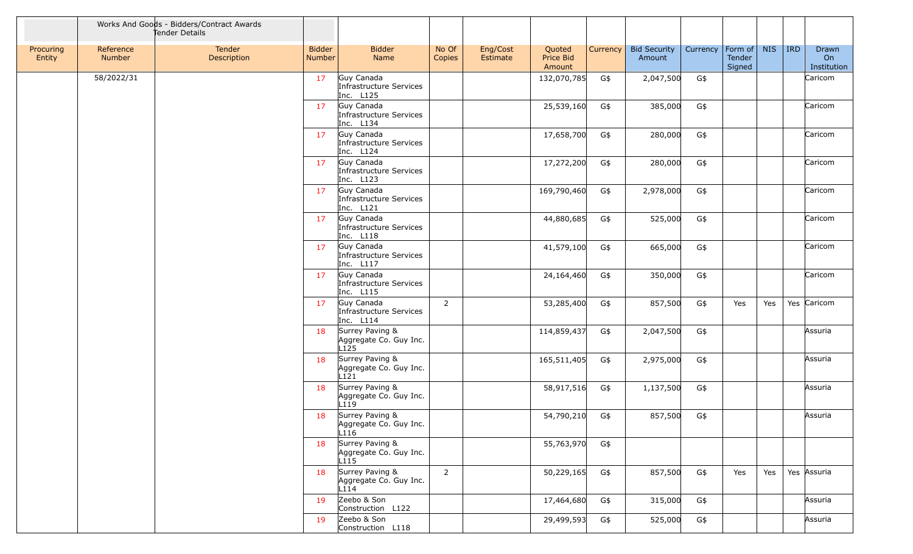| | Works And Goods - Bidders/Contract Awards Tender Details | | | | | | | | | | | | | |
|---|---|---|---|---|---|---|---|---|---|---|---|---|---|---|
| Procuring Entity | Reference Number | Tender Description | Bidder Number | Bidder Name | No Of Copies | Eng/Cost Estimate | Quoted Price Bid Amount | Currency | Bid Security Amount | Currency | Form of Tender Signed | NIS | IRD | Drawn On Institution |
| | 58/2022/31 | | 17 | Guy Canada Infrastructure Services Inc. L125 | | | 132,070,785 | G$ | 2,047,500 | G$ | | | | Caricom |
| | | | 17 | Guy Canada Infrastructure Services Inc. L134 | | | 25,539,160 | G$ | 385,000 | G$ | | | | Caricom |
| | | | 17 | Guy Canada Infrastructure Services Inc. L124 | | | 17,658,700 | G$ | 280,000 | G$ | | | | Caricom |
| | | | 17 | Guy Canada Infrastructure Services Inc. L123 | | | 17,272,200 | G$ | 280,000 | G$ | | | | Caricom |
| | | | 17 | Guy Canada Infrastructure Services Inc. L121 | | | 169,790,460 | G$ | 2,978,000 | G$ | | | | Caricom |
| | | | 17 | Guy Canada Infrastructure Services Inc. L118 | | | 44,880,685 | G$ | 525,000 | G$ | | | | Caricom |
| | | | 17 | Guy Canada Infrastructure Services Inc. L117 | | | 41,579,100 | G$ | 665,000 | G$ | | | | Caricom |
| | | | 17 | Guy Canada Infrastructure Services Inc. L115 | | | 24,164,460 | G$ | 350,000 | G$ | | | | Caricom |
| | | | 17 | Guy Canada Infrastructure Services Inc. L114 | 2 | | 53,285,400 | G$ | 857,500 | G$ | Yes | Yes | Yes | Caricom |
| | | | 18 | Surrey Paving & Aggregate Co. Guy Inc. L125 | | | 114,859,437 | G$ | 2,047,500 | G$ | | | | Assuria |
| | | | 18 | Surrey Paving & Aggregate Co. Guy Inc. L121 | | | 165,511,405 | G$ | 2,975,000 | G$ | | | | Assuria |
| | | | 18 | Surrey Paving & Aggregate Co. Guy Inc. L119 | | | 58,917,516 | G$ | 1,137,500 | G$ | | | | Assuria |
| | | | 18 | Surrey Paving & Aggregate Co. Guy Inc. L116 | | | 54,790,210 | G$ | 857,500 | G$ | | | | Assuria |
| | | | 18 | Surrey Paving & Aggregate Co. Guy Inc. L115 | | | 55,763,970 | G$ | | | | | | |
| | | | 18 | Surrey Paving & Aggregate Co. Guy Inc. L114 | 2 | | 50,229,165 | G$ | 857,500 | G$ | Yes | Yes | Yes | Assuria |
| | | | 19 | Zeebo & Son Construction L122 | | | 17,464,680 | G$ | 315,000 | G$ | | | | Assuria |
| | | | 19 | Zeebo & Son Construction L118 | | | 29,499,593 | G$ | 525,000 | G$ | | | | Assuria |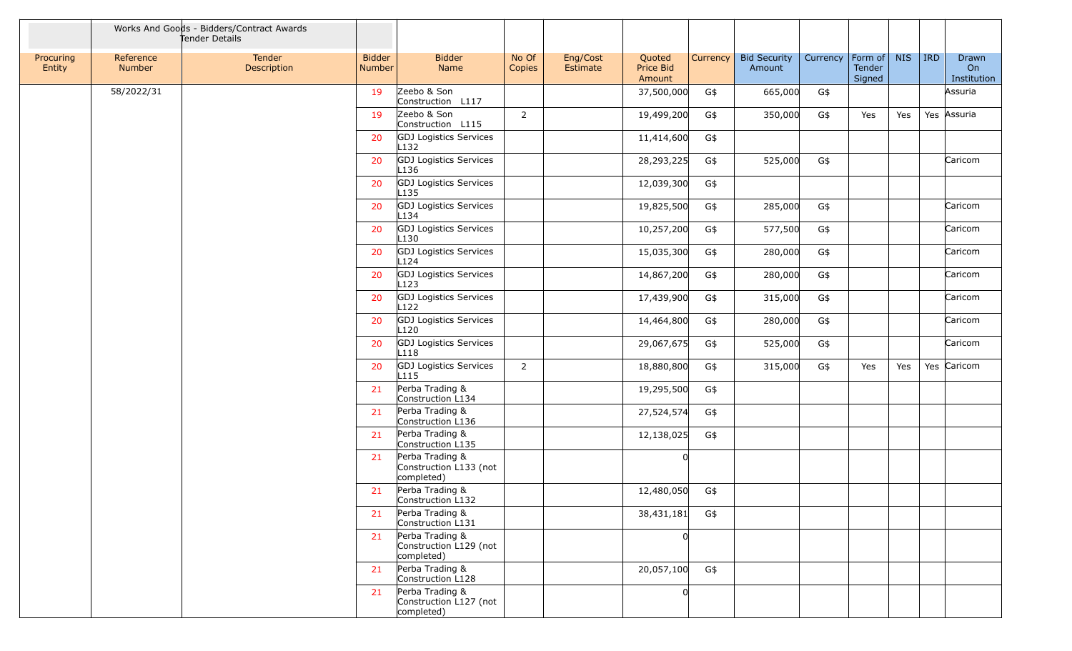| | Works And Goods - Bidders/Contract Awards Tender Details | | | | | | | | | | | | | |
|---|---|---|---|---|---|---|---|---|---|---|---|---|---|---|
| Procuring Entity | Reference Number | Tender Description | Bidder Number | Bidder Name | No Of Copies | Eng/Cost Estimate | Quoted Price Bid Amount | Currency | Bid Security Amount | Currency | Form of Tender Signed | NIS | IRD | Drawn On Institution |
| | 58/2022/31 | | 19 | Zeebo & Son Construction L117 | | | 37,500,000 | G$ | 665,000 | G$ | | | | Assuria |
| | | | 19 | Zeebo & Son Construction L115 | 2 | | 19,499,200 | G$ | 350,000 | G$ | Yes | Yes | Yes | Assuria |
| | | | 20 | GDJ Logistics Services L132 | | | 11,414,600 | G$ | | | | | | |
| | | | 20 | GDJ Logistics Services L136 | | | 28,293,225 | G$ | 525,000 | G$ | | | | Caricom |
| | | | 20 | GDJ Logistics Services L135 | | | 12,039,300 | G$ | | | | | | |
| | | | 20 | GDJ Logistics Services L134 | | | 19,825,500 | G$ | 285,000 | G$ | | | | Caricom |
| | | | 20 | GDJ Logistics Services L130 | | | 10,257,200 | G$ | 577,500 | G$ | | | | Caricom |
| | | | 20 | GDJ Logistics Services L124 | | | 15,035,300 | G$ | 280,000 | G$ | | | | Caricom |
| | | | 20 | GDJ Logistics Services L123 | | | 14,867,200 | G$ | 280,000 | G$ | | | | Caricom |
| | | | 20 | GDJ Logistics Services L122 | | | 17,439,900 | G$ | 315,000 | G$ | | | | Caricom |
| | | | 20 | GDJ Logistics Services L120 | | | 14,464,800 | G$ | 280,000 | G$ | | | | Caricom |
| | | | 20 | GDJ Logistics Services L118 | | | 29,067,675 | G$ | 525,000 | G$ | | | | Caricom |
| | | | 20 | GDJ Logistics Services L115 | 2 | | 18,880,800 | G$ | 315,000 | G$ | Yes | Yes | Yes | Caricom |
| | | | 21 | Perba Trading & Construction L134 | | | 19,295,500 | G$ | | | | | | |
| | | | 21 | Perba Trading & Construction L136 | | | 27,524,574 | G$ | | | | | | |
| | | | 21 | Perba Trading & Construction L135 | | | 12,138,025 | G$ | | | | | | |
| | | | 21 | Perba Trading & Construction L133 (not completed) | | | 0 | | | | | | | |
| | | | 21 | Perba Trading & Construction L132 | | | 12,480,050 | G$ | | | | | | |
| | | | 21 | Perba Trading & Construction L131 | | | 38,431,181 | G$ | | | | | | |
| | | | 21 | Perba Trading & Construction L129 (not completed) | | | 0 | | | | | | | |
| | | | 21 | Perba Trading & Construction L128 | | | 20,057,100 | G$ | | | | | | |
| | | | 21 | Perba Trading & Construction L127 (not completed) | | | 0 | | | | | | | |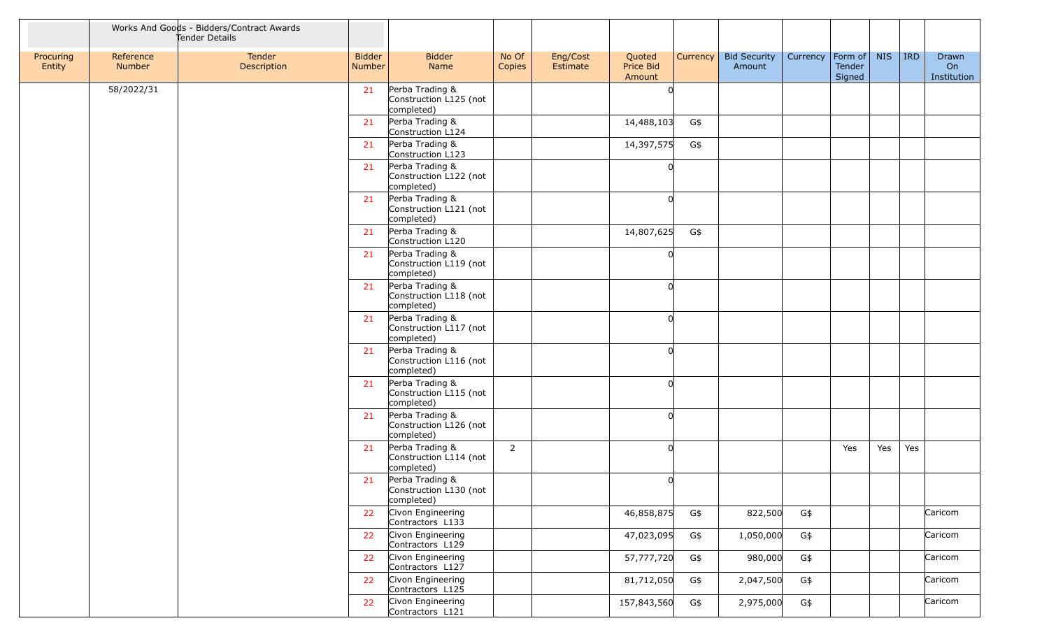| | Works And Goods - Bidders/Contract Awards Tender Details | | | | | | | | | | | | | | |
|---|---|---|---|---|---|---|---|---|---|---|---|---|---|---|---|
| Procuring Entity | Reference Number | Tender Description | Bidder Number | Bidder Name | No Of Copies | Eng/Cost Estimate | Quoted Price Bid Amount | Currency | Bid Security Amount | Currency | Form of Tender Signed | NIS | IRD | Drawn On Institution |
| | 58/2022/31 | | 21 | Perba Trading & Construction L125 (not completed) | | | 0 | | | | | | | |
| | | | 21 | Perba Trading & Construction L124 | | | 14,488,103 | G$ | | | | | | |
| | | | 21 | Perba Trading & Construction L123 | | | 14,397,575 | G$ | | | | | | |
| | | | 21 | Perba Trading & Construction L122 (not completed) | | | 0 | | | | | | | |
| | | | 21 | Perba Trading & Construction L121 (not completed) | | | 0 | | | | | | | |
| | | | 21 | Perba Trading & Construction L120 | | | 14,807,625 | G$ | | | | | | |
| | | | 21 | Perba Trading & Construction L119 (not completed) | | | 0 | | | | | | | |
| | | | 21 | Perba Trading & Construction L118 (not completed) | | | 0 | | | | | | | |
| | | | 21 | Perba Trading & Construction L117 (not completed) | | | 0 | | | | | | | |
| | | | 21 | Perba Trading & Construction L116 (not completed) | | | 0 | | | | | | | |
| | | | 21 | Perba Trading & Construction L115 (not completed) | | | 0 | | | | | | | |
| | | | 21 | Perba Trading & Construction L126 (not completed) | | | 0 | | | | | | | |
| | | | 21 | Perba Trading & Construction L114 (not completed) | 2 | | 0 | | | | Yes | Yes | Yes | |
| | | | 21 | Perba Trading & Construction L130 (not completed) | | | 0 | | | | | | | |
| | | | 22 | Civon Engineering Contractors L133 | | | 46,858,875 | G$ | 822,500 | G$ | | | | Caricom |
| | | | 22 | Civon Engineering Contractors L129 | | | 47,023,095 | G$ | 1,050,000 | G$ | | | | Caricom |
| | | | 22 | Civon Engineering Contractors L127 | | | 57,777,720 | G$ | 980,000 | G$ | | | | Caricom |
| | | | 22 | Civon Engineering Contractors L125 | | | 81,712,050 | G$ | 2,047,500 | G$ | | | | Caricom |
| | | | 22 | Civon Engineering Contractors L121 | | | 157,843,560 | G$ | 2,975,000 | G$ | | | | Caricom |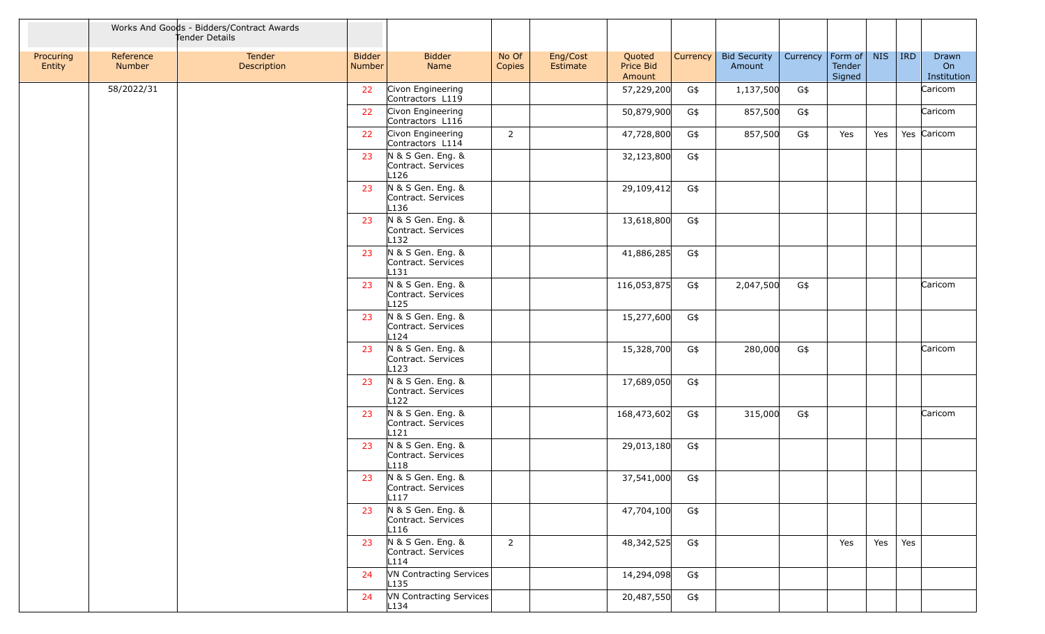| | Works And Goods - Bidders/Contract Awards Tender Details | | | | | | | | | | | | | | |
|---|---|---|---|---|---|---|---|---|---|---|---|---|---|---|---|
| Procuring Entity | Reference Number | Tender Description | Bidder Number | Bidder Name | No Of Copies | Eng/Cost Estimate | Quoted Price Bid Amount | Currency | Bid Security Amount | Currency | Form of Tender Signed | NIS | IRD | Drawn On Institution |
| | 58/2022/31 | | 22 | Civon Engineering Contractors L119 | | | 57,229,200 | G$ | 1,137,500 | G$ | | | | Caricom |
| | | | 22 | Civon Engineering Contractors L116 | | | 50,879,900 | G$ | 857,500 | G$ | | | | Caricom |
| | | | 22 | Civon Engineering Contractors L114 | 2 | | 47,728,800 | G$ | 857,500 | G$ | Yes | Yes | Yes | Caricom |
| | | | 23 | N & S Gen. Eng. & Contract. Services L126 | | | 32,123,800 | G$ | | | | | | |
| | | | 23 | N & S Gen. Eng. & Contract. Services L136 | | | 29,109,412 | G$ | | | | | | |
| | | | 23 | N & S Gen. Eng. & Contract. Services L132 | | | 13,618,800 | G$ | | | | | | |
| | | | 23 | N & S Gen. Eng. & Contract. Services L131 | | | 41,886,285 | G$ | | | | | | |
| | | | 23 | N & S Gen. Eng. & Contract. Services L125 | | | 116,053,875 | G$ | 2,047,500 | G$ | | | | Caricom |
| | | | 23 | N & S Gen. Eng. & Contract. Services L124 | | | 15,277,600 | G$ | | | | | | |
| | | | 23 | N & S Gen. Eng. & Contract. Services L123 | | | 15,328,700 | G$ | 280,000 | G$ | | | | Caricom |
| | | | 23 | N & S Gen. Eng. & Contract. Services L122 | | | 17,689,050 | G$ | | | | | | |
| | | | 23 | N & S Gen. Eng. & Contract. Services L121 | | | 168,473,602 | G$ | 315,000 | G$ | | | | Caricom |
| | | | 23 | N & S Gen. Eng. & Contract. Services L118 | | | 29,013,180 | G$ | | | | | | |
| | | | 23 | N & S Gen. Eng. & Contract. Services L117 | | | 37,541,000 | G$ | | | | | | |
| | | | 23 | N & S Gen. Eng. & Contract. Services L116 | | | 47,704,100 | G$ | | | | | | |
| | | | 23 | N & S Gen. Eng. & Contract. Services L114 | 2 | | 48,342,525 | G$ | | | Yes | Yes | Yes | |
| | | | 24 | VN Contracting Services L135 | | | 14,294,098 | G$ | | | | | | |
| | | | 24 | VN Contracting Services L134 | | | 20,487,550 | G$ | | | | | | |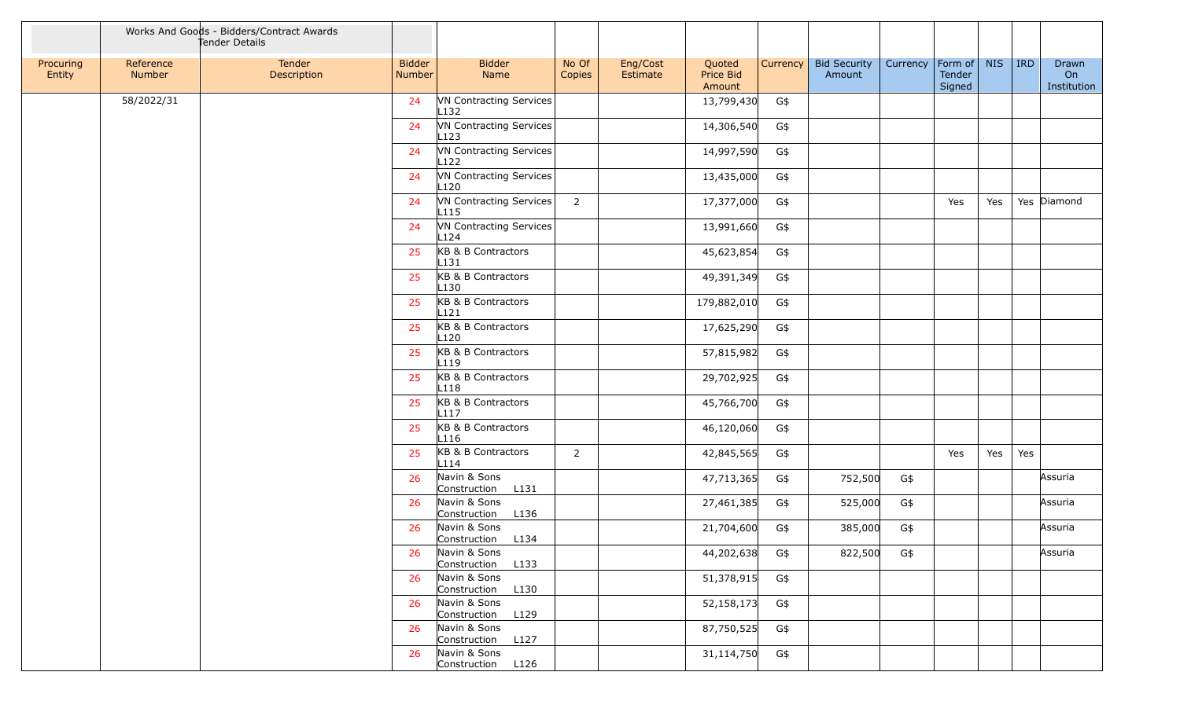| | Works And Goods - Bidders/Contract Awards Tender Details | | | | | | | | | | | | | |
|---|---|---|---|---|---|---|---|---|---|---|---|---|---|---|
| Procuring Entity | Reference Number | Tender Description | Bidder Number | Bidder Name | No Of Copies | Eng/Cost Estimate | Quoted Price Bid Amount | Currency | Bid Security Amount | Currency | Form of Tender Signed | NIS | IRD | Drawn On Institution |
| | 58/2022/31 | | 24 | VN Contracting Services L132 | | | 13,799,430 | G$ | | | | | | |
| | | | 24 | VN Contracting Services L123 | | | 14,306,540 | G$ | | | | | | |
| | | | 24 | VN Contracting Services L122 | | | 14,997,590 | G$ | | | | | | |
| | | | 24 | VN Contracting Services L120 | | | 13,435,000 | G$ | | | | | | |
| | | | 24 | VN Contracting Services L115 | 2 | | 17,377,000 | G$ | | | Yes | Yes | Yes | Diamond |
| | | | 24 | VN Contracting Services L124 | | | 13,991,660 | G$ | | | | | | |
| | | | 25 | KB & B Contractors L131 | | | 45,623,854 | G$ | | | | | | |
| | | | 25 | KB & B Contractors L130 | | | 49,391,349 | G$ | | | | | | |
| | | | 25 | KB & B Contractors L121 | | | 179,882,010 | G$ | | | | | | |
| | | | 25 | KB & B Contractors L120 | | | 17,625,290 | G$ | | | | | | |
| | | | 25 | KB & B Contractors L119 | | | 57,815,982 | G$ | | | | | | |
| | | | 25 | KB & B Contractors L118 | | | 29,702,925 | G$ | | | | | | |
| | | | 25 | KB & B Contractors L117 | | | 45,766,700 | G$ | | | | | | |
| | | | 25 | KB & B Contractors L116 | | | 46,120,060 | G$ | | | | | | |
| | | | 25 | KB & B Contractors L114 | 2 | | 42,845,565 | G$ | | | Yes | Yes | Yes | |
| | | | 26 | Navin & Sons Construction L131 | | | 47,713,365 | G$ | 752,500 | G$ | | | | Assuria |
| | | | 26 | Navin & Sons Construction L136 | | | 27,461,385 | G$ | 525,000 | G$ | | | | Assuria |
| | | | 26 | Navin & Sons Construction L134 | | | 21,704,600 | G$ | 385,000 | G$ | | | | Assuria |
| | | | 26 | Navin & Sons Construction L133 | | | 44,202,638 | G$ | 822,500 | G$ | | | | Assuria |
| | | | 26 | Navin & Sons Construction L130 | | | 51,378,915 | G$ | | | | | | |
| | | | 26 | Navin & Sons Construction L129 | | | 52,158,173 | G$ | | | | | | |
| | | | 26 | Navin & Sons Construction L127 | | | 87,750,525 | G$ | | | | | | |
| | | | 26 | Navin & Sons Construction L126 | | | 31,114,750 | G$ | | | | | | |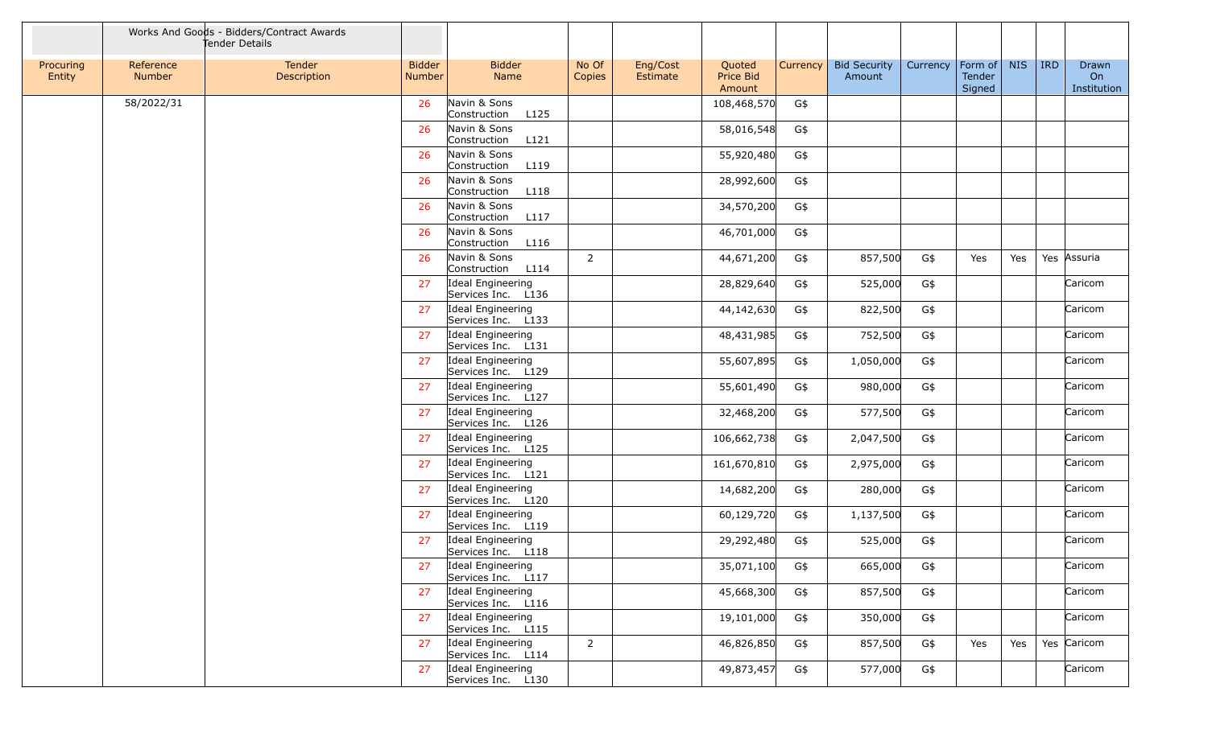| | Works And Goods - Bidders/Contract Awards Tender Details | | | | | | | | | | | | | | |
|---|---|---|---|---|---|---|---|---|---|---|---|---|---|---|---|
| Procuring Entity | Reference Number | Tender Description | Bidder Number | Bidder Name | No Of Copies | Eng/Cost Estimate | Quoted Price Bid Amount | Currency | Bid Security Amount | Currency | Form of Tender Signed | NIS | IRD | Drawn On Institution |
| | 58/2022/31 | | 26 | Navin & Sons Construction L125 | | | 108,468,570 | G$ | | | | | | |
| | | | 26 | Navin & Sons Construction L121 | | | 58,016,548 | G$ | | | | | | |
| | | | 26 | Navin & Sons Construction L119 | | | 55,920,480 | G$ | | | | | | |
| | | | 26 | Navin & Sons Construction L118 | | | 28,992,600 | G$ | | | | | | |
| | | | 26 | Navin & Sons Construction L117 | | | 34,570,200 | G$ | | | | | | |
| | | | 26 | Navin & Sons Construction L116 | | | 46,701,000 | G$ | | | | | | |
| | | | 26 | Navin & Sons Construction L114 | 2 | | 44,671,200 | G$ | 857,500 | G$ | Yes | Yes | Yes | Assuria |
| | | | 27 | Ideal Engineering Services Inc. L136 | | | 28,829,640 | G$ | 525,000 | G$ | | | | Caricom |
| | | | 27 | Ideal Engineering Services Inc. L133 | | | 44,142,630 | G$ | 822,500 | G$ | | | | Caricom |
| | | | 27 | Ideal Engineering Services Inc. L131 | | | 48,431,985 | G$ | 752,500 | G$ | | | | Caricom |
| | | | 27 | Ideal Engineering Services Inc. L129 | | | 55,607,895 | G$ | 1,050,000 | G$ | | | | Caricom |
| | | | 27 | Ideal Engineering Services Inc. L127 | | | 55,601,490 | G$ | 980,000 | G$ | | | | Caricom |
| | | | 27 | Ideal Engineering Services Inc. L126 | | | 32,468,200 | G$ | 577,500 | G$ | | | | Caricom |
| | | | 27 | Ideal Engineering Services Inc. L125 | | | 106,662,738 | G$ | 2,047,500 | G$ | | | | Caricom |
| | | | 27 | Ideal Engineering Services Inc. L121 | | | 161,670,810 | G$ | 2,975,000 | G$ | | | | Caricom |
| | | | 27 | Ideal Engineering Services Inc. L120 | | | 14,682,200 | G$ | 280,000 | G$ | | | | Caricom |
| | | | 27 | Ideal Engineering Services Inc. L119 | | | 60,129,720 | G$ | 1,137,500 | G$ | | | | Caricom |
| | | | 27 | Ideal Engineering Services Inc. L118 | | | 29,292,480 | G$ | 525,000 | G$ | | | | Caricom |
| | | | 27 | Ideal Engineering Services Inc. L117 | | | 35,071,100 | G$ | 665,000 | G$ | | | | Caricom |
| | | | 27 | Ideal Engineering Services Inc. L116 | | | 45,668,300 | G$ | 857,500 | G$ | | | | Caricom |
| | | | 27 | Ideal Engineering Services Inc. L115 | | | 19,101,000 | G$ | 350,000 | G$ | | | | Caricom |
| | | | 27 | Ideal Engineering Services Inc. L114 | 2 | | 46,826,850 | G$ | 857,500 | G$ | Yes | Yes | Yes | Caricom |
| | | | 27 | Ideal Engineering Services Inc. L130 | | | 49,873,457 | G$ | 577,000 | G$ | | | | Caricom |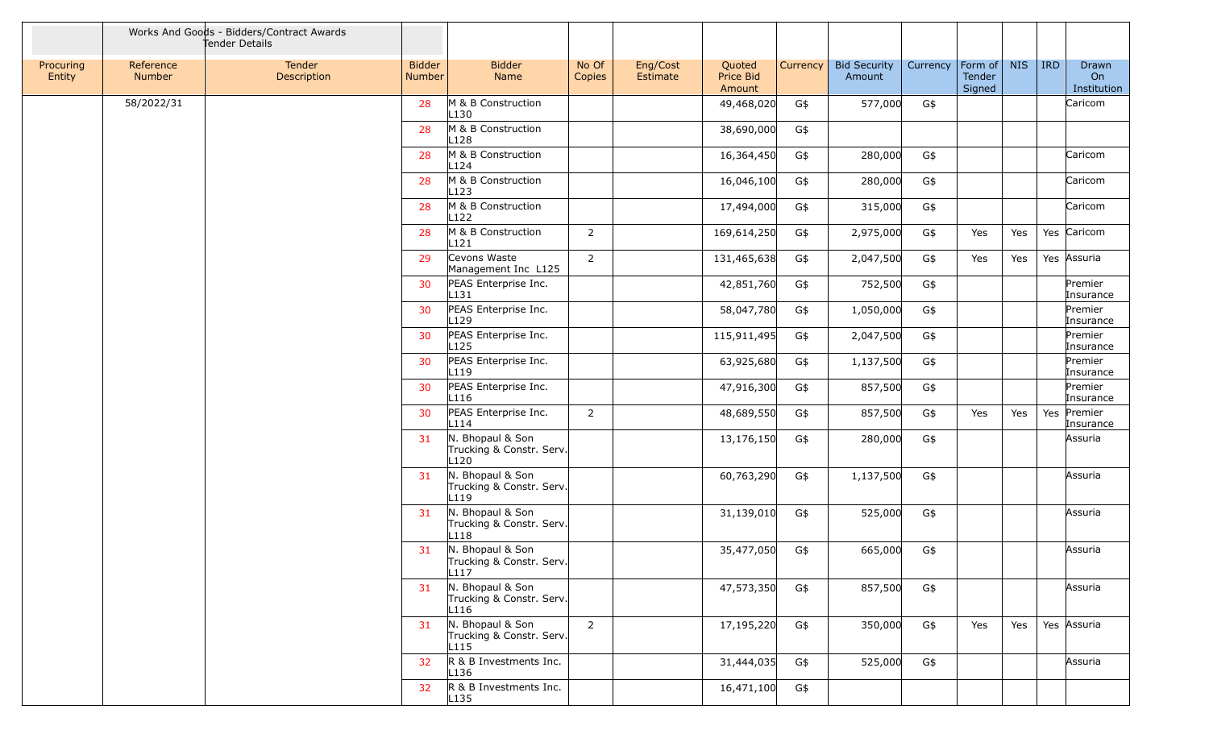| | Works And Goods - Bidders/Contract Awards Tender Details | | | | | | | | | | | | | |
|---|---|---|---|---|---|---|---|---|---|---|---|---|---|---|
| Procuring Entity | Reference Number | Tender Description | Bidder Number | Bidder Name | No Of Copies | Eng/Cost Estimate | Quoted Price Bid Amount | Currency | Bid Security Amount | Currency | Form of Tender Signed | NIS | IRD | Drawn On Institution |
| | 58/2022/31 | | 28 | M & B Construction L130 | | | 49,468,020 | G$ | 577,000 | G$ | | | | Caricom |
| | | | 28 | M & B Construction L128 | | | 38,690,000 | G$ | | | | | | |
| | | | 28 | M & B Construction L124 | | | 16,364,450 | G$ | 280,000 | G$ | | | | Caricom |
| | | | 28 | M & B Construction L123 | | | 16,046,100 | G$ | 280,000 | G$ | | | | Caricom |
| | | | 28 | M & B Construction L122 | | | 17,494,000 | G$ | 315,000 | G$ | | | | Caricom |
| | | | 28 | M & B Construction L121 | 2 | | 169,614,250 | G$ | 2,975,000 | G$ | Yes | Yes | Yes | Caricom |
| | | | 29 | Cevons Waste Management Inc L125 | 2 | | 131,465,638 | G$ | 2,047,500 | G$ | Yes | Yes | Yes | Assuria |
| | | | 30 | PEAS Enterprise Inc. L131 | | | 42,851,760 | G$ | 752,500 | G$ | | | | Premier Insurance |
| | | | 30 | PEAS Enterprise Inc. L129 | | | 58,047,780 | G$ | 1,050,000 | G$ | | | | Premier Insurance |
| | | | 30 | PEAS Enterprise Inc. L125 | | | 115,911,495 | G$ | 2,047,500 | G$ | | | | Premier Insurance |
| | | | 30 | PEAS Enterprise Inc. L119 | | | 63,925,680 | G$ | 1,137,500 | G$ | | | | Premier Insurance |
| | | | 30 | PEAS Enterprise Inc. L116 | | | 47,916,300 | G$ | 857,500 | G$ | | | | Premier Insurance |
| | | | 30 | PEAS Enterprise Inc. L114 | 2 | | 48,689,550 | G$ | 857,500 | G$ | Yes | Yes | Yes | Premier Insurance |
| | | | 31 | N. Bhopaul & Son Trucking & Constr. Serv. L120 | | | 13,176,150 | G$ | 280,000 | G$ | | | | Assuria |
| | | | 31 | N. Bhopaul & Son Trucking & Constr. Serv. L119 | | | 60,763,290 | G$ | 1,137,500 | G$ | | | | Assuria |
| | | | 31 | N. Bhopaul & Son Trucking & Constr. Serv. L118 | | | 31,139,010 | G$ | 525,000 | G$ | | | | Assuria |
| | | | 31 | N. Bhopaul & Son Trucking & Constr. Serv. L117 | | | 35,477,050 | G$ | 665,000 | G$ | | | | Assuria |
| | | | 31 | N. Bhopaul & Son Trucking & Constr. Serv. L116 | | | 47,573,350 | G$ | 857,500 | G$ | | | | Assuria |
| | | | 31 | N. Bhopaul & Son Trucking & Constr. Serv. L115 | 2 | | 17,195,220 | G$ | 350,000 | G$ | Yes | Yes | Yes | Assuria |
| | | | 32 | R & B Investments Inc. L136 | | | 31,444,035 | G$ | 525,000 | G$ | | | | Assuria |
| | | | 32 | R & B Investments Inc. L135 | | | 16,471,100 | G$ | | | | | | |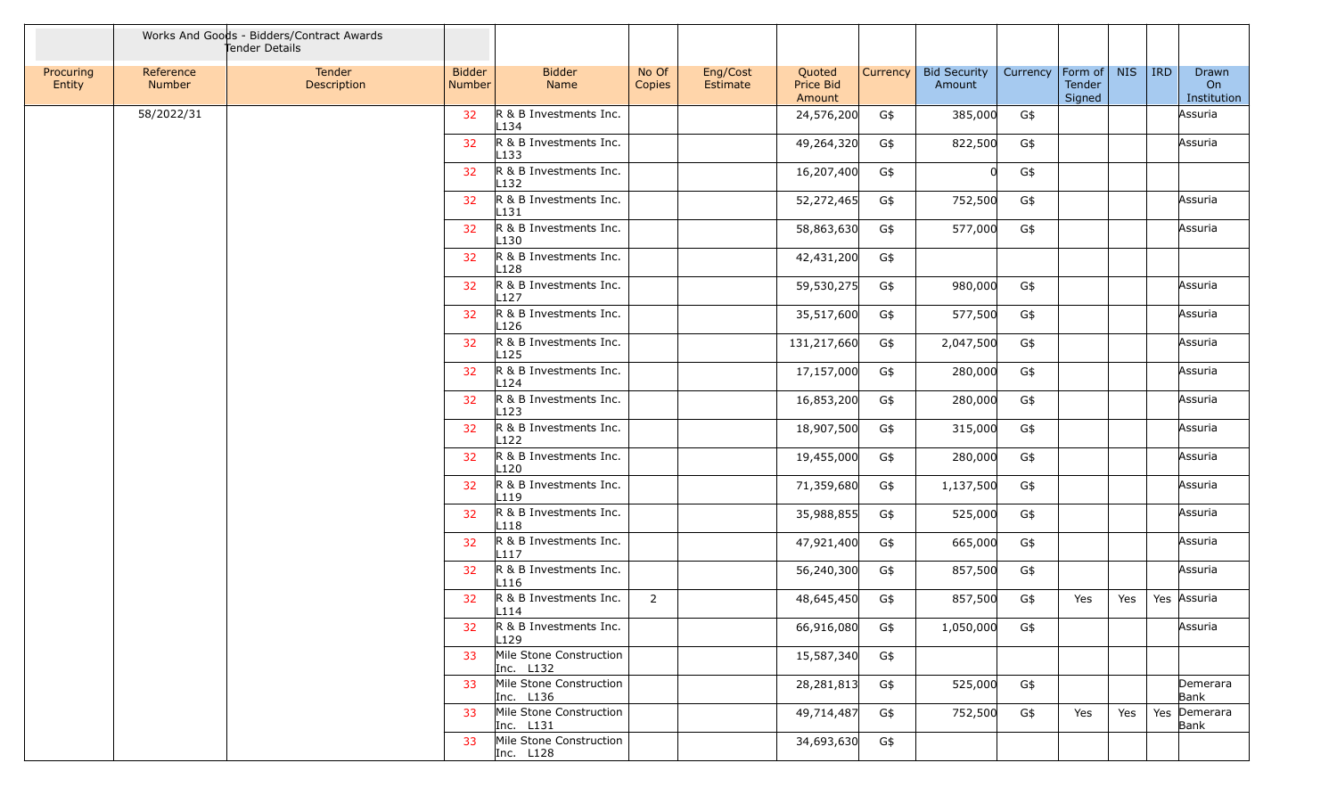| | Works And Goods - Bidders/Contract Awards Tender Details | | | | | | | | | | | | | | |
|---|---|---|---|---|---|---|---|---|---|---|---|---|---|---|---|
| Procuring Entity | Reference Number | Tender Description | Bidder Number | Bidder Name | No Of Copies | Eng/Cost Estimate | Quoted Price Bid Amount | Currency | Bid Security Amount | Currency | Form of Tender Signed | NIS | IRD | Drawn On Institution |
| | 58/2022/31 | | 32 | R & B Investments Inc. L134 | | | 24,576,200 | G$ | 385,000 | G$ | | | | Assuria |
| | | | 32 | R & B Investments Inc. L133 | | | 49,264,320 | G$ | 822,500 | G$ | | | | Assuria |
| | | | 32 | R & B Investments Inc. L132 | | | 16,207,400 | G$ | 0 | G$ | | | | |
| | | | 32 | R & B Investments Inc. L131 | | | 52,272,465 | G$ | 752,500 | G$ | | | | Assuria |
| | | | 32 | R & B Investments Inc. L130 | | | 58,863,630 | G$ | 577,000 | G$ | | | | Assuria |
| | | | 32 | R & B Investments Inc. L128 | | | 42,431,200 | G$ | | | | | | |
| | | | 32 | R & B Investments Inc. L127 | | | 59,530,275 | G$ | 980,000 | G$ | | | | Assuria |
| | | | 32 | R & B Investments Inc. L126 | | | 35,517,600 | G$ | 577,500 | G$ | | | | Assuria |
| | | | 32 | R & B Investments Inc. L125 | | | 131,217,660 | G$ | 2,047,500 | G$ | | | | Assuria |
| | | | 32 | R & B Investments Inc. L124 | | | 17,157,000 | G$ | 280,000 | G$ | | | | Assuria |
| | | | 32 | R & B Investments Inc. L123 | | | 16,853,200 | G$ | 280,000 | G$ | | | | Assuria |
| | | | 32 | R & B Investments Inc. L122 | | | 18,907,500 | G$ | 315,000 | G$ | | | | Assuria |
| | | | 32 | R & B Investments Inc. L120 | | | 19,455,000 | G$ | 280,000 | G$ | | | | Assuria |
| | | | 32 | R & B Investments Inc. L119 | | | 71,359,680 | G$ | 1,137,500 | G$ | | | | Assuria |
| | | | 32 | R & B Investments Inc. L118 | | | 35,988,855 | G$ | 525,000 | G$ | | | | Assuria |
| | | | 32 | R & B Investments Inc. L117 | | | 47,921,400 | G$ | 665,000 | G$ | | | | Assuria |
| | | | 32 | R & B Investments Inc. L116 | | | 56,240,300 | G$ | 857,500 | G$ | | | | Assuria |
| | | | 32 | R & B Investments Inc. L114 | 2 | | 48,645,450 | G$ | 857,500 | G$ | Yes | Yes | Yes | Assuria |
| | | | 32 | R & B Investments Inc. L129 | | | 66,916,080 | G$ | 1,050,000 | G$ | | | | Assuria |
| | | | 33 | Mile Stone Construction Inc. L132 | | | 15,587,340 | G$ | | | | | | |
| | | | 33 | Mile Stone Construction Inc. L136 | | | 28,281,813 | G$ | 525,000 | G$ | | | | Demerara Bank |
| | | | 33 | Mile Stone Construction Inc. L131 | | | 49,714,487 | G$ | 752,500 | G$ | Yes | Yes | Yes | Demerara Bank |
| | | | 33 | Mile Stone Construction Inc. L128 | | | 34,693,630 | G$ | | | | | | |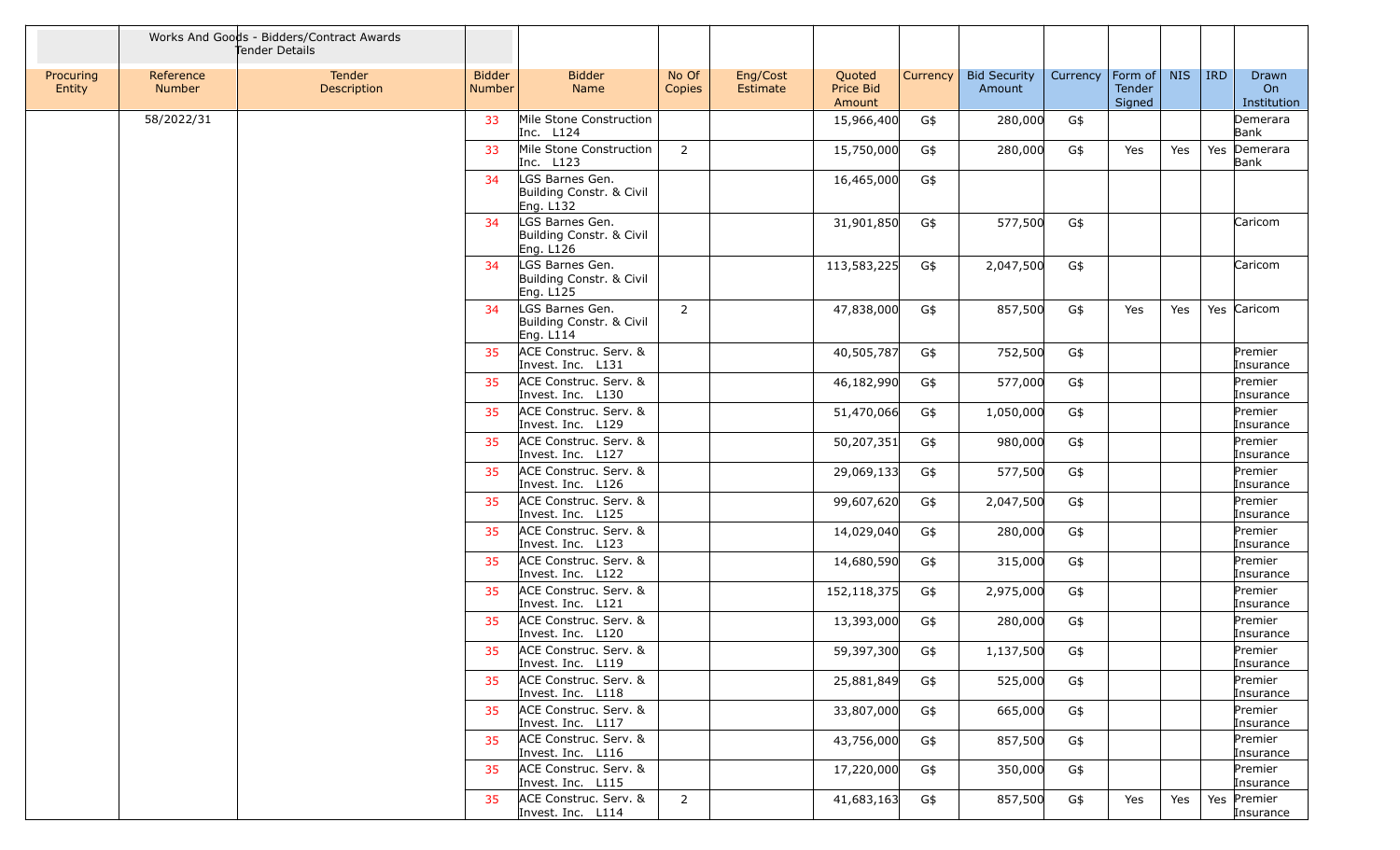| | Works And Goods - Bidders/Contract Awards Tender Details | | | | | | | | | | | | | |
|---|---|---|---|---|---|---|---|---|---|---|---|---|---|---|
| Procuring Entity | Reference Number | Tender Description | Bidder Number | Bidder Name | No Of Copies | Eng/Cost Estimate | Quoted Price Bid Amount | Currency | Bid Security Amount | Currency | Form of Tender Signed | NIS | IRD | Drawn On Institution |
| | 58/2022/31 | | 33 | Mile Stone Construction Inc. L124 | | | 15,966,400 | G$ | 280,000 | G$ | | | | Demerara Bank |
| | | | 33 | Mile Stone Construction Inc. L123 | 2 | | 15,750,000 | G$ | 280,000 | G$ | Yes | Yes | Yes | Demerara Bank |
| | | | 34 | LGS Barnes Gen. Building Constr. & Civil Eng. L132 | | | 16,465,000 | G$ | | | | | | |
| | | | 34 | LGS Barnes Gen. Building Constr. & Civil Eng. L126 | | | 31,901,850 | G$ | 577,500 | G$ | | | | Caricom |
| | | | 34 | LGS Barnes Gen. Building Constr. & Civil Eng. L125 | | | 113,583,225 | G$ | 2,047,500 | G$ | | | | Caricom |
| | | | 34 | LGS Barnes Gen. Building Constr. & Civil Eng. L114 | 2 | | 47,838,000 | G$ | 857,500 | G$ | Yes | Yes | Yes | Caricom |
| | | | 35 | ACE Construc. Serv. & Invest. Inc. L131 | | | 40,505,787 | G$ | 752,500 | G$ | | | | Premier Insurance |
| | | | 35 | ACE Construc. Serv. & Invest. Inc. L130 | | | 46,182,990 | G$ | 577,000 | G$ | | | | Premier Insurance |
| | | | 35 | ACE Construc. Serv. & Invest. Inc. L129 | | | 51,470,066 | G$ | 1,050,000 | G$ | | | | Premier Insurance |
| | | | 35 | ACE Construc. Serv. & Invest. Inc. L127 | | | 50,207,351 | G$ | 980,000 | G$ | | | | Premier Insurance |
| | | | 35 | ACE Construc. Serv. & Invest. Inc. L126 | | | 29,069,133 | G$ | 577,500 | G$ | | | | Premier Insurance |
| | | | 35 | ACE Construc. Serv. & Invest. Inc. L125 | | | 99,607,620 | G$ | 2,047,500 | G$ | | | | Premier Insurance |
| | | | 35 | ACE Construc. Serv. & Invest. Inc. L123 | | | 14,029,040 | G$ | 280,000 | G$ | | | | Premier Insurance |
| | | | 35 | ACE Construc. Serv. & Invest. Inc. L122 | | | 14,680,590 | G$ | 315,000 | G$ | | | | Premier Insurance |
| | | | 35 | ACE Construc. Serv. & Invest. Inc. L121 | | | 152,118,375 | G$ | 2,975,000 | G$ | | | | Premier Insurance |
| | | | 35 | ACE Construc. Serv. & Invest. Inc. L120 | | | 13,393,000 | G$ | 280,000 | G$ | | | | Premier Insurance |
| | | | 35 | ACE Construc. Serv. & Invest. Inc. L119 | | | 59,397,300 | G$ | 1,137,500 | G$ | | | | Premier Insurance |
| | | | 35 | ACE Construc. Serv. & Invest. Inc. L118 | | | 25,881,849 | G$ | 525,000 | G$ | | | | Premier Insurance |
| | | | 35 | ACE Construc. Serv. & Invest. Inc. L117 | | | 33,807,000 | G$ | 665,000 | G$ | | | | Premier Insurance |
| | | | 35 | ACE Construc. Serv. & Invest. Inc. L116 | | | 43,756,000 | G$ | 857,500 | G$ | | | | Premier Insurance |
| | | | 35 | ACE Construc. Serv. & Invest. Inc. L115 | | | 17,220,000 | G$ | 350,000 | G$ | | | | Premier Insurance |
| | | | 35 | ACE Construc. Serv. & Invest. Inc. L114 | 2 | | 41,683,163 | G$ | 857,500 | G$ | Yes | Yes | Yes | Premier Insurance |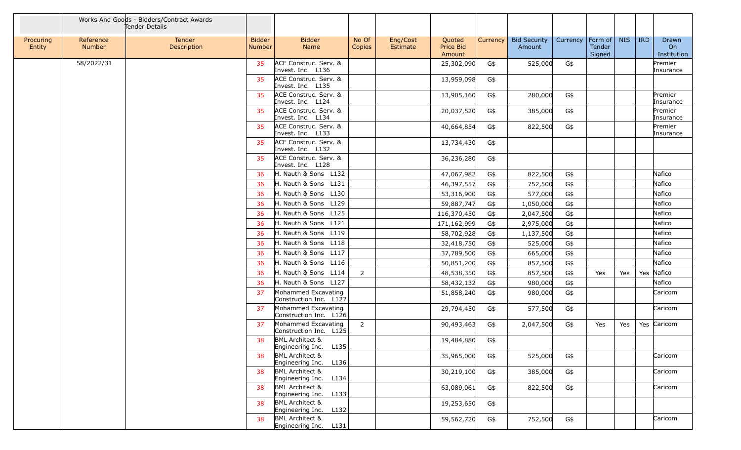| | Works And Goods - Bidders/Contract Awards Tender Details | | | | | | | | | | | | | | |
|---|---|---|---|---|---|---|---|---|---|---|---|---|---|---|---|
| Procuring Entity | Reference Number | Tender Description | Bidder Number | Bidder Name | No Of Copies | Eng/Cost Estimate | Quoted Price Bid Amount | Currency | Bid Security Amount | Currency | Form of Tender Signed | NIS | IRD | Drawn On Institution |
| | 58/2022/31 | | 35 | ACE Construc. Serv. & Invest. Inc. L136 | | | 25,302,090 | G$ | 525,000 | G$ | | | | Premier Insurance |
| | | | 35 | ACE Construc. Serv. & Invest. Inc. L135 | | | 13,959,098 | G$ | | | | | | |
| | | | 35 | ACE Construc. Serv. & Invest. Inc. L124 | | | 13,905,160 | G$ | 280,000 | G$ | | | | Premier Insurance |
| | | | 35 | ACE Construc. Serv. & Invest. Inc. L134 | | | 20,037,520 | G$ | 385,000 | G$ | | | | Premier Insurance |
| | | | 35 | ACE Construc. Serv. & Invest. Inc. L133 | | | 40,664,854 | G$ | 822,500 | G$ | | | | Premier Insurance |
| | | | 35 | ACE Construc. Serv. & Invest. Inc. L132 | | | 13,734,430 | G$ | | | | | | |
| | | | 35 | ACE Construc. Serv. & Invest. Inc. L128 | | | 36,236,280 | G$ | | | | | | |
| | | | 36 | H. Nauth & Sons L132 | | | 47,067,982 | G$ | 822,500 | G$ | | | | Nafico |
| | | | 36 | H. Nauth & Sons L131 | | | 46,397,557 | G$ | 752,500 | G$ | | | | Nafico |
| | | | 36 | H. Nauth & Sons L130 | | | 53,316,900 | G$ | 577,000 | G$ | | | | Nafico |
| | | | 36 | H. Nauth & Sons L129 | | | 59,887,747 | G$ | 1,050,000 | G$ | | | | Nafico |
| | | | 36 | H. Nauth & Sons L125 | | | 116,370,450 | G$ | 2,047,500 | G$ | | | | Nafico |
| | | | 36 | H. Nauth & Sons L121 | | | 171,162,999 | G$ | 2,975,000 | G$ | | | | Nafico |
| | | | 36 | H. Nauth & Sons L119 | | | 58,702,928 | G$ | 1,137,500 | G$ | | | | Nafico |
| | | | 36 | H. Nauth & Sons L118 | | | 32,418,750 | G$ | 525,000 | G$ | | | | Nafico |
| | | | 36 | H. Nauth & Sons L117 | | | 37,789,500 | G$ | 665,000 | G$ | | | | Nafico |
| | | | 36 | H. Nauth & Sons L116 | | | 50,851,200 | G$ | 857,500 | G$ | | | | Nafico |
| | | | 36 | H. Nauth & Sons L114 | 2 | | 48,538,350 | G$ | 857,500 | G$ | Yes | Yes | Yes | Nafico |
| | | | 36 | H. Nauth & Sons L127 | | | 58,432,132 | G$ | 980,000 | G$ | | | | Nafico |
| | | | 37 | Mohammed Excavating Construction Inc. L127 | | | 51,858,240 | G$ | 980,000 | G$ | | | | Caricom |
| | | | 37 | Mohammed Excavating Construction Inc. L126 | | | 29,794,450 | G$ | 577,500 | G$ | | | | Caricom |
| | | | 37 | Mohammed Excavating Construction Inc. L125 | 2 | | 90,493,463 | G$ | 2,047,500 | G$ | Yes | Yes | Yes | Caricom |
| | | | 38 | BML Architect & Engineering Inc. L135 | | | 19,484,880 | G$ | | | | | | |
| | | | 38 | BML Architect & Engineering Inc. L136 | | | 35,965,000 | G$ | 525,000 | G$ | | | | Caricom |
| | | | 38 | BML Architect & Engineering Inc. L134 | | | 30,219,100 | G$ | 385,000 | G$ | | | | Caricom |
| | | | 38 | BML Architect & Engineering Inc. L133 | | | 63,089,061 | G$ | 822,500 | G$ | | | | Caricom |
| | | | 38 | BML Architect & Engineering Inc. L132 | | | 19,253,650 | G$ | | | | | | |
| | | | 38 | BML Architect & Engineering Inc. L131 | | | 59,562,720 | G$ | 752,500 | G$ | | | | Caricom |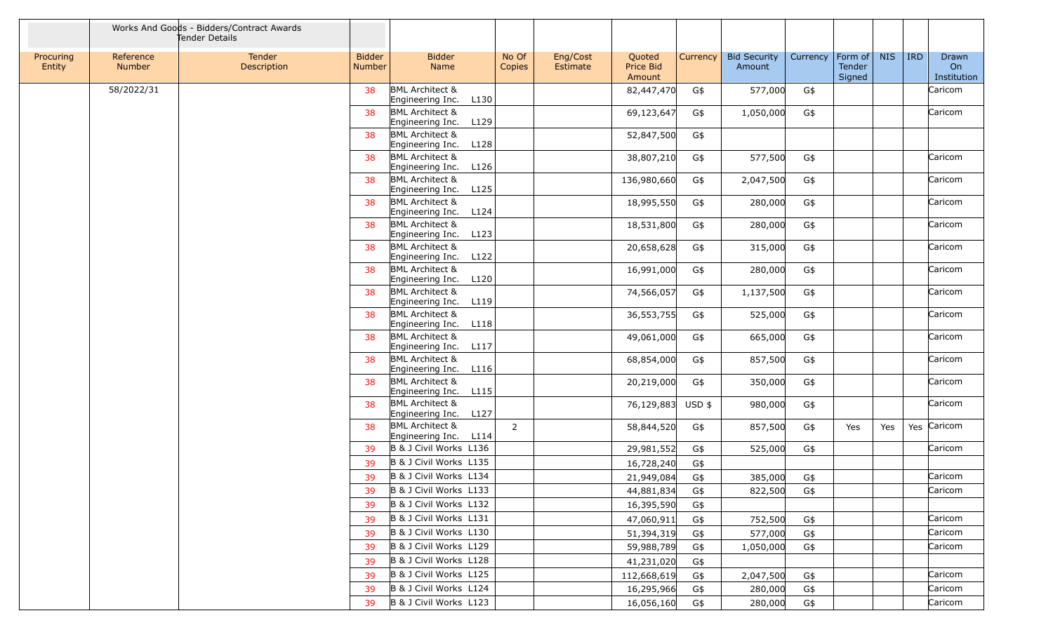| | Works And Goods - Bidders/Contract Awards Tender Details | | | | | | | | | | | | | | |
|---|---|---|---|---|---|---|---|---|---|---|---|---|---|---|---|
| Procuring Entity | Reference Number | Tender Description | Bidder Number | Bidder Name | No Of Copies | Eng/Cost Estimate | Quoted Price Bid Amount | Currency | Bid Security Amount | Currency | Form of Tender Signed | NIS | IRD | Drawn On Institution |
| | 58/2022/31 | | 38 | BML Architect & Engineering Inc. L130 | | | 82,447,470 | G$ | 577,000 | G$ | | | | Caricom |
| | | | 38 | BML Architect & Engineering Inc. L129 | | | 69,123,647 | G$ | 1,050,000 | G$ | | | | Caricom |
| | | | 38 | BML Architect & Engineering Inc. L128 | | | 52,847,500 | G$ | | | | | | |
| | | | 38 | BML Architect & Engineering Inc. L126 | | | 38,807,210 | G$ | 577,500 | G$ | | | | Caricom |
| | | | 38 | BML Architect & Engineering Inc. L125 | | | 136,980,660 | G$ | 2,047,500 | G$ | | | | Caricom |
| | | | 38 | BML Architect & Engineering Inc. L124 | | | 18,995,550 | G$ | 280,000 | G$ | | | | Caricom |
| | | | 38 | BML Architect & Engineering Inc. L123 | | | 18,531,800 | G$ | 280,000 | G$ | | | | Caricom |
| | | | 38 | BML Architect & Engineering Inc. L122 | | | 20,658,628 | G$ | 315,000 | G$ | | | | Caricom |
| | | | 38 | BML Architect & Engineering Inc. L120 | | | 16,991,000 | G$ | 280,000 | G$ | | | | Caricom |
| | | | 38 | BML Architect & Engineering Inc. L119 | | | 74,566,057 | G$ | 1,137,500 | G$ | | | | Caricom |
| | | | 38 | BML Architect & Engineering Inc. L118 | | | 36,553,755 | G$ | 525,000 | G$ | | | | Caricom |
| | | | 38 | BML Architect & Engineering Inc. L117 | | | 49,061,000 | G$ | 665,000 | G$ | | | | Caricom |
| | | | 38 | BML Architect & Engineering Inc. L116 | | | 68,854,000 | G$ | 857,500 | G$ | | | | Caricom |
| | | | 38 | BML Architect & Engineering Inc. L115 | | | 20,219,000 | G$ | 350,000 | G$ | | | | Caricom |
| | | | 38 | BML Architect & Engineering Inc. L127 | | | 76,129,883 | USD $ | 980,000 | G$ | | | | Caricom |
| | | | 38 | BML Architect & Engineering Inc. L114 | 2 | | 58,844,520 | G$ | 857,500 | G$ | Yes | Yes | Yes | Caricom |
| | | | 39 | B & J Civil Works L136 | | | 29,981,552 | G$ | 525,000 | G$ | | | | Caricom |
| | | | 39 | B & J Civil Works L135 | | | 16,728,240 | G$ | | | | | | |
| | | | 39 | B & J Civil Works L134 | | | 21,949,084 | G$ | 385,000 | G$ | | | | Caricom |
| | | | 39 | B & J Civil Works L133 | | | 44,881,834 | G$ | 822,500 | G$ | | | | Caricom |
| | | | 39 | B & J Civil Works L132 | | | 16,395,590 | G$ | | | | | | |
| | | | 39 | B & J Civil Works L131 | | | 47,060,911 | G$ | 752,500 | G$ | | | | Caricom |
| | | | 39 | B & J Civil Works L130 | | | 51,394,319 | G$ | 577,000 | G$ | | | | Caricom |
| | | | 39 | B & J Civil Works L129 | | | 59,988,789 | G$ | 1,050,000 | G$ | | | | Caricom |
| | | | 39 | B & J Civil Works L128 | | | 41,231,020 | G$ | | | | | | |
| | | | 39 | B & J Civil Works L125 | | | 112,668,619 | G$ | 2,047,500 | G$ | | | | Caricom |
| | | | 39 | B & J Civil Works L124 | | | 16,295,966 | G$ | 280,000 | G$ | | | | Caricom |
| | | | 39 | B & J Civil Works L123 | | | 16,056,160 | G$ | 280,000 | G$ | | | | Caricom |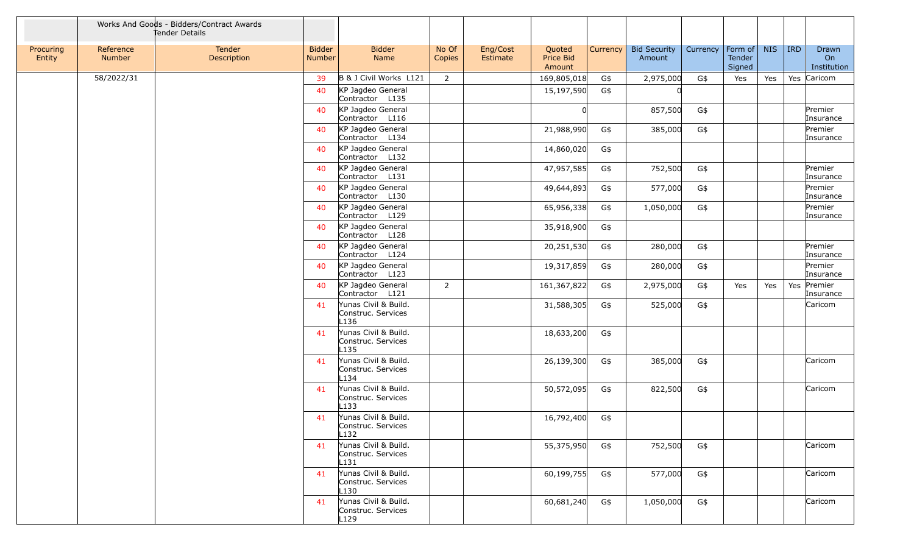| | Works And Goods - Bidders/Contract Awards Tender Details | | | | | | | | | | | | | | |
|---|---|---|---|---|---|---|---|---|---|---|---|---|---|---|---|
| Procuring Entity | Reference Number | Tender Description | Bidder Number | Bidder Name | No Of Copies | Eng/Cost Estimate | Quoted Price Bid Amount | Currency | Bid Security Amount | Currency | Form of Tender Signed | NIS | IRD | Drawn On Institution |
| | 58/2022/31 | | 39 | B & J Civil Works L121 | 2 | | 169,805,018 | G$ | 2,975,000 | G$ | Yes | Yes | Yes | Caricom |
| | | | 40 | KP Jagdeo General Contractor L135 | | | 15,197,590 | G$ | 0 | | | | | |
| | | | 40 | KP Jagdeo General Contractor L116 | | | 0 | | 857,500 | G$ | | | | Premier Insurance |
| | | | 40 | KP Jagdeo General Contractor L134 | | | 21,988,990 | G$ | 385,000 | G$ | | | | Premier Insurance |
| | | | 40 | KP Jagdeo General Contractor L132 | | | 14,860,020 | G$ | | | | | | |
| | | | 40 | KP Jagdeo General Contractor L131 | | | 47,957,585 | G$ | 752,500 | G$ | | | | Premier Insurance |
| | | | 40 | KP Jagdeo General Contractor L130 | | | 49,644,893 | G$ | 577,000 | G$ | | | | Premier Insurance |
| | | | 40 | KP Jagdeo General Contractor L129 | | | 65,956,338 | G$ | 1,050,000 | G$ | | | | Premier Insurance |
| | | | 40 | KP Jagdeo General Contractor L128 | | | 35,918,900 | G$ | | | | | | |
| | | | 40 | KP Jagdeo General Contractor L124 | | | 20,251,530 | G$ | 280,000 | G$ | | | | Premier Insurance |
| | | | 40 | KP Jagdeo General Contractor L123 | | | 19,317,859 | G$ | 280,000 | G$ | | | | Premier Insurance |
| | | | 40 | KP Jagdeo General Contractor L121 | 2 | | 161,367,822 | G$ | 2,975,000 | G$ | Yes | Yes | Yes | Premier Insurance |
| | | | 41 | Yunas Civil & Build. Construc. Services L136 | | | 31,588,305 | G$ | 525,000 | G$ | | | | Caricom |
| | | | 41 | Yunas Civil & Build. Construc. Services L135 | | | 18,633,200 | G$ | | | | | | |
| | | | 41 | Yunas Civil & Build. Construc. Services L134 | | | 26,139,300 | G$ | 385,000 | G$ | | | | Caricom |
| | | | 41 | Yunas Civil & Build. Construc. Services L133 | | | 50,572,095 | G$ | 822,500 | G$ | | | | Caricom |
| | | | 41 | Yunas Civil & Build. Construc. Services L132 | | | 16,792,400 | G$ | | | | | | |
| | | | 41 | Yunas Civil & Build. Construc. Services L131 | | | 55,375,950 | G$ | 752,500 | G$ | | | | Caricom |
| | | | 41 | Yunas Civil & Build. Construc. Services L130 | | | 60,199,755 | G$ | 577,000 | G$ | | | | Caricom |
| | | | 41 | Yunas Civil & Build. Construc. Services L129 | | | 60,681,240 | G$ | 1,050,000 | G$ | | | | Caricom |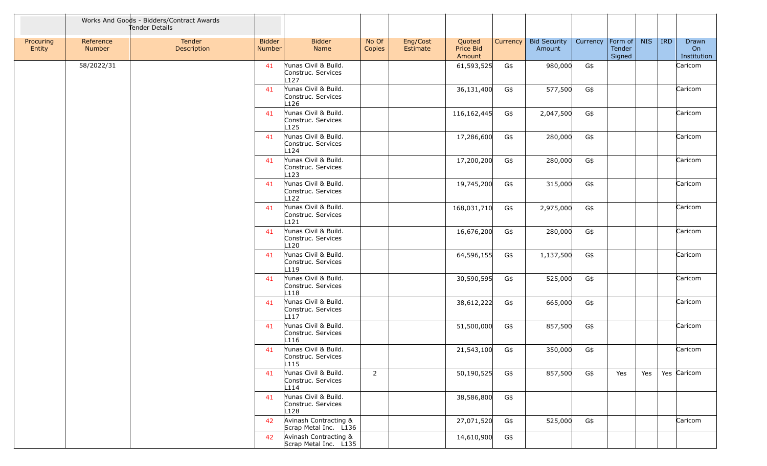| | Works And Goods - Bidders/Contract Awards Tender Details | | | | | | | | | | | | | | |
|---|---|---|---|---|---|---|---|---|---|---|---|---|---|---|---|
| Procuring Entity | Reference Number | Tender Description | Bidder Number | Bidder Name | No Of Copies | Eng/Cost Estimate | Quoted Price Bid Amount | Currency | Bid Security Amount | Currency | Form of Tender Signed | NIS | IRD | Drawn On Institution |
| | 58/2022/31 | | 41 | Yunas Civil & Build. Construc. Services L127 | | | 61,593,525 | G$ | 980,000 | G$ | | | | Caricom |
| | | | 41 | Yunas Civil & Build. Construc. Services L126 | | | 36,131,400 | G$ | 577,500 | G$ | | | | Caricom |
| | | | 41 | Yunas Civil & Build. Construc. Services L125 | | | 116,162,445 | G$ | 2,047,500 | G$ | | | | Caricom |
| | | | 41 | Yunas Civil & Build. Construc. Services L124 | | | 17,286,600 | G$ | 280,000 | G$ | | | | Caricom |
| | | | 41 | Yunas Civil & Build. Construc. Services L123 | | | 17,200,200 | G$ | 280,000 | G$ | | | | Caricom |
| | | | 41 | Yunas Civil & Build. Construc. Services L122 | | | 19,745,200 | G$ | 315,000 | G$ | | | | Caricom |
| | | | 41 | Yunas Civil & Build. Construc. Services L121 | | | 168,031,710 | G$ | 2,975,000 | G$ | | | | Caricom |
| | | | 41 | Yunas Civil & Build. Construc. Services L120 | | | 16,676,200 | G$ | 280,000 | G$ | | | | Caricom |
| | | | 41 | Yunas Civil & Build. Construc. Services L119 | | | 64,596,155 | G$ | 1,137,500 | G$ | | | | Caricom |
| | | | 41 | Yunas Civil & Build. Construc. Services L118 | | | 30,590,595 | G$ | 525,000 | G$ | | | | Caricom |
| | | | 41 | Yunas Civil & Build. Construc. Services L117 | | | 38,612,222 | G$ | 665,000 | G$ | | | | Caricom |
| | | | 41 | Yunas Civil & Build. Construc. Services L116 | | | 51,500,000 | G$ | 857,500 | G$ | | | | Caricom |
| | | | 41 | Yunas Civil & Build. Construc. Services L115 | | | 21,543,100 | G$ | 350,000 | G$ | | | | Caricom |
| | | | 41 | Yunas Civil & Build. Construc. Services L114 | 2 | | 50,190,525 | G$ | 857,500 | G$ | Yes | Yes | Yes | Caricom |
| | | | 41 | Yunas Civil & Build. Construc. Services L128 | | | 38,586,800 | G$ | | | | | | |
| | | | 42 | Avinash Contracting & Scrap Metal Inc. L136 | | | 27,071,520 | G$ | 525,000 | G$ | | | | Caricom |
| | | | 42 | Avinash Contracting & Scrap Metal Inc. L135 | | | 14,610,900 | G$ | | | | | | |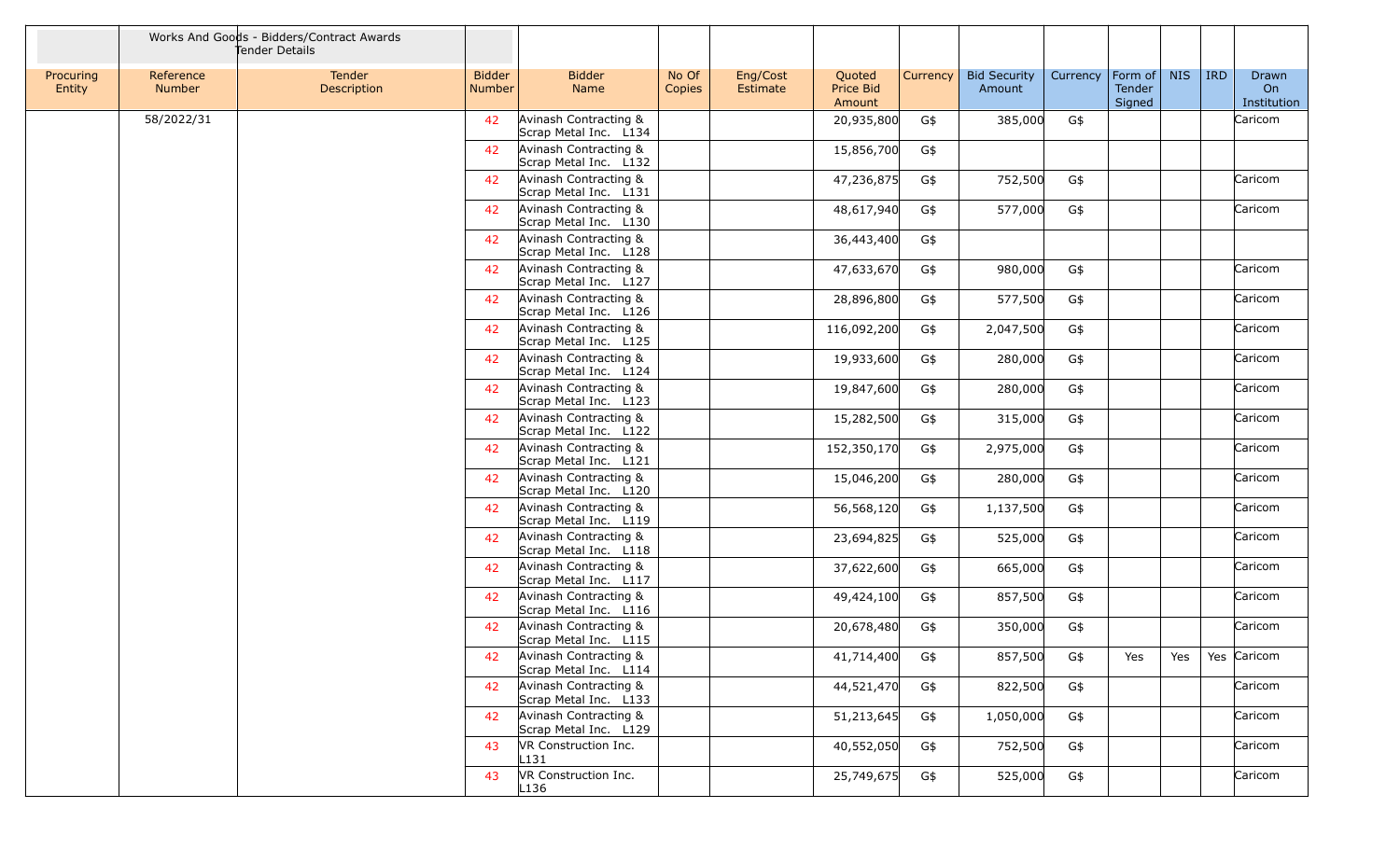| | Works And Goods - Bidders/Contract Awards Tender Details | | | | | | | | | | | | | |
|---|---|---|---|---|---|---|---|---|---|---|---|---|---|---|
| Procuring Entity | Reference Number | Tender Description | Bidder Number | Bidder Name | No Of Copies | Eng/Cost Estimate | Quoted Price Bid Amount | Currency | Bid Security Amount | Currency | Form of Tender Signed | NIS | IRD | Drawn On Institution |
| | 58/2022/31 | | 42 | Avinash Contracting & Scrap Metal Inc. L134 | | | 20,935,800 | G$ | 385,000 | G$ | | | | Caricom |
| | | | 42 | Avinash Contracting & Scrap Metal Inc. L132 | | | 15,856,700 | G$ | | | | | | |
| | | | 42 | Avinash Contracting & Scrap Metal Inc. L131 | | | 47,236,875 | G$ | 752,500 | G$ | | | | Caricom |
| | | | 42 | Avinash Contracting & Scrap Metal Inc. L130 | | | 48,617,940 | G$ | 577,000 | G$ | | | | Caricom |
| | | | 42 | Avinash Contracting & Scrap Metal Inc. L128 | | | 36,443,400 | G$ | | | | | | |
| | | | 42 | Avinash Contracting & Scrap Metal Inc. L127 | | | 47,633,670 | G$ | 980,000 | G$ | | | | Caricom |
| | | | 42 | Avinash Contracting & Scrap Metal Inc. L126 | | | 28,896,800 | G$ | 577,500 | G$ | | | | Caricom |
| | | | 42 | Avinash Contracting & Scrap Metal Inc. L125 | | | 116,092,200 | G$ | 2,047,500 | G$ | | | | Caricom |
| | | | 42 | Avinash Contracting & Scrap Metal Inc. L124 | | | 19,933,600 | G$ | 280,000 | G$ | | | | Caricom |
| | | | 42 | Avinash Contracting & Scrap Metal Inc. L123 | | | 19,847,600 | G$ | 280,000 | G$ | | | | Caricom |
| | | | 42 | Avinash Contracting & Scrap Metal Inc. L122 | | | 15,282,500 | G$ | 315,000 | G$ | | | | Caricom |
| | | | 42 | Avinash Contracting & Scrap Metal Inc. L121 | | | 152,350,170 | G$ | 2,975,000 | G$ | | | | Caricom |
| | | | 42 | Avinash Contracting & Scrap Metal Inc. L120 | | | 15,046,200 | G$ | 280,000 | G$ | | | | Caricom |
| | | | 42 | Avinash Contracting & Scrap Metal Inc. L119 | | | 56,568,120 | G$ | 1,137,500 | G$ | | | | Caricom |
| | | | 42 | Avinash Contracting & Scrap Metal Inc. L118 | | | 23,694,825 | G$ | 525,000 | G$ | | | | Caricom |
| | | | 42 | Avinash Contracting & Scrap Metal Inc. L117 | | | 37,622,600 | G$ | 665,000 | G$ | | | | Caricom |
| | | | 42 | Avinash Contracting & Scrap Metal Inc. L116 | | | 49,424,100 | G$ | 857,500 | G$ | | | | Caricom |
| | | | 42 | Avinash Contracting & Scrap Metal Inc. L115 | | | 20,678,480 | G$ | 350,000 | G$ | | | | Caricom |
| | | | 42 | Avinash Contracting & Scrap Metal Inc. L114 | | | 41,714,400 | G$ | 857,500 | G$ | Yes | Yes | Yes | Caricom |
| | | | 42 | Avinash Contracting & Scrap Metal Inc. L133 | | | 44,521,470 | G$ | 822,500 | G$ | | | | Caricom |
| | | | 42 | Avinash Contracting & Scrap Metal Inc. L129 | | | 51,213,645 | G$ | 1,050,000 | G$ | | | | Caricom |
| | | | 43 | VR Construction Inc. L131 | | | 40,552,050 | G$ | 752,500 | G$ | | | | Caricom |
| | | | 43 | VR Construction Inc. L136 | | | 25,749,675 | G$ | 525,000 | G$ | | | | Caricom |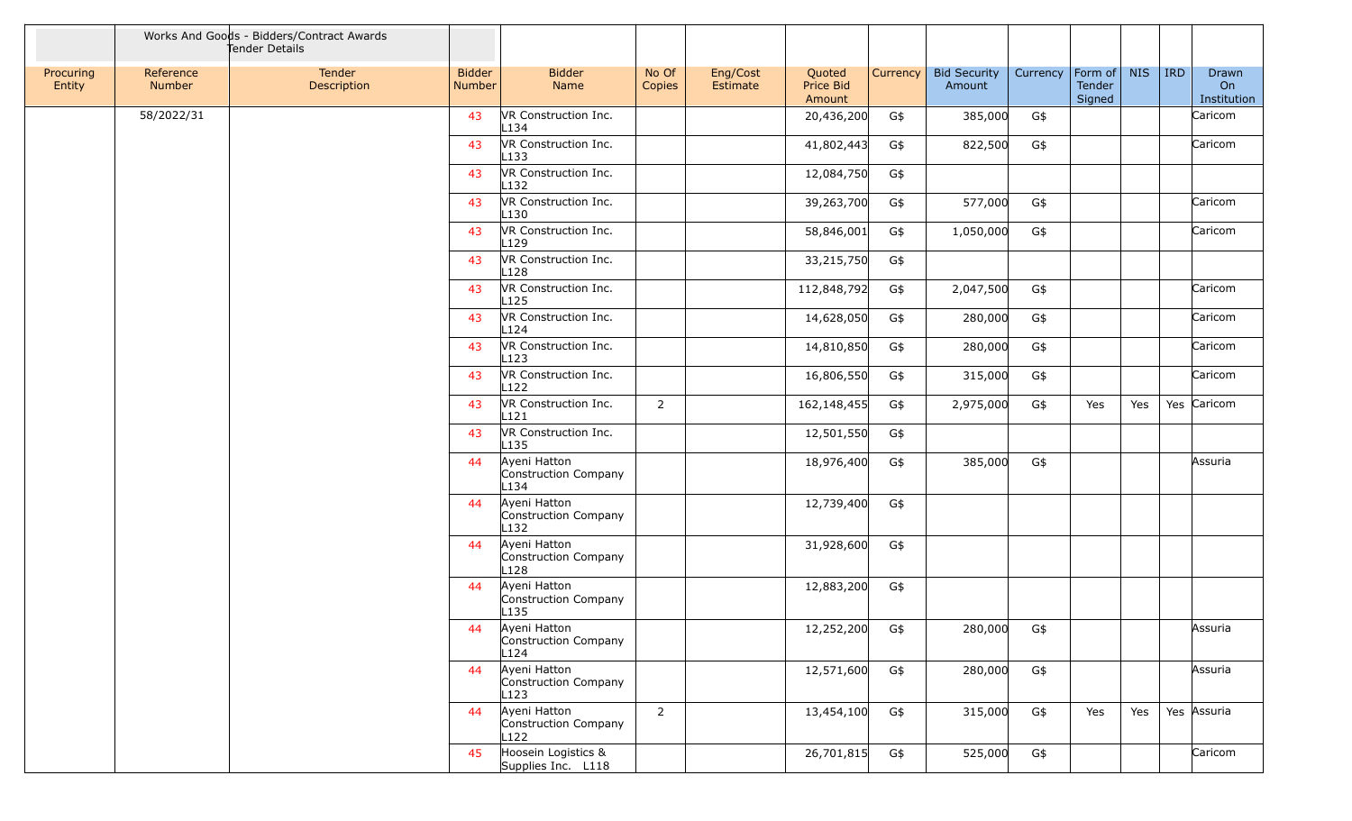| | Works And Goods - Bidders/Contract Awards Tender Details | | | | | | | | | | | | | |
|---|---|---|---|---|---|---|---|---|---|---|---|---|---|---|
| Procuring Entity | Reference Number | Tender Description | Bidder Number | Bidder Name | No Of Copies | Eng/Cost Estimate | Quoted Price Bid Amount | Currency | Bid Security Amount | Currency | Form of Tender Signed | NIS | IRD | Drawn On Institution |
| | 58/2022/31 | | 43 | VR Construction Inc. L134 | | | 20,436,200 | G$ | 385,000 | G$ | | | | Caricom |
| | | | 43 | VR Construction Inc. L133 | | | 41,802,443 | G$ | 822,500 | G$ | | | | Caricom |
| | | | 43 | VR Construction Inc. L132 | | | 12,084,750 | G$ | | | | | | |
| | | | 43 | VR Construction Inc. L130 | | | 39,263,700 | G$ | 577,000 | G$ | | | | Caricom |
| | | | 43 | VR Construction Inc. L129 | | | 58,846,001 | G$ | 1,050,000 | G$ | | | | Caricom |
| | | | 43 | VR Construction Inc. L128 | | | 33,215,750 | G$ | | | | | | |
| | | | 43 | VR Construction Inc. L125 | | | 112,848,792 | G$ | 2,047,500 | G$ | | | | Caricom |
| | | | 43 | VR Construction Inc. L124 | | | 14,628,050 | G$ | 280,000 | G$ | | | | Caricom |
| | | | 43 | VR Construction Inc. L123 | | | 14,810,850 | G$ | 280,000 | G$ | | | | Caricom |
| | | | 43 | VR Construction Inc. L122 | | | 16,806,550 | G$ | 315,000 | G$ | | | | Caricom |
| | | | 43 | VR Construction Inc. L121 | 2 | | 162,148,455 | G$ | 2,975,000 | G$ | Yes | Yes | Yes | Caricom |
| | | | 43 | VR Construction Inc. L135 | | | 12,501,550 | G$ | | | | | | |
| | | | 44 | Ayeni Hatton Construction Company L134 | | | 18,976,400 | G$ | 385,000 | G$ | | | | Assuria |
| | | | 44 | Ayeni Hatton Construction Company L132 | | | 12,739,400 | G$ | | | | | | |
| | | | 44 | Ayeni Hatton Construction Company L128 | | | 31,928,600 | G$ | | | | | | |
| | | | 44 | Ayeni Hatton Construction Company L135 | | | 12,883,200 | G$ | | | | | | |
| | | | 44 | Ayeni Hatton Construction Company L124 | | | 12,252,200 | G$ | 280,000 | G$ | | | | Assuria |
| | | | 44 | Ayeni Hatton Construction Company L123 | | | 12,571,600 | G$ | 280,000 | G$ | | | | Assuria |
| | | | 44 | Ayeni Hatton Construction Company L122 | 2 | | 13,454,100 | G$ | 315,000 | G$ | Yes | Yes | Yes | Assuria |
| | | | 45 | Hoosein Logistics & Supplies Inc. L118 | | | 26,701,815 | G$ | 525,000 | G$ | | | | Caricom |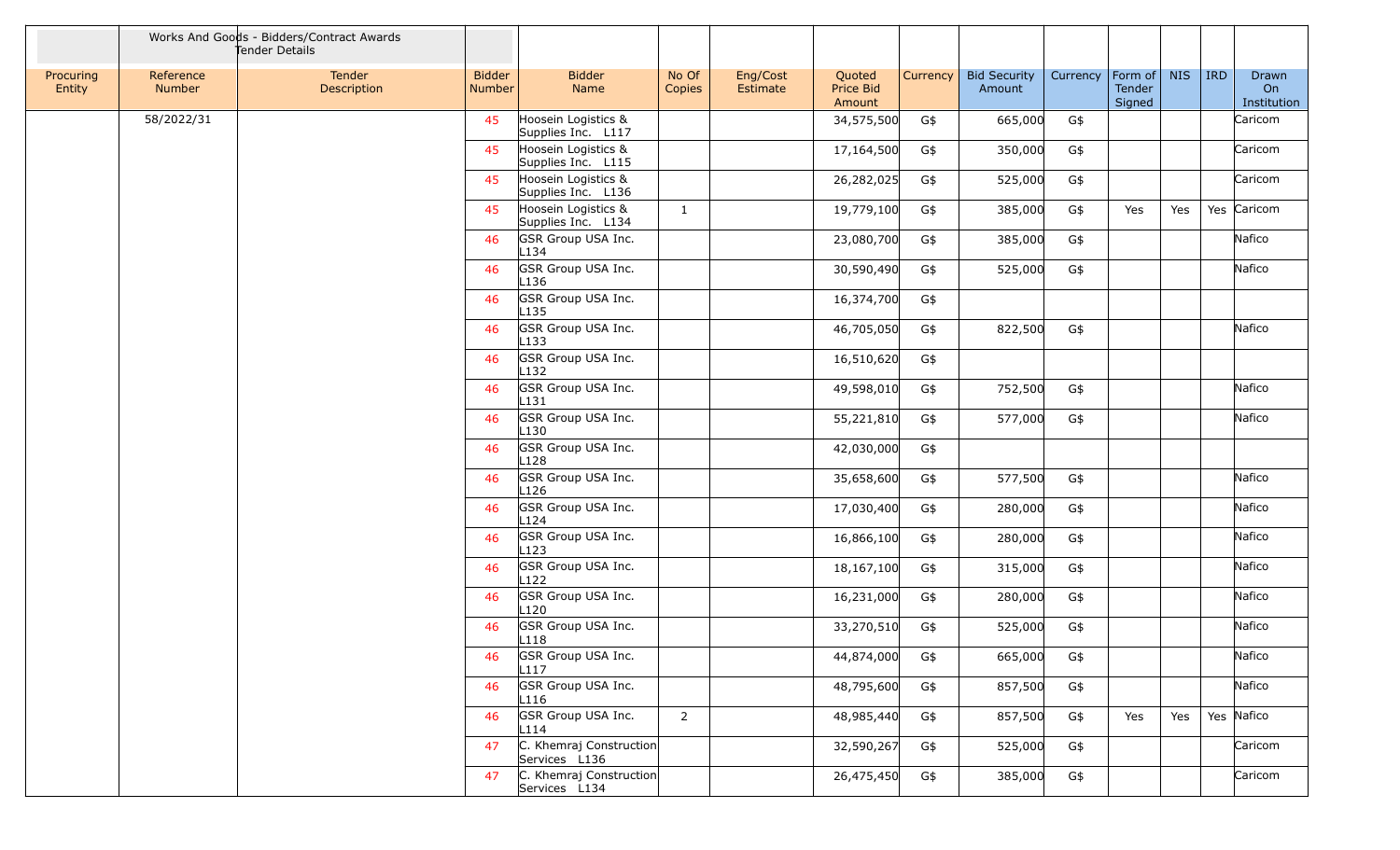| | Works And Goods - Bidders/Contract Awards Tender Details | | | | | | | | | | | | | |
|---|---|---|---|---|---|---|---|---|---|---|---|---|---|---|
| Procuring Entity | Reference Number | Tender Description | Bidder Number | Bidder Name | No Of Copies | Eng/Cost Estimate | Quoted Price Bid Amount | Currency | Bid Security Amount | Currency | Form of Tender Signed | NIS | IRD | Drawn On Institution |
| | 58/2022/31 | | 45 | Hoosein Logistics & Supplies Inc. L117 | | | 34,575,500 | G$ | 665,000 | G$ | | | | Caricom |
| | | | 45 | Hoosein Logistics & Supplies Inc. L115 | | | 17,164,500 | G$ | 350,000 | G$ | | | | Caricom |
| | | | 45 | Hoosein Logistics & Supplies Inc. L136 | | | 26,282,025 | G$ | 525,000 | G$ | | | | Caricom |
| | | | 45 | Hoosein Logistics & Supplies Inc. L134 | 1 | | 19,779,100 | G$ | 385,000 | G$ | Yes | Yes | Yes | Caricom |
| | | | 46 | GSR Group USA Inc. L134 | | | 23,080,700 | G$ | 385,000 | G$ | | | | Nafico |
| | | | 46 | GSR Group USA Inc. L136 | | | 30,590,490 | G$ | 525,000 | G$ | | | | Nafico |
| | | | 46 | GSR Group USA Inc. L135 | | | 16,374,700 | G$ | | | | | | |
| | | | 46 | GSR Group USA Inc. L133 | | | 46,705,050 | G$ | 822,500 | G$ | | | | Nafico |
| | | | 46 | GSR Group USA Inc. L132 | | | 16,510,620 | G$ | | | | | | |
| | | | 46 | GSR Group USA Inc. L131 | | | 49,598,010 | G$ | 752,500 | G$ | | | | Nafico |
| | | | 46 | GSR Group USA Inc. L130 | | | 55,221,810 | G$ | 577,000 | G$ | | | | Nafico |
| | | | 46 | GSR Group USA Inc. L128 | | | 42,030,000 | G$ | | | | | | |
| | | | 46 | GSR Group USA Inc. L126 | | | 35,658,600 | G$ | 577,500 | G$ | | | | Nafico |
| | | | 46 | GSR Group USA Inc. L124 | | | 17,030,400 | G$ | 280,000 | G$ | | | | Nafico |
| | | | 46 | GSR Group USA Inc. L123 | | | 16,866,100 | G$ | 280,000 | G$ | | | | Nafico |
| | | | 46 | GSR Group USA Inc. L122 | | | 18,167,100 | G$ | 315,000 | G$ | | | | Nafico |
| | | | 46 | GSR Group USA Inc. L120 | | | 16,231,000 | G$ | 280,000 | G$ | | | | Nafico |
| | | | 46 | GSR Group USA Inc. L118 | | | 33,270,510 | G$ | 525,000 | G$ | | | | Nafico |
| | | | 46 | GSR Group USA Inc. L117 | | | 44,874,000 | G$ | 665,000 | G$ | | | | Nafico |
| | | | 46 | GSR Group USA Inc. L116 | | | 48,795,600 | G$ | 857,500 | G$ | | | | Nafico |
| | | | 46 | GSR Group USA Inc. L114 | 2 | | 48,985,440 | G$ | 857,500 | G$ | Yes | Yes | Yes | Nafico |
| | | | 47 | C. Khemraj Construction Services L136 | | | 32,590,267 | G$ | 525,000 | G$ | | | | Caricom |
| | | | 47 | C. Khemraj Construction Services L134 | | | 26,475,450 | G$ | 385,000 | G$ | | | | Caricom |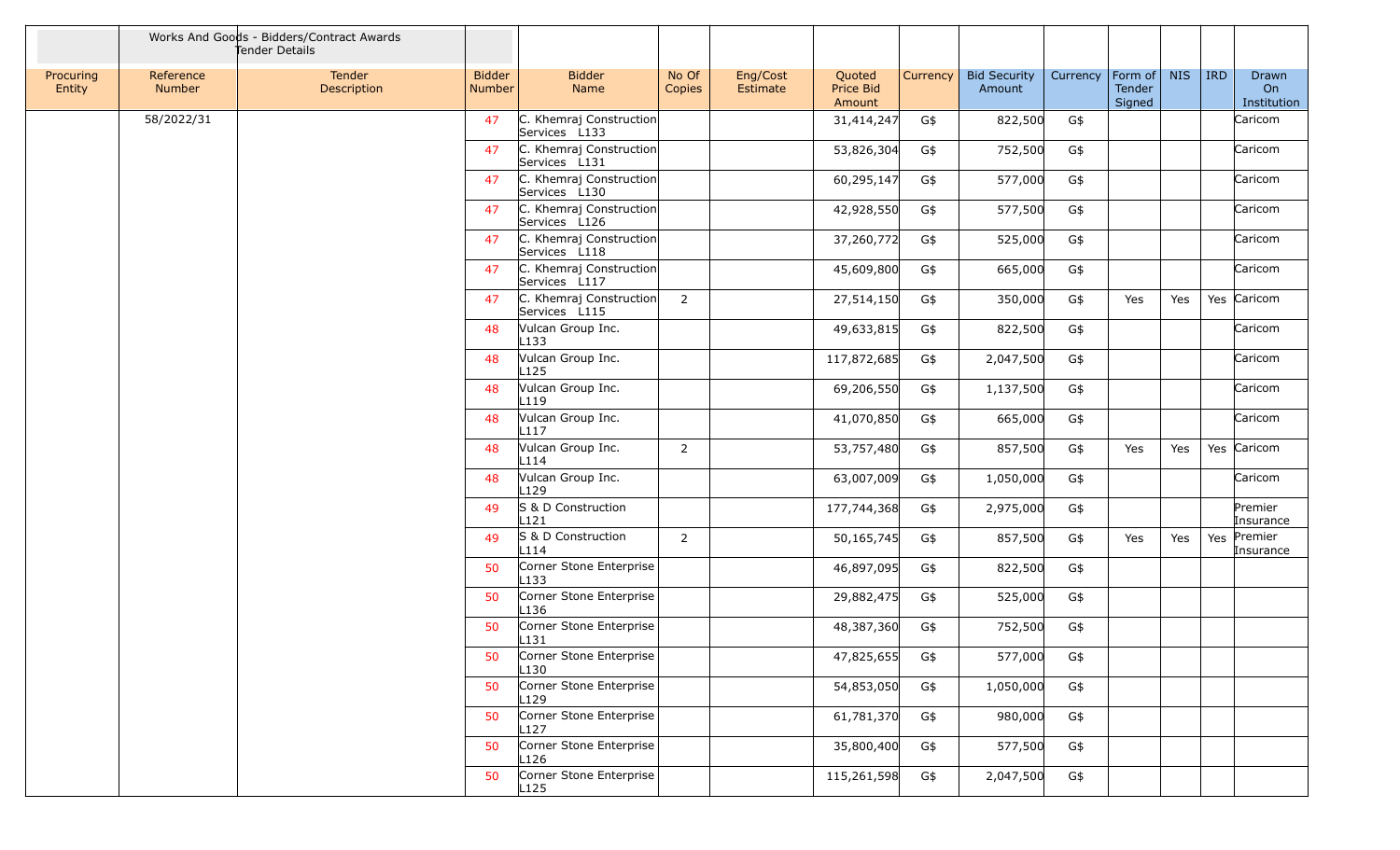| | Works And Goods - Bidders/Contract Awards Tender Details | | | | | | | | | | | | | |
|---|---|---|---|---|---|---|---|---|---|---|---|---|---|---|
| Procuring Entity | Reference Number | Tender Description | Bidder Number | Bidder Name | No Of Copies | Eng/Cost Estimate | Quoted Price Bid Amount | Currency | Bid Security Amount | Currency | Form of Tender Signed | NIS | IRD | Drawn On Institution |
| | 58/2022/31 | | 47 | C. Khemraj Construction Services L133 | | | 31,414,247 | G$ | 822,500 | G$ | | | | Caricom |
| | | | 47 | C. Khemraj Construction Services L131 | | | 53,826,304 | G$ | 752,500 | G$ | | | | Caricom |
| | | | 47 | C. Khemraj Construction Services L130 | | | 60,295,147 | G$ | 577,000 | G$ | | | | Caricom |
| | | | 47 | C. Khemraj Construction Services L126 | | | 42,928,550 | G$ | 577,500 | G$ | | | | Caricom |
| | | | 47 | C. Khemraj Construction Services L118 | | | 37,260,772 | G$ | 525,000 | G$ | | | | Caricom |
| | | | 47 | C. Khemraj Construction Services L117 | | | 45,609,800 | G$ | 665,000 | G$ | | | | Caricom |
| | | | 47 | C. Khemraj Construction Services L115 | 2 | | 27,514,150 | G$ | 350,000 | G$ | Yes | Yes | Yes | Caricom |
| | | | 48 | Vulcan Group Inc. L133 | | | 49,633,815 | G$ | 822,500 | G$ | | | | Caricom |
| | | | 48 | Vulcan Group Inc. L125 | | | 117,872,685 | G$ | 2,047,500 | G$ | | | | Caricom |
| | | | 48 | Vulcan Group Inc. L119 | | | 69,206,550 | G$ | 1,137,500 | G$ | | | | Caricom |
| | | | 48 | Vulcan Group Inc. L117 | | | 41,070,850 | G$ | 665,000 | G$ | | | | Caricom |
| | | | 48 | Vulcan Group Inc. L114 | 2 | | 53,757,480 | G$ | 857,500 | G$ | Yes | Yes | Yes | Caricom |
| | | | 48 | Vulcan Group Inc. L129 | | | 63,007,009 | G$ | 1,050,000 | G$ | | | | Caricom |
| | | | 49 | S & D Construction L121 | | | 177,744,368 | G$ | 2,975,000 | G$ | | | | Premier Insurance |
| | | | 49 | S & D Construction L114 | 2 | | 50,165,745 | G$ | 857,500 | G$ | Yes | Yes | Yes | Premier Insurance |
| | | | 50 | Corner Stone Enterprise L133 | | | 46,897,095 | G$ | 822,500 | G$ | | | | |
| | | | 50 | Corner Stone Enterprise L136 | | | 29,882,475 | G$ | 525,000 | G$ | | | | |
| | | | 50 | Corner Stone Enterprise L131 | | | 48,387,360 | G$ | 752,500 | G$ | | | | |
| | | | 50 | Corner Stone Enterprise L130 | | | 47,825,655 | G$ | 577,000 | G$ | | | | |
| | | | 50 | Corner Stone Enterprise L129 | | | 54,853,050 | G$ | 1,050,000 | G$ | | | | |
| | | | 50 | Corner Stone Enterprise L127 | | | 61,781,370 | G$ | 980,000 | G$ | | | | |
| | | | 50 | Corner Stone Enterprise L126 | | | 35,800,400 | G$ | 577,500 | G$ | | | | |
| | | | 50 | Corner Stone Enterprise L125 | | | 115,261,598 | G$ | 2,047,500 | G$ | | | | |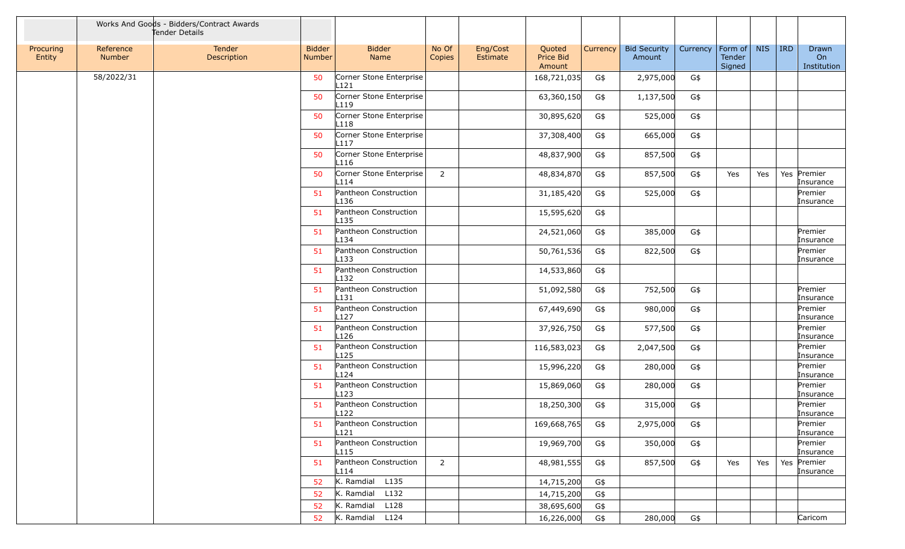| Procuring Entity | Reference Number | Works And Goods - Bidders/Contract Awards Tender Details Tender Description | Bidder Number | Bidder Name | No Of Copies | Eng/Cost Estimate | Quoted Price Bid Amount | Currency | Bid Security Amount | Currency | Form of Tender Signed | NIS | IRD | Drawn On Institution |
|---|---|---|---|---|---|---|---|---|---|---|---|---|---|---|
| | 58/2022/31 | | 50 | Corner Stone Enterprise L121 | | | 168,721,035 | G$ | 2,975,000 | G$ | | | | |
| | | | 50 | Corner Stone Enterprise L119 | | | 63,360,150 | G$ | 1,137,500 | G$ | | | | |
| | | | 50 | Corner Stone Enterprise L118 | | | 30,895,620 | G$ | 525,000 | G$ | | | | |
| | | | 50 | Corner Stone Enterprise L117 | | | 37,308,400 | G$ | 665,000 | G$ | | | | |
| | | | 50 | Corner Stone Enterprise L116 | | | 48,837,900 | G$ | 857,500 | G$ | | | | |
| | | | 50 | Corner Stone Enterprise L114 | 2 | | 48,834,870 | G$ | 857,500 | G$ | Yes | Yes | Yes | Premier Insurance |
| | | | 51 | Pantheon Construction L136 | | | 31,185,420 | G$ | 525,000 | G$ | | | | Premier Insurance |
| | | | 51 | Pantheon Construction L135 | | | 15,595,620 | G$ | | | | | | |
| | | | 51 | Pantheon Construction L134 | | | 24,521,060 | G$ | 385,000 | G$ | | | | Premier Insurance |
| | | | 51 | Pantheon Construction L133 | | | 50,761,536 | G$ | 822,500 | G$ | | | | Premier Insurance |
| | | | 51 | Pantheon Construction L132 | | | 14,533,860 | G$ | | | | | | |
| | | | 51 | Pantheon Construction L131 | | | 51,092,580 | G$ | 752,500 | G$ | | | | Premier Insurance |
| | | | 51 | Pantheon Construction L127 | | | 67,449,690 | G$ | 980,000 | G$ | | | | Premier Insurance |
| | | | 51 | Pantheon Construction L126 | | | 37,926,750 | G$ | 577,500 | G$ | | | | Premier Insurance |
| | | | 51 | Pantheon Construction L125 | | | 116,583,023 | G$ | 2,047,500 | G$ | | | | Premier Insurance |
| | | | 51 | Pantheon Construction L124 | | | 15,996,220 | G$ | 280,000 | G$ | | | | Premier Insurance |
| | | | 51 | Pantheon Construction L123 | | | 15,869,060 | G$ | 280,000 | G$ | | | | Premier Insurance |
| | | | 51 | Pantheon Construction L122 | | | 18,250,300 | G$ | 315,000 | G$ | | | | Premier Insurance |
| | | | 51 | Pantheon Construction L121 | | | 169,668,765 | G$ | 2,975,000 | G$ | | | | Premier Insurance |
| | | | 51 | Pantheon Construction L115 | | | 19,969,700 | G$ | 350,000 | G$ | | | | Premier Insurance |
| | | | 51 | Pantheon Construction L114 | 2 | | 48,981,555 | G$ | 857,500 | G$ | Yes | Yes | Yes | Premier Insurance |
| | | | 52 | K. Ramdial L135 | | | 14,715,200 | G$ | | | | | | |
| | | | 52 | K. Ramdial L132 | | | 14,715,200 | G$ | | | | | | |
| | | | 52 | K. Ramdial L128 | | | 38,695,600 | G$ | | | | | | |
| | | | 52 | K. Ramdial L124 | | | 16,226,000 | G$ | 280,000 | G$ | | | | Caricom |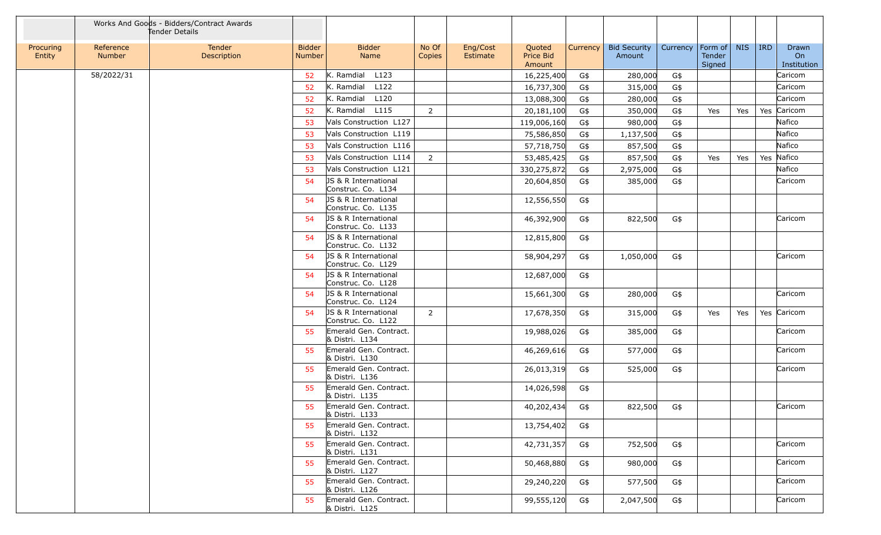| | Works And Goods - Bidders/Contract Awards Tender Details | | | | | | | | | | | | | | |
|---|---|---|---|---|---|---|---|---|---|---|---|---|---|---|---|
| Procuring Entity | Reference Number | Tender Description | Bidder Number | Bidder Name | No Of Copies | Eng/Cost Estimate | Quoted Price Bid Amount | Currency | Bid Security Amount | Currency | Form of Tender Signed | NIS | IRD | Drawn On Institution |
| | 58/2022/31 | | 52 | K. Ramdial L123 | | | 16,225,400 | G$ | 280,000 | G$ | | | | Caricom |
| | | | 52 | K. Ramdial L122 | | | 16,737,300 | G$ | 315,000 | G$ | | | | Caricom |
| | | | 52 | K. Ramdial L120 | | | 13,088,300 | G$ | 280,000 | G$ | | | | Caricom |
| | | | 52 | K. Ramdial L115 | 2 | | 20,181,100 | G$ | 350,000 | G$ | Yes | Yes | Yes | Caricom |
| | | | 53 | Vals Construction L127 | | | 119,006,160 | G$ | 980,000 | G$ | | | | Nafico |
| | | | 53 | Vals Construction L119 | | | 75,586,850 | G$ | 1,137,500 | G$ | | | | Nafico |
| | | | 53 | Vals Construction L116 | | | 57,718,750 | G$ | 857,500 | G$ | | | | Nafico |
| | | | 53 | Vals Construction L114 | 2 | | 53,485,425 | G$ | 857,500 | G$ | Yes | Yes | Yes | Nafico |
| | | | 53 | Vals Construction L121 | | | 330,275,872 | G$ | 2,975,000 | G$ | | | | Nafico |
| | | | 54 | JS & R International Construc. Co. L134 | | | 20,604,850 | G$ | 385,000 | G$ | | | | Caricom |
| | | | 54 | JS & R International Construc. Co. L135 | | | 12,556,550 | G$ | | | | | | |
| | | | 54 | JS & R International Construc. Co. L133 | | | 46,392,900 | G$ | 822,500 | G$ | | | | Caricom |
| | | | 54 | JS & R International Construc. Co. L132 | | | 12,815,800 | G$ | | | | | | |
| | | | 54 | JS & R International Construc. Co. L129 | | | 58,904,297 | G$ | 1,050,000 | G$ | | | | Caricom |
| | | | 54 | JS & R International Construc. Co. L128 | | | 12,687,000 | G$ | | | | | | |
| | | | 54 | JS & R International Construc. Co. L124 | | | 15,661,300 | G$ | 280,000 | G$ | | | | Caricom |
| | | | 54 | JS & R International Construc. Co. L122 | 2 | | 17,678,350 | G$ | 315,000 | G$ | Yes | Yes | Yes | Caricom |
| | | | 55 | Emerald Gen. Contract. & Distri. L134 | | | 19,988,026 | G$ | 385,000 | G$ | | | | Caricom |
| | | | 55 | Emerald Gen. Contract. & Distri. L130 | | | 46,269,616 | G$ | 577,000 | G$ | | | | Caricom |
| | | | 55 | Emerald Gen. Contract. & Distri. L136 | | | 26,013,319 | G$ | 525,000 | G$ | | | | Caricom |
| | | | 55 | Emerald Gen. Contract. & Distri. L135 | | | 14,026,598 | G$ | | | | | | |
| | | | 55 | Emerald Gen. Contract. & Distri. L133 | | | 40,202,434 | G$ | 822,500 | G$ | | | | Caricom |
| | | | 55 | Emerald Gen. Contract. & Distri. L132 | | | 13,754,402 | G$ | | | | | | |
| | | | 55 | Emerald Gen. Contract. & Distri. L131 | | | 42,731,357 | G$ | 752,500 | G$ | | | | Caricom |
| | | | 55 | Emerald Gen. Contract. & Distri. L127 | | | 50,468,880 | G$ | 980,000 | G$ | | | | Caricom |
| | | | 55 | Emerald Gen. Contract. & Distri. L126 | | | 29,240,220 | G$ | 577,500 | G$ | | | | Caricom |
| | | | 55 | Emerald Gen. Contract. & Distri. L125 | | | 99,555,120 | G$ | 2,047,500 | G$ | | | | Caricom |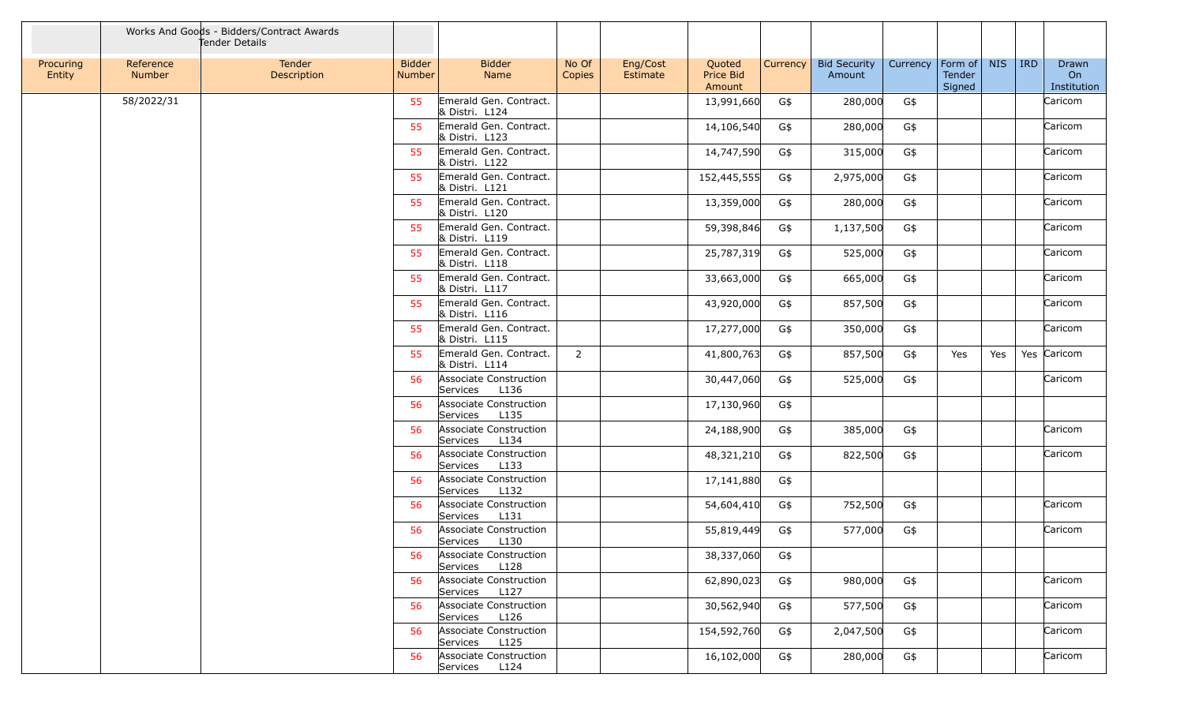| | Works And Goods - Bidders/Contract Awards Tender Details | | | | | | | | | | | | | |
|---|---|---|---|---|---|---|---|---|---|---|---|---|---|---|
| Procuring Entity | Reference Number | Tender Description | Bidder Number | Bidder Name | No Of Copies | Eng/Cost Estimate | Quoted Price Bid Amount | Currency | Bid Security Amount | Currency | Form of Tender Signed | NIS | IRD | Drawn On Institution |
| | 58/2022/31 | | 55 | Emerald Gen. Contract. & Distri. L124 | | | 13,991,660 | G$ | 280,000 | G$ | | | | Caricom |
| | | | 55 | Emerald Gen. Contract. & Distri. L123 | | | 14,106,540 | G$ | 280,000 | G$ | | | | Caricom |
| | | | 55 | Emerald Gen. Contract. & Distri. L122 | | | 14,747,590 | G$ | 315,000 | G$ | | | | Caricom |
| | | | 55 | Emerald Gen. Contract. & Distri. L121 | | | 152,445,555 | G$ | 2,975,000 | G$ | | | | Caricom |
| | | | 55 | Emerald Gen. Contract. & Distri. L120 | | | 13,359,000 | G$ | 280,000 | G$ | | | | Caricom |
| | | | 55 | Emerald Gen. Contract. & Distri. L119 | | | 59,398,846 | G$ | 1,137,500 | G$ | | | | Caricom |
| | | | 55 | Emerald Gen. Contract. & Distri. L118 | | | 25,787,319 | G$ | 525,000 | G$ | | | | Caricom |
| | | | 55 | Emerald Gen. Contract. & Distri. L117 | | | 33,663,000 | G$ | 665,000 | G$ | | | | Caricom |
| | | | 55 | Emerald Gen. Contract. & Distri. L116 | | | 43,920,000 | G$ | 857,500 | G$ | | | | Caricom |
| | | | 55 | Emerald Gen. Contract. & Distri. L115 | | | 17,277,000 | G$ | 350,000 | G$ | | | | Caricom |
| | | | 55 | Emerald Gen. Contract. & Distri. L114 | 2 | | 41,800,763 | G$ | 857,500 | G$ | Yes | Yes | Yes | Caricom |
| | | | 56 | Associate Construction Services L136 | | | 30,447,060 | G$ | 525,000 | G$ | | | | Caricom |
| | | | 56 | Associate Construction Services L135 | | | 17,130,960 | G$ | | | | | | |
| | | | 56 | Associate Construction Services L134 | | | 24,188,900 | G$ | 385,000 | G$ | | | | Caricom |
| | | | 56 | Associate Construction Services L133 | | | 48,321,210 | G$ | 822,500 | G$ | | | | Caricom |
| | | | 56 | Associate Construction Services L132 | | | 17,141,880 | G$ | | | | | | |
| | | | 56 | Associate Construction Services L131 | | | 54,604,410 | G$ | 752,500 | G$ | | | | Caricom |
| | | | 56 | Associate Construction Services L130 | | | 55,819,449 | G$ | 577,000 | G$ | | | | Caricom |
| | | | 56 | Associate Construction Services L128 | | | 38,337,060 | G$ | | | | | | |
| | | | 56 | Associate Construction Services L127 | | | 62,890,023 | G$ | 980,000 | G$ | | | | Caricom |
| | | | 56 | Associate Construction Services L126 | | | 30,562,940 | G$ | 577,500 | G$ | | | | Caricom |
| | | | 56 | Associate Construction Services L125 | | | 154,592,760 | G$ | 2,047,500 | G$ | | | | Caricom |
| | | | 56 | Associate Construction Services L124 | | | 16,102,000 | G$ | 280,000 | G$ | | | | Caricom |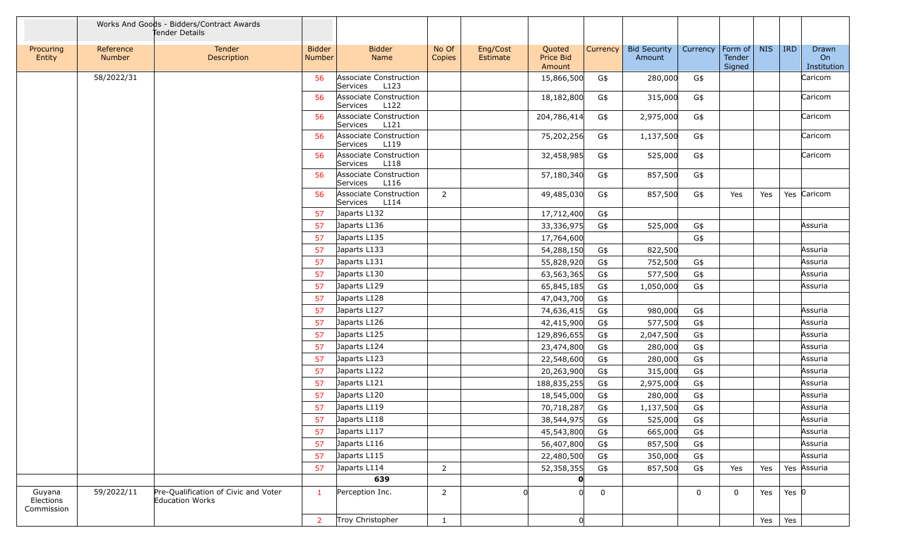| | | Works And Goods - Bidders/Contract Awards Tender Details | | | | | | | | | | | | |
|---|---|---|---|---|---|---|---|---|---|---|---|---|---|---|
| Procuring Entity | Reference Number | Tender Description | Bidder Number | Bidder Name | No Of Copies | Eng/Cost Estimate | Quoted Price Bid Amount | Currency | Bid Security Amount | Currency | Form of Tender Signed | NIS | IRD | Drawn On Institution |
| | 58/2022/31 | | 56 | Associate Construction Services L123 | | | 15,866,500 | G$ | 280,000 | G$ | | | | Caricom |
| | | | 56 | Associate Construction Services L122 | | | 18,182,800 | G$ | 315,000 | G$ | | | | Caricom |
| | | | 56 | Associate Construction Services L121 | | | 204,786,414 | G$ | 2,975,000 | G$ | | | | Caricom |
| | | | 56 | Associate Construction Services L119 | | | 75,202,256 | G$ | 1,137,500 | G$ | | | | Caricom |
| | | | 56 | Associate Construction Services L118 | | | 32,458,985 | G$ | 525,000 | G$ | | | | Caricom |
| | | | 56 | Associate Construction Services L116 | | | 57,180,340 | G$ | 857,500 | G$ | | | | |
| | | | 56 | Associate Construction Services L114 | 2 | | 49,485,030 | G$ | 857,500 | G$ | Yes | Yes | Yes | Caricom |
| | | | 57 | Japarts L132 | | | 17,712,400 | G$ | | | | | | |
| | | | 57 | Japarts L136 | | | 33,336,975 | G$ | 525,000 | G$ | | | | Assuria |
| | | | 57 | Japarts L135 | | | 17,764,600 | | | G$ | | | | |
| | | | 57 | Japarts L133 | | | 54,288,150 | G$ | 822,500 | | | | | Assuria |
| | | | 57 | Japarts L131 | | | 55,828,920 | G$ | 752,500 | G$ | | | | Assuria |
| | | | 57 | Japarts L130 | | | 63,563,365 | G$ | 577,500 | G$ | | | | Assuria |
| | | | 57 | Japarts L129 | | | 65,845,185 | G$ | 1,050,000 | G$ | | | | Assuria |
| | | | 57 | Japarts L128 | | | 47,043,700 | G$ | | | | | | |
| | | | 57 | Japarts L127 | | | 74,636,415 | G$ | 980,000 | G$ | | | | Assuria |
| | | | 57 | Japarts L126 | | | 42,415,900 | G$ | 577,500 | G$ | | | | Assuria |
| | | | 57 | Japarts L125 | | | 129,896,655 | G$ | 2,047,500 | G$ | | | | Assuria |
| | | | 57 | Japarts L124 | | | 23,474,800 | G$ | 280,000 | G$ | | | | Assuria |
| | | | 57 | Japarts L123 | | | 22,548,600 | G$ | 280,000 | G$ | | | | Assuria |
| | | | 57 | Japarts L122 | | | 20,263,900 | G$ | 315,000 | G$ | | | | Assuria |
| | | | 57 | Japarts L121 | | | 188,835,255 | G$ | 2,975,000 | G$ | | | | Assuria |
| | | | 57 | Japarts L120 | | | 18,545,000 | G$ | 280,000 | G$ | | | | Assuria |
| | | | 57 | Japarts L119 | | | 70,718,287 | G$ | 1,137,500 | G$ | | | | Assuria |
| | | | 57 | Japarts L118 | | | 38,544,975 | G$ | 525,000 | G$ | | | | Assuria |
| | | | 57 | Japarts L117 | | | 45,543,800 | G$ | 665,000 | G$ | | | | Assuria |
| | | | 57 | Japarts L116 | | | 56,407,800 | G$ | 857,500 | G$ | | | | Assuria |
| | | | 57 | Japarts L115 | | | 22,480,500 | G$ | 350,000 | G$ | | | | Assuria |
| | | | 57 | Japarts L114 | 2 | | 52,358,355 | G$ | 857,500 | G$ | Yes | Yes | Yes | Assuria |
| | | | | **639** | | | **0** | | | | | | | |
| Guyana Elections Commission | 59/2022/11 | Pre-Qualification of Civic and Voter Education Works | 1 | Perception Inc. | 2 | 0 | 0 | 0 | | 0 | 0 | Yes | Yes | 0 |
| | | | 2 | Troy Christopher | 1 | | 0 | | | | | Yes | Yes | |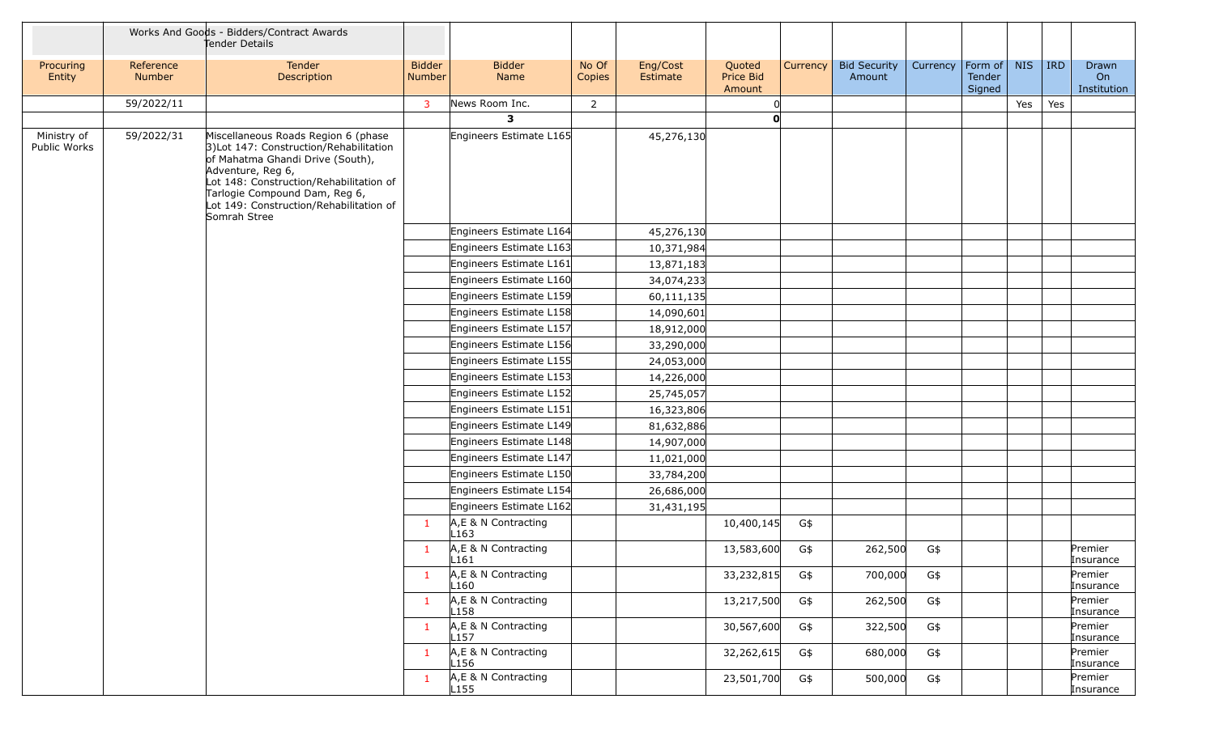| | Works And Goods - Bidders/Contract Awards Tender Details | | | | | | | | | | | | | |
|---|---|---|---|---|---|---|---|---|---|---|---|---|---|---|
| Procuring Entity | Reference Number | Tender Description | Bidder Number | Bidder Name | No Of Copies | Eng/Cost Estimate | Quoted Price Bid Amount | Currency | Bid Security Amount | Currency | Form of Tender Signed | NIS | IRD | Drawn On Institution |
| | 59/2022/11 | | 3 | News Room Inc. | 2 | | 0 | | | | | Yes | Yes | |
| | | | | **3** | | | **0** | | | | | | | |
| Ministry of Public Works | 59/2022/31 | Miscellaneous Roads Region 6 (phase 3)Lot 147: Construction/Rehabilitation of Mahatma Ghandi Drive (South), Adventure, Reg 6, Lot 148: Construction/Rehabilitation of Tarlogie Compound Dam, Reg 6, Lot 149: Construction/Rehabilitation of Somrah Stree | | Engineers Estimate L165 | | 45,276,130 | | | | | | | | |
| | | | | Engineers Estimate L164 | | 45,276,130 | | | | | | | | |
| | | | | Engineers Estimate L163 | | 10,371,984 | | | | | | | | |
| | | | | Engineers Estimate L161 | | 13,871,183 | | | | | | | | |
| | | | | Engineers Estimate L160 | | 34,074,233 | | | | | | | | |
| | | | | Engineers Estimate L159 | | 60,111,135 | | | | | | | | |
| | | | | Engineers Estimate L158 | | 14,090,601 | | | | | | | | |
| | | | | Engineers Estimate L157 | | 18,912,000 | | | | | | | | |
| | | | | Engineers Estimate L156 | | 33,290,000 | | | | | | | | |
| | | | | Engineers Estimate L155 | | 24,053,000 | | | | | | | | |
| | | | | Engineers Estimate L153 | | 14,226,000 | | | | | | | | |
| | | | | Engineers Estimate L152 | | 25,745,057 | | | | | | | | |
| | | | | Engineers Estimate L151 | | 16,323,806 | | | | | | | | |
| | | | | Engineers Estimate L149 | | 81,632,886 | | | | | | | | |
| | | | | Engineers Estimate L148 | | 14,907,000 | | | | | | | | |
| | | | | Engineers Estimate L147 | | 11,021,000 | | | | | | | | |
| | | | | Engineers Estimate L150 | | 33,784,200 | | | | | | | | |
| | | | | Engineers Estimate L154 | | 26,686,000 | | | | | | | | |
| | | | | Engineers Estimate L162 | | 31,431,195 | | | | | | | | |
| | | | 1 | A,E & N Contracting L163 | | | 10,400,145 | G$ | | | | | | |
| | | | 1 | A,E & N Contracting L161 | | | 13,583,600 | G$ | 262,500 | G$ | | | | Premier Insurance |
| | | | 1 | A,E & N Contracting L160 | | | 33,232,815 | G$ | 700,000 | G$ | | | | Premier Insurance |
| | | | 1 | A,E & N Contracting L158 | | | 13,217,500 | G$ | 262,500 | G$ | | | | Premier Insurance |
| | | | 1 | A,E & N Contracting L157 | | | 30,567,600 | G$ | 322,500 | G$ | | | | Premier Insurance |
| | | | 1 | A,E & N Contracting L156 | | | 32,262,615 | G$ | 680,000 | G$ | | | | Premier Insurance |
| | | | 1 | A,E & N Contracting L155 | | | 23,501,700 | G$ | 500,000 | G$ | | | | Premier Insurance |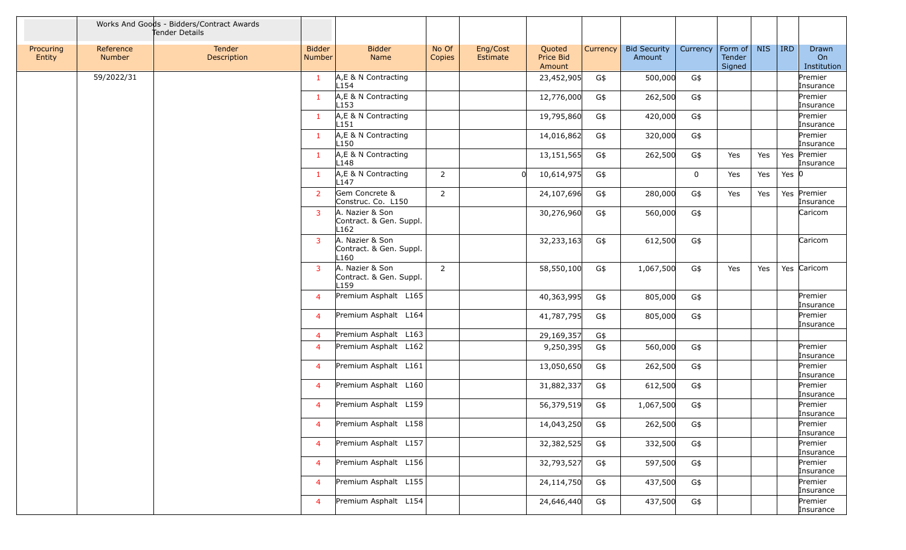| | Works And Goods - Bidders/Contract Awards Tender Details | | | | | | | | | | | | | | |
|---|---|---|---|---|---|---|---|---|---|---|---|---|---|---|---|
| Procuring Entity | Reference Number | Tender Description | Bidder Number | Bidder Name | No Of Copies | Eng/Cost Estimate | Quoted Price Bid Amount | Currency | Bid Security Amount | Currency | Form of Tender Signed | NIS | IRD | Drawn On Institution |
| | 59/2022/31 | | 1 | A,E & N Contracting L154 | | | 23,452,905 | G$ | 500,000 | G$ | | | | Premier Insurance |
| | | | 1 | A,E & N Contracting L153 | | | 12,776,000 | G$ | 262,500 | G$ | | | | Premier Insurance |
| | | | 1 | A,E & N Contracting L151 | | | 19,795,860 | G$ | 420,000 | G$ | | | | Premier Insurance |
| | | | 1 | A,E & N Contracting L150 | | | 14,016,862 | G$ | 320,000 | G$ | | | | Premier Insurance |
| | | | 1 | A,E & N Contracting L148 | | | 13,151,565 | G$ | 262,500 | G$ | Yes | Yes | Yes | Premier Insurance |
| | | | 1 | A,E & N Contracting L147 | 2 | 0 | 10,614,975 | G$ | | 0 | Yes | Yes | Yes | 0 |
| | | | 2 | Gem Concrete & Construc. Co. L150 | 2 | | 24,107,696 | G$ | 280,000 | G$ | Yes | Yes | Yes | Premier Insurance |
| | | | 3 | A. Nazier & Son Contract. & Gen. Suppl. L162 | | | 30,276,960 | G$ | 560,000 | G$ | | | | Caricom |
| | | | 3 | A. Nazier & Son Contract. & Gen. Suppl. L160 | | | 32,233,163 | G$ | 612,500 | G$ | | | | Caricom |
| | | | 3 | A. Nazier & Son Contract. & Gen. Suppl. L159 | 2 | | 58,550,100 | G$ | 1,067,500 | G$ | Yes | Yes | Yes | Caricom |
| | | | 4 | Premium Asphalt L165 | | | 40,363,995 | G$ | 805,000 | G$ | | | | Premier Insurance |
| | | | 4 | Premium Asphalt L164 | | | 41,787,795 | G$ | 805,000 | G$ | | | | Premier Insurance |
| | | | 4 | Premium Asphalt L163 | | | 29,169,357 | G$ | | | | | | |
| | | | 4 | Premium Asphalt L162 | | | 9,250,395 | G$ | 560,000 | G$ | | | | Premier Insurance |
| | | | 4 | Premium Asphalt L161 | | | 13,050,650 | G$ | 262,500 | G$ | | | | Premier Insurance |
| | | | 4 | Premium Asphalt L160 | | | 31,882,337 | G$ | 612,500 | G$ | | | | Premier Insurance |
| | | | 4 | Premium Asphalt L159 | | | 56,379,519 | G$ | 1,067,500 | G$ | | | | Premier Insurance |
| | | | 4 | Premium Asphalt L158 | | | 14,043,250 | G$ | 262,500 | G$ | | | | Premier Insurance |
| | | | 4 | Premium Asphalt L157 | | | 32,382,525 | G$ | 332,500 | G$ | | | | Premier Insurance |
| | | | 4 | Premium Asphalt L156 | | | 32,793,527 | G$ | 597,500 | G$ | | | | Premier Insurance |
| | | | 4 | Premium Asphalt L155 | | | 24,114,750 | G$ | 437,500 | G$ | | | | Premier Insurance |
| | | | 4 | Premium Asphalt L154 | | | 24,646,440 | G$ | 437,500 | G$ | | | | Premier Insurance |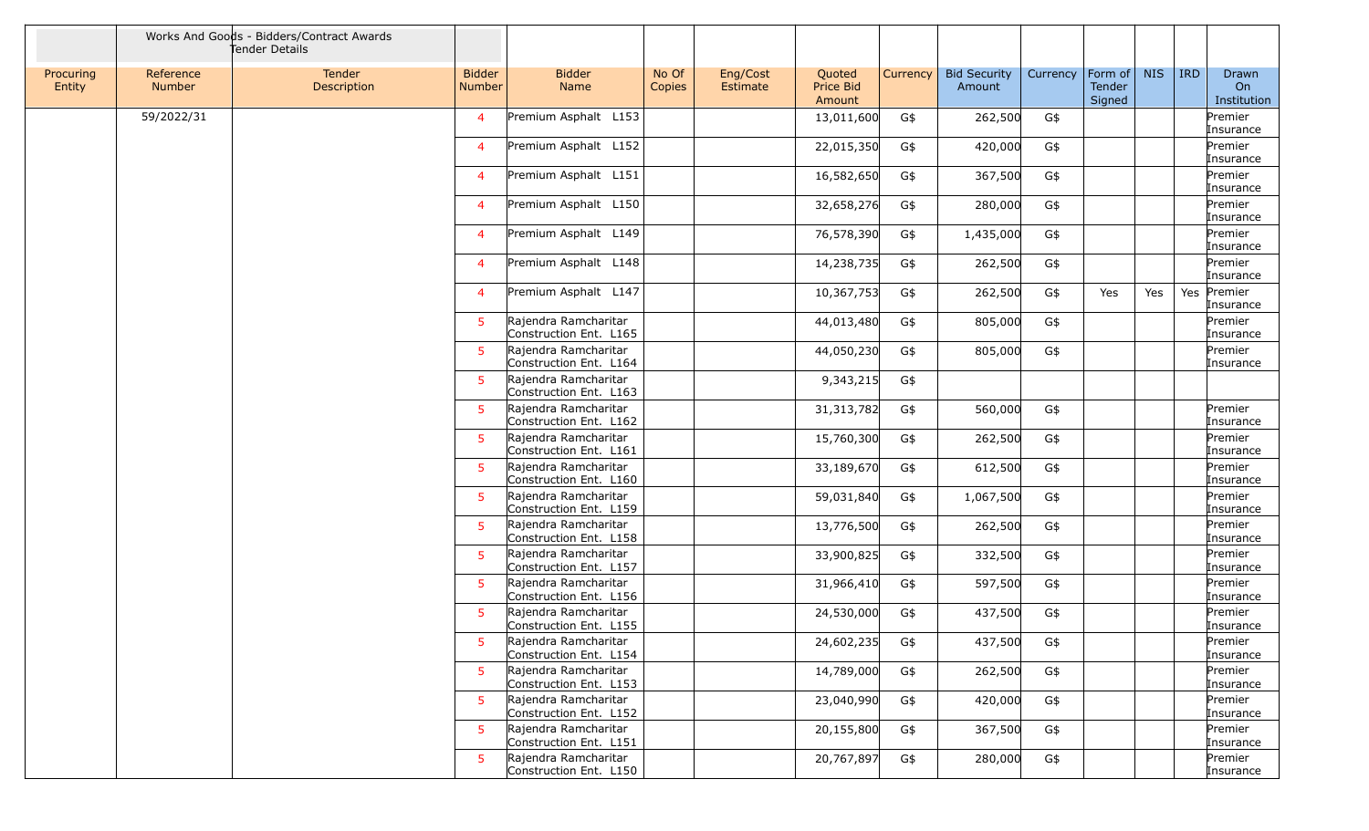| | Works And Goods - Bidders/Contract Awards Tender Details | | | | | | | | | | | | | |
|---|---|---|---|---|---|---|---|---|---|---|---|---|---|---|
| Procuring Entity | Reference Number | Tender Description | Bidder Number | Bidder Name | No Of Copies | Eng/Cost Estimate | Quoted Price Bid Amount | Currency | Bid Security Amount | Currency | Form of Tender Signed | NIS | IRD | Drawn On Institution |
| | 59/2022/31 | | 4 | Premium Asphalt L153 | | | 13,011,600 | G$ | 262,500 | G$ | | | | Premier Insurance |
| | | | 4 | Premium Asphalt L152 | | | 22,015,350 | G$ | 420,000 | G$ | | | | Premier Insurance |
| | | | 4 | Premium Asphalt L151 | | | 16,582,650 | G$ | 367,500 | G$ | | | | Premier Insurance |
| | | | 4 | Premium Asphalt L150 | | | 32,658,276 | G$ | 280,000 | G$ | | | | Premier Insurance |
| | | | 4 | Premium Asphalt L149 | | | 76,578,390 | G$ | 1,435,000 | G$ | | | | Premier Insurance |
| | | | 4 | Premium Asphalt L148 | | | 14,238,735 | G$ | 262,500 | G$ | | | | Premier Insurance |
| | | | 4 | Premium Asphalt L147 | | | 10,367,753 | G$ | 262,500 | G$ | Yes | Yes | Yes | Premier Insurance |
| | | | 5 | Rajendra Ramcharitar Construction Ent. L165 | | | 44,013,480 | G$ | 805,000 | G$ | | | | Premier Insurance |
| | | | 5 | Rajendra Ramcharitar Construction Ent. L164 | | | 44,050,230 | G$ | 805,000 | G$ | | | | Premier Insurance |
| | | | 5 | Rajendra Ramcharitar Construction Ent. L163 | | | 9,343,215 | G$ | | | | | | |
| | | | 5 | Rajendra Ramcharitar Construction Ent. L162 | | | 31,313,782 | G$ | 560,000 | G$ | | | | Premier Insurance |
| | | | 5 | Rajendra Ramcharitar Construction Ent. L161 | | | 15,760,300 | G$ | 262,500 | G$ | | | | Premier Insurance |
| | | | 5 | Rajendra Ramcharitar Construction Ent. L160 | | | 33,189,670 | G$ | 612,500 | G$ | | | | Premier Insurance |
| | | | 5 | Rajendra Ramcharitar Construction Ent. L159 | | | 59,031,840 | G$ | 1,067,500 | G$ | | | | Premier Insurance |
| | | | 5 | Rajendra Ramcharitar Construction Ent. L158 | | | 13,776,500 | G$ | 262,500 | G$ | | | | Premier Insurance |
| | | | 5 | Rajendra Ramcharitar Construction Ent. L157 | | | 33,900,825 | G$ | 332,500 | G$ | | | | Premier Insurance |
| | | | 5 | Rajendra Ramcharitar Construction Ent. L156 | | | 31,966,410 | G$ | 597,500 | G$ | | | | Premier Insurance |
| | | | 5 | Rajendra Ramcharitar Construction Ent. L155 | | | 24,530,000 | G$ | 437,500 | G$ | | | | Premier Insurance |
| | | | 5 | Rajendra Ramcharitar Construction Ent. L154 | | | 24,602,235 | G$ | 437,500 | G$ | | | | Premier Insurance |
| | | | 5 | Rajendra Ramcharitar Construction Ent. L153 | | | 14,789,000 | G$ | 262,500 | G$ | | | | Premier Insurance |
| | | | 5 | Rajendra Ramcharitar Construction Ent. L152 | | | 23,040,990 | G$ | 420,000 | G$ | | | | Premier Insurance |
| | | | 5 | Rajendra Ramcharitar Construction Ent. L151 | | | 20,155,800 | G$ | 367,500 | G$ | | | | Premier Insurance |
| | | | 5 | Rajendra Ramcharitar Construction Ent. L150 | | | 20,767,897 | G$ | 280,000 | G$ | | | | Premier Insurance |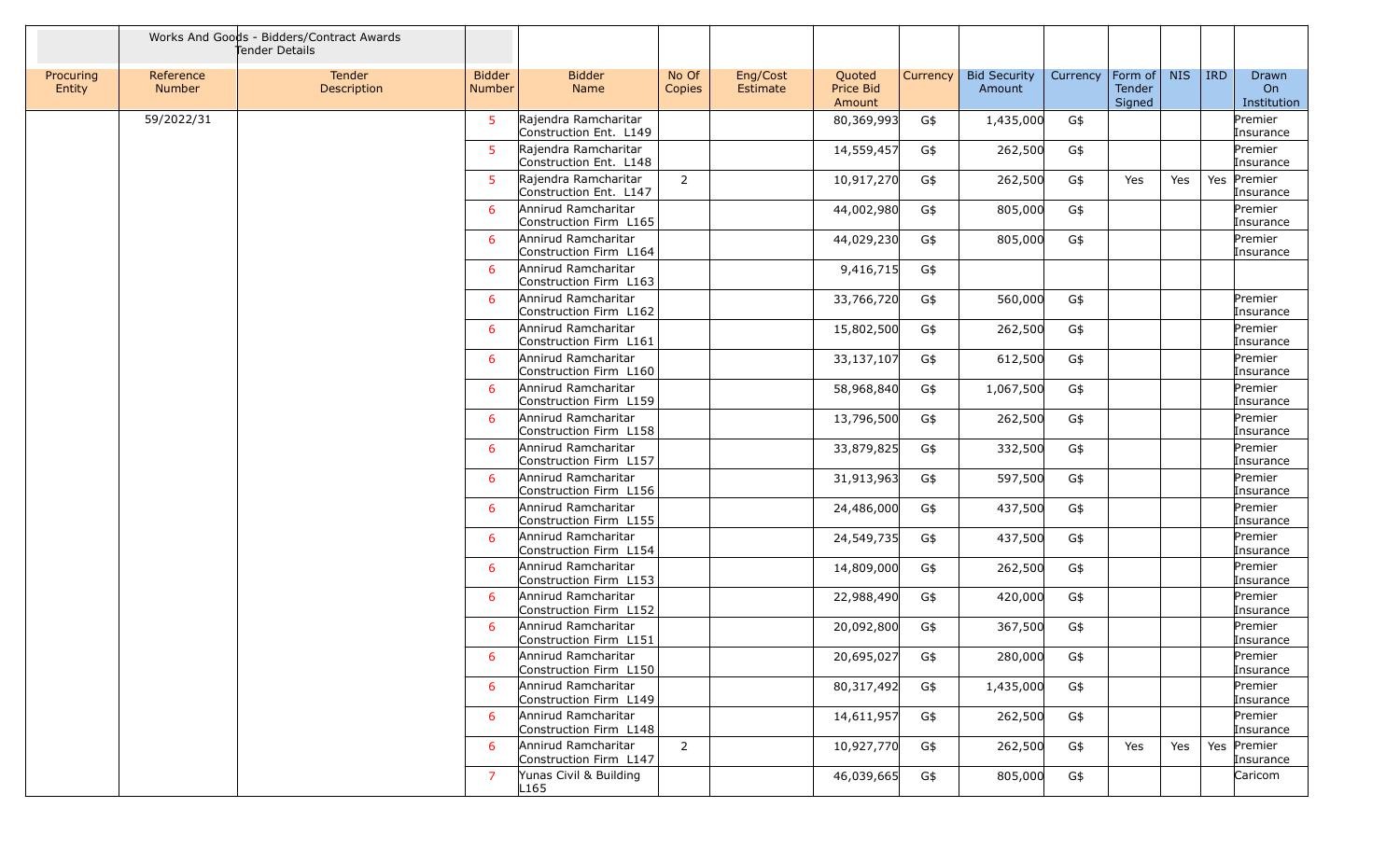| | Works And Goods - Bidders/Contract Awards Tender Details | | | | | | | | | | | | | | |
|---|---|---|---|---|---|---|---|---|---|---|---|---|---|---|---|
| Procuring Entity | Reference Number | Tender Description | Bidder Number | Bidder Name | No Of Copies | Eng/Cost Estimate | Quoted Price Bid Amount | Currency | Bid Security Amount | Currency | Form of Tender Signed | NIS | IRD | Drawn On Institution |
| | 59/2022/31 | | 5 | Rajendra Ramcharitar Construction Ent. L149 | | | 80,369,993 | G$ | 1,435,000 | G$ | | | | Premier Insurance |
| | | | 5 | Rajendra Ramcharitar Construction Ent. L148 | | | 14,559,457 | G$ | 262,500 | G$ | | | | Premier Insurance |
| | | | 5 | Rajendra Ramcharitar Construction Ent. L147 | 2 | | 10,917,270 | G$ | 262,500 | G$ | Yes | Yes | Yes | Premier Insurance |
| | | | 6 | Annirud Ramcharitar Construction Firm L165 | | | 44,002,980 | G$ | 805,000 | G$ | | | | Premier Insurance |
| | | | 6 | Annirud Ramcharitar Construction Firm L164 | | | 44,029,230 | G$ | 805,000 | G$ | | | | Premier Insurance |
| | | | 6 | Annirud Ramcharitar Construction Firm L163 | | | 9,416,715 | G$ | | | | | | |
| | | | 6 | Annirud Ramcharitar Construction Firm L162 | | | 33,766,720 | G$ | 560,000 | G$ | | | | Premier Insurance |
| | | | 6 | Annirud Ramcharitar Construction Firm L161 | | | 15,802,500 | G$ | 262,500 | G$ | | | | Premier Insurance |
| | | | 6 | Annirud Ramcharitar Construction Firm L160 | | | 33,137,107 | G$ | 612,500 | G$ | | | | Premier Insurance |
| | | | 6 | Annirud Ramcharitar Construction Firm L159 | | | 58,968,840 | G$ | 1,067,500 | G$ | | | | Premier Insurance |
| | | | 6 | Annirud Ramcharitar Construction Firm L158 | | | 13,796,500 | G$ | 262,500 | G$ | | | | Premier Insurance |
| | | | 6 | Annirud Ramcharitar Construction Firm L157 | | | 33,879,825 | G$ | 332,500 | G$ | | | | Premier Insurance |
| | | | 6 | Annirud Ramcharitar Construction Firm L156 | | | 31,913,963 | G$ | 597,500 | G$ | | | | Premier Insurance |
| | | | 6 | Annirud Ramcharitar Construction Firm L155 | | | 24,486,000 | G$ | 437,500 | G$ | | | | Premier Insurance |
| | | | 6 | Annirud Ramcharitar Construction Firm L154 | | | 24,549,735 | G$ | 437,500 | G$ | | | | Premier Insurance |
| | | | 6 | Annirud Ramcharitar Construction Firm L153 | | | 14,809,000 | G$ | 262,500 | G$ | | | | Premier Insurance |
| | | | 6 | Annirud Ramcharitar Construction Firm L152 | | | 22,988,490 | G$ | 420,000 | G$ | | | | Premier Insurance |
| | | | 6 | Annirud Ramcharitar Construction Firm L151 | | | 20,092,800 | G$ | 367,500 | G$ | | | | Premier Insurance |
| | | | 6 | Annirud Ramcharitar Construction Firm L150 | | | 20,695,027 | G$ | 280,000 | G$ | | | | Premier Insurance |
| | | | 6 | Annirud Ramcharitar Construction Firm L149 | | | 80,317,492 | G$ | 1,435,000 | G$ | | | | Premier Insurance |
| | | | 6 | Annirud Ramcharitar Construction Firm L148 | | | 14,611,957 | G$ | 262,500 | G$ | | | | Premier Insurance |
| | | | 6 | Annirud Ramcharitar Construction Firm L147 | 2 | | 10,927,770 | G$ | 262,500 | G$ | Yes | Yes | Yes | Premier Insurance |
| | | | 7 | Yunas Civil & Building L165 | | | 46,039,665 | G$ | 805,000 | G$ | | | | Caricom |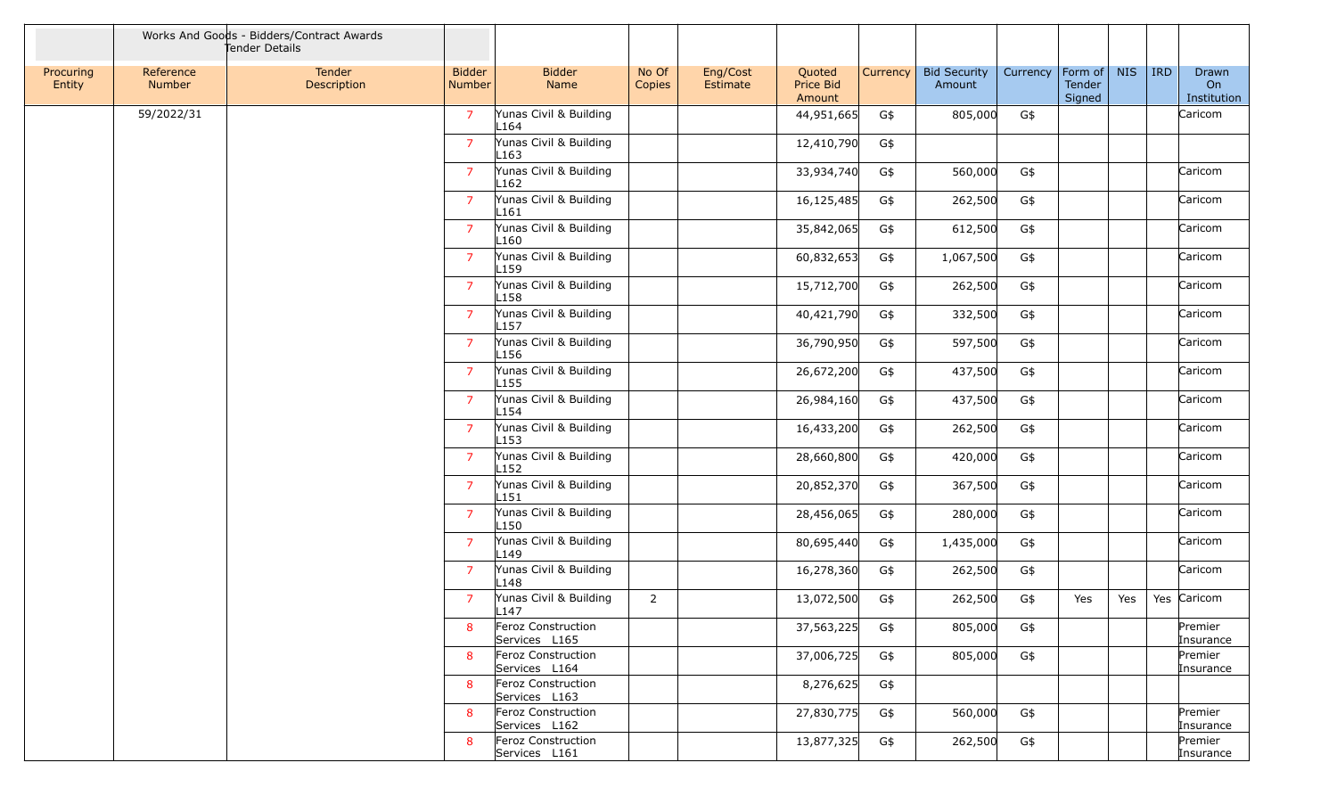| | Works And Goods - Bidders/Contract Awards Tender Details | | | | | | | | | | | | | |
|---|---|---|---|---|---|---|---|---|---|---|---|---|---|---|
| Procuring Entity | Reference Number | Tender Description | Bidder Number | Bidder Name | No Of Copies | Eng/Cost Estimate | Quoted Price Bid Amount | Currency | Bid Security Amount | Currency | Form of Tender Signed | NIS | IRD | Drawn On Institution |
| | 59/2022/31 | | 7 | Yunas Civil & Building L164 | | | 44,951,665 | G$ | 805,000 | G$ | | | | Caricom |
| | | | 7 | Yunas Civil & Building L163 | | | 12,410,790 | G$ | | | | | | |
| | | | 7 | Yunas Civil & Building L162 | | | 33,934,740 | G$ | 560,000 | G$ | | | | Caricom |
| | | | 7 | Yunas Civil & Building L161 | | | 16,125,485 | G$ | 262,500 | G$ | | | | Caricom |
| | | | 7 | Yunas Civil & Building L160 | | | 35,842,065 | G$ | 612,500 | G$ | | | | Caricom |
| | | | 7 | Yunas Civil & Building L159 | | | 60,832,653 | G$ | 1,067,500 | G$ | | | | Caricom |
| | | | 7 | Yunas Civil & Building L158 | | | 15,712,700 | G$ | 262,500 | G$ | | | | Caricom |
| | | | 7 | Yunas Civil & Building L157 | | | 40,421,790 | G$ | 332,500 | G$ | | | | Caricom |
| | | | 7 | Yunas Civil & Building L156 | | | 36,790,950 | G$ | 597,500 | G$ | | | | Caricom |
| | | | 7 | Yunas Civil & Building L155 | | | 26,672,200 | G$ | 437,500 | G$ | | | | Caricom |
| | | | 7 | Yunas Civil & Building L154 | | | 26,984,160 | G$ | 437,500 | G$ | | | | Caricom |
| | | | 7 | Yunas Civil & Building L153 | | | 16,433,200 | G$ | 262,500 | G$ | | | | Caricom |
| | | | 7 | Yunas Civil & Building L152 | | | 28,660,800 | G$ | 420,000 | G$ | | | | Caricom |
| | | | 7 | Yunas Civil & Building L151 | | | 20,852,370 | G$ | 367,500 | G$ | | | | Caricom |
| | | | 7 | Yunas Civil & Building L150 | | | 28,456,065 | G$ | 280,000 | G$ | | | | Caricom |
| | | | 7 | Yunas Civil & Building L149 | | | 80,695,440 | G$ | 1,435,000 | G$ | | | | Caricom |
| | | | 7 | Yunas Civil & Building L148 | | | 16,278,360 | G$ | 262,500 | G$ | | | | Caricom |
| | | | 7 | Yunas Civil & Building L147 | 2 | | 13,072,500 | G$ | 262,500 | G$ | Yes | Yes | Yes | Caricom |
| | | | 8 | Feroz Construction Services L165 | | | 37,563,225 | G$ | 805,000 | G$ | | | | Premier Insurance |
| | | | 8 | Feroz Construction Services L164 | | | 37,006,725 | G$ | 805,000 | G$ | | | | Premier Insurance |
| | | | 8 | Feroz Construction Services L163 | | | 8,276,625 | G$ | | | | | | |
| | | | 8 | Feroz Construction Services L162 | | | 27,830,775 | G$ | 560,000 | G$ | | | | Premier Insurance |
| | | | 8 | Feroz Construction Services L161 | | | 13,877,325 | G$ | 262,500 | G$ | | | | Premier Insurance |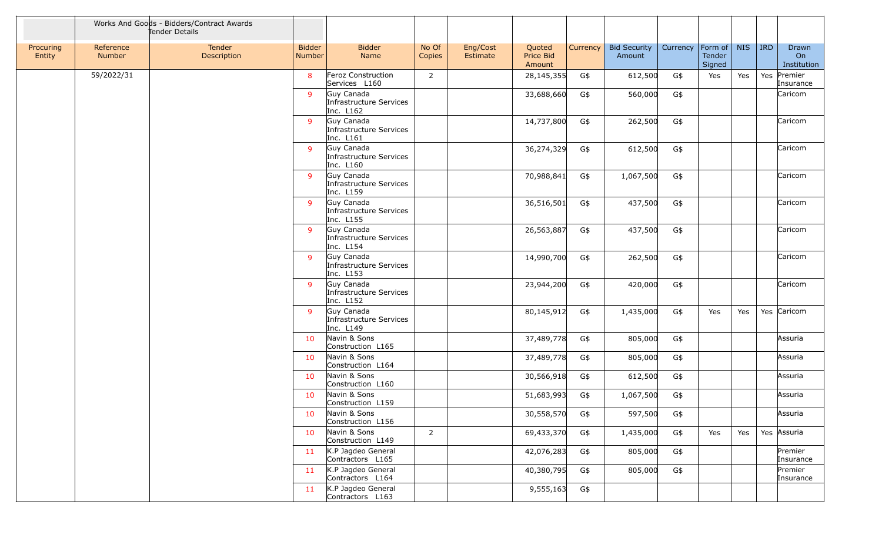| | Works And Goods - Bidders/Contract Awards Tender Details | | | | | | | | | | | | | | |
|---|---|---|---|---|---|---|---|---|---|---|---|---|---|---|---|
| Procuring Entity | Reference Number | Tender Description | Bidder Number | Bidder Name | No Of Copies | Eng/Cost Estimate | Quoted Price Bid Amount | Currency | Bid Security Amount | Currency | Form of Tender Signed | NIS | IRD | Drawn On Institution |
| | 59/2022/31 | | 8 | Feroz Construction Services L160 | 2 | | 28,145,355 | G$ | 612,500 | G$ | Yes | Yes | Yes | Premier Insurance |
| | | | 9 | Guy Canada Infrastructure Services Inc. L162 | | | 33,688,660 | G$ | 560,000 | G$ | | | | Caricom |
| | | | 9 | Guy Canada Infrastructure Services Inc. L161 | | | 14,737,800 | G$ | 262,500 | G$ | | | | Caricom |
| | | | 9 | Guy Canada Infrastructure Services Inc. L160 | | | 36,274,329 | G$ | 612,500 | G$ | | | | Caricom |
| | | | 9 | Guy Canada Infrastructure Services Inc. L159 | | | 70,988,841 | G$ | 1,067,500 | G$ | | | | Caricom |
| | | | 9 | Guy Canada Infrastructure Services Inc. L155 | | | 36,516,501 | G$ | 437,500 | G$ | | | | Caricom |
| | | | 9 | Guy Canada Infrastructure Services Inc. L154 | | | 26,563,887 | G$ | 437,500 | G$ | | | | Caricom |
| | | | 9 | Guy Canada Infrastructure Services Inc. L153 | | | 14,990,700 | G$ | 262,500 | G$ | | | | Caricom |
| | | | 9 | Guy Canada Infrastructure Services Inc. L152 | | | 23,944,200 | G$ | 420,000 | G$ | | | | Caricom |
| | | | 9 | Guy Canada Infrastructure Services Inc. L149 | | | 80,145,912 | G$ | 1,435,000 | G$ | Yes | Yes | Yes | Caricom |
| | | | 10 | Navin & Sons Construction L165 | | | 37,489,778 | G$ | 805,000 | G$ | | | | Assuria |
| | | | 10 | Navin & Sons Construction L164 | | | 37,489,778 | G$ | 805,000 | G$ | | | | Assuria |
| | | | 10 | Navin & Sons Construction L160 | | | 30,566,918 | G$ | 612,500 | G$ | | | | Assuria |
| | | | 10 | Navin & Sons Construction L159 | | | 51,683,993 | G$ | 1,067,500 | G$ | | | | Assuria |
| | | | 10 | Navin & Sons Construction L156 | | | 30,558,570 | G$ | 597,500 | G$ | | | | Assuria |
| | | | 10 | Navin & Sons Construction L149 | 2 | | 69,433,370 | G$ | 1,435,000 | G$ | Yes | Yes | Yes | Assuria |
| | | | 11 | K.P Jagdeo General Contractors L165 | | | 42,076,283 | G$ | 805,000 | G$ | | | | Premier Insurance |
| | | | 11 | K.P Jagdeo General Contractors L164 | | | 40,380,795 | G$ | 805,000 | G$ | | | | Premier Insurance |
| | | | 11 | K.P Jagdeo General Contractors L163 | | | 9,555,163 | G$ | | | | | | |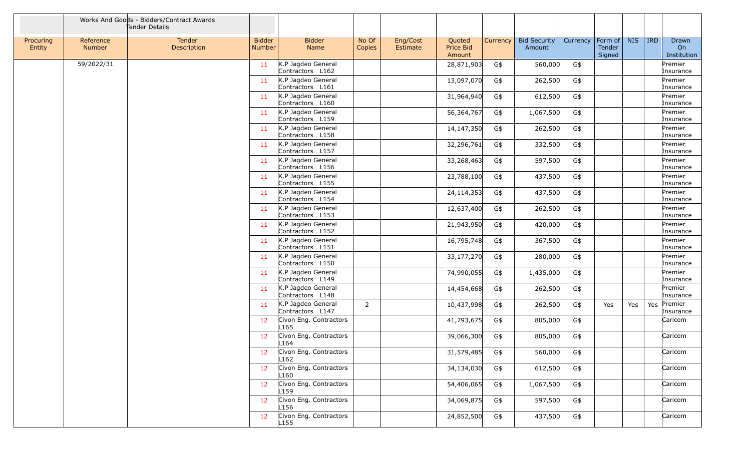| | Works And Goods - Bidders/Contract Awards Tender Details | | | | | | | | | | | | | | |
|---|---|---|---|---|---|---|---|---|---|---|---|---|---|---|---|
| Procuring Entity | Reference Number | Tender Description | Bidder Number | Bidder Name | No Of Copies | Eng/Cost Estimate | Quoted Price Bid Amount | Currency | Bid Security Amount | Currency | Form of Tender Signed | NIS | IRD | Drawn On Institution |
| | 59/2022/31 | | 11 | K.P Jagdeo General Contractors L162 | | | 28,871,903 | G$ | 560,000 | G$ | | | | Premier Insurance |
| | | | 11 | K.P Jagdeo General Contractors L161 | | | 13,097,070 | G$ | 262,500 | G$ | | | | Premier Insurance |
| | | | 11 | K.P Jagdeo General Contractors L160 | | | 31,964,940 | G$ | 612,500 | G$ | | | | Premier Insurance |
| | | | 11 | K.P Jagdeo General Contractors L159 | | | 56,364,767 | G$ | 1,067,500 | G$ | | | | Premier Insurance |
| | | | 11 | K.P Jagdeo General Contractors L158 | | | 14,147,350 | G$ | 262,500 | G$ | | | | Premier Insurance |
| | | | 11 | K.P Jagdeo General Contractors L157 | | | 32,296,761 | G$ | 332,500 | G$ | | | | Premier Insurance |
| | | | 11 | K.P Jagdeo General Contractors L156 | | | 33,268,463 | G$ | 597,500 | G$ | | | | Premier Insurance |
| | | | 11 | K.P Jagdeo General Contractors L155 | | | 23,788,100 | G$ | 437,500 | G$ | | | | Premier Insurance |
| | | | 11 | K.P Jagdeo General Contractors L154 | | | 24,114,353 | G$ | 437,500 | G$ | | | | Premier Insurance |
| | | | 11 | K.P Jagdeo General Contractors L153 | | | 12,637,400 | G$ | 262,500 | G$ | | | | Premier Insurance |
| | | | 11 | K.P Jagdeo General Contractors L152 | | | 21,943,950 | G$ | 420,000 | G$ | | | | Premier Insurance |
| | | | 11 | K.P Jagdeo General Contractors L151 | | | 16,795,748 | G$ | 367,500 | G$ | | | | Premier Insurance |
| | | | 11 | K.P Jagdeo General Contractors L150 | | | 33,177,270 | G$ | 280,000 | G$ | | | | Premier Insurance |
| | | | 11 | K.P Jagdeo General Contractors L149 | | | 74,990,055 | G$ | 1,435,000 | G$ | | | | Premier Insurance |
| | | | 11 | K.P Jagdeo General Contractors L148 | | | 14,454,668 | G$ | 262,500 | G$ | | | | Premier Insurance |
| | | | 11 | K.P Jagdeo General Contractors L147 | 2 | | 10,437,998 | G$ | 262,500 | G$ | Yes | Yes | Yes | Premier Insurance |
| | | | 12 | Civon Eng. Contractors L165 | | | 41,793,675 | G$ | 805,000 | G$ | | | | Caricom |
| | | | 12 | Civon Eng. Contractors L164 | | | 39,066,300 | G$ | 805,000 | G$ | | | | Caricom |
| | | | 12 | Civon Eng. Contractors L162 | | | 31,579,485 | G$ | 560,000 | G$ | | | | Caricom |
| | | | 12 | Civon Eng. Contractors L160 | | | 34,134,030 | G$ | 612,500 | G$ | | | | Caricom |
| | | | 12 | Civon Eng. Contractors L159 | | | 54,406,065 | G$ | 1,067,500 | G$ | | | | Caricom |
| | | | 12 | Civon Eng. Contractors L156 | | | 34,069,875 | G$ | 597,500 | G$ | | | | Caricom |
| | | | 12 | Civon Eng. Contractors L155 | | | 24,852,500 | G$ | 437,500 | G$ | | | | Caricom |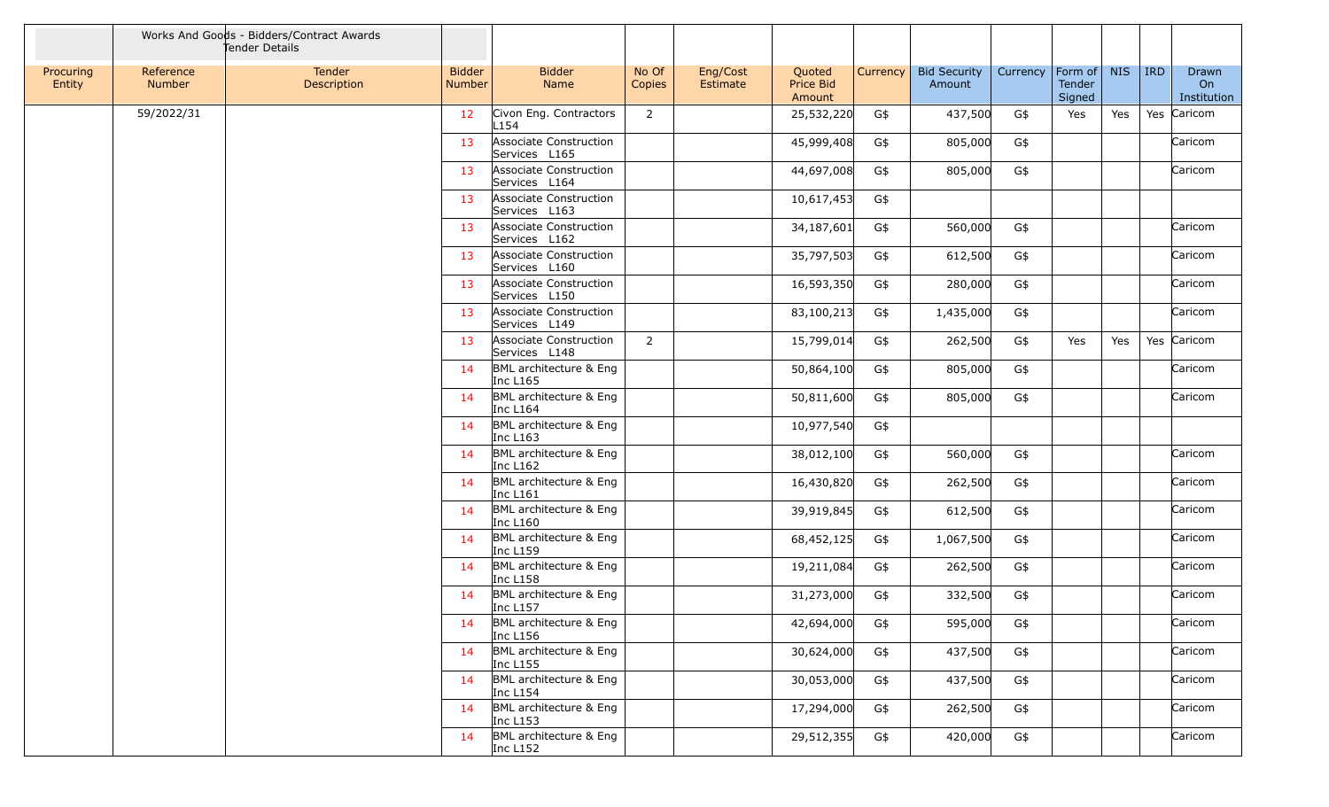| | Works And Goods - Bidders/Contract Awards Tender Details | | | | | | | | | | | | | | |
|---|---|---|---|---|---|---|---|---|---|---|---|---|---|---|---|
| Procuring Entity | Reference Number | Tender Description | Bidder Number | Bidder Name | No Of Copies | Eng/Cost Estimate | Quoted Price Bid Amount | Currency | Bid Security Amount | Currency | Form of Tender Signed | NIS | IRD | Drawn On Institution |
| | 59/2022/31 | | 12 | Civon Eng. Contractors L154 | 2 | | 25,532,220 | G$ | 437,500 | G$ | Yes | Yes | Yes | Caricom |
| | | | 13 | Associate Construction Services L165 | | | 45,999,408 | G$ | 805,000 | G$ | | | | Caricom |
| | | | 13 | Associate Construction Services L164 | | | 44,697,008 | G$ | 805,000 | G$ | | | | Caricom |
| | | | 13 | Associate Construction Services L163 | | | 10,617,453 | G$ | | | | | | |
| | | | 13 | Associate Construction Services L162 | | | 34,187,601 | G$ | 560,000 | G$ | | | | Caricom |
| | | | 13 | Associate Construction Services L160 | | | 35,797,503 | G$ | 612,500 | G$ | | | | Caricom |
| | | | 13 | Associate Construction Services L150 | | | 16,593,350 | G$ | 280,000 | G$ | | | | Caricom |
| | | | 13 | Associate Construction Services L149 | | | 83,100,213 | G$ | 1,435,000 | G$ | | | | Caricom |
| | | | 13 | Associate Construction Services L148 | 2 | | 15,799,014 | G$ | 262,500 | G$ | Yes | Yes | Yes | Caricom |
| | | | 14 | BML architecture & Eng Inc L165 | | | 50,864,100 | G$ | 805,000 | G$ | | | | Caricom |
| | | | 14 | BML architecture & Eng Inc L164 | | | 50,811,600 | G$ | 805,000 | G$ | | | | Caricom |
| | | | 14 | BML architecture & Eng Inc L163 | | | 10,977,540 | G$ | | | | | | |
| | | | 14 | BML architecture & Eng Inc L162 | | | 38,012,100 | G$ | 560,000 | G$ | | | | Caricom |
| | | | 14 | BML architecture & Eng Inc L161 | | | 16,430,820 | G$ | 262,500 | G$ | | | | Caricom |
| | | | 14 | BML architecture & Eng Inc L160 | | | 39,919,845 | G$ | 612,500 | G$ | | | | Caricom |
| | | | 14 | BML architecture & Eng Inc L159 | | | 68,452,125 | G$ | 1,067,500 | G$ | | | | Caricom |
| | | | 14 | BML architecture & Eng Inc L158 | | | 19,211,084 | G$ | 262,500 | G$ | | | | Caricom |
| | | | 14 | BML architecture & Eng Inc L157 | | | 31,273,000 | G$ | 332,500 | G$ | | | | Caricom |
| | | | 14 | BML architecture & Eng Inc L156 | | | 42,694,000 | G$ | 595,000 | G$ | | | | Caricom |
| | | | 14 | BML architecture & Eng Inc L155 | | | 30,624,000 | G$ | 437,500 | G$ | | | | Caricom |
| | | | 14 | BML architecture & Eng Inc L154 | | | 30,053,000 | G$ | 437,500 | G$ | | | | Caricom |
| | | | 14 | BML architecture & Eng Inc L153 | | | 17,294,000 | G$ | 262,500 | G$ | | | | Caricom |
| | | | 14 | BML architecture & Eng Inc L152 | | | 29,512,355 | G$ | 420,000 | G$ | | | | Caricom |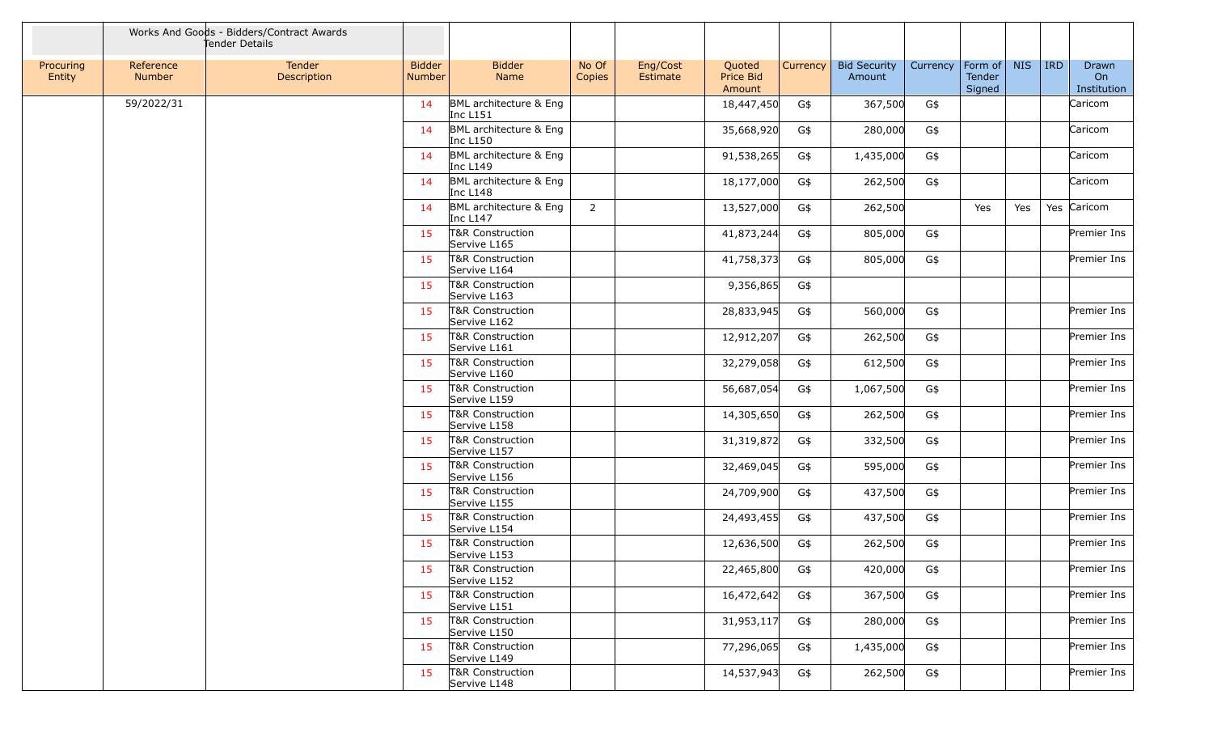| | Works And Goods - Bidders/Contract Awards Tender Details | | | | | | | | | | | | | |
|---|---|---|---|---|---|---|---|---|---|---|---|---|---|---|
| Procuring Entity | Reference Number | Tender Description | Bidder Number | Bidder Name | No Of Copies | Eng/Cost Estimate | Quoted Price Bid Amount | Currency | Bid Security Amount | Currency | Form of Tender Signed | NIS | IRD | Drawn On Institution |
| | 59/2022/31 | | 14 | BML architecture & Eng Inc L151 | | | 18,447,450 | G$ | 367,500 | G$ | | | | Caricom |
| | | | 14 | BML architecture & Eng Inc L150 | | | 35,668,920 | G$ | 280,000 | G$ | | | | Caricom |
| | | | 14 | BML architecture & Eng Inc L149 | | | 91,538,265 | G$ | 1,435,000 | G$ | | | | Caricom |
| | | | 14 | BML architecture & Eng Inc L148 | | | 18,177,000 | G$ | 262,500 | G$ | | | | Caricom |
| | | | 14 | BML architecture & Eng Inc L147 | 2 | | 13,527,000 | G$ | 262,500 | | Yes | Yes | Yes | Caricom |
| | | | 15 | T&R Construction Servive L165 | | | 41,873,244 | G$ | 805,000 | G$ | | | | Premier Ins |
| | | | 15 | T&R Construction Servive L164 | | | 41,758,373 | G$ | 805,000 | G$ | | | | Premier Ins |
| | | | 15 | T&R Construction Servive L163 | | | 9,356,865 | G$ | | | | | | |
| | | | 15 | T&R Construction Servive L162 | | | 28,833,945 | G$ | 560,000 | G$ | | | | Premier Ins |
| | | | 15 | T&R Construction Servive L161 | | | 12,912,207 | G$ | 262,500 | G$ | | | | Premier Ins |
| | | | 15 | T&R Construction Servive L160 | | | 32,279,058 | G$ | 612,500 | G$ | | | | Premier Ins |
| | | | 15 | T&R Construction Servive L159 | | | 56,687,054 | G$ | 1,067,500 | G$ | | | | Premier Ins |
| | | | 15 | T&R Construction Servive L158 | | | 14,305,650 | G$ | 262,500 | G$ | | | | Premier Ins |
| | | | 15 | T&R Construction Servive L157 | | | 31,319,872 | G$ | 332,500 | G$ | | | | Premier Ins |
| | | | 15 | T&R Construction Servive L156 | | | 32,469,045 | G$ | 595,000 | G$ | | | | Premier Ins |
| | | | 15 | T&R Construction Servive L155 | | | 24,709,900 | G$ | 437,500 | G$ | | | | Premier Ins |
| | | | 15 | T&R Construction Servive L154 | | | 24,493,455 | G$ | 437,500 | G$ | | | | Premier Ins |
| | | | 15 | T&R Construction Servive L153 | | | 12,636,500 | G$ | 262,500 | G$ | | | | Premier Ins |
| | | | 15 | T&R Construction Servive L152 | | | 22,465,800 | G$ | 420,000 | G$ | | | | Premier Ins |
| | | | 15 | T&R Construction Servive L151 | | | 16,472,642 | G$ | 367,500 | G$ | | | | Premier Ins |
| | | | 15 | T&R Construction Servive L150 | | | 31,953,117 | G$ | 280,000 | G$ | | | | Premier Ins |
| | | | 15 | T&R Construction Servive L149 | | | 77,296,065 | G$ | 1,435,000 | G$ | | | | Premier Ins |
| | | | 15 | T&R Construction Servive L148 | | | 14,537,943 | G$ | 262,500 | G$ | | | | Premier Ins |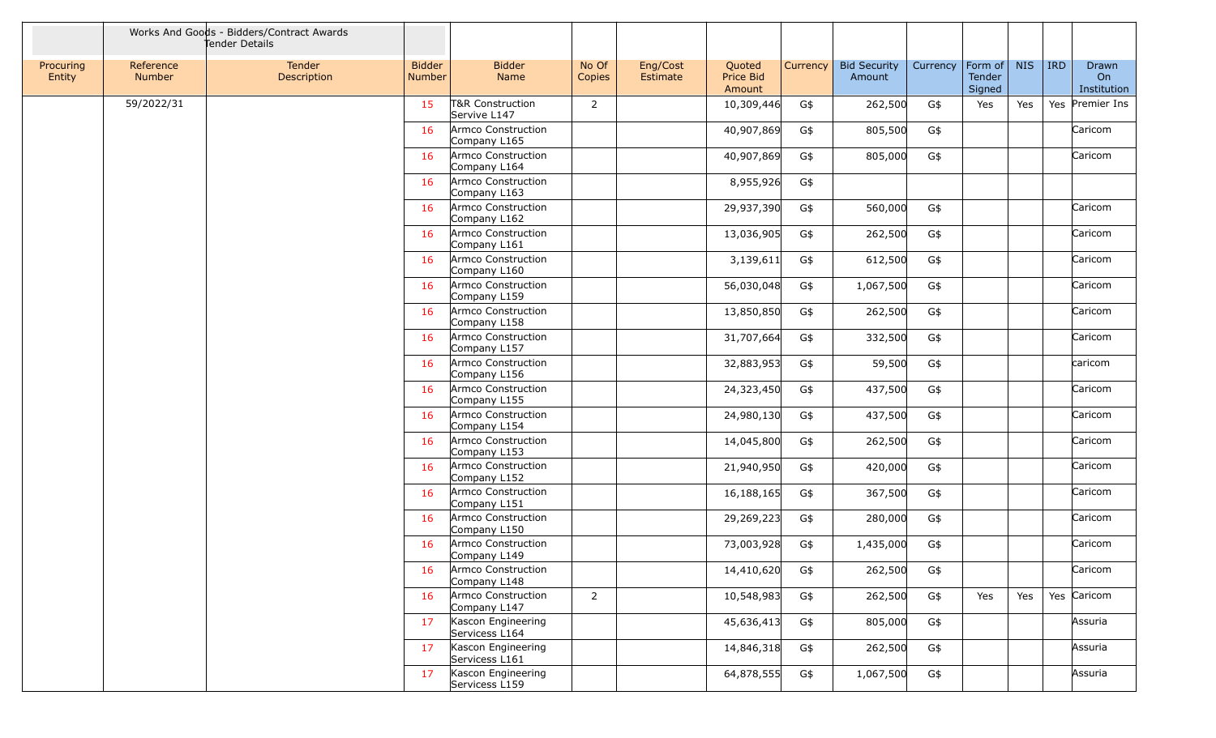| | Works And Goods - Bidders/Contract Awards Tender Details | | | | | | | | | | | | | | |
|---|---|---|---|---|---|---|---|---|---|---|---|---|---|---|---|
| Procuring Entity | Reference Number | Tender Description | Bidder Number | Bidder Name | No Of Copies | Eng/Cost Estimate | Quoted Price Bid Amount | Currency | Bid Security Amount | Currency | Form of Tender Signed | NIS | IRD | Drawn On Institution |
| | 59/2022/31 | | 15 | T&R Construction Servive L147 | 2 | | 10,309,446 | G$ | 262,500 | G$ | Yes | Yes | Yes | Premier Ins |
| | | | 16 | Armco Construction Company L165 | | | 40,907,869 | G$ | 805,500 | G$ | | | | Caricom |
| | | | 16 | Armco Construction Company L164 | | | 40,907,869 | G$ | 805,000 | G$ | | | | Caricom |
| | | | 16 | Armco Construction Company L163 | | | 8,955,926 | G$ | | | | | | |
| | | | 16 | Armco Construction Company L162 | | | 29,937,390 | G$ | 560,000 | G$ | | | | Caricom |
| | | | 16 | Armco Construction Company L161 | | | 13,036,905 | G$ | 262,500 | G$ | | | | Caricom |
| | | | 16 | Armco Construction Company L160 | | | 3,139,611 | G$ | 612,500 | G$ | | | | Caricom |
| | | | 16 | Armco Construction Company L159 | | | 56,030,048 | G$ | 1,067,500 | G$ | | | | Caricom |
| | | | 16 | Armco Construction Company L158 | | | 13,850,850 | G$ | 262,500 | G$ | | | | Caricom |
| | | | 16 | Armco Construction Company L157 | | | 31,707,664 | G$ | 332,500 | G$ | | | | Caricom |
| | | | 16 | Armco Construction Company L156 | | | 32,883,953 | G$ | 59,500 | G$ | | | | caricom |
| | | | 16 | Armco Construction Company L155 | | | 24,323,450 | G$ | 437,500 | G$ | | | | Caricom |
| | | | 16 | Armco Construction Company L154 | | | 24,980,130 | G$ | 437,500 | G$ | | | | Caricom |
| | | | 16 | Armco Construction Company L153 | | | 14,045,800 | G$ | 262,500 | G$ | | | | Caricom |
| | | | 16 | Armco Construction Company L152 | | | 21,940,950 | G$ | 420,000 | G$ | | | | Caricom |
| | | | 16 | Armco Construction Company L151 | | | 16,188,165 | G$ | 367,500 | G$ | | | | Caricom |
| | | | 16 | Armco Construction Company L150 | | | 29,269,223 | G$ | 280,000 | G$ | | | | Caricom |
| | | | 16 | Armco Construction Company L149 | | | 73,003,928 | G$ | 1,435,000 | G$ | | | | Caricom |
| | | | 16 | Armco Construction Company L148 | | | 14,410,620 | G$ | 262,500 | G$ | | | | Caricom |
| | | | 16 | Armco Construction Company L147 | 2 | | 10,548,983 | G$ | 262,500 | G$ | Yes | Yes | Yes | Caricom |
| | | | 17 | Kascon Engineering Servicess L164 | | | 45,636,413 | G$ | 805,000 | G$ | | | | Assuria |
| | | | 17 | Kascon Engineering Servicess L161 | | | 14,846,318 | G$ | 262,500 | G$ | | | | Assuria |
| | | | 17 | Kascon Engineering Servicess L159 | | | 64,878,555 | G$ | 1,067,500 | G$ | | | | Assuria |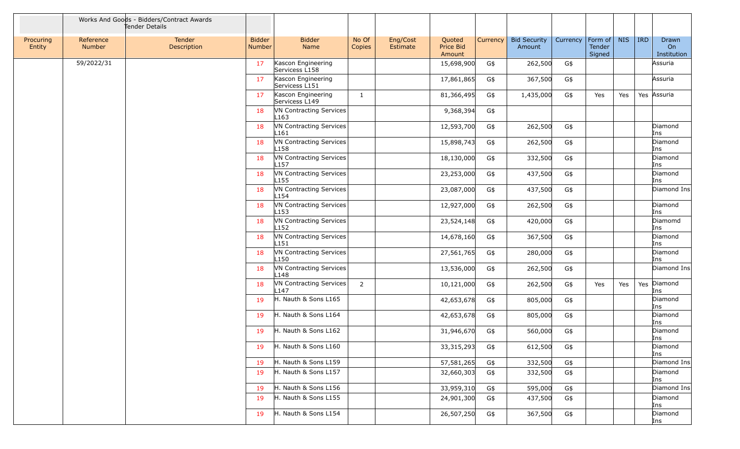| | Works And Goods - Bidders/Contract Awards Tender Details | | | | | | | | | | | | | | |
|---|---|---|---|---|---|---|---|---|---|---|---|---|---|---|---|
| Procuring Entity | Reference Number | Tender Description | Bidder Number | Bidder Name | No Of Copies | Eng/Cost Estimate | Quoted Price Bid Amount | Currency | Bid Security Amount | Currency | Form of Tender Signed | NIS | IRD | Drawn On Institution |
| | 59/2022/31 | | 17 | Kascon Engineering Servicess L158 | | | 15,698,900 | G$ | 262,500 | G$ | | | | Assuria |
| | | | 17 | Kascon Engineering Servicess L151 | | | 17,861,865 | G$ | 367,500 | G$ | | | | Assuria |
| | | | 17 | Kascon Engineering Servicess L149 | 1 | | 81,366,495 | G$ | 1,435,000 | G$ | Yes | Yes | Yes | Assuria |
| | | | 18 | VN Contracting Services L163 | | | 9,368,394 | G$ | | | | | | |
| | | | 18 | VN Contracting Services L161 | | | 12,593,700 | G$ | 262,500 | G$ | | | | Diamond Ins |
| | | | 18 | VN Contracting Services L158 | | | 15,898,743 | G$ | 262,500 | G$ | | | | Diamond Ins |
| | | | 18 | VN Contracting Services L157 | | | 18,130,000 | G$ | 332,500 | G$ | | | | Diamond Ins |
| | | | 18 | VN Contracting Services L155 | | | 23,253,000 | G$ | 437,500 | G$ | | | | Diamond Ins |
| | | | 18 | VN Contracting Services L154 | | | 23,087,000 | G$ | 437,500 | G$ | | | | Diamond Ins |
| | | | 18 | VN Contracting Services L153 | | | 12,927,000 | G$ | 262,500 | G$ | | | | Diamond Ins |
| | | | 18 | VN Contracting Services L152 | | | 23,524,148 | G$ | 420,000 | G$ | | | | Diamomd Ins |
| | | | 18 | VN Contracting Services L151 | | | 14,678,160 | G$ | 367,500 | G$ | | | | Diamond Ins |
| | | | 18 | VN Contracting Services L150 | | | 27,561,765 | G$ | 280,000 | G$ | | | | Diamond Ins |
| | | | 18 | VN Contracting Services L148 | | | 13,536,000 | G$ | 262,500 | G$ | | | | Diamond Ins |
| | | | 18 | VN Contracting Services L147 | 2 | | 10,121,000 | G$ | 262,500 | G$ | Yes | Yes | Yes | Diamond Ins |
| | | | 19 | H. Nauth & Sons L165 | | | 42,653,678 | G$ | 805,000 | G$ | | | | Diamond Ins |
| | | | 19 | H. Nauth & Sons L164 | | | 42,653,678 | G$ | 805,000 | G$ | | | | Diamond Ins |
| | | | 19 | H. Nauth & Sons L162 | | | 31,946,670 | G$ | 560,000 | G$ | | | | Diamond Ins |
| | | | 19 | H. Nauth & Sons L160 | | | 33,315,293 | G$ | 612,500 | G$ | | | | Diamond Ins |
| | | | 19 | H. Nauth & Sons L159 | | | 57,581,265 | G$ | 332,500 | G$ | | | | Diamond Ins |
| | | | 19 | H. Nauth & Sons L157 | | | 32,660,303 | G$ | 332,500 | G$ | | | | Diamond Ins |
| | | | 19 | H. Nauth & Sons L156 | | | 33,959,310 | G$ | 595,000 | G$ | | | | Diamond Ins |
| | | | 19 | H. Nauth & Sons L155 | | | 24,901,300 | G$ | 437,500 | G$ | | | | Diamond Ins |
| | | | 19 | H. Nauth & Sons L154 | | | 26,507,250 | G$ | 367,500 | G$ | | | | Diamond Ins |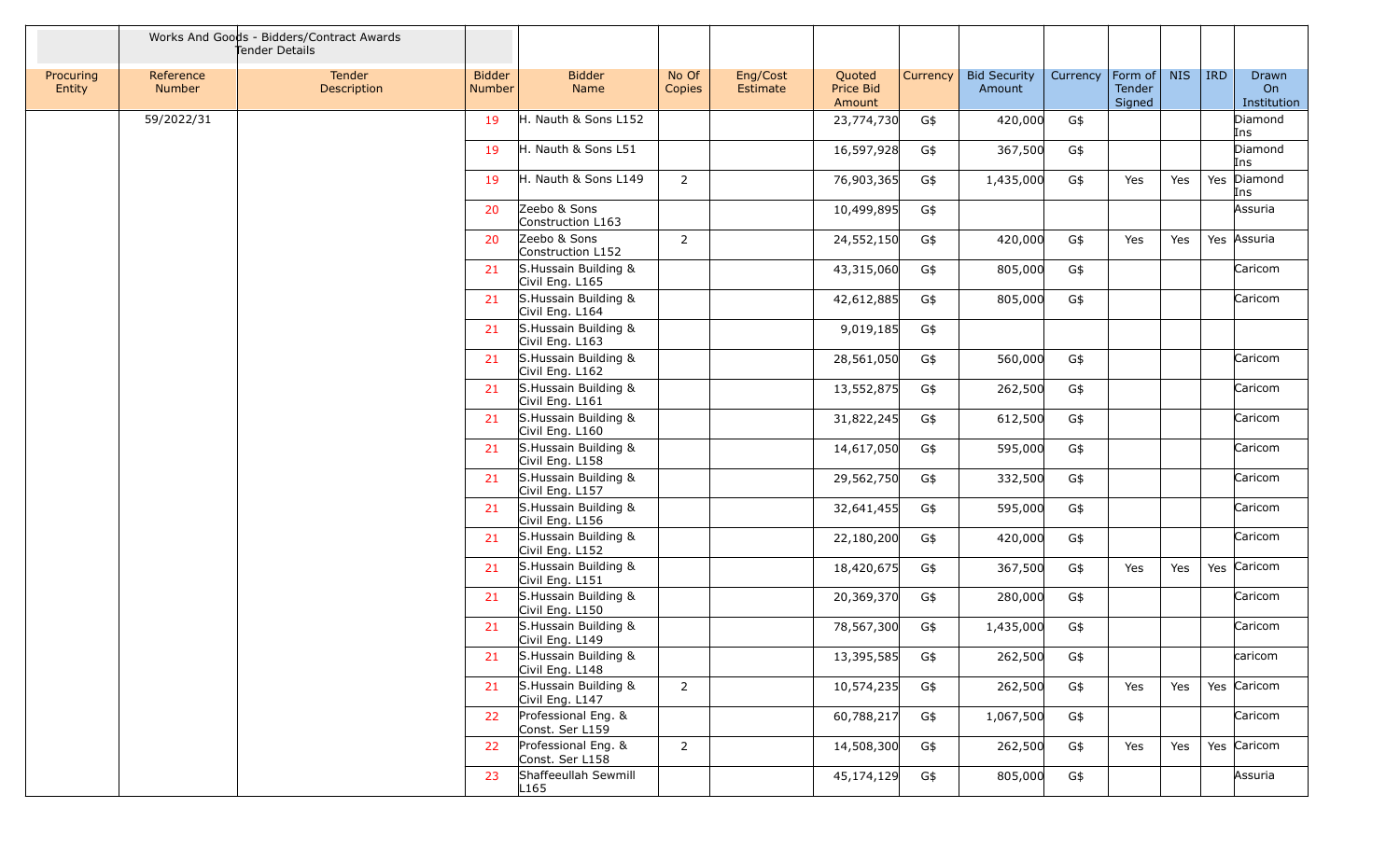| | Works And Goods - Bidders/Contract Awards Tender Details | | | | | | | | | | | | | | |
|---|---|---|---|---|---|---|---|---|---|---|---|---|---|---|---|
| Procuring Entity | Reference Number | Tender Description | Bidder Number | Bidder Name | No Of Copies | Eng/Cost Estimate | Quoted Price Bid Amount | Currency | Bid Security Amount | Currency | Form of Tender Signed | NIS | IRD | Drawn On Institution |
| | 59/2022/31 | | 19 | H. Nauth & Sons L152 | | | 23,774,730 | G$ | 420,000 | G$ | | | | Diamond Ins |
| | | | 19 | H. Nauth & Sons L51 | | | 16,597,928 | G$ | 367,500 | G$ | | | | Diamond Ins |
| | | | 19 | H. Nauth & Sons L149 | 2 | | 76,903,365 | G$ | 1,435,000 | G$ | Yes | Yes | Yes | Diamond Ins |
| | | | 20 | Zeebo & Sons Construction L163 | | | 10,499,895 | G$ | | | | | | Assuria |
| | | | 20 | Zeebo & Sons Construction L152 | 2 | | 24,552,150 | G$ | 420,000 | G$ | Yes | Yes | Yes | Assuria |
| | | | 21 | S.Hussain Building & Civil Eng. L165 | | | 43,315,060 | G$ | 805,000 | G$ | | | | Caricom |
| | | | 21 | S.Hussain Building & Civil Eng. L164 | | | 42,612,885 | G$ | 805,000 | G$ | | | | Caricom |
| | | | 21 | S.Hussain Building & Civil Eng. L163 | | | 9,019,185 | G$ | | | | | | |
| | | | 21 | S.Hussain Building & Civil Eng. L162 | | | 28,561,050 | G$ | 560,000 | G$ | | | | Caricom |
| | | | 21 | S.Hussain Building & Civil Eng. L161 | | | 13,552,875 | G$ | 262,500 | G$ | | | | Caricom |
| | | | 21 | S.Hussain Building & Civil Eng. L160 | | | 31,822,245 | G$ | 612,500 | G$ | | | | Caricom |
| | | | 21 | S.Hussain Building & Civil Eng. L158 | | | 14,617,050 | G$ | 595,000 | G$ | | | | Caricom |
| | | | 21 | S.Hussain Building & Civil Eng. L157 | | | 29,562,750 | G$ | 332,500 | G$ | | | | Caricom |
| | | | 21 | S.Hussain Building & Civil Eng. L156 | | | 32,641,455 | G$ | 595,000 | G$ | | | | Caricom |
| | | | 21 | S.Hussain Building & Civil Eng. L152 | | | 22,180,200 | G$ | 420,000 | G$ | | | | Caricom |
| | | | 21 | S.Hussain Building & Civil Eng. L151 | | | 18,420,675 | G$ | 367,500 | G$ | Yes | Yes | Yes | Caricom |
| | | | 21 | S.Hussain Building & Civil Eng. L150 | | | 20,369,370 | G$ | 280,000 | G$ | | | | Caricom |
| | | | 21 | S.Hussain Building & Civil Eng. L149 | | | 78,567,300 | G$ | 1,435,000 | G$ | | | | Caricom |
| | | | 21 | S.Hussain Building & Civil Eng. L148 | | | 13,395,585 | G$ | 262,500 | G$ | | | | caricom |
| | | | 21 | S.Hussain Building & Civil Eng. L147 | 2 | | 10,574,235 | G$ | 262,500 | G$ | Yes | Yes | Yes | Caricom |
| | | | 22 | Professional Eng. & Const. Ser L159 | | | 60,788,217 | G$ | 1,067,500 | G$ | | | | Caricom |
| | | | 22 | Professional Eng. & Const. Ser L158 | 2 | | 14,508,300 | G$ | 262,500 | G$ | Yes | Yes | Yes | Caricom |
| | | | 23 | Shaffeeullah Sewmill L165 | | | 45,174,129 | G$ | 805,000 | G$ | | | | Assuria |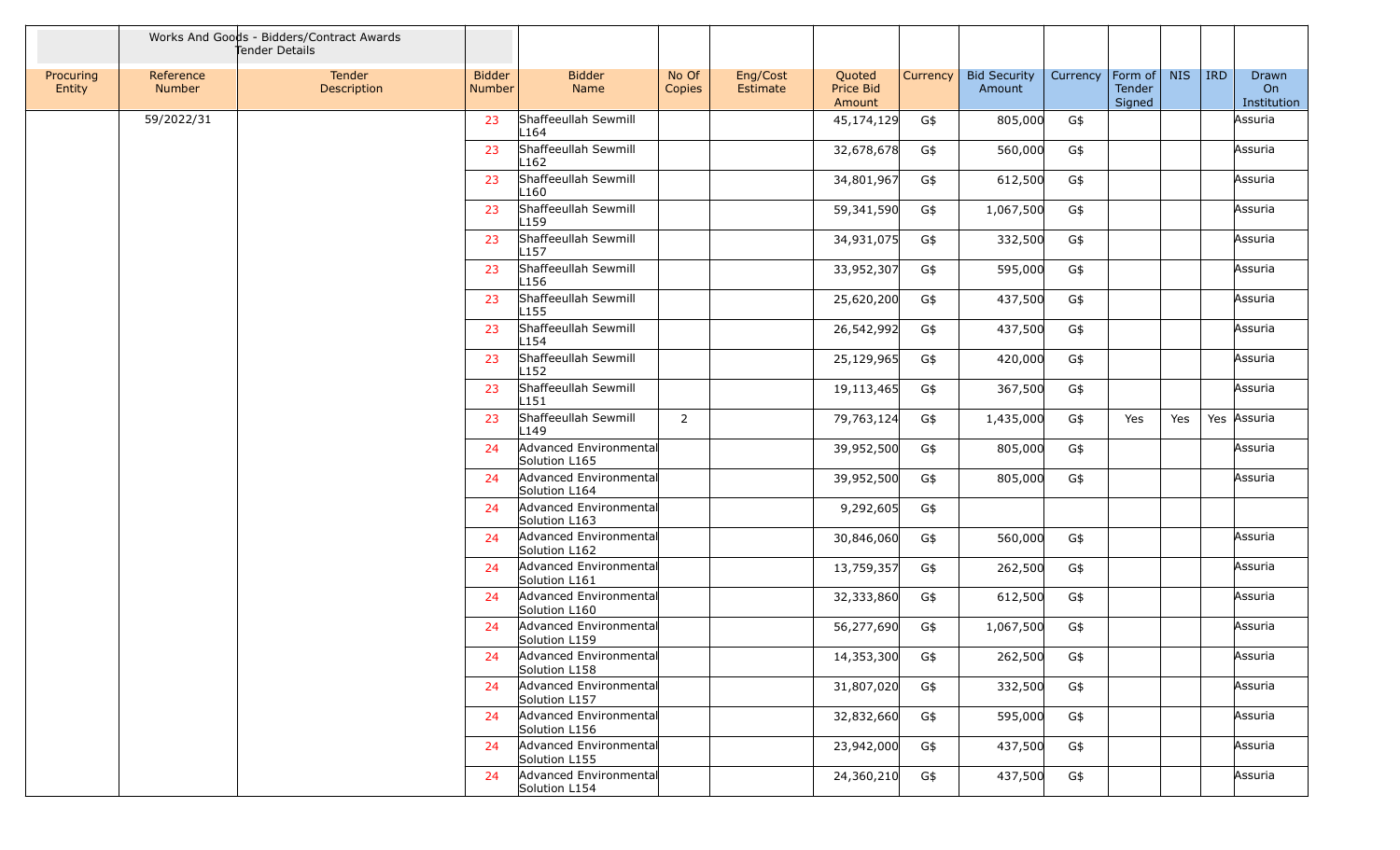| | Works And Goods - Bidders/Contract Awards Tender Details | | | | | | | | | | | | | | |
|---|---|---|---|---|---|---|---|---|---|---|---|---|---|---|---|
| Procuring Entity | Reference Number | Tender Description | Bidder Number | Bidder Name | No Of Copies | Eng/Cost Estimate | Quoted Price Bid Amount | Currency | Bid Security Amount | Currency | Form of Tender Signed | NIS | IRD | Drawn On Institution |
| | 59/2022/31 | | 23 | Shaffeeullah Sewmill L164 | | | 45,174,129 | G$ | 805,000 | G$ | | | | Assuria |
| | | | 23 | Shaffeeullah Sewmill L162 | | | 32,678,678 | G$ | 560,000 | G$ | | | | Assuria |
| | | | 23 | Shaffeeullah Sewmill L160 | | | 34,801,967 | G$ | 612,500 | G$ | | | | Assuria |
| | | | 23 | Shaffeeullah Sewmill L159 | | | 59,341,590 | G$ | 1,067,500 | G$ | | | | Assuria |
| | | | 23 | Shaffeeullah Sewmill L157 | | | 34,931,075 | G$ | 332,500 | G$ | | | | Assuria |
| | | | 23 | Shaffeeullah Sewmill L156 | | | 33,952,307 | G$ | 595,000 | G$ | | | | Assuria |
| | | | 23 | Shaffeeullah Sewmill L155 | | | 25,620,200 | G$ | 437,500 | G$ | | | | Assuria |
| | | | 23 | Shaffeeullah Sewmill L154 | | | 26,542,992 | G$ | 437,500 | G$ | | | | Assuria |
| | | | 23 | Shaffeeullah Sewmill L152 | | | 25,129,965 | G$ | 420,000 | G$ | | | | Assuria |
| | | | 23 | Shaffeeullah Sewmill L151 | | | 19,113,465 | G$ | 367,500 | G$ | | | | Assuria |
| | | | 23 | Shaffeeullah Sewmill L149 | 2 | | 79,763,124 | G$ | 1,435,000 | G$ | Yes | Yes | Yes | Assuria |
| | | | 24 | Advanced Environmental Solution L165 | | | 39,952,500 | G$ | 805,000 | G$ | | | | Assuria |
| | | | 24 | Advanced Environmental Solution L164 | | | 39,952,500 | G$ | 805,000 | G$ | | | | Assuria |
| | | | 24 | Advanced Environmental Solution L163 | | | 9,292,605 | G$ | | | | | | |
| | | | 24 | Advanced Environmental Solution L162 | | | 30,846,060 | G$ | 560,000 | G$ | | | | Assuria |
| | | | 24 | Advanced Environmental Solution L161 | | | 13,759,357 | G$ | 262,500 | G$ | | | | Assuria |
| | | | 24 | Advanced Environmental Solution L160 | | | 32,333,860 | G$ | 612,500 | G$ | | | | Assuria |
| | | | 24 | Advanced Environmental Solution L159 | | | 56,277,690 | G$ | 1,067,500 | G$ | | | | Assuria |
| | | | 24 | Advanced Environmental Solution L158 | | | 14,353,300 | G$ | 262,500 | G$ | | | | Assuria |
| | | | 24 | Advanced Environmental Solution L157 | | | 31,807,020 | G$ | 332,500 | G$ | | | | Assuria |
| | | | 24 | Advanced Environmental Solution L156 | | | 32,832,660 | G$ | 595,000 | G$ | | | | Assuria |
| | | | 24 | Advanced Environmental Solution L155 | | | 23,942,000 | G$ | 437,500 | G$ | | | | Assuria |
| | | | 24 | Advanced Environmental Solution L154 | | | 24,360,210 | G$ | 437,500 | G$ | | | | Assuria |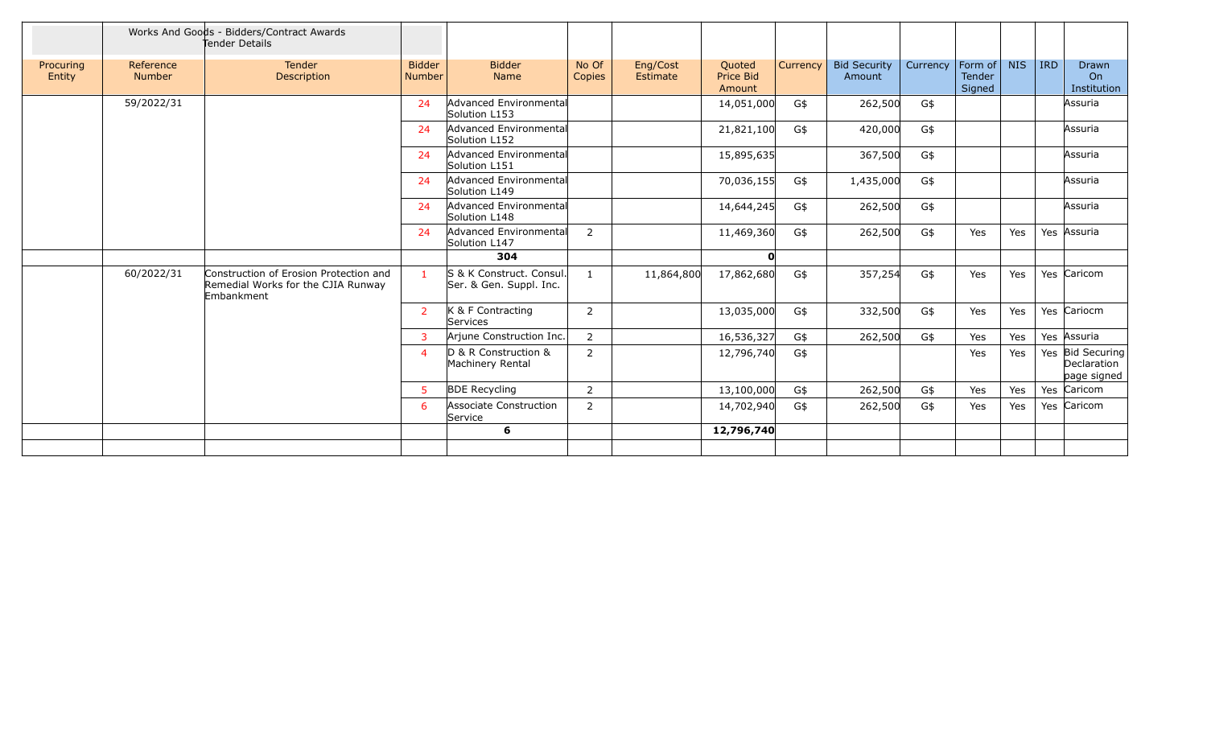| | Works And Goods - Bidders/Contract Awards Tender Details | | | | | | | | | | | | | |
|---|---|---|---|---|---|---|---|---|---|---|---|---|---|---|
| Procuring Entity | Reference Number | Tender Description | Bidder Number | Bidder Name | No Of Copies | Eng/Cost Estimate | Quoted Price Bid Amount | Currency | Bid Security Amount | Currency | Form of Tender Signed | NIS | IRD | Drawn On Institution |
| | 59/2022/31 | | 24 | Advanced Environmental Solution L153 | | | 14,051,000 | G$ | 262,500 | G$ | | | | Assuria |
| | | | 24 | Advanced Environmental Solution L152 | | | 21,821,100 | G$ | 420,000 | G$ | | | | Assuria |
| | | | 24 | Advanced Environmental Solution L151 | | | 15,895,635 | | 367,500 | G$ | | | | Assuria |
| | | | 24 | Advanced Environmental Solution L149 | | | 70,036,155 | G$ | 1,435,000 | G$ | | | | Assuria |
| | | | 24 | Advanced Environmental Solution L148 | | | 14,644,245 | G$ | 262,500 | G$ | | | | Assuria |
| | | | 24 | Advanced Environmental Solution L147 | 2 | | 11,469,360 | G$ | 262,500 | G$ | Yes | Yes | Yes | Assuria |
| | | | | **304** | | | **0** | | | | | | | |
| | 60/2022/31 | Construction of Erosion Protection and Remedial Works for the CJIA Runway Embankment | 1 | S & K Construct. Consul. Ser. & Gen. Suppl. Inc. | 1 | 11,864,800 | 17,862,680 | G$ | 357,254 | G$ | Yes | Yes | Yes | Caricom |
| | | | 2 | K & F Contracting Services | 2 | | 13,035,000 | G$ | 332,500 | G$ | Yes | Yes | Yes | Cariocm |
| | | | 3 | Arjune Construction Inc. | 2 | | 16,536,327 | G$ | 262,500 | G$ | Yes | Yes | Yes | Assuria |
| | | | 4 | D & R Construction & Machinery Rental | 2 | | 12,796,740 | G$ | | | Yes | Yes | Yes | Bid Securing Declaration page signed |
| | | | 5 | BDE Recycling | 2 | | 13,100,000 | G$ | 262,500 | G$ | Yes | Yes | Yes | Caricom |
| | | | 6 | Associate Construction Service | 2 | | 14,702,940 | G$ | 262,500 | G$ | Yes | Yes | Yes | Caricom |
| | | | | **6** | | | **12,796,740** | | | | | | | |
| | | | | | | | | | | | | | | |